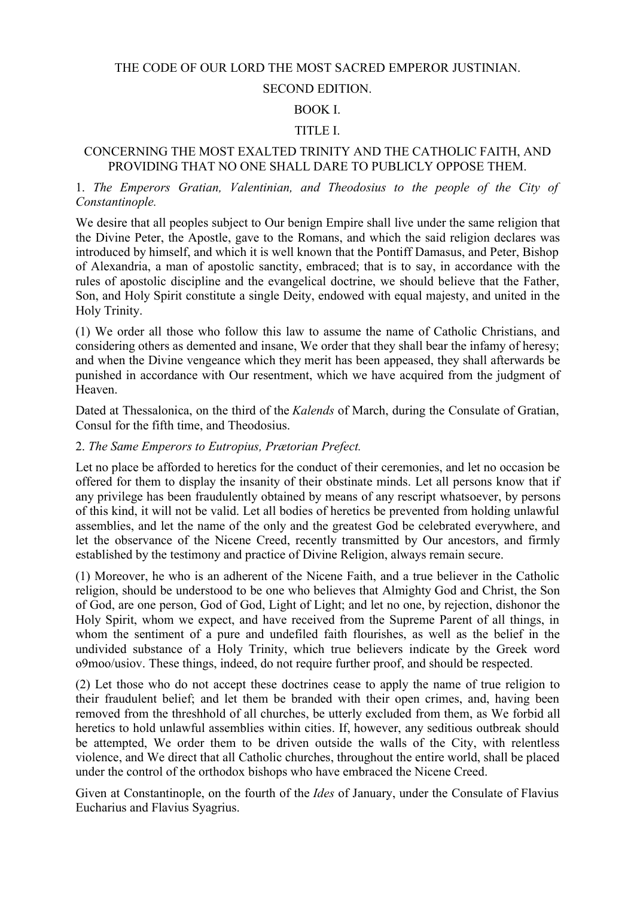# THE CODE OF OUR LORD THE MOST SACRED EMPEROR JUSTINIAN.

## SECOND EDITION.

## BOOK I.

## TITLE I.

### CONCERNING THE MOST EXALTED TRINITY AND THE CATHOLIC FAITH, AND PROVIDING THAT NO ONE SHALL DARE TO PUBLICLY OPPOSE THEM.

1. *The Emperors Gratian, Valentinian, and Theodosius to the people of the City of Constantinople.*

We desire that all peoples subject to Our benign Empire shall live under the same religion that the Divine Peter, the Apostle, gave to the Romans, and which the said religion declares was introduced by himself, and which it is well known that the Pontiff Damasus, and Peter, Bishop of Alexandria, a man of apostolic sanctity, embraced; that is to say, in accordance with the rules of apostolic discipline and the evangelical doctrine, we should believe that the Father, Son, and Holy Spirit constitute a single Deity, endowed with equal majesty, and united in the Holy Trinity.

(1) We order all those who follow this law to assume the name of Catholic Christians, and considering others as demented and insane, We order that they shall bear the infamy of heresy; and when the Divine vengeance which they merit has been appeased, they shall afterwards be punished in accordance with Our resentment, which we have acquired from the judgment of Heaven.

Dated at Thessalonica, on the third of the *Kalends* of March, during the Consulate of Gratian, Consul for the fifth time, and Theodosius.

2. *The Same Emperors to Eutropius, Prætorian Prefect.*

Let no place be afforded to heretics for the conduct of their ceremonies, and let no occasion be offered for them to display the insanity of their obstinate minds. Let all persons know that if any privilege has been fraudulently obtained by means of any rescript whatsoever, by persons of this kind, it will not be valid. Let all bodies of heretics be prevented from holding unlawful assemblies, and let the name of the only and the greatest God be celebrated everywhere, and let the observance of the Nicene Creed, recently transmitted by Our ancestors, and firmly established by the testimony and practice of Divine Religion, always remain secure.

(1) Moreover, he who is an adherent of the Nicene Faith, and a true believer in the Catholic religion, should be understood to be one who believes that Almighty God and Christ, the Son of God, are one person, God of God, Light of Light; and let no one, by rejection, dishonor the Holy Spirit, whom we expect, and have received from the Supreme Parent of all things, in whom the sentiment of a pure and undefiled faith flourishes, as well as the belief in the undivided substance of a Holy Trinity, which true believers indicate by the Greek word o9moo/usiov. These things, indeed, do not require further proof, and should be respected.

(2) Let those who do not accept these doctrines cease to apply the name of true religion to their fraudulent belief; and let them be branded with their open crimes, and, having been removed from the threshhold of all churches, be utterly excluded from them, as We forbid all heretics to hold unlawful assemblies within cities. If, however, any seditious outbreak should be attempted, We order them to be driven outside the walls of the City, with relentless violence, and We direct that all Catholic churches, throughout the entire world, shall be placed under the control of the orthodox bishops who have embraced the Nicene Creed.

Given at Constantinople, on the fourth of the *Ides* of January, under the Consulate of Flavius Eucharius and Flavius Syagrius.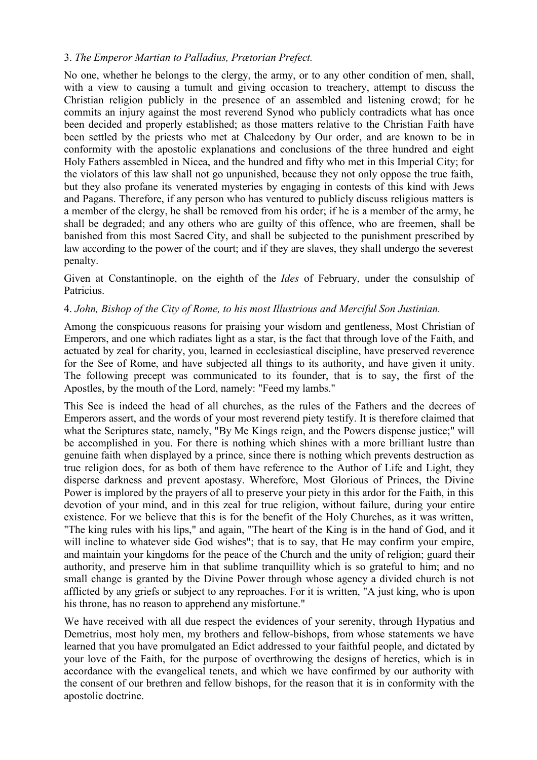3. *The Emperor Martian to Palladius, Prætorian Prefect.*

No one, whether he belongs to the clergy, the army, or to any other condition of men, shall, with a view to causing a tumult and giving occasion to treachery, attempt to discuss the Christian religion publicly in the presence of an assembled and listening crowd; for he commits an injury against the most reverend Synod who publicly contradicts what has once been decided and properly established; as those matters relative to the Christian Faith have been settled by the priests who met at Chalcedony by Our order, and are known to be in conformity with the apostolic explanations and conclusions of the three hundred and eight Holy Fathers assembled in Nicea, and the hundred and fifty who met in this Imperial City; for the violators of this law shall not go unpunished, because they not only oppose the true faith, but they also profane its venerated mysteries by engaging in contests of this kind with Jews and Pagans. Therefore, if any person who has ventured to publicly discuss religious matters is a member of the clergy, he shall be removed from his order; if he is a member of the army, he shall be degraded; and any others who are guilty of this offence, who are freemen, shall be banished from this most Sacred City, and shall be subjected to the punishment prescribed by law according to the power of the court; and if they are slaves, they shall undergo the severest penalty.

Given at Constantinople, on the eighth of the *Ides* of February, under the consulship of Patricius.

4. *John, Bishop of the City of Rome, to his most Illustrious and Merciful Son Justinian.*

Among the conspicuous reasons for praising your wisdom and gentleness, Most Christian of Emperors, and one which radiates light as a star, is the fact that through love of the Faith, and actuated by zeal for charity, you, learned in ecclesiastical discipline, have preserved reverence for the See of Rome, and have subjected all things to its authority, and have given it unity. The following precept was communicated to its founder, that is to say, the first of the Apostles, by the mouth of the Lord, namely: "Feed my lambs."

This See is indeed the head of all churches, as the rules of the Fathers and the decrees of Emperors assert, and the words of your most reverend piety testify. It is therefore claimed that what the Scriptures state, namely, "By Me Kings reign, and the Powers dispense justice;" will be accomplished in you. For there is nothing which shines with a more brilliant lustre than genuine faith when displayed by a prince, since there is nothing which prevents destruction as true religion does, for as both of them have reference to the Author of Life and Light, they disperse darkness and prevent apostasy. Wherefore, Most Glorious of Princes, the Divine Power is implored by the prayers of all to preserve your piety in this ardor for the Faith, in this devotion of your mind, and in this zeal for true religion, without failure, during your entire existence. For we believe that this is for the benefit of the Holy Churches, as it was written, "The king rules with his lips," and again, "The heart of the King is in the hand of God, and it will incline to whatever side God wishes"; that is to say, that He may confirm your empire, and maintain your kingdoms for the peace of the Church and the unity of religion; guard their authority, and preserve him in that sublime tranquillity which is so grateful to him; and no small change is granted by the Divine Power through whose agency a divided church is not afflicted by any griefs or subject to any reproaches. For it is written, "A just king, who is upon his throne, has no reason to apprehend any misfortune."

We have received with all due respect the evidences of your serenity, through Hypatius and Demetrius, most holy men, my brothers and fellow-bishops, from whose statements we have learned that you have promulgated an Edict addressed to your faithful people, and dictated by your love of the Faith, for the purpose of overthrowing the designs of heretics, which is in accordance with the evangelical tenets, and which we have confirmed by our authority with the consent of our brethren and fellow bishops, for the reason that it is in conformity with the apostolic doctrine.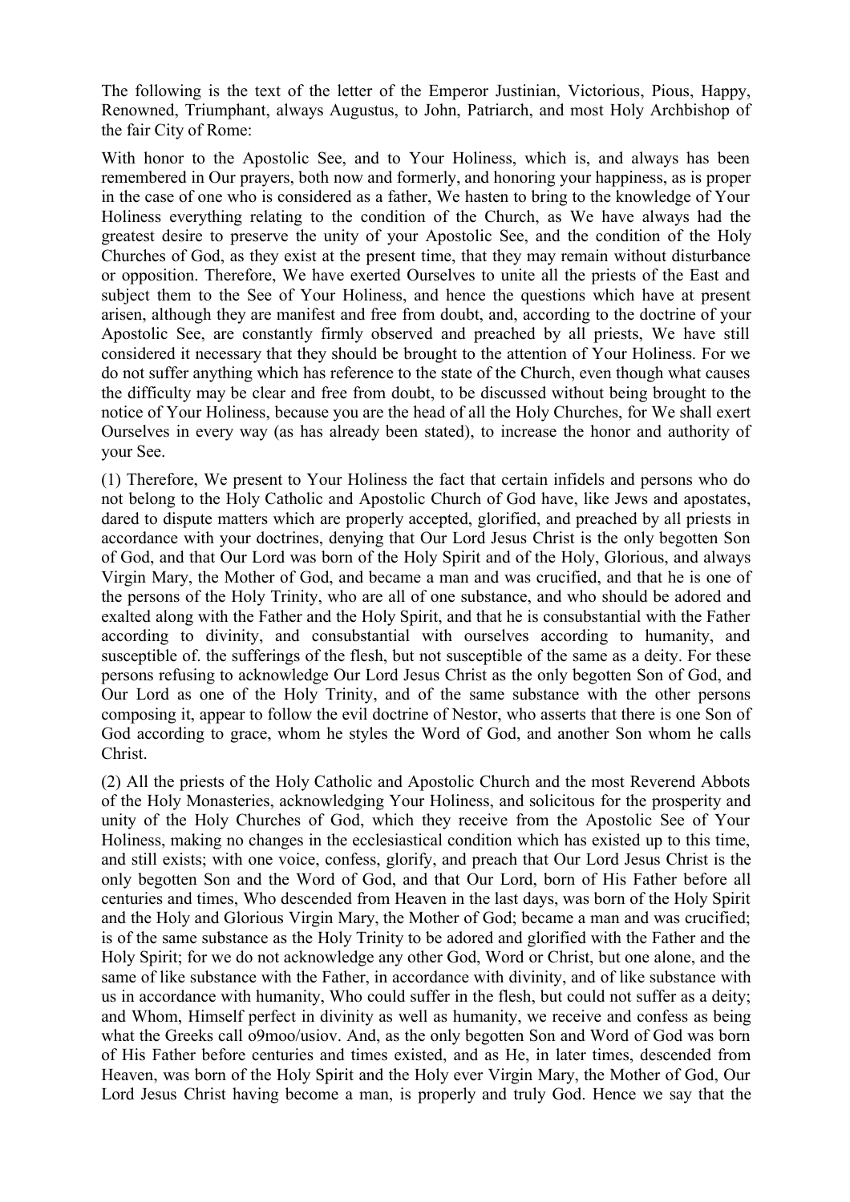The following is the text of the letter of the Emperor Justinian, Victorious, Pious, Happy, Renowned, Triumphant, always Augustus, to John, Patriarch, and most Holy Archbishop of the fair City of Rome:

With honor to the Apostolic See, and to Your Holiness, which is, and always has been remembered in Our prayers, both now and formerly, and honoring your happiness, as is proper in the case of one who is considered as a father, We hasten to bring to the knowledge of Your Holiness everything relating to the condition of the Church, as We have always had the greatest desire to preserve the unity of your Apostolic See, and the condition of the Holy Churches of God, as they exist at the present time, that they may remain without disturbance or opposition. Therefore, We have exerted Ourselves to unite all the priests of the East and subject them to the See of Your Holiness, and hence the questions which have at present arisen, although they are manifest and free from doubt, and, according to the doctrine of your Apostolic See, are constantly firmly observed and preached by all priests, We have still considered it necessary that they should be brought to the attention of Your Holiness. For we do not suffer anything which has reference to the state of the Church, even though what causes the difficulty may be clear and free from doubt, to be discussed without being brought to the notice of Your Holiness, because you are the head of all the Holy Churches, for We shall exert Ourselves in every way (as has already been stated), to increase the honor and authority of your See.

(1) Therefore, We present to Your Holiness the fact that certain infidels and persons who do not belong to the Holy Catholic and Apostolic Church of God have, like Jews and apostates, dared to dispute matters which are properly accepted, glorified, and preached by all priests in accordance with your doctrines, denying that Our Lord Jesus Christ is the only begotten Son of God, and that Our Lord was born of the Holy Spirit and of the Holy, Glorious, and always Virgin Mary, the Mother of God, and became a man and was crucified, and that he is one of the persons of the Holy Trinity, who are all of one substance, and who should be adored and exalted along with the Father and the Holy Spirit, and that he is consubstantial with the Father according to divinity, and consubstantial with ourselves according to humanity, and susceptible of. the sufferings of the flesh, but not susceptible of the same as a deity. For these persons refusing to acknowledge Our Lord Jesus Christ as the only begotten Son of God, and Our Lord as one of the Holy Trinity, and of the same substance with the other persons composing it, appear to follow the evil doctrine of Nestor, who asserts that there is one Son of God according to grace, whom he styles the Word of God, and another Son whom he calls Christ.

(2) All the priests of the Holy Catholic and Apostolic Church and the most Reverend Abbots of the Holy Monasteries, acknowledging Your Holiness, and solicitous for the prosperity and unity of the Holy Churches of God, which they receive from the Apostolic See of Your Holiness, making no changes in the ecclesiastical condition which has existed up to this time, and still exists; with one voice, confess, glorify, and preach that Our Lord Jesus Christ is the only begotten Son and the Word of God, and that Our Lord, born of His Father before all centuries and times, Who descended from Heaven in the last days, was born of the Holy Spirit and the Holy and Glorious Virgin Mary, the Mother of God; became a man and was crucified; is of the same substance as the Holy Trinity to be adored and glorified with the Father and the Holy Spirit; for we do not acknowledge any other God, Word or Christ, but one alone, and the same of like substance with the Father, in accordance with divinity, and of like substance with us in accordance with humanity, Who could suffer in the flesh, but could not suffer as a deity; and Whom, Himself perfect in divinity as well as humanity, we receive and confess as being what the Greeks call o9moo/usiov. And, as the only begotten Son and Word of God was born of His Father before centuries and times existed, and as He, in later times, descended from Heaven, was born of the Holy Spirit and the Holy ever Virgin Mary, the Mother of God, Our Lord Jesus Christ having become a man, is properly and truly God. Hence we say that the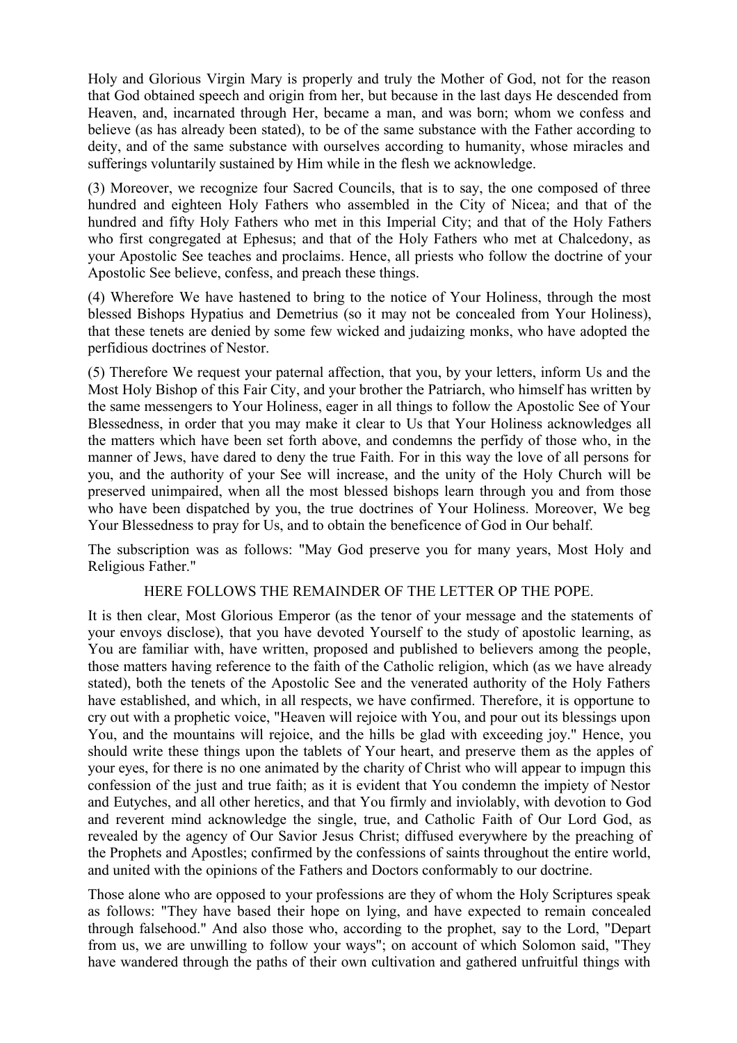Holy and Glorious Virgin Mary is properly and truly the Mother of God, not for the reason that God obtained speech and origin from her, but because in the last days He descended from Heaven, and, incarnated through Her, became a man, and was born; whom we confess and believe (as has already been stated), to be of the same substance with the Father according to deity, and of the same substance with ourselves according to humanity, whose miracles and sufferings voluntarily sustained by Him while in the flesh we acknowledge.

(3) Moreover, we recognize four Sacred Councils, that is to say, the one composed of three hundred and eighteen Holy Fathers who assembled in the City of Nicea; and that of the hundred and fifty Holy Fathers who met in this Imperial City; and that of the Holy Fathers who first congregated at Ephesus; and that of the Holy Fathers who met at Chalcedony, as your Apostolic See teaches and proclaims. Hence, all priests who follow the doctrine of your Apostolic See believe, confess, and preach these things.

(4) Wherefore We have hastened to bring to the notice of Your Holiness, through the most blessed Bishops Hypatius and Demetrius (so it may not be concealed from Your Holiness), that these tenets are denied by some few wicked and judaizing monks, who have adopted the perfidious doctrines of Nestor.

(5) Therefore We request your paternal affection, that you, by your letters, inform Us and the Most Holy Bishop of this Fair City, and your brother the Patriarch, who himself has written by the same messengers to Your Holiness, eager in all things to follow the Apostolic See of Your Blessedness, in order that you may make it clear to Us that Your Holiness acknowledges all the matters which have been set forth above, and condemns the perfidy of those who, in the manner of Jews, have dared to deny the true Faith. For in this way the love of all persons for you, and the authority of your See will increase, and the unity of the Holy Church will be preserved unimpaired, when all the most blessed bishops learn through you and from those who have been dispatched by you, the true doctrines of Your Holiness. Moreover, We beg Your Blessedness to pray for Us, and to obtain the beneficence of God in Our behalf.

The subscription was as follows: "May God preserve you for many years, Most Holy and Religious Father."

HERE FOLLOWS THE REMAINDER OF THE LETTER OP THE POPE.

It is then clear, Most Glorious Emperor (as the tenor of your message and the statements of your envoys disclose), that you have devoted Yourself to the study of apostolic learning, as You are familiar with, have written, proposed and published to believers among the people, those matters having reference to the faith of the Catholic religion, which (as we have already stated), both the tenets of the Apostolic See and the venerated authority of the Holy Fathers have established, and which, in all respects, we have confirmed. Therefore, it is opportune to cry out with a prophetic voice, "Heaven will rejoice with You, and pour out its blessings upon You, and the mountains will rejoice, and the hills be glad with exceeding joy." Hence, you should write these things upon the tablets of Your heart, and preserve them as the apples of your eyes, for there is no one animated by the charity of Christ who will appear to impugn this confession of the just and true faith; as it is evident that You condemn the impiety of Nestor and Eutyches, and all other heretics, and that You firmly and inviolably, with devotion to God and reverent mind acknowledge the single, true, and Catholic Faith of Our Lord God, as revealed by the agency of Our Savior Jesus Christ; diffused everywhere by the preaching of the Prophets and Apostles; confirmed by the confessions of saints throughout the entire world, and united with the opinions of the Fathers and Doctors conformably to our doctrine.

Those alone who are opposed to your professions are they of whom the Holy Scriptures speak as follows: "They have based their hope on lying, and have expected to remain concealed through falsehood." And also those who, according to the prophet, say to the Lord, "Depart from us, we are unwilling to follow your ways"; on account of which Solomon said, "They have wandered through the paths of their own cultivation and gathered unfruitful things with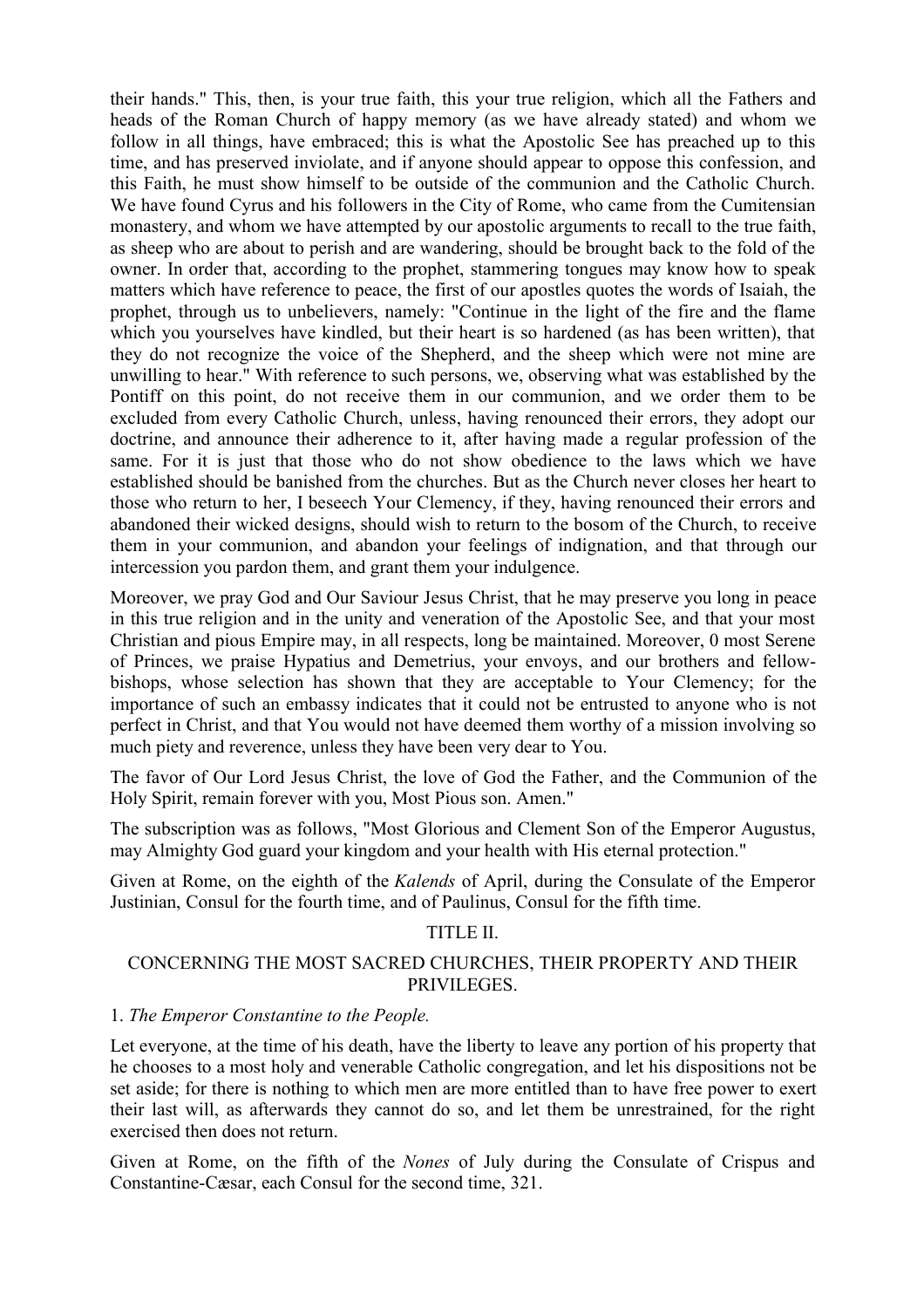their hands." This, then, is your true faith, this your true religion, which all the Fathers and heads of the Roman Church of happy memory (as we have already stated) and whom we follow in all things, have embraced; this is what the Apostolic See has preached up to this time, and has preserved inviolate, and if anyone should appear to oppose this confession, and this Faith, he must show himself to be outside of the communion and the Catholic Church. We have found Cyrus and his followers in the City of Rome, who came from the Cumitensian monastery, and whom we have attempted by our apostolic arguments to recall to the true faith, as sheep who are about to perish and are wandering, should be brought back to the fold of the owner. In order that, according to the prophet, stammering tongues may know how to speak matters which have reference to peace, the first of our apostles quotes the words of Isaiah, the prophet, through us to unbelievers, namely: "Continue in the light of the fire and the flame which you yourselves have kindled, but their heart is so hardened (as has been written), that they do not recognize the voice of the Shepherd, and the sheep which were not mine are unwilling to hear." With reference to such persons, we, observing what was established by the Pontiff on this point, do not receive them in our communion, and we order them to be excluded from every Catholic Church, unless, having renounced their errors, they adopt our doctrine, and announce their adherence to it, after having made a regular profession of the same. For it is just that those who do not show obedience to the laws which we have established should be banished from the churches. But as the Church never closes her heart to those who return to her, I beseech Your Clemency, if they, having renounced their errors and abandoned their wicked designs, should wish to return to the bosom of the Church, to receive them in your communion, and abandon your feelings of indignation, and that through our intercession you pardon them, and grant them your indulgence.

Moreover, we pray God and Our Saviour Jesus Christ, that he may preserve you long in peace in this true religion and in the unity and veneration of the Apostolic See, and that your most Christian and pious Empire may, in all respects, long be maintained. Moreover, 0 most Serene of Princes, we praise Hypatius and Demetrius, your envoys, and our brothers and fellow-bishops, whose selection has shown that they are acceptable to Your Clemency; for the importance of such an embassy indicates that it could not be entrusted to anyone who is not perfect in Christ, and that You would not have deemed them worthy of a mission involving so much piety and reverence, unless they have been very dear to You.

The favor of Our Lord Jesus Christ, the love of God the Father, and the Communion of the Holy Spirit, remain forever with you, Most Pious son. Amen."

The subscription was as follows, "Most Glorious and Clement Son of the Emperor Augustus, may Almighty God guard your kingdom and your health with His eternal protection."

Given at Rome, on the eighth of the *Kalends* of April, during the Consulate of the Emperor Justinian, Consul for the fourth time, and of Paulinus, Consul for the fifth time.

## TITLE II.

## CONCERNING THE MOST SACRED CHURCHES, THEIR PROPERTY AND THEIR PRIVILEGES.

1. *The Emperor Constantine to the People.*

Let everyone, at the time of his death, have the liberty to leave any portion of his property that he chooses to a most holy and venerable Catholic congregation, and let his dispositions not be set aside; for there is nothing to which men are more entitled than to have free power to exert their last will, as afterwards they cannot do so, and let them be unrestrained, for the right exercised then does not return.

Given at Rome, on the fifth of the *Nones* of July during the Consulate of Crispus and Constantine-Cæsar, each Consul for the second time, 321.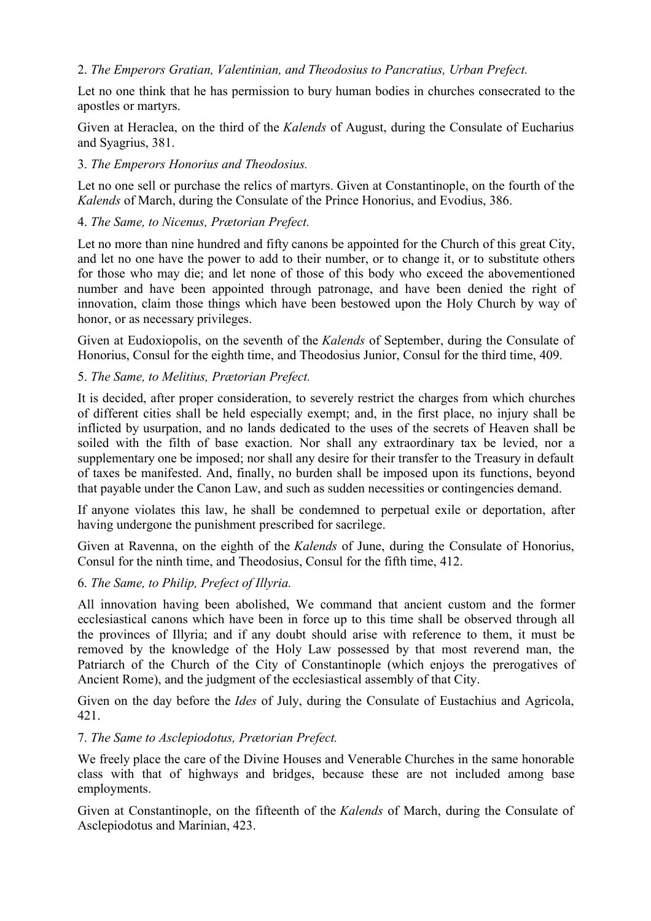2. *The Emperors Gratian, Valentinian, and Theodosius to Pancratius, Urban Prefect.*

Let no one think that he has permission to bury human bodies in churches consecrated to the apostles or martyrs.

Given at Heraclea, on the third of the *Kalends* of August, during the Consulate of Eucharius and Syagrius, 381.

3. *The Emperors Honorius and Theodosius.*

Let no one sell or purchase the relics of martyrs. Given at Constantinople, on the fourth of the *Kalends* of March, during the Consulate of the Prince Honorius, and Evodius, 386.

4. *The Same, to Nicenus, Prætorian Prefect.*

Let no more than nine hundred and fifty canons be appointed for the Church of this great City, and let no one have the power to add to their number, or to change it, or to substitute others for those who may die; and let none of those of this body who exceed the abovementioned number and have been appointed through patronage, and have been denied the right of innovation, claim those things which have been bestowed upon the Holy Church by way of honor, or as necessary privileges.

Given at Eudoxiopolis, on the seventh of the *Kalends* of September, during the Consulate of Honorius, Consul for the eighth time, and Theodosius Junior, Consul for the third time, 409.

5. *The Same, to Melitius, Prætorian Prefect.*

It is decided, after proper consideration, to severely restrict the charges from which churches of different cities shall be held especially exempt; and, in the first place, no injury shall be inflicted by usurpation, and no lands dedicated to the uses of the secrets of Heaven shall be soiled with the filth of base exaction. Nor shall any extraordinary tax be levied, nor a supplementary one be imposed; nor shall any desire for their transfer to the Treasury in default of taxes be manifested. And, finally, no burden shall be imposed upon its functions, beyond that payable under the Canon Law, and such as sudden necessities or contingencies demand.

If anyone violates this law, he shall be condemned to perpetual exile or deportation, after having undergone the punishment prescribed for sacrilege.

Given at Ravenna, on the eighth of the *Kalends* of June, during the Consulate of Honorius, Consul for the ninth time, and Theodosius, Consul for the fifth time, 412.

6. *The Same, to Philip, Prefect of Illyria.*

All innovation having been abolished, We command that ancient custom and the former ecclesiastical canons which have been in force up to this time shall be observed through all the provinces of Illyria; and if any doubt should arise with reference to them, it must be removed by the knowledge of the Holy Law possessed by that most reverend man, the Patriarch of the Church of the City of Constantinople (which enjoys the prerogatives of Ancient Rome), and the judgment of the ecclesiastical assembly of that City.

Given on the day before the *Ides* of July, during the Consulate of Eustachius and Agricola, 421.

7. *The Same to Asclepiodotus, Prætorian Prefect.*

We freely place the care of the Divine Houses and Venerable Churches in the same honorable class with that of highways and bridges, because these are not included among base employments.

Given at Constantinople, on the fifteenth of the *Kalends* of March, during the Consulate of Asclepiodotus and Marinian, 423.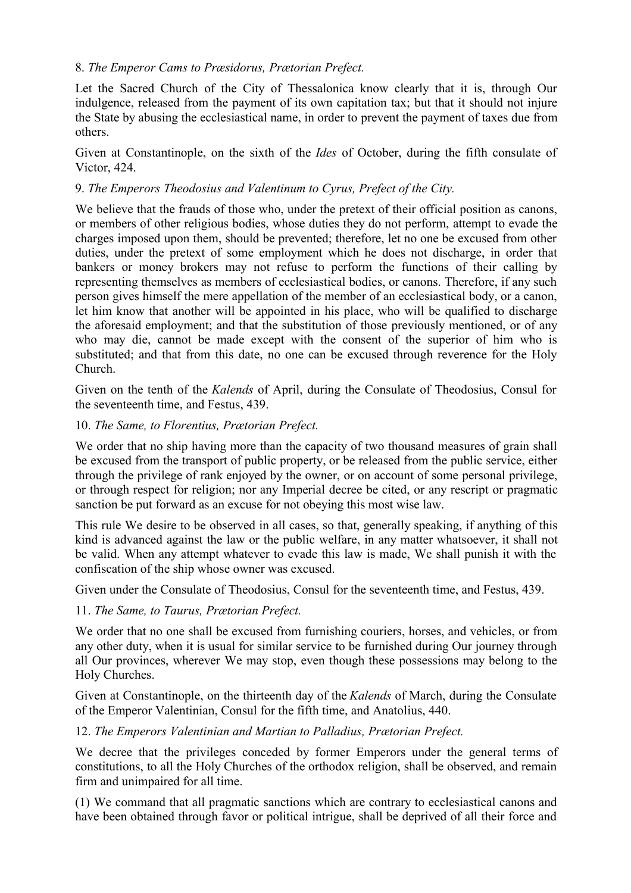8. *The Emperor Cams to Præsidorus, Prætorian Prefect.*

Let the Sacred Church of the City of Thessalonica know clearly that it is, through Our indulgence, released from the payment of its own capitation tax; but that it should not injure the State by abusing the ecclesiastical name, in order to prevent the payment of taxes due from others.

Given at Constantinople, on the sixth of the *Ides* of October, during the fifth consulate of Victor, 424.

9. *The Emperors Theodosius and Valentinum to Cyrus, Prefect of the City.*

We believe that the frauds of those who, under the pretext of their official position as canons, or members of other religious bodies, whose duties they do not perform, attempt to evade the charges imposed upon them, should be prevented; therefore, let no one be excused from other duties, under the pretext of some employment which he does not discharge, in order that bankers or money brokers may not refuse to perform the functions of their calling by representing themselves as members of ecclesiastical bodies, or canons. Therefore, if any such person gives himself the mere appellation of the member of an ecclesiastical body, or a canon, let him know that another will be appointed in his place, who will be qualified to discharge the aforesaid employment; and that the substitution of those previously mentioned, or of any who may die, cannot be made except with the consent of the superior of him who is substituted; and that from this date, no one can be excused through reverence for the Holy Church.

Given on the tenth of the *Kalends* of April, during the Consulate of Theodosius, Consul for the seventeenth time, and Festus, 439.

10. *The Same, to Florentius, Prætorian Prefect.*

We order that no ship having more than the capacity of two thousand measures of grain shall be excused from the transport of public property, or be released from the public service, either through the privilege of rank enjoyed by the owner, or on account of some personal privilege, or through respect for religion; nor any Imperial decree be cited, or any rescript or pragmatic sanction be put forward as an excuse for not obeying this most wise law.

This rule We desire to be observed in all cases, so that, generally speaking, if anything of this kind is advanced against the law or the public welfare, in any matter whatsoever, it shall not be valid. When any attempt whatever to evade this law is made, We shall punish it with the confiscation of the ship whose owner was excused.

Given under the Consulate of Theodosius, Consul for the seventeenth time, and Festus, 439.

11. *The Same, to Taurus, Prætorian Prefect.*

We order that no one shall be excused from furnishing couriers, horses, and vehicles, or from any other duty, when it is usual for similar service to be furnished during Our journey through all Our provinces, wherever We may stop, even though these possessions may belong to the Holy Churches.

Given at Constantinople, on the thirteenth day of the *Kalends* of March, during the Consulate of the Emperor Valentinian, Consul for the fifth time, and Anatolius, 440.

12. *The Emperors Valentinian and Martian to Palladius, Prætorian Prefect.*

We decree that the privileges conceded by former Emperors under the general terms of constitutions, to all the Holy Churches of the orthodox religion, shall be observed, and remain firm and unimpaired for all time.

(1) We command that all pragmatic sanctions which are contrary to ecclesiastical canons and have been obtained through favor or political intrigue, shall be deprived of all their force and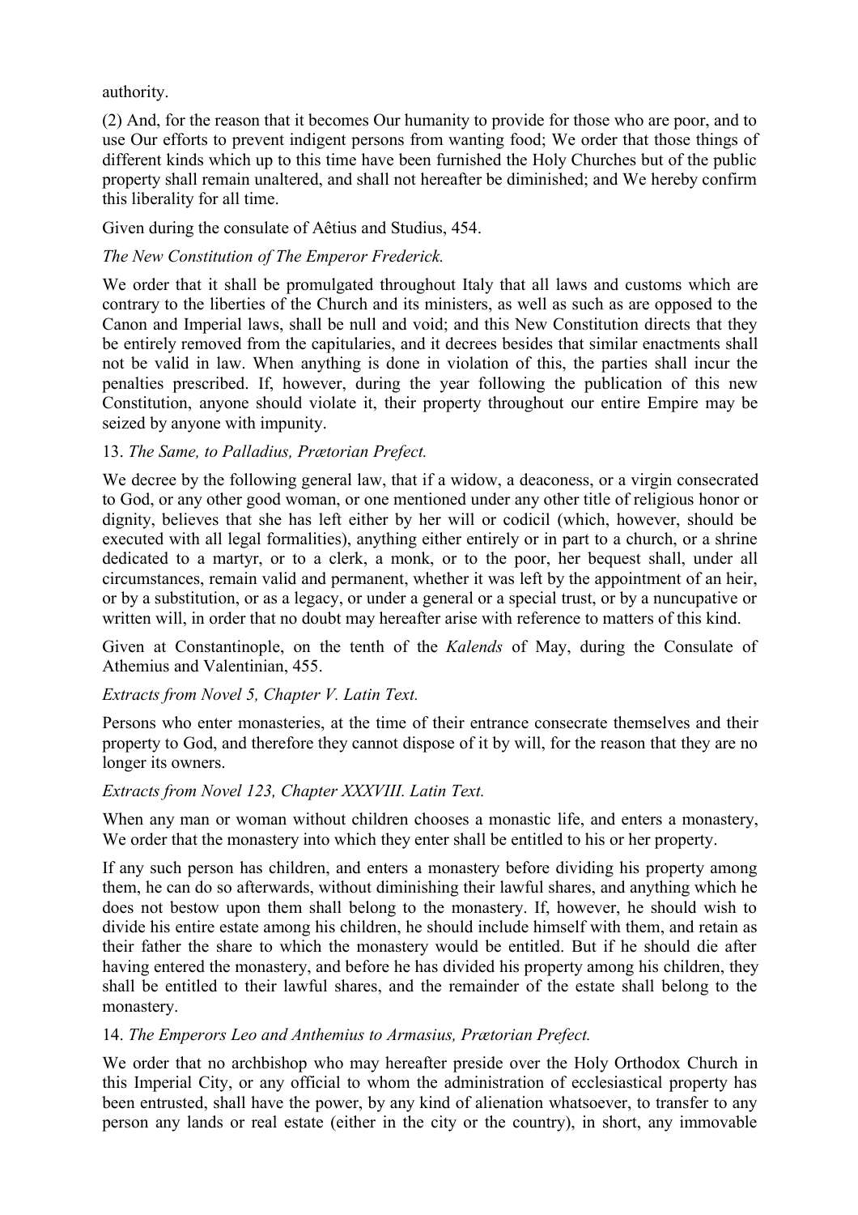authority.

(2) And, for the reason that it becomes Our humanity to provide for those who are poor, and to use Our efforts to prevent indigent persons from wanting food; We order that those things of different kinds which up to this time have been furnished the Holy Churches but of the public property shall remain unaltered, and shall not hereafter be diminished; and We hereby confirm this liberality for all time.

Given during the consulate of Aêtius and Studius, 454.

*The New Constitution of The Emperor Frederick.*

We order that it shall be promulgated throughout Italy that all laws and customs which are contrary to the liberties of the Church and its ministers, as well as such as are opposed to the Canon and Imperial laws, shall be null and void; and this New Constitution directs that they be entirely removed from the capitularies, and it decrees besides that similar enactments shall not be valid in law. When anything is done in violation of this, the parties shall incur the penalties prescribed. If, however, during the year following the publication of this new Constitution, anyone should violate it, their property throughout our entire Empire may be seized by anyone with impunity.

13. *The Same, to Palladius, Prætorian Prefect.*

We decree by the following general law, that if a widow, a deaconess, or a virgin consecrated to God, or any other good woman, or one mentioned under any other title of religious honor or dignity, believes that she has left either by her will or codicil (which, however, should be executed with all legal formalities), anything either entirely or in part to a church, or a shrine dedicated to a martyr, or to a clerk, a monk, or to the poor, her bequest shall, under all circumstances, remain valid and permanent, whether it was left by the appointment of an heir, or by a substitution, or as a legacy, or under a general or a special trust, or by a nuncupative or written will, in order that no doubt may hereafter arise with reference to matters of this kind.

Given at Constantinople, on the tenth of the *Kalends* of May, during the Consulate of Athemius and Valentinian, 455.

*Extracts from Novel 5, Chapter V. Latin Text.*

Persons who enter monasteries, at the time of their entrance consecrate themselves and their property to God, and therefore they cannot dispose of it by will, for the reason that they are no longer its owners.

*Extracts from Novel 123, Chapter XXXVIII. Latin Text.*

When any man or woman without children chooses a monastic life, and enters a monastery, We order that the monastery into which they enter shall be entitled to his or her property.

If any such person has children, and enters a monastery before dividing his property among them, he can do so afterwards, without diminishing their lawful shares, and anything which he does not bestow upon them shall belong to the monastery. If, however, he should wish to divide his entire estate among his children, he should include himself with them, and retain as their father the share to which the monastery would be entitled. But if he should die after having entered the monastery, and before he has divided his property among his children, they shall be entitled to their lawful shares, and the remainder of the estate shall belong to the monastery.

14. *The Emperors Leo and Anthemius to Armasius, Prætorian Prefect.*

We order that no archbishop who may hereafter preside over the Holy Orthodox Church in this Imperial City, or any official to whom the administration of ecclesiastical property has been entrusted, shall have the power, by any kind of alienation whatsoever, to transfer to any person any lands or real estate (either in the city or the country), in short, any immovable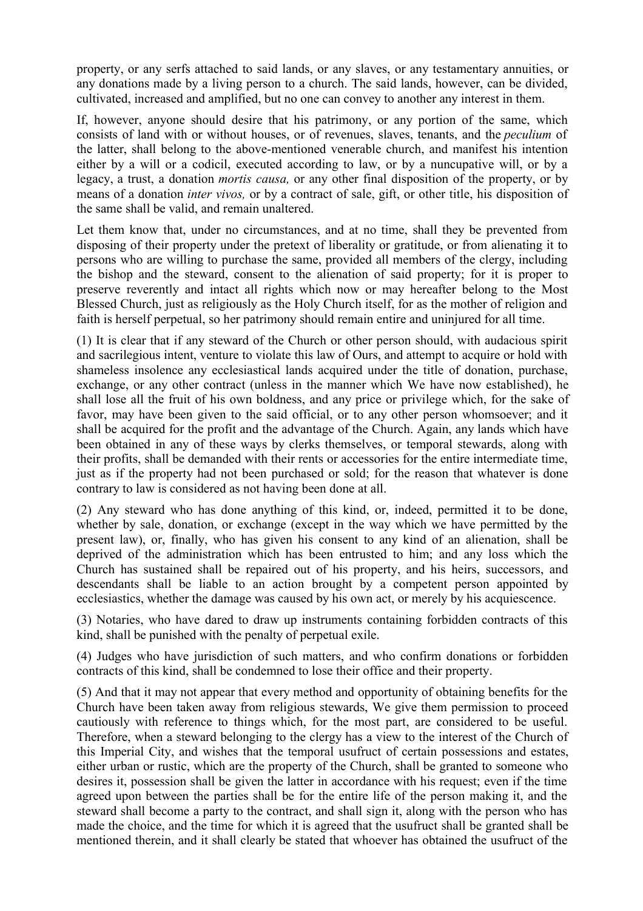property, or any serfs attached to said lands, or any slaves, or any testamentary annuities, or any donations made by a living person to a church. The said lands, however, can be divided, cultivated, increased and amplified, but no one can convey to another any interest in them.

If, however, anyone should desire that his patrimony, or any portion of the same, which consists of land with or without houses, or of revenues, slaves, tenants, and the *peculium* of the latter, shall belong to the above-mentioned venerable church, and manifest his intention either by a will or a codicil, executed according to law, or by a nuncupative will, or by a legacy, a trust, a donation *mortis causa,* or any other final disposition of the property, or by means of a donation *inter vivos,* or by a contract of sale, gift, or other title, his disposition of the same shall be valid, and remain unaltered.

Let them know that, under no circumstances, and at no time, shall they be prevented from disposing of their property under the pretext of liberality or gratitude, or from alienating it to persons who are willing to purchase the same, provided all members of the clergy, including the bishop and the steward, consent to the alienation of said property; for it is proper to preserve reverently and intact all rights which now or may hereafter belong to the Most Blessed Church, just as religiously as the Holy Church itself, for as the mother of religion and faith is herself perpetual, so her patrimony should remain entire and uninjured for all time.

(1) It is clear that if any steward of the Church or other person should, with audacious spirit and sacrilegious intent, venture to violate this law of Ours, and attempt to acquire or hold with shameless insolence any ecclesiastical lands acquired under the title of donation, purchase, exchange, or any other contract (unless in the manner which We have now established), he shall lose all the fruit of his own boldness, and any price or privilege which, for the sake of favor, may have been given to the said official, or to any other person whomsoever; and it shall be acquired for the profit and the advantage of the Church. Again, any lands which have been obtained in any of these ways by clerks themselves, or temporal stewards, along with their profits, shall be demanded with their rents or accessories for the entire intermediate time, just as if the property had not been purchased or sold; for the reason that whatever is done contrary to law is considered as not having been done at all.

(2) Any steward who has done anything of this kind, or, indeed, permitted it to be done, whether by sale, donation, or exchange (except in the way which we have permitted by the present law), or, finally, who has given his consent to any kind of an alienation, shall be deprived of the administration which has been entrusted to him; and any loss which the Church has sustained shall be repaired out of his property, and his heirs, successors, and descendants shall be liable to an action brought by a competent person appointed by ecclesiastics, whether the damage was caused by his own act, or merely by his acquiescence.

(3) Notaries, who have dared to draw up instruments containing forbidden contracts of this kind, shall be punished with the penalty of perpetual exile.

(4) Judges who have jurisdiction of such matters, and who confirm donations or forbidden contracts of this kind, shall be condemned to lose their office and their property.

(5) And that it may not appear that every method and opportunity of obtaining benefits for the Church have been taken away from religious stewards, We give them permission to proceed cautiously with reference to things which, for the most part, are considered to be useful. Therefore, when a steward belonging to the clergy has a view to the interest of the Church of this Imperial City, and wishes that the temporal usufruct of certain possessions and estates, either urban or rustic, which are the property of the Church, shall be granted to someone who desires it, possession shall be given the latter in accordance with his request; even if the time agreed upon between the parties shall be for the entire life of the person making it, and the steward shall become a party to the contract, and shall sign it, along with the person who has made the choice, and the time for which it is agreed that the usufruct shall be granted shall be mentioned therein, and it shall clearly be stated that whoever has obtained the usufruct of the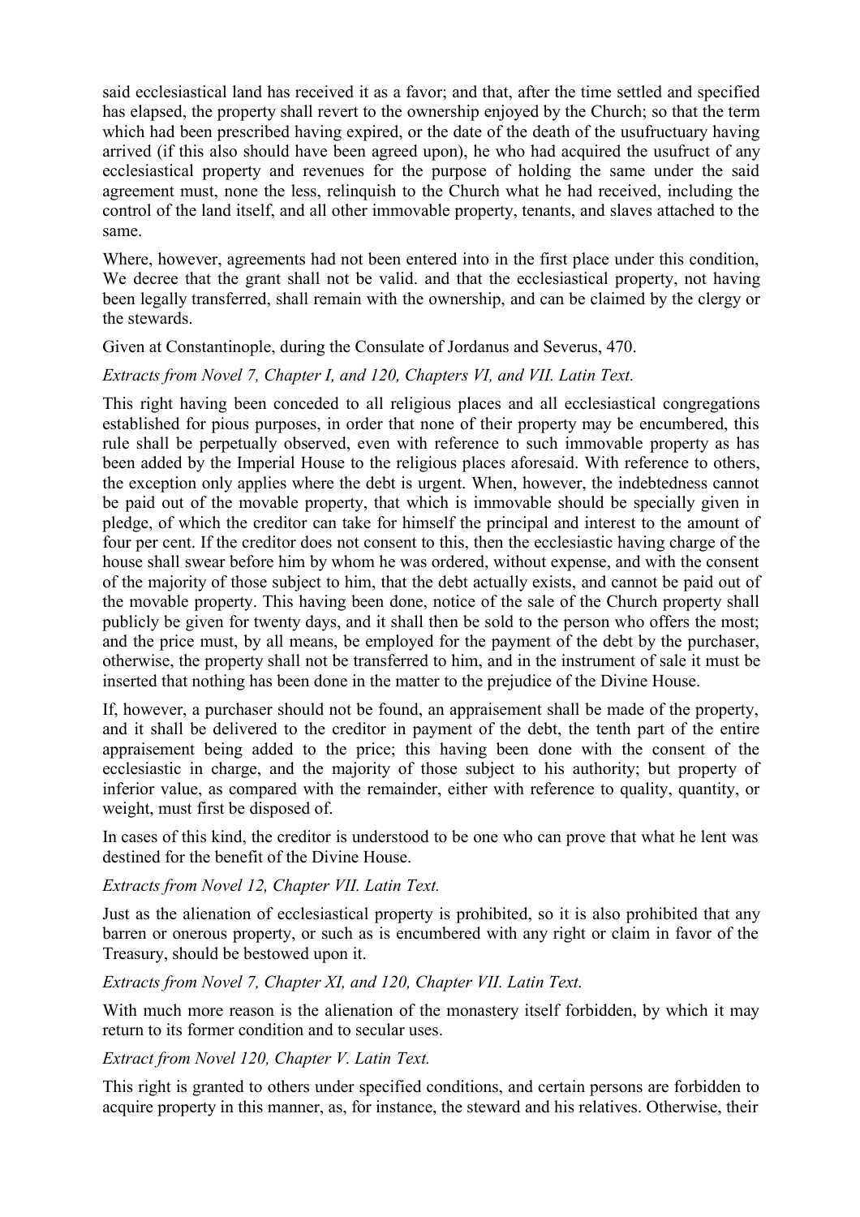said ecclesiastical land has received it as a favor; and that, after the time settled and specified has elapsed, the property shall revert to the ownership enjoyed by the Church; so that the term which had been prescribed having expired, or the date of the death of the usufructuary having arrived (if this also should have been agreed upon), he who had acquired the usufruct of any ecclesiastical property and revenues for the purpose of holding the same under the said agreement must, none the less, relinquish to the Church what he had received, including the control of the land itself, and all other immovable property, tenants, and slaves attached to the same.

Where, however, agreements had not been entered into in the first place under this condition, We decree that the grant shall not be valid. and that the ecclesiastical property, not having been legally transferred, shall remain with the ownership, and can be claimed by the clergy or the stewards.

Given at Constantinople, during the Consulate of Jordanus and Severus, 470.

*Extracts from Novel 7, Chapter I, and 120, Chapters VI, and VII. Latin Text.*

This right having been conceded to all religious places and all ecclesiastical congregations established for pious purposes, in order that none of their property may be encumbered, this rule shall be perpetually observed, even with reference to such immovable property as has been added by the Imperial House to the religious places aforesaid. With reference to others, the exception only applies where the debt is urgent. When, however, the indebtedness cannot be paid out of the movable property, that which is immovable should be specially given in pledge, of which the creditor can take for himself the principal and interest to the amount of four per cent. If the creditor does not consent to this, then the ecclesiastic having charge of the house shall swear before him by whom he was ordered, without expense, and with the consent of the majority of those subject to him, that the debt actually exists, and cannot be paid out of the movable property. This having been done, notice of the sale of the Church property shall publicly be given for twenty days, and it shall then be sold to the person who offers the most; and the price must, by all means, be employed for the payment of the debt by the purchaser, otherwise, the property shall not be transferred to him, and in the instrument of sale it must be inserted that nothing has been done in the matter to the prejudice of the Divine House.

If, however, a purchaser should not be found, an appraisement shall be made of the property, and it shall be delivered to the creditor in payment of the debt, the tenth part of the entire appraisement being added to the price; this having been done with the consent of the ecclesiastic in charge, and the majority of those subject to his authority; but property of inferior value, as compared with the remainder, either with reference to quality, quantity, or weight, must first be disposed of.

In cases of this kind, the creditor is understood to be one who can prove that what he lent was destined for the benefit of the Divine House.

*Extracts from Novel 12, Chapter VII. Latin Text.*

Just as the alienation of ecclesiastical property is prohibited, so it is also prohibited that any barren or onerous property, or such as is encumbered with any right or claim in favor of the Treasury, should be bestowed upon it.

*Extracts from Novel 7, Chapter XI, and 120, Chapter VII. Latin Text.*

With much more reason is the alienation of the monastery itself forbidden, by which it may return to its former condition and to secular uses.

*Extract from Novel 120, Chapter V. Latin Text.*

This right is granted to others under specified conditions, and certain persons are forbidden to acquire property in this manner, as, for instance, the steward and his relatives. Otherwise, their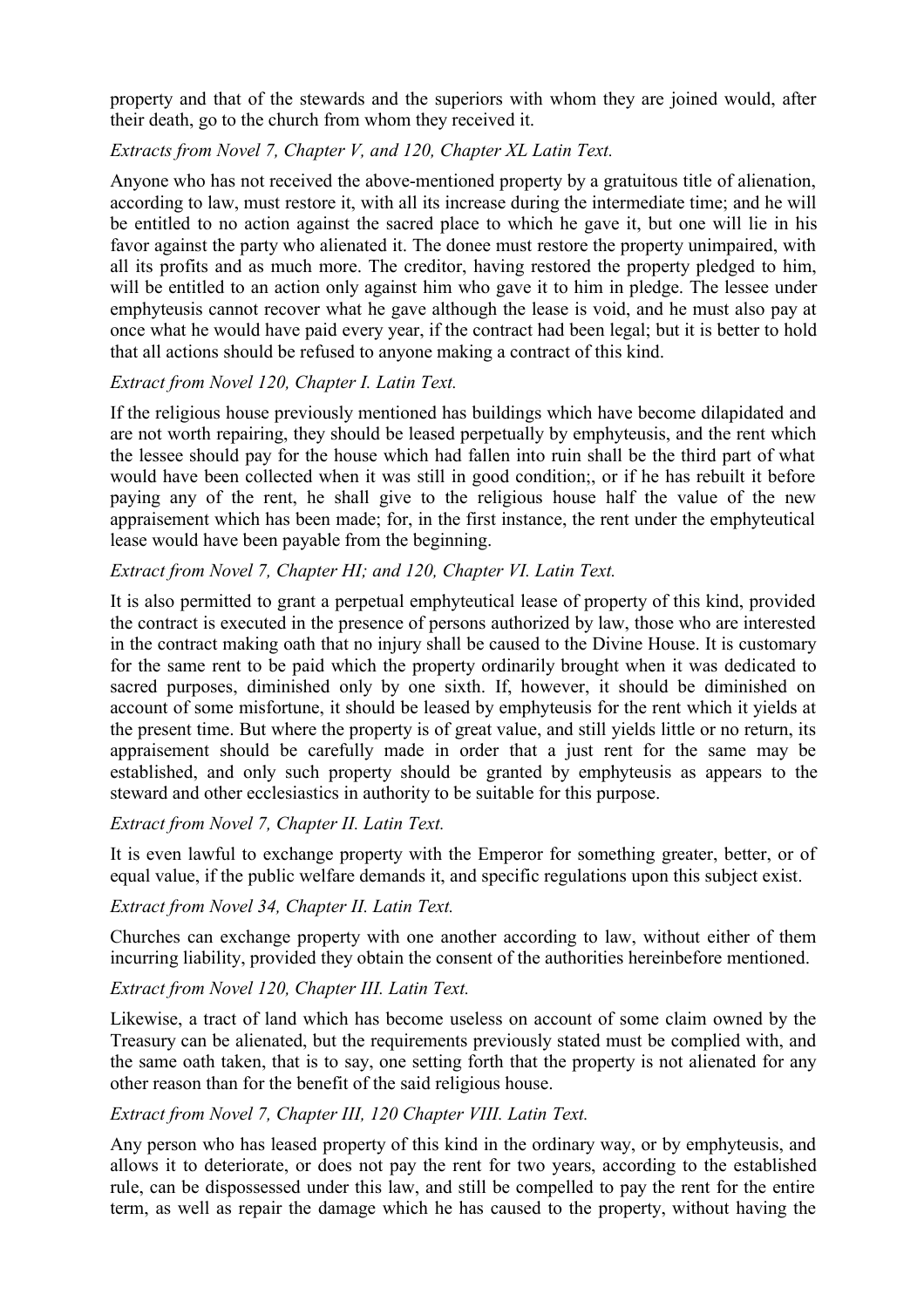property and that of the stewards and the superiors with whom they are joined would, after their death, go to the church from whom they received it.

*Extracts from Novel 7, Chapter V, and 120, Chapter XL Latin Text.*

Anyone who has not received the above-mentioned property by a gratuitous title of alienation, according to law, must restore it, with all its increase during the intermediate time; and he will be entitled to no action against the sacred place to which he gave it, but one will lie in his favor against the party who alienated it. The donee must restore the property unimpaired, with all its profits and as much more. The creditor, having restored the property pledged to him, will be entitled to an action only against him who gave it to him in pledge. The lessee under emphyteusis cannot recover what he gave although the lease is void, and he must also pay at once what he would have paid every year, if the contract had been legal; but it is better to hold that all actions should be refused to anyone making a contract of this kind.

*Extract from Novel 120, Chapter I. Latin Text.*

If the religious house previously mentioned has buildings which have become dilapidated and are not worth repairing, they should be leased perpetually by emphyteusis, and the rent which the lessee should pay for the house which had fallen into ruin shall be the third part of what would have been collected when it was still in good condition;, or if he has rebuilt it before paying any of the rent, he shall give to the religious house half the value of the new appraisement which has been made; for, in the first instance, the rent under the emphyteutical lease would have been payable from the beginning.

*Extract from Novel 7, Chapter HI; and 120, Chapter VI. Latin Text.*

It is also permitted to grant a perpetual emphyteutical lease of property of this kind, provided the contract is executed in the presence of persons authorized by law, those who are interested in the contract making oath that no injury shall be caused to the Divine House. It is customary for the same rent to be paid which the property ordinarily brought when it was dedicated to sacred purposes, diminished only by one sixth. If, however, it should be diminished on account of some misfortune, it should be leased by emphyteusis for the rent which it yields at the present time. But where the property is of great value, and still yields little or no return, its appraisement should be carefully made in order that a just rent for the same may be established, and only such property should be granted by emphyteusis as appears to the steward and other ecclesiastics in authority to be suitable for this purpose.

*Extract from Novel 7, Chapter II. Latin Text.*

It is even lawful to exchange property with the Emperor for something greater, better, or of equal value, if the public welfare demands it, and specific regulations upon this subject exist.

*Extract from Novel 34, Chapter II. Latin Text.*

Churches can exchange property with one another according to law, without either of them incurring liability, provided they obtain the consent of the authorities hereinbefore mentioned.

*Extract from Novel 120, Chapter III. Latin Text.*

Likewise, a tract of land which has become useless on account of some claim owned by the Treasury can be alienated, but the requirements previously stated must be complied with, and the same oath taken, that is to say, one setting forth that the property is not alienated for any other reason than for the benefit of the said religious house.

*Extract from Novel 7, Chapter III, 120 Chapter VIII. Latin Text.*

Any person who has leased property of this kind in the ordinary way, or by emphyteusis, and allows it to deteriorate, or does not pay the rent for two years, according to the established rule, can be dispossessed under this law, and still be compelled to pay the rent for the entire term, as well as repair the damage which he has caused to the property, without having the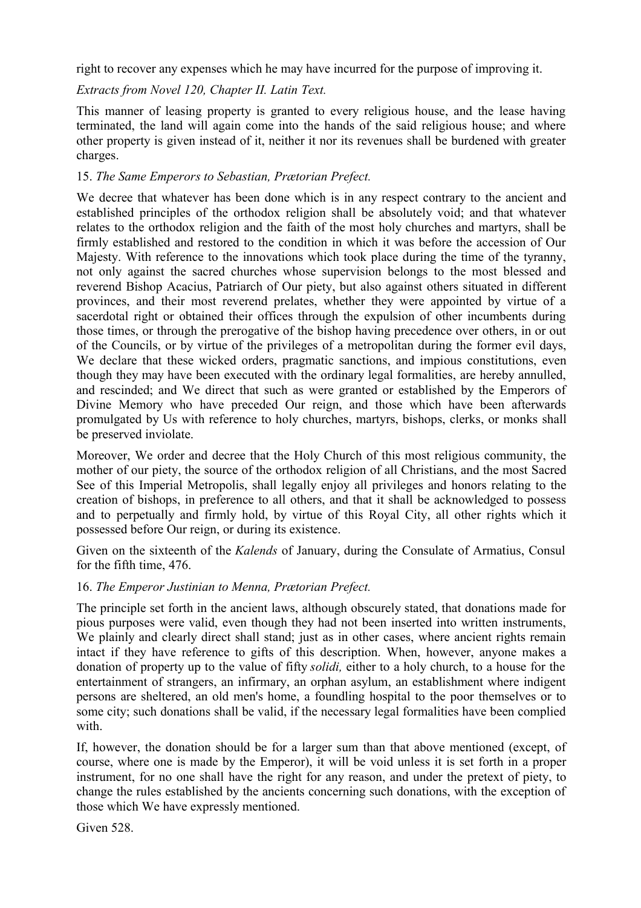right to recover any expenses which he may have incurred for the purpose of improving it.

*Extracts from Novel 120, Chapter II. Latin Text.*

This manner of leasing property is granted to every religious house, and the lease having terminated, the land will again come into the hands of the said religious house; and where other property is given instead of it, neither it nor its revenues shall be burdened with greater charges.

15. *The Same Emperors to Sebastian, Prætorian Prefect.*

We decree that whatever has been done which is in any respect contrary to the ancient and established principles of the orthodox religion shall be absolutely void; and that whatever relates to the orthodox religion and the faith of the most holy churches and martyrs, shall be firmly established and restored to the condition in which it was before the accession of Our Majesty. With reference to the innovations which took place during the time of the tyranny, not only against the sacred churches whose supervision belongs to the most blessed and reverend Bishop Acacius, Patriarch of Our piety, but also against others situated in different provinces, and their most reverend prelates, whether they were appointed by virtue of a sacerdotal right or obtained their offices through the expulsion of other incumbents during those times, or through the prerogative of the bishop having precedence over others, in or out of the Councils, or by virtue of the privileges of a metropolitan during the former evil days, We declare that these wicked orders, pragmatic sanctions, and impious constitutions, even though they may have been executed with the ordinary legal formalities, are hereby annulled, and rescinded; and We direct that such as were granted or established by the Emperors of Divine Memory who have preceded Our reign, and those which have been afterwards promulgated by Us with reference to holy churches, martyrs, bishops, clerks, or monks shall be preserved inviolate.

Moreover, We order and decree that the Holy Church of this most religious community, the mother of our piety, the source of the orthodox religion of all Christians, and the most Sacred See of this Imperial Metropolis, shall legally enjoy all privileges and honors relating to the creation of bishops, in preference to all others, and that it shall be acknowledged to possess and to perpetually and firmly hold, by virtue of this Royal City, all other rights which it possessed before Our reign, or during its existence.

Given on the sixteenth of the *Kalends* of January, during the Consulate of Armatius, Consul for the fifth time, 476.

16. *The Emperor Justinian to Menna, Prætorian Prefect.*

The principle set forth in the ancient laws, although obscurely stated, that donations made for pious purposes were valid, even though they had not been inserted into written instruments, We plainly and clearly direct shall stand; just as in other cases, where ancient rights remain intact if they have reference to gifts of this description. When, however, anyone makes a donation of property up to the value of fifty *solidi,* either to a holy church, to a house for the entertainment of strangers, an infirmary, an orphan asylum, an establishment where indigent persons are sheltered, an old men's home, a foundling hospital to the poor themselves or to some city; such donations shall be valid, if the necessary legal formalities have been complied with.

If, however, the donation should be for a larger sum than that above mentioned (except, of course, where one is made by the Emperor), it will be void unless it is set forth in a proper instrument, for no one shall have the right for any reason, and under the pretext of piety, to change the rules established by the ancients concerning such donations, with the exception of those which We have expressly mentioned.

Given 528.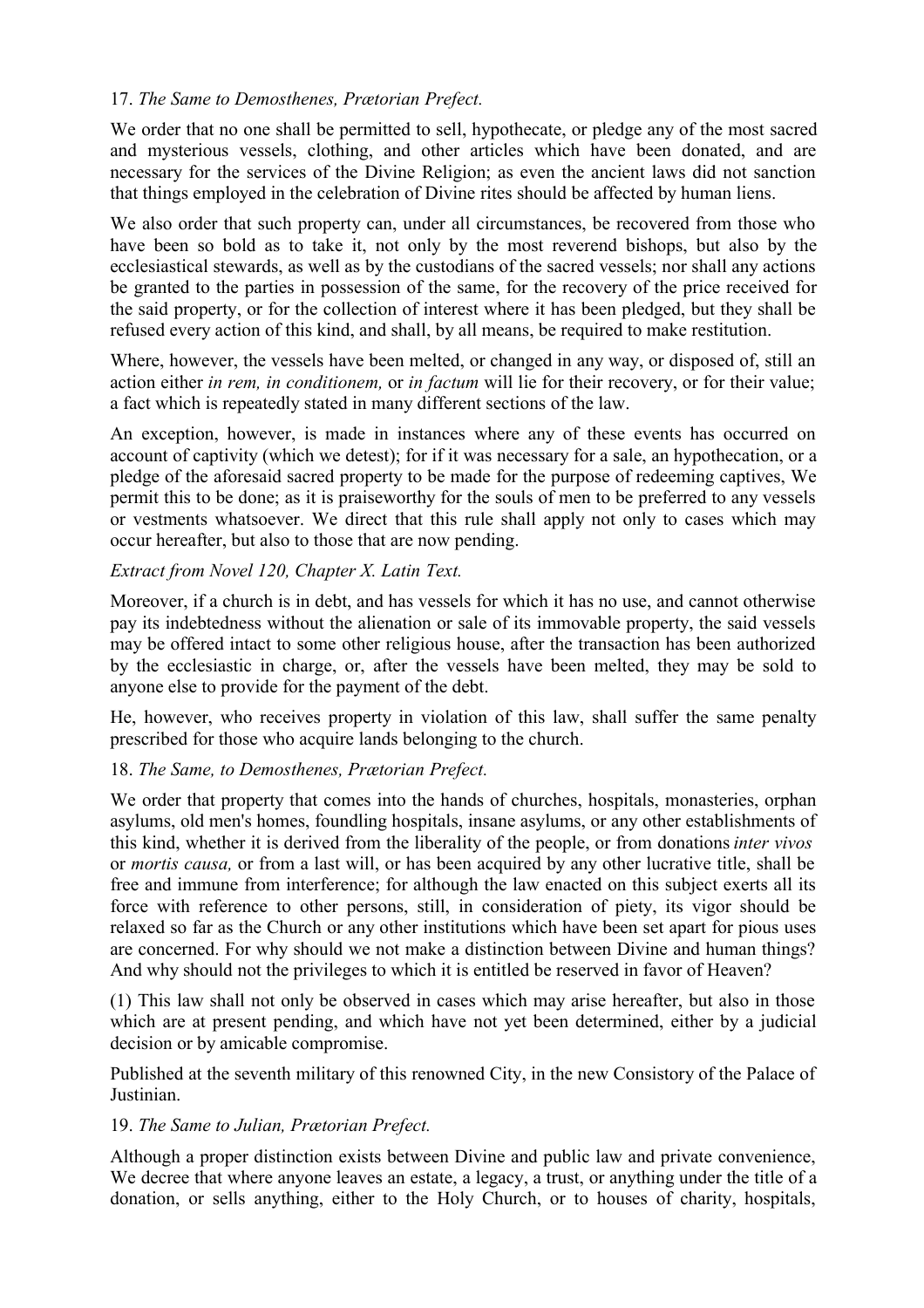17. *The Same to Demosthenes, Prætorian Prefect.*

We order that no one shall be permitted to sell, hypothecate, or pledge any of the most sacred and mysterious vessels, clothing, and other articles which have been donated, and are necessary for the services of the Divine Religion; as even the ancient laws did not sanction that things employed in the celebration of Divine rites should be affected by human liens.

We also order that such property can, under all circumstances, be recovered from those who have been so bold as to take it, not only by the most reverend bishops, but also by the ecclesiastical stewards, as well as by the custodians of the sacred vessels; nor shall any actions be granted to the parties in possession of the same, for the recovery of the price received for the said property, or for the collection of interest where it has been pledged, but they shall be refused every action of this kind, and shall, by all means, be required to make restitution.

Where, however, the vessels have been melted, or changed in any way, or disposed of, still an action either *in rem, in conditionem,* or *in factum* will lie for their recovery, or for their value; a fact which is repeatedly stated in many different sections of the law.

An exception, however, is made in instances where any of these events has occurred on account of captivity (which we detest); for if it was necessary for a sale, an hypothecation, or a pledge of the aforesaid sacred property to be made for the purpose of redeeming captives, We permit this to be done; as it is praiseworthy for the souls of men to be preferred to any vessels or vestments whatsoever. We direct that this rule shall apply not only to cases which may occur hereafter, but also to those that are now pending.

*Extract from Novel 120, Chapter X. Latin Text.*

Moreover, if a church is in debt, and has vessels for which it has no use, and cannot otherwise pay its indebtedness without the alienation or sale of its immovable property, the said vessels may be offered intact to some other religious house, after the transaction has been authorized by the ecclesiastic in charge, or, after the vessels have been melted, they may be sold to anyone else to provide for the payment of the debt.

He, however, who receives property in violation of this law, shall suffer the same penalty prescribed for those who acquire lands belonging to the church.

18. *The Same, to Demosthenes, Prætorian Prefect.*

We order that property that comes into the hands of churches, hospitals, monasteries, orphan asylums, old men's homes, foundling hospitals, insane asylums, or any other establishments of this kind, whether it is derived from the liberality of the people, or from donations *inter vivos* or *mortis causa,* or from a last will, or has been acquired by any other lucrative title, shall be free and immune from interference; for although the law enacted on this subject exerts all its force with reference to other persons, still, in consideration of piety, its vigor should be relaxed so far as the Church or any other institutions which have been set apart for pious uses are concerned. For why should we not make a distinction between Divine and human things? And why should not the privileges to which it is entitled be reserved in favor of Heaven?

(1) This law shall not only be observed in cases which may arise hereafter, but also in those which are at present pending, and which have not yet been determined, either by a judicial decision or by amicable compromise.

Published at the seventh military of this renowned City, in the new Consistory of the Palace of Justinian.

19. *The Same to Julian, Prætorian Prefect.*

Although a proper distinction exists between Divine and public law and private convenience, We decree that where anyone leaves an estate, a legacy, a trust, or anything under the title of a donation, or sells anything, either to the Holy Church, or to houses of charity, hospitals,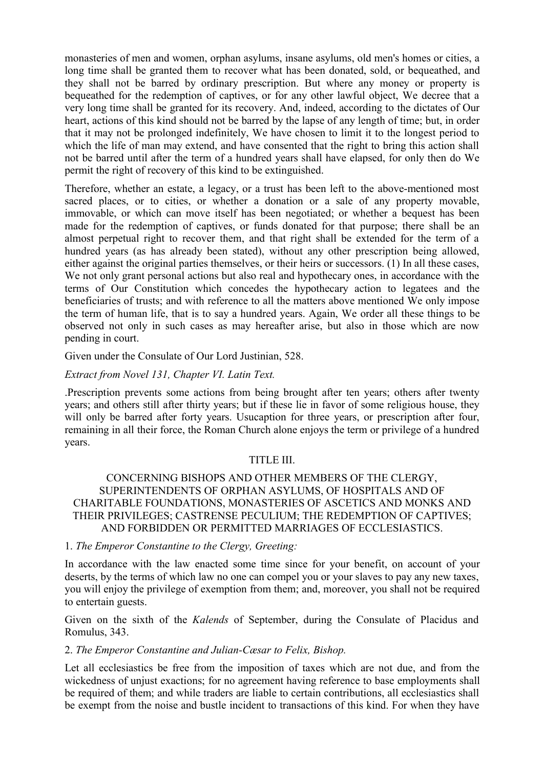monasteries of men and women, orphan asylums, insane asylums, old men's homes or cities, a long time shall be granted them to recover what has been donated, sold, or bequeathed, and they shall not be barred by ordinary prescription. But where any money or property is bequeathed for the redemption of captives, or for any other lawful object, We decree that a very long time shall be granted for its recovery. And, indeed, according to the dictates of Our heart, actions of this kind should not be barred by the lapse of any length of time; but, in order that it may not be prolonged indefinitely, We have chosen to limit it to the longest period to which the life of man may extend, and have consented that the right to bring this action shall not be barred until after the term of a hundred years shall have elapsed, for only then do We permit the right of recovery of this kind to be extinguished.

Therefore, whether an estate, a legacy, or a trust has been left to the above-mentioned most sacred places, or to cities, or whether a donation or a sale of any property movable, immovable, or which can move itself has been negotiated; or whether a bequest has been made for the redemption of captives, or funds donated for that purpose; there shall be an almost perpetual right to recover them, and that right shall be extended for the term of a hundred years (as has already been stated), without any other prescription being allowed, either against the original parties themselves, or their heirs or successors. (1) In all these cases, We not only grant personal actions but also real and hypothecary ones, in accordance with the terms of Our Constitution which concedes the hypothecary action to legatees and the beneficiaries of trusts; and with reference to all the matters above mentioned We only impose the term of human life, that is to say a hundred years. Again, We order all these things to be observed not only in such cases as may hereafter arise, but also in those which are now pending in court.

Given under the Consulate of Our Lord Justinian, 528.

*Extract from Novel 131, Chapter VI. Latin Text.*

.Prescription prevents some actions from being brought after ten years; others after twenty years; and others still after thirty years; but if these lie in favor of some religious house, they will only be barred after forty years. Usucaption for three years, or prescription after four, remaining in all their force, the Roman Church alone enjoys the term or privilege of a hundred years.

## TITLE III.

### CONCERNING BISHOPS AND OTHER MEMBERS OF THE CLERGY, SUPERINTENDENTS OF ORPHAN ASYLUMS, OF HOSPITALS AND OF CHARITABLE FOUNDATIONS, MONASTERIES OF ASCETICS AND MONKS AND THEIR PRIVILEGES; CASTRENSE PECULIUM; THE REDEMPTION OF CAPTIVES; AND FORBIDDEN OR PERMITTED MARRIAGES OF ECCLESIASTICS.

1. *The Emperor Constantine to the Clergy, Greeting:*

In accordance with the law enacted some time since for your benefit, on account of your deserts, by the terms of which law no one can compel you or your slaves to pay any new taxes, you will enjoy the privilege of exemption from them; and, moreover, you shall not be required to entertain guests.

Given on the sixth of the *Kalends* of September, during the Consulate of Placidus and Romulus, 343.

2. *The Emperor Constantine and Julian-Cæsar to Felix, Bishop.*

Let all ecclesiastics be free from the imposition of taxes which are not due, and from the wickedness of unjust exactions; for no agreement having reference to base employments shall be required of them; and while traders are liable to certain contributions, all ecclesiastics shall be exempt from the noise and bustle incident to transactions of this kind. For when they have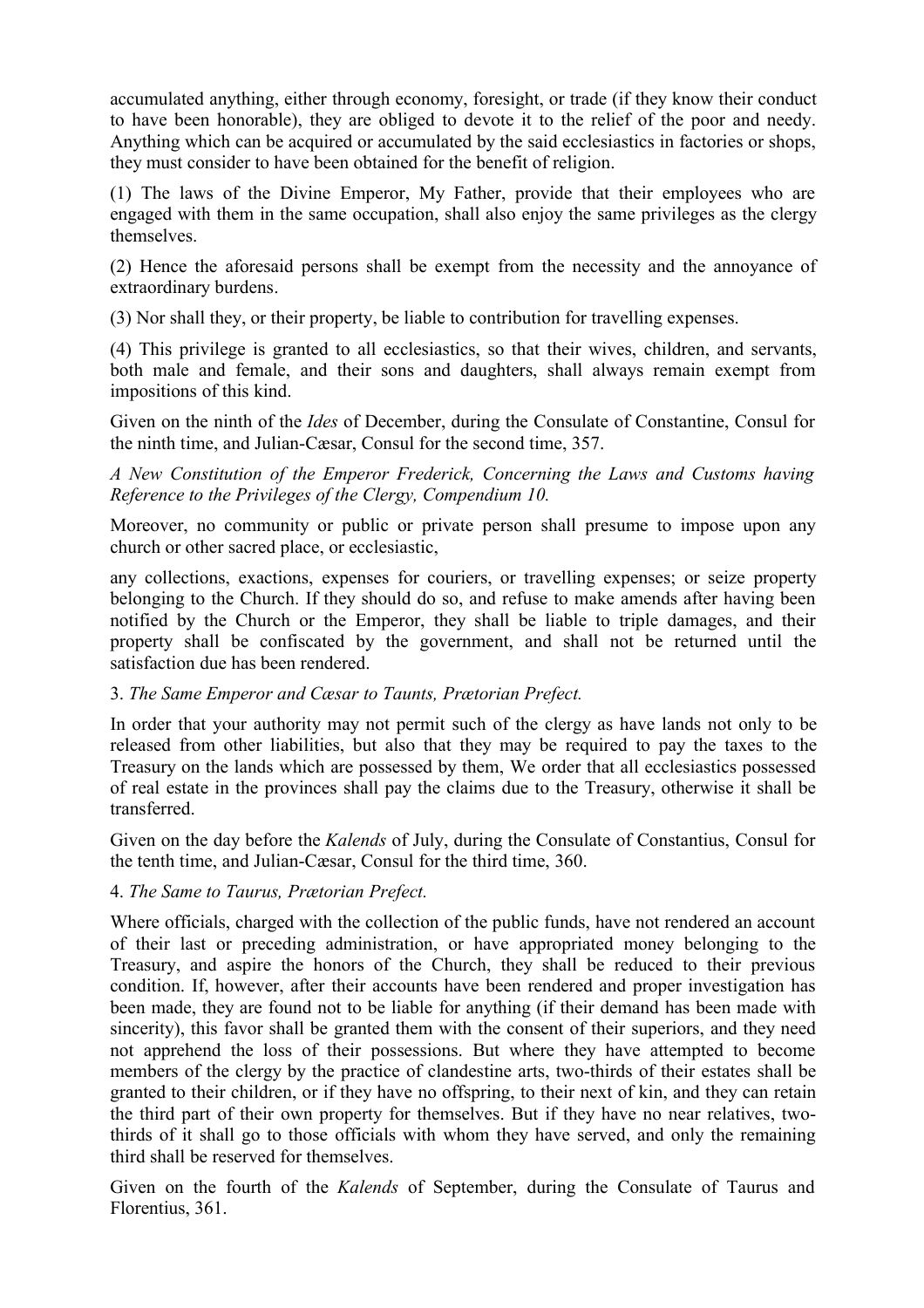accumulated anything, either through economy, foresight, or trade (if they know their conduct to have been honorable), they are obliged to devote it to the relief of the poor and needy. Anything which can be acquired or accumulated by the said ecclesiastics in factories or shops, they must consider to have been obtained for the benefit of religion.

(1) The laws of the Divine Emperor, My Father, provide that their employees who are engaged with them in the same occupation, shall also enjoy the same privileges as the clergy themselves.

(2) Hence the aforesaid persons shall be exempt from the necessity and the annoyance of extraordinary burdens.

(3) Nor shall they, or their property, be liable to contribution for travelling expenses.

(4) This privilege is granted to all ecclesiastics, so that their wives, children, and servants, both male and female, and their sons and daughters, shall always remain exempt from impositions of this kind.

Given on the ninth of the *Ides* of December, during the Consulate of Constantine, Consul for the ninth time, and Julian-Cæsar, Consul for the second time, 357.

*A New Constitution of the Emperor Frederick, Concerning the Laws and Customs having Reference to the Privileges of the Clergy, Compendium 10.*

Moreover, no community or public or private person shall presume to impose upon any church or other sacred place, or ecclesiastic,

any collections, exactions, expenses for couriers, or travelling expenses; or seize property belonging to the Church. If they should do so, and refuse to make amends after having been notified by the Church or the Emperor, they shall be liable to triple damages, and their property shall be confiscated by the government, and shall not be returned until the satisfaction due has been rendered.

3. *The Same Emperor and Cæsar to Taunts, Prætorian Prefect.*

In order that your authority may not permit such of the clergy as have lands not only to be released from other liabilities, but also that they may be required to pay the taxes to the Treasury on the lands which are possessed by them, We order that all ecclesiastics possessed of real estate in the provinces shall pay the claims due to the Treasury, otherwise it shall be transferred.

Given on the day before the *Kalends* of July, during the Consulate of Constantius, Consul for the tenth time, and Julian-Cæsar, Consul for the third time, 360.

4. *The Same to Taurus, Prætorian Prefect.*

Where officials, charged with the collection of the public funds, have not rendered an account of their last or preceding administration, or have appropriated money belonging to the Treasury, and aspire the honors of the Church, they shall be reduced to their previous condition. If, however, after their accounts have been rendered and proper investigation has been made, they are found not to be liable for anything (if their demand has been made with sincerity), this favor shall be granted them with the consent of their superiors, and they need not apprehend the loss of their possessions. But where they have attempted to become members of the clergy by the practice of clandestine arts, two-thirds of their estates shall be granted to their children, or if they have no offspring, to their next of kin, and they can retain the third part of their own property for themselves. But if they have no near relatives, two-thirds of it shall go to those officials with whom they have served, and only the remaining third shall be reserved for themselves.

Given on the fourth of the *Kalends* of September, during the Consulate of Taurus and Florentius, 361.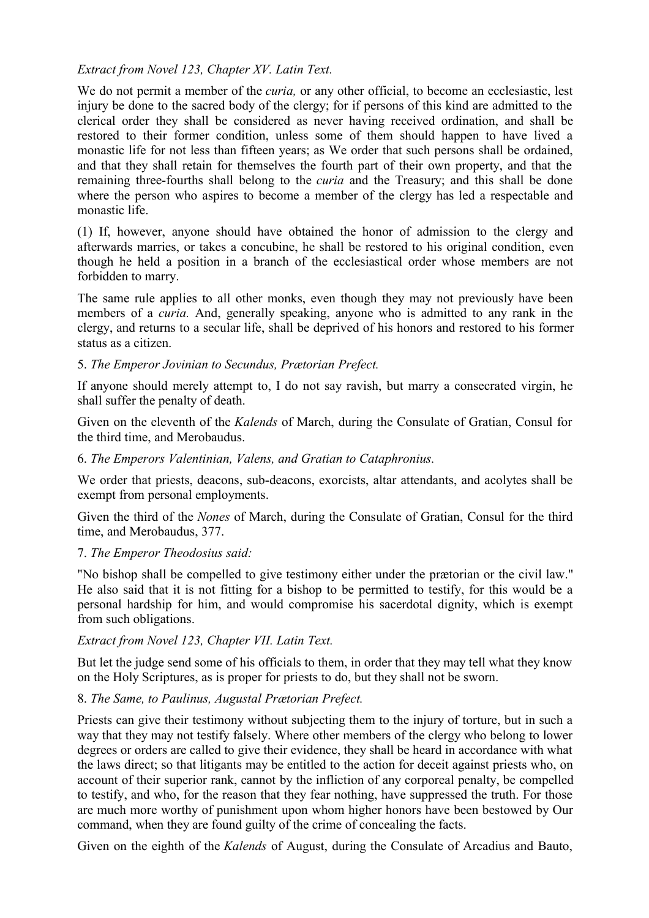*Extract from Novel 123, Chapter XV. Latin Text.*

We do not permit a member of the *curia,* or any other official, to become an ecclesiastic, lest injury be done to the sacred body of the clergy; for if persons of this kind are admitted to the clerical order they shall be considered as never having received ordination, and shall be restored to their former condition, unless some of them should happen to have lived a monastic life for not less than fifteen years; as We order that such persons shall be ordained, and that they shall retain for themselves the fourth part of their own property, and that the remaining three-fourths shall belong to the *curia* and the Treasury; and this shall be done where the person who aspires to become a member of the clergy has led a respectable and monastic life.

(1) If, however, anyone should have obtained the honor of admission to the clergy and afterwards marries, or takes a concubine, he shall be restored to his original condition, even though he held a position in a branch of the ecclesiastical order whose members are not forbidden to marry.

The same rule applies to all other monks, even though they may not previously have been members of a *curia.* And, generally speaking, anyone who is admitted to any rank in the clergy, and returns to a secular life, shall be deprived of his honors and restored to his former status as a citizen.

5. *The Emperor Jovinian to Secundus, Prætorian Prefect.*

If anyone should merely attempt to, I do not say ravish, but marry a consecrated virgin, he shall suffer the penalty of death.

Given on the eleventh of the *Kalends* of March, during the Consulate of Gratian, Consul for the third time, and Merobaudus.

6. *The Emperors Valentinian, Valens, and Gratian to Cataphronius.*

We order that priests, deacons, sub-deacons, exorcists, altar attendants, and acolytes shall be exempt from personal employments.

Given the third of the *Nones* of March, during the Consulate of Gratian, Consul for the third time, and Merobaudus, 377.

7. *The Emperor Theodosius said:*

"No bishop shall be compelled to give testimony either under the prætorian or the civil law." He also said that it is not fitting for a bishop to be permitted to testify, for this would be a personal hardship for him, and would compromise his sacerdotal dignity, which is exempt from such obligations.

*Extract from Novel 123, Chapter VII. Latin Text.*

But let the judge send some of his officials to them, in order that they may tell what they know on the Holy Scriptures, as is proper for priests to do, but they shall not be sworn.

8. *The Same, to Paulinus, Augustal Prætorian Prefect.*

Priests can give their testimony without subjecting them to the injury of torture, but in such a way that they may not testify falsely. Where other members of the clergy who belong to lower degrees or orders are called to give their evidence, they shall be heard in accordance with what the laws direct; so that litigants may be entitled to the action for deceit against priests who, on account of their superior rank, cannot by the infliction of any corporeal penalty, be compelled to testify, and who, for the reason that they fear nothing, have suppressed the truth. For those are much more worthy of punishment upon whom higher honors have been bestowed by Our command, when they are found guilty of the crime of concealing the facts.

Given on the eighth of the *Kalends* of August, during the Consulate of Arcadius and Bauto,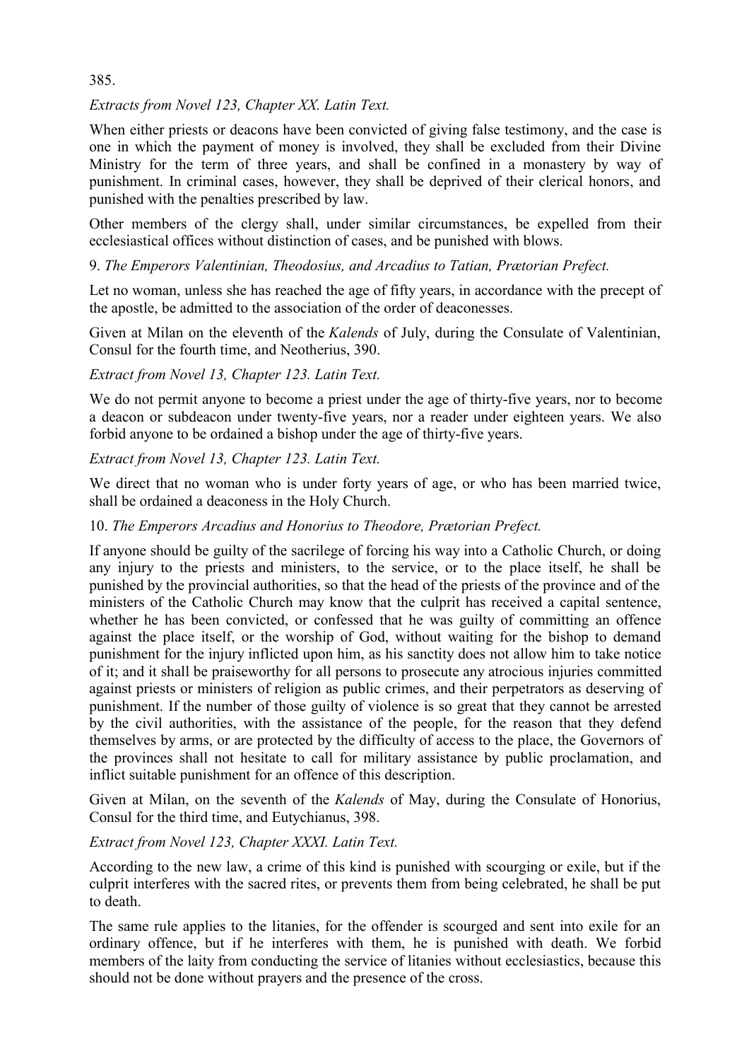385.

*Extracts from Novel 123, Chapter XX. Latin Text.*

When either priests or deacons have been convicted of giving false testimony, and the case is one in which the payment of money is involved, they shall be excluded from their Divine Ministry for the term of three years, and shall be confined in a monastery by way of punishment. In criminal cases, however, they shall be deprived of their clerical honors, and punished with the penalties prescribed by law.

Other members of the clergy shall, under similar circumstances, be expelled from their ecclesiastical offices without distinction of cases, and be punished with blows.

9. *The Emperors Valentinian, Theodosius, and Arcadius to Tatian, Prætorian Prefect.*

Let no woman, unless she has reached the age of fifty years, in accordance with the precept of the apostle, be admitted to the association of the order of deaconesses.

Given at Milan on the eleventh of the *Kalends* of July, during the Consulate of Valentinian, Consul for the fourth time, and Neotherius, 390.

*Extract from Novel 13, Chapter 123. Latin Text.*

We do not permit anyone to become a priest under the age of thirty-five years, nor to become a deacon or subdeacon under twenty-five years, nor a reader under eighteen years. We also forbid anyone to be ordained a bishop under the age of thirty-five years.

*Extract from Novel 13, Chapter 123. Latin Text.*

We direct that no woman who is under forty years of age, or who has been married twice, shall be ordained a deaconess in the Holy Church.

10. *The Emperors Arcadius and Honorius to Theodore, Prætorian Prefect.*

If anyone should be guilty of the sacrilege of forcing his way into a Catholic Church, or doing any injury to the priests and ministers, to the service, or to the place itself, he shall be punished by the provincial authorities, so that the head of the priests of the province and of the ministers of the Catholic Church may know that the culprit has received a capital sentence, whether he has been convicted, or confessed that he was guilty of committing an offence against the place itself, or the worship of God, without waiting for the bishop to demand punishment for the injury inflicted upon him, as his sanctity does not allow him to take notice of it; and it shall be praiseworthy for all persons to prosecute any atrocious injuries committed against priests or ministers of religion as public crimes, and their perpetrators as deserving of punishment. If the number of those guilty of violence is so great that they cannot be arrested by the civil authorities, with the assistance of the people, for the reason that they defend themselves by arms, or are protected by the difficulty of access to the place, the Governors of the provinces shall not hesitate to call for military assistance by public proclamation, and inflict suitable punishment for an offence of this description.

Given at Milan, on the seventh of the *Kalends* of May, during the Consulate of Honorius, Consul for the third time, and Eutychianus, 398.

*Extract from Novel 123, Chapter XXXI. Latin Text.*

According to the new law, a crime of this kind is punished with scourging or exile, but if the culprit interferes with the sacred rites, or prevents them from being celebrated, he shall be put to death.

The same rule applies to the litanies, for the offender is scourged and sent into exile for an ordinary offence, but if he interferes with them, he is punished with death. We forbid members of the laity from conducting the service of litanies without ecclesiastics, because this should not be done without prayers and the presence of the cross.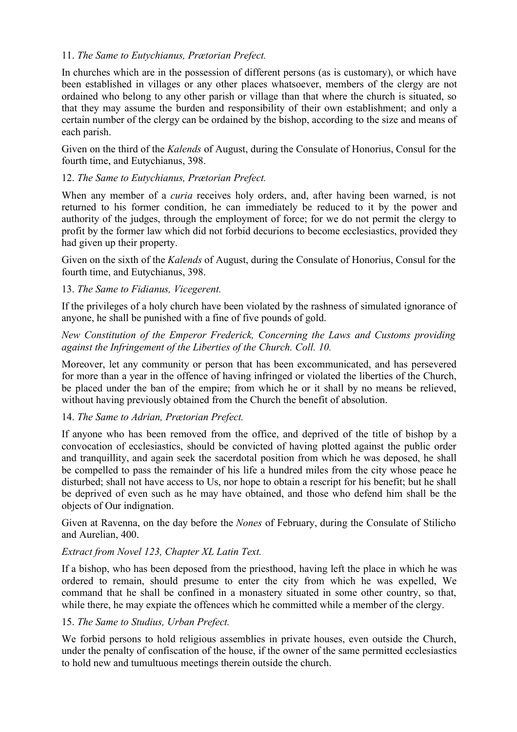11. *The Same to Eutychianus, Prætorian Prefect.*

In churches which are in the possession of different persons (as is customary), or which have been established in villages or any other places whatsoever, members of the clergy are not ordained who belong to any other parish or village than that where the church is situated, so that they may assume the burden and responsibility of their own establishment; and only a certain number of the clergy can be ordained by the bishop, according to the size and means of each parish.

Given on the third of the *Kalends* of August, during the Consulate of Honorius, Consul for the fourth time, and Eutychianus, 398.

12. *The Same to Eutychianus, Prætorian Prefect.*

When any member of a *curia* receives holy orders, and, after having been warned, is not returned to his former condition, he can immediately be reduced to it by the power and authority of the judges, through the employment of force; for we do not permit the clergy to profit by the former law which did not forbid decurions to become ecclesiastics, provided they had given up their property.

Given on the sixth of the *Kalends* of August, during the Consulate of Honorius, Consul for the fourth time, and Eutychianus, 398.

13. *The Same to Fidianus, Vicegerent.*

If the privileges of a holy church have been violated by the rashness of simulated ignorance of anyone, he shall be punished with a fine of five pounds of gold.

*New Constitution of the Emperor Frederick, Concerning the Laws and Customs providing against the Infringement of the Liberties of the Church. Coll. 10.*

Moreover, let any community or person that has been excommunicated, and has persevered for more than a year in the offence of having infringed or violated the liberties of the Church, be placed under the ban of the empire; from which he or it shall by no means be relieved, without having previously obtained from the Church the benefit of absolution.

14. *The Same to Adrian, Prætorian Prefect.*

If anyone who has been removed from the office, and deprived of the title of bishop by a convocation of ecclesiastics, should be convicted of having plotted against the public order and tranquillity, and again seek the sacerdotal position from which he was deposed, he shall be compelled to pass the remainder of his life a hundred miles from the city whose peace he disturbed; shall not have access to Us, nor hope to obtain a rescript for his benefit; but he shall be deprived of even such as he may have obtained, and those who defend him shall be the objects of Our indignation.

Given at Ravenna, on the day before the *Nones* of February, during the Consulate of Stilicho and Aurelian, 400.

*Extract from Novel 123, Chapter XL Latin Text.*

If a bishop, who has been deposed from the priesthood, having left the place in which he was ordered to remain, should presume to enter the city from which he was expelled, We command that he shall be confined in a monastery situated in some other country, so that, while there, he may expiate the offences which he committed while a member of the clergy.

15. *The Same to Studius, Urban Prefect.*

We forbid persons to hold religious assemblies in private houses, even outside the Church, under the penalty of confiscation of the house, if the owner of the same permitted ecclesiastics to hold new and tumultuous meetings therein outside the church.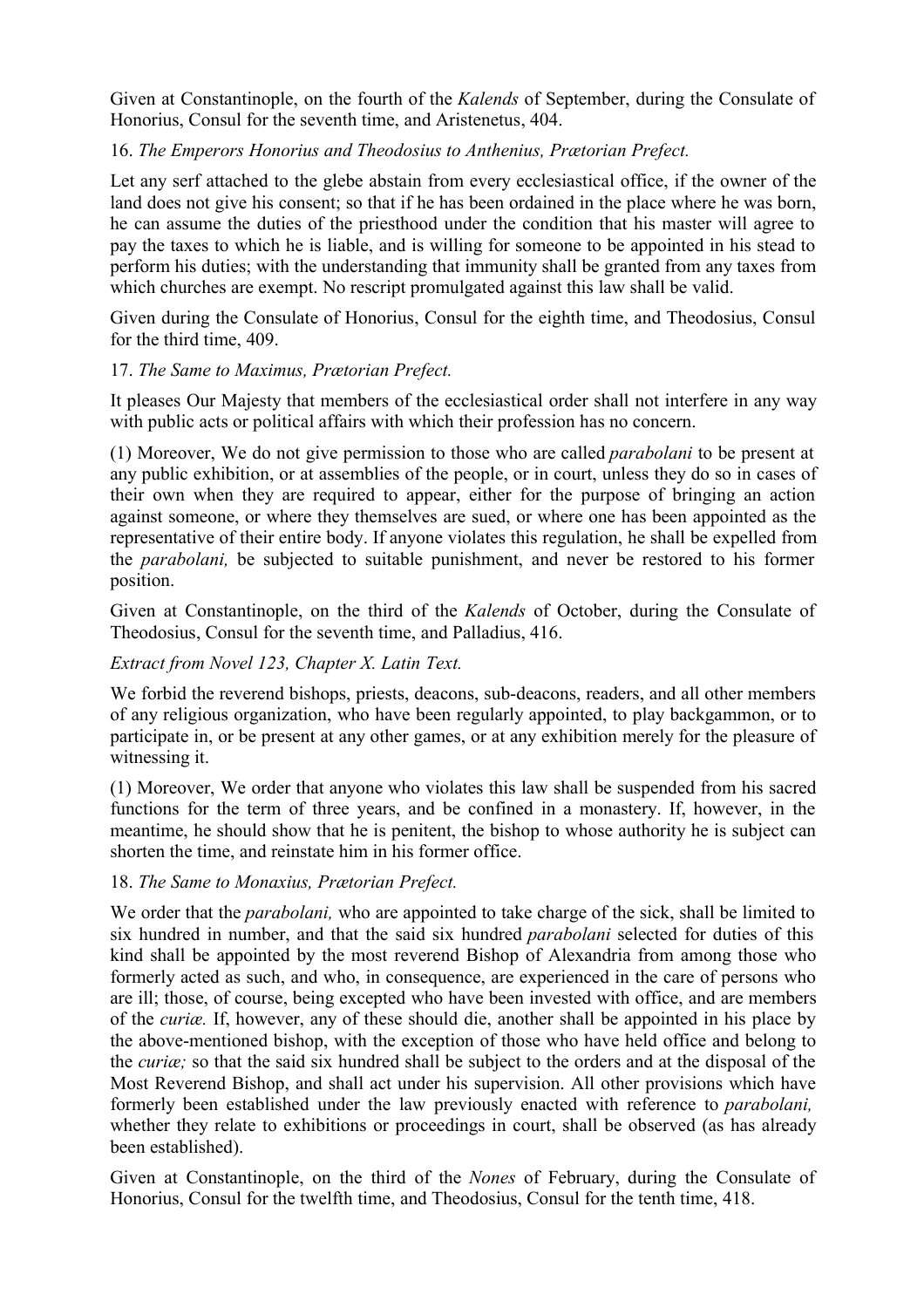Given at Constantinople, on the fourth of the *Kalends* of September, during the Consulate of Honorius, Consul for the seventh time, and Aristenetus, 404.

16. *The Emperors Honorius and Theodosius to Anthenius, Prætorian Prefect.*

Let any serf attached to the glebe abstain from every ecclesiastical office, if the owner of the land does not give his consent; so that if he has been ordained in the place where he was born, he can assume the duties of the priesthood under the condition that his master will agree to pay the taxes to which he is liable, and is willing for someone to be appointed in his stead to perform his duties; with the understanding that immunity shall be granted from any taxes from which churches are exempt. No rescript promulgated against this law shall be valid.

Given during the Consulate of Honorius, Consul for the eighth time, and Theodosius, Consul for the third time, 409.

17. *The Same to Maximus, Prætorian Prefect.*

It pleases Our Majesty that members of the ecclesiastical order shall not interfere in any way with public acts or political affairs with which their profession has no concern.

(1) Moreover, We do not give permission to those who are called *parabolani* to be present at any public exhibition, or at assemblies of the people, or in court, unless they do so in cases of their own when they are required to appear, either for the purpose of bringing an action against someone, or where they themselves are sued, or where one has been appointed as the representative of their entire body. If anyone violates this regulation, he shall be expelled from the *parabolani,* be subjected to suitable punishment, and never be restored to his former position.

Given at Constantinople, on the third of the *Kalends* of October, during the Consulate of Theodosius, Consul for the seventh time, and Palladius, 416.

*Extract from Novel 123, Chapter X. Latin Text.*

We forbid the reverend bishops, priests, deacons, sub-deacons, readers, and all other members of any religious organization, who have been regularly appointed, to play backgammon, or to participate in, or be present at any other games, or at any exhibition merely for the pleasure of witnessing it.

(1) Moreover, We order that anyone who violates this law shall be suspended from his sacred functions for the term of three years, and be confined in a monastery. If, however, in the meantime, he should show that he is penitent, the bishop to whose authority he is subject can shorten the time, and reinstate him in his former office.

18. *The Same to Monaxius, Prætorian Prefect.*

We order that the *parabolani,* who are appointed to take charge of the sick, shall be limited to six hundred in number, and that the said six hundred *parabolani* selected for duties of this kind shall be appointed by the most reverend Bishop of Alexandria from among those who formerly acted as such, and who, in consequence, are experienced in the care of persons who are ill; those, of course, being excepted who have been invested with office, and are members of the *curiæ.* If, however, any of these should die, another shall be appointed in his place by the above-mentioned bishop, with the exception of those who have held office and belong to the *curiæ;* so that the said six hundred shall be subject to the orders and at the disposal of the Most Reverend Bishop, and shall act under his supervision. All other provisions which have formerly been established under the law previously enacted with reference to *parabolani,* whether they relate to exhibitions or proceedings in court, shall be observed (as has already been established).

Given at Constantinople, on the third of the *Nones* of February, during the Consulate of Honorius, Consul for the twelfth time, and Theodosius, Consul for the tenth time, 418.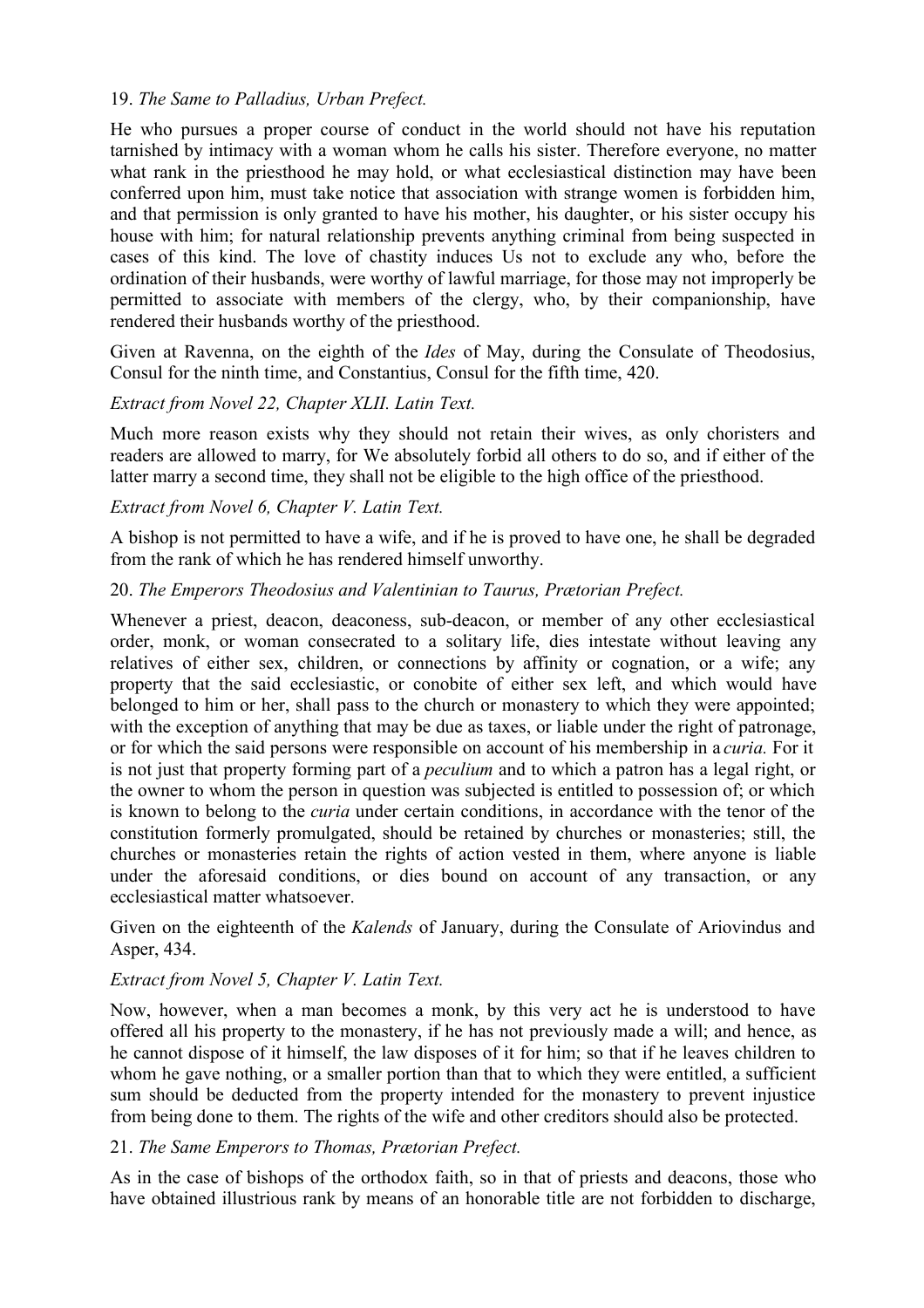19. *The Same to Palladius, Urban Prefect.*

He who pursues a proper course of conduct in the world should not have his reputation tarnished by intimacy with a woman whom he calls his sister. Therefore everyone, no matter what rank in the priesthood he may hold, or what ecclesiastical distinction may have been conferred upon him, must take notice that association with strange women is forbidden him, and that permission is only granted to have his mother, his daughter, or his sister occupy his house with him; for natural relationship prevents anything criminal from being suspected in cases of this kind. The love of chastity induces Us not to exclude any who, before the ordination of their husbands, were worthy of lawful marriage, for those may not improperly be permitted to associate with members of the clergy, who, by their companionship, have rendered their husbands worthy of the priesthood.

Given at Ravenna, on the eighth of the *Ides* of May, during the Consulate of Theodosius, Consul for the ninth time, and Constantius, Consul for the fifth time, 420.

*Extract from Novel 22, Chapter XLII. Latin Text.*

Much more reason exists why they should not retain their wives, as only choristers and readers are allowed to marry, for We absolutely forbid all others to do so, and if either of the latter marry a second time, they shall not be eligible to the high office of the priesthood.

*Extract from Novel 6, Chapter V. Latin Text.*

A bishop is not permitted to have a wife, and if he is proved to have one, he shall be degraded from the rank of which he has rendered himself unworthy.

20. *The Emperors Theodosius and Valentinian to Taurus, Prætorian Prefect.*

Whenever a priest, deacon, deaconess, sub-deacon, or member of any other ecclesiastical order, monk, or woman consecrated to a solitary life, dies intestate without leaving any relatives of either sex, children, or connections by affinity or cognation, or a wife; any property that the said ecclesiastic, or conobite of either sex left, and which would have belonged to him or her, shall pass to the church or monastery to which they were appointed; with the exception of anything that may be due as taxes, or liable under the right of patronage, or for which the said persons were responsible on account of his membership in a *curia.* For it is not just that property forming part of a *peculium* and to which a patron has a legal right, or the owner to whom the person in question was subjected is entitled to possession of; or which is known to belong to the *curia* under certain conditions, in accordance with the tenor of the constitution formerly promulgated, should be retained by churches or monasteries; still, the churches or monasteries retain the rights of action vested in them, where anyone is liable under the aforesaid conditions, or dies bound on account of any transaction, or any ecclesiastical matter whatsoever.

Given on the eighteenth of the *Kalends* of January, during the Consulate of Ariovindus and Asper, 434.

*Extract from Novel 5, Chapter V. Latin Text.*

Now, however, when a man becomes a monk, by this very act he is understood to have offered all his property to the monastery, if he has not previously made a will; and hence, as he cannot dispose of it himself, the law disposes of it for him; so that if he leaves children to whom he gave nothing, or a smaller portion than that to which they were entitled, a sufficient sum should be deducted from the property intended for the monastery to prevent injustice from being done to them. The rights of the wife and other creditors should also be protected.

21. *The Same Emperors to Thomas, Prætorian Prefect.*

As in the case of bishops of the orthodox faith, so in that of priests and deacons, those who have obtained illustrious rank by means of an honorable title are not forbidden to discharge,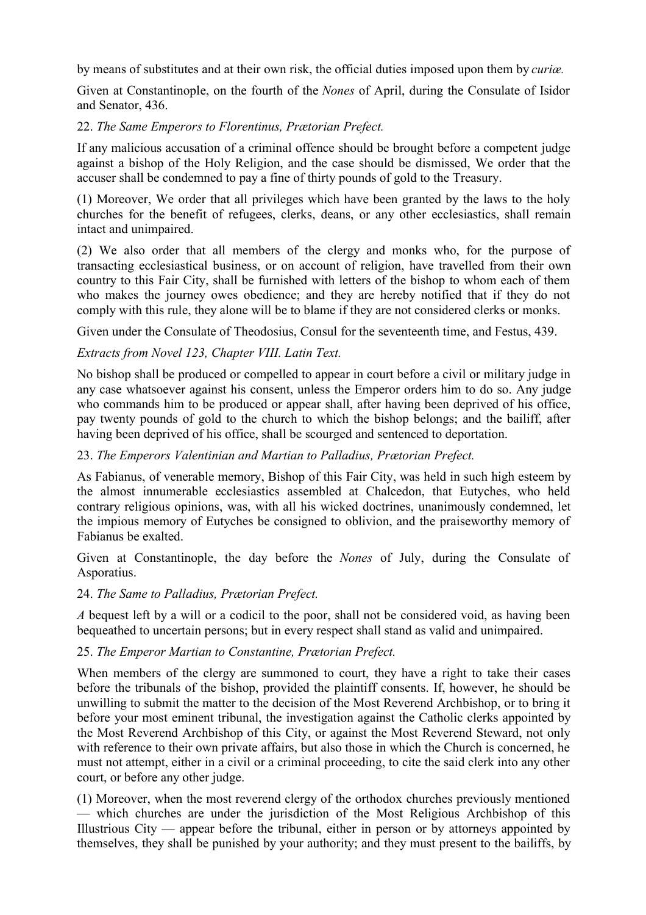by means of substitutes and at their own risk, the official duties imposed upon them by *curiæ.*

Given at Constantinople, on the fourth of the *Nones* of April, during the Consulate of Isidor and Senator, 436.

22. *The Same Emperors to Florentinus, Prætorian Prefect.*

If any malicious accusation of a criminal offence should be brought before a competent judge against a bishop of the Holy Religion, and the case should be dismissed, We order that the accuser shall be condemned to pay a fine of thirty pounds of gold to the Treasury.

(1) Moreover, We order that all privileges which have been granted by the laws to the holy churches for the benefit of refugees, clerks, deans, or any other ecclesiastics, shall remain intact and unimpaired.

(2) We also order that all members of the clergy and monks who, for the purpose of transacting ecclesiastical business, or on account of religion, have travelled from their own country to this Fair City, shall be furnished with letters of the bishop to whom each of them who makes the journey owes obedience; and they are hereby notified that if they do not comply with this rule, they alone will be to blame if they are not considered clerks or monks.

Given under the Consulate of Theodosius, Consul for the seventeenth time, and Festus, 439.

*Extracts from Novel 123, Chapter VIII. Latin Text.*

No bishop shall be produced or compelled to appear in court before a civil or military judge in any case whatsoever against his consent, unless the Emperor orders him to do so. Any judge who commands him to be produced or appear shall, after having been deprived of his office, pay twenty pounds of gold to the church to which the bishop belongs; and the bailiff, after having been deprived of his office, shall be scourged and sentenced to deportation.

23. *The Emperors Valentinian and Martian to Palladius, Prætorian Prefect.*

As Fabianus, of venerable memory, Bishop of this Fair City, was held in such high esteem by the almost innumerable ecclesiastics assembled at Chalcedon, that Eutyches, who held contrary religious opinions, was, with all his wicked doctrines, unanimously condemned, let the impious memory of Eutyches be consigned to oblivion, and the praiseworthy memory of Fabianus be exalted.

Given at Constantinople, the day before the *Nones* of July, during the Consulate of Asporatius.

24. *The Same to Palladius, Prætorian Prefect.*

*A* bequest left by a will or a codicil to the poor, shall not be considered void, as having been bequeathed to uncertain persons; but in every respect shall stand as valid and unimpaired.

25. *The Emperor Martian to Constantine, Prætorian Prefect.*

When members of the clergy are summoned to court, they have a right to take their cases before the tribunals of the bishop, provided the plaintiff consents. If, however, he should be unwilling to submit the matter to the decision of the Most Reverend Archbishop, or to bring it before your most eminent tribunal, the investigation against the Catholic clerks appointed by the Most Reverend Archbishop of this City, or against the Most Reverend Steward, not only with reference to their own private affairs, but also those in which the Church is concerned, he must not attempt, either in a civil or a criminal proceeding, to cite the said clerk into any other court, or before any other judge.

(1) Moreover, when the most reverend clergy of the orthodox churches previously mentioned — which churches are under the jurisdiction of the Most Religious Archbishop of this Illustrious City — appear before the tribunal, either in person or by attorneys appointed by themselves, they shall be punished by your authority; and they must present to the bailiffs, by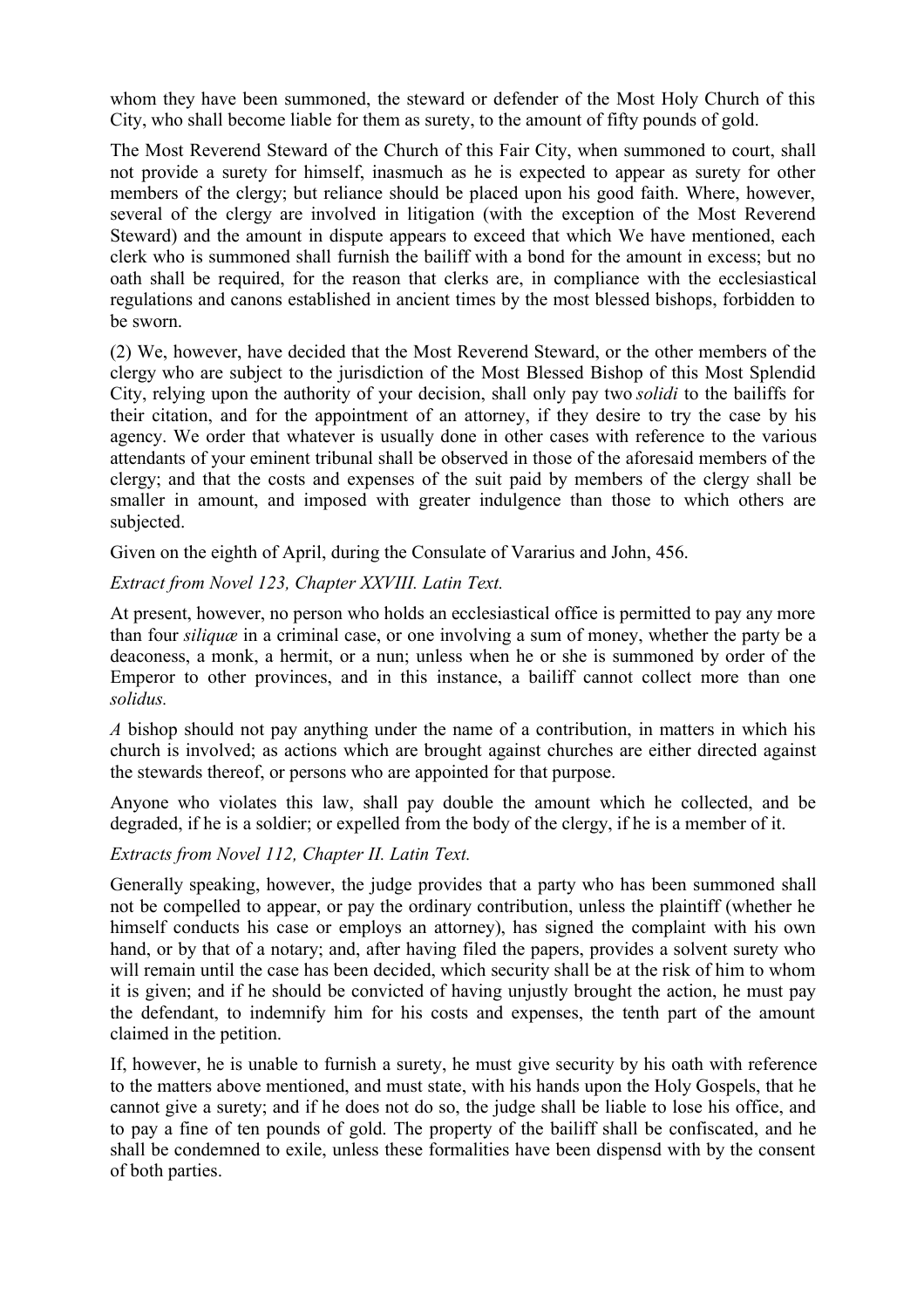whom they have been summoned, the steward or defender of the Most Holy Church of this City, who shall become liable for them as surety, to the amount of fifty pounds of gold.

The Most Reverend Steward of the Church of this Fair City, when summoned to court, shall not provide a surety for himself, inasmuch as he is expected to appear as surety for other members of the clergy; but reliance should be placed upon his good faith. Where, however, several of the clergy are involved in litigation (with the exception of the Most Reverend Steward) and the amount in dispute appears to exceed that which We have mentioned, each clerk who is summoned shall furnish the bailiff with a bond for the amount in excess; but no oath shall be required, for the reason that clerks are, in compliance with the ecclesiastical regulations and canons established in ancient times by the most blessed bishops, forbidden to be sworn.

(2) We, however, have decided that the Most Reverend Steward, or the other members of the clergy who are subject to the jurisdiction of the Most Blessed Bishop of this Most Splendid City, relying upon the authority of your decision, shall only pay two *solidi* to the bailiffs for their citation, and for the appointment of an attorney, if they desire to try the case by his agency. We order that whatever is usually done in other cases with reference to the various attendants of your eminent tribunal shall be observed in those of the aforesaid members of the clergy; and that the costs and expenses of the suit paid by members of the clergy shall be smaller in amount, and imposed with greater indulgence than those to which others are subjected.

Given on the eighth of April, during the Consulate of Vararius and John, 456.

*Extract from Novel 123, Chapter XXVIII. Latin Text.*

At present, however, no person who holds an ecclesiastical office is permitted to pay any more than four *siliquæ* in a criminal case, or one involving a sum of money, whether the party be a deaconess, a monk, a hermit, or a nun; unless when he or she is summoned by order of the Emperor to other provinces, and in this instance, a bailiff cannot collect more than one *solidus.*

*A* bishop should not pay anything under the name of a contribution, in matters in which his church is involved; as actions which are brought against churches are either directed against the stewards thereof, or persons who are appointed for that purpose.

Anyone who violates this law, shall pay double the amount which he collected, and be degraded, if he is a soldier; or expelled from the body of the clergy, if he is a member of it.

*Extracts from Novel 112, Chapter II. Latin Text.*

Generally speaking, however, the judge provides that a party who has been summoned shall not be compelled to appear, or pay the ordinary contribution, unless the plaintiff (whether he himself conducts his case or employs an attorney), has signed the complaint with his own hand, or by that of a notary; and, after having filed the papers, provides a solvent surety who will remain until the case has been decided, which security shall be at the risk of him to whom it is given; and if he should be convicted of having unjustly brought the action, he must pay the defendant, to indemnify him for his costs and expenses, the tenth part of the amount claimed in the petition.

If, however, he is unable to furnish a surety, he must give security by his oath with reference to the matters above mentioned, and must state, with his hands upon the Holy Gospels, that he cannot give a surety; and if he does not do so, the judge shall be liable to lose his office, and to pay a fine of ten pounds of gold. The property of the bailiff shall be confiscated, and he shall be condemned to exile, unless these formalities have been dispensd with by the consent of both parties.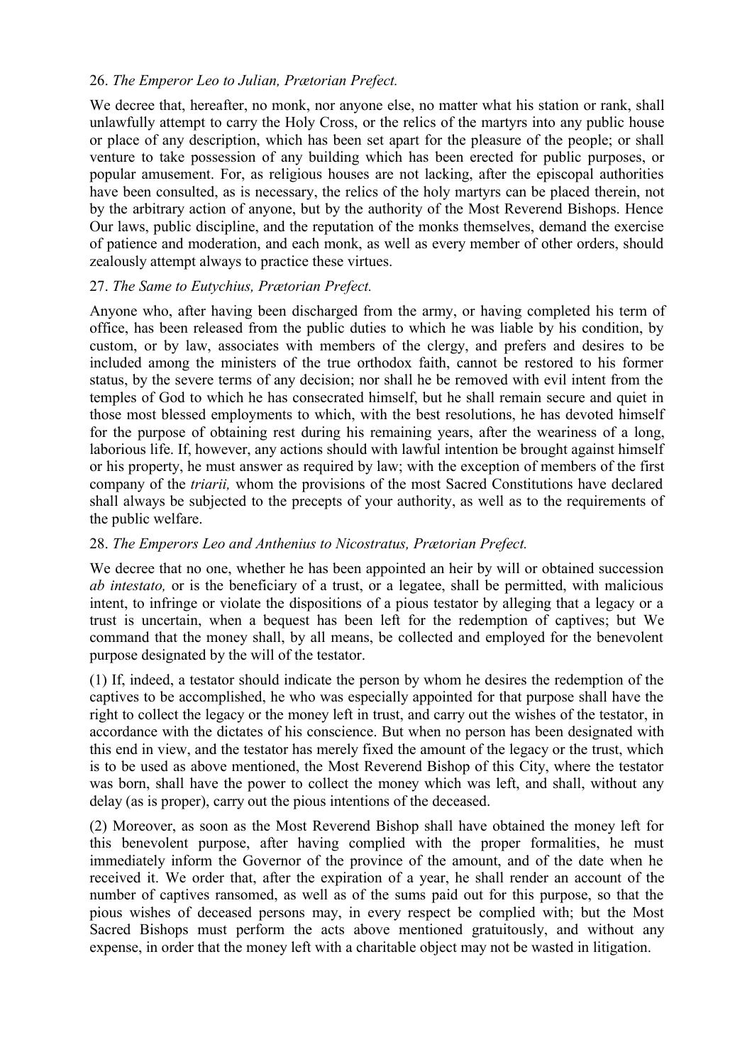26. *The Emperor Leo to Julian, Prætorian Prefect.*

We decree that, hereafter, no monk, nor anyone else, no matter what his station or rank, shall unlawfully attempt to carry the Holy Cross, or the relics of the martyrs into any public house or place of any description, which has been set apart for the pleasure of the people; or shall venture to take possession of any building which has been erected for public purposes, or popular amusement. For, as religious houses are not lacking, after the episcopal authorities have been consulted, as is necessary, the relics of the holy martyrs can be placed therein, not by the arbitrary action of anyone, but by the authority of the Most Reverend Bishops. Hence Our laws, public discipline, and the reputation of the monks themselves, demand the exercise of patience and moderation, and each monk, as well as every member of other orders, should zealously attempt always to practice these virtues.

27. *The Same to Eutychius, Prætorian Prefect.*

Anyone who, after having been discharged from the army, or having completed his term of office, has been released from the public duties to which he was liable by his condition, by custom, or by law, associates with members of the clergy, and prefers and desires to be included among the ministers of the true orthodox faith, cannot be restored to his former status, by the severe terms of any decision; nor shall he be removed with evil intent from the temples of God to which he has consecrated himself, but he shall remain secure and quiet in those most blessed employments to which, with the best resolutions, he has devoted himself for the purpose of obtaining rest during his remaining years, after the weariness of a long, laborious life. If, however, any actions should with lawful intention be brought against himself or his property, he must answer as required by law; with the exception of members of the first company of the *triarii,* whom the provisions of the most Sacred Constitutions have declared shall always be subjected to the precepts of your authority, as well as to the requirements of the public welfare.

28. *The Emperors Leo and Anthenius to Nicostratus, Prætorian Prefect.*

We decree that no one, whether he has been appointed an heir by will or obtained succession *ab intestato,* or is the beneficiary of a trust, or a legatee, shall be permitted, with malicious intent, to infringe or violate the dispositions of a pious testator by alleging that a legacy or a trust is uncertain, when a bequest has been left for the redemption of captives; but We command that the money shall, by all means, be collected and employed for the benevolent purpose designated by the will of the testator.

(1) If, indeed, a testator should indicate the person by whom he desires the redemption of the captives to be accomplished, he who was especially appointed for that purpose shall have the right to collect the legacy or the money left in trust, and carry out the wishes of the testator, in accordance with the dictates of his conscience. But when no person has been designated with this end in view, and the testator has merely fixed the amount of the legacy or the trust, which is to be used as above mentioned, the Most Reverend Bishop of this City, where the testator was born, shall have the power to collect the money which was left, and shall, without any delay (as is proper), carry out the pious intentions of the deceased.

(2) Moreover, as soon as the Most Reverend Bishop shall have obtained the money left for this benevolent purpose, after having complied with the proper formalities, he must immediately inform the Governor of the province of the amount, and of the date when he received it. We order that, after the expiration of a year, he shall render an account of the number of captives ransomed, as well as of the sums paid out for this purpose, so that the pious wishes of deceased persons may, in every respect be complied with; but the Most Sacred Bishops must perform the acts above mentioned gratuitously, and without any expense, in order that the money left with a charitable object may not be wasted in litigation.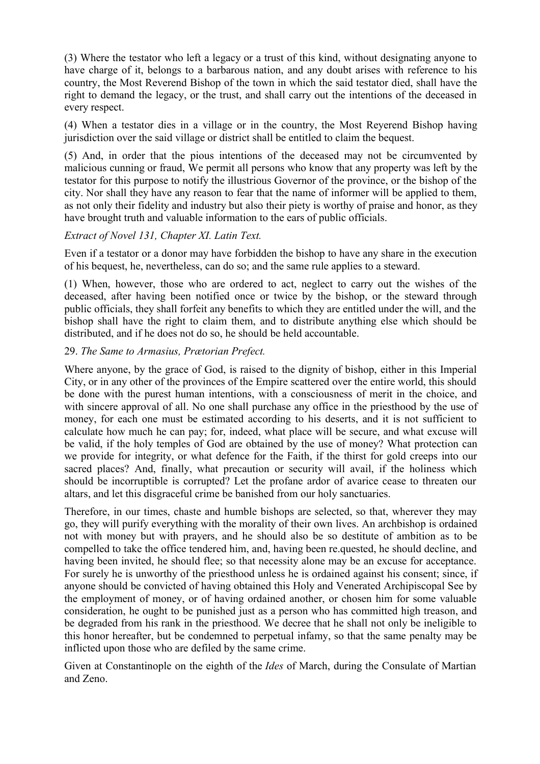(3) Where the testator who left a legacy or a trust of this kind, without designating anyone to have charge of it, belongs to a barbarous nation, and any doubt arises with reference to his country, the Most Reverend Bishop of the town in which the said testator died, shall have the right to demand the legacy, or the trust, and shall carry out the intentions of the deceased in every respect.

(4) When a testator dies in a village or in the country, the Most Reyerend Bishop having jurisdiction over the said village or district shall be entitled to claim the bequest.

(5) And, in order that the pious intentions of the deceased may not be circumvented by malicious cunning or fraud, We permit all persons who know that any property was left by the testator for this purpose to notify the illustrious Governor of the province, or the bishop of the city. Nor shall they have any reason to fear that the name of informer will be applied to them, as not only their fidelity and industry but also their piety is worthy of praise and honor, as they have brought truth and valuable information to the ears of public officials.

*Extract of Novel 131, Chapter XI. Latin Text.*

Even if a testator or a donor may have forbidden the bishop to have any share in the execution of his bequest, he, nevertheless, can do so; and the same rule applies to a steward.

(1) When, however, those who are ordered to act, neglect to carry out the wishes of the deceased, after having been notified once or twice by the bishop, or the steward through public officials, they shall forfeit any benefits to which they are entitled under the will, and the bishop shall have the right to claim them, and to distribute anything else which should be distributed, and if he does not do so, he should be held accountable.

29. *The Same to Armasius, Prætorian Prefect.*

Where anyone, by the grace of God, is raised to the dignity of bishop, either in this Imperial City, or in any other of the provinces of the Empire scattered over the entire world, this should be done with the purest human intentions, with a consciousness of merit in the choice, and with sincere approval of all. No one shall purchase any office in the priesthood by the use of money, for each one must be estimated according to his deserts, and it is not sufficient to calculate how much he can pay; for, indeed, what place will be secure, and what excuse will be valid, if the holy temples of God are obtained by the use of money? What protection can we provide for integrity, or what defence for the Faith, if the thirst for gold creeps into our sacred places? And, finally, what precaution or security will avail, if the holiness which should be incorruptible is corrupted? Let the profane ardor of avarice cease to threaten our altars, and let this disgraceful crime be banished from our holy sanctuaries.

Therefore, in our times, chaste and humble bishops are selected, so that, wherever they may go, they will purify everything with the morality of their own lives. An archbishop is ordained not with money but with prayers, and he should also be so destitute of ambition as to be compelled to take the office tendered him, and, having been re.quested, he should decline, and having been invited, he should flee; so that necessity alone may be an excuse for acceptance. For surely he is unworthy of the priesthood unless he is ordained against his consent; since, if anyone should be convicted of having obtained this Holy and Venerated Archipiscopal See by the employment of money, or of having ordained another, or chosen him for some valuable consideration, he ought to be punished just as a person who has committed high treason, and be degraded from his rank in the priesthood. We decree that he shall not only be ineligible to this honor hereafter, but be condemned to perpetual infamy, so that the same penalty may be inflicted upon those who are defiled by the same crime.

Given at Constantinople on the eighth of the *Ides* of March, during the Consulate of Martian and Zeno.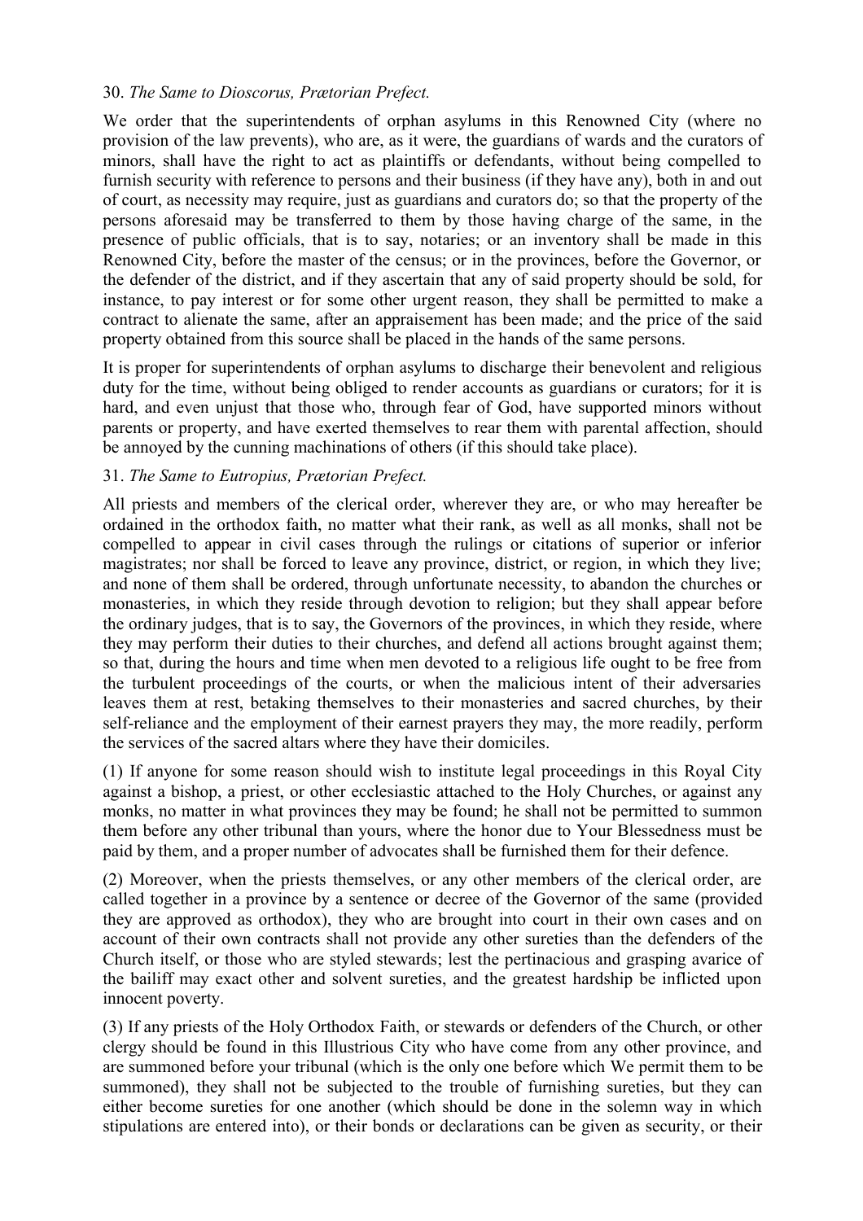30. *The Same to Dioscorus, Prætorian Prefect.*

We order that the superintendents of orphan asylums in this Renowned City (where no provision of the law prevents), who are, as it were, the guardians of wards and the curators of minors, shall have the right to act as plaintiffs or defendants, without being compelled to furnish security with reference to persons and their business (if they have any), both in and out of court, as necessity may require, just as guardians and curators do; so that the property of the persons aforesaid may be transferred to them by those having charge of the same, in the presence of public officials, that is to say, notaries; or an inventory shall be made in this Renowned City, before the master of the census; or in the provinces, before the Governor, or the defender of the district, and if they ascertain that any of said property should be sold, for instance, to pay interest or for some other urgent reason, they shall be permitted to make a contract to alienate the same, after an appraisement has been made; and the price of the said property obtained from this source shall be placed in the hands of the same persons.

It is proper for superintendents of orphan asylums to discharge their benevolent and religious duty for the time, without being obliged to render accounts as guardians or curators; for it is hard, and even unjust that those who, through fear of God, have supported minors without parents or property, and have exerted themselves to rear them with parental affection, should be annoyed by the cunning machinations of others (if this should take place).

31. *The Same to Eutropius, Prætorian Prefect.*

All priests and members of the clerical order, wherever they are, or who may hereafter be ordained in the orthodox faith, no matter what their rank, as well as all monks, shall not be compelled to appear in civil cases through the rulings or citations of superior or inferior magistrates; nor shall be forced to leave any province, district, or region, in which they live; and none of them shall be ordered, through unfortunate necessity, to abandon the churches or monasteries, in which they reside through devotion to religion; but they shall appear before the ordinary judges, that is to say, the Governors of the provinces, in which they reside, where they may perform their duties to their churches, and defend all actions brought against them; so that, during the hours and time when men devoted to a religious life ought to be free from the turbulent proceedings of the courts, or when the malicious intent of their adversaries leaves them at rest, betaking themselves to their monasteries and sacred churches, by their self-reliance and the employment of their earnest prayers they may, the more readily, perform the services of the sacred altars where they have their domiciles.

(1) If anyone for some reason should wish to institute legal proceedings in this Royal City against a bishop, a priest, or other ecclesiastic attached to the Holy Churches, or against any monks, no matter in what provinces they may be found; he shall not be permitted to summon them before any other tribunal than yours, where the honor due to Your Blessedness must be paid by them, and a proper number of advocates shall be furnished them for their defence.

(2) Moreover, when the priests themselves, or any other members of the clerical order, are called together in a province by a sentence or decree of the Governor of the same (provided they are approved as orthodox), they who are brought into court in their own cases and on account of their own contracts shall not provide any other sureties than the defenders of the Church itself, or those who are styled stewards; lest the pertinacious and grasping avarice of the bailiff may exact other and solvent sureties, and the greatest hardship be inflicted upon innocent poverty.

(3) If any priests of the Holy Orthodox Faith, or stewards or defenders of the Church, or other clergy should be found in this Illustrious City who have come from any other province, and are summoned before your tribunal (which is the only one before which We permit them to be summoned), they shall not be subjected to the trouble of furnishing sureties, but they can either become sureties for one another (which should be done in the solemn way in which stipulations are entered into), or their bonds or declarations can be given as security, or their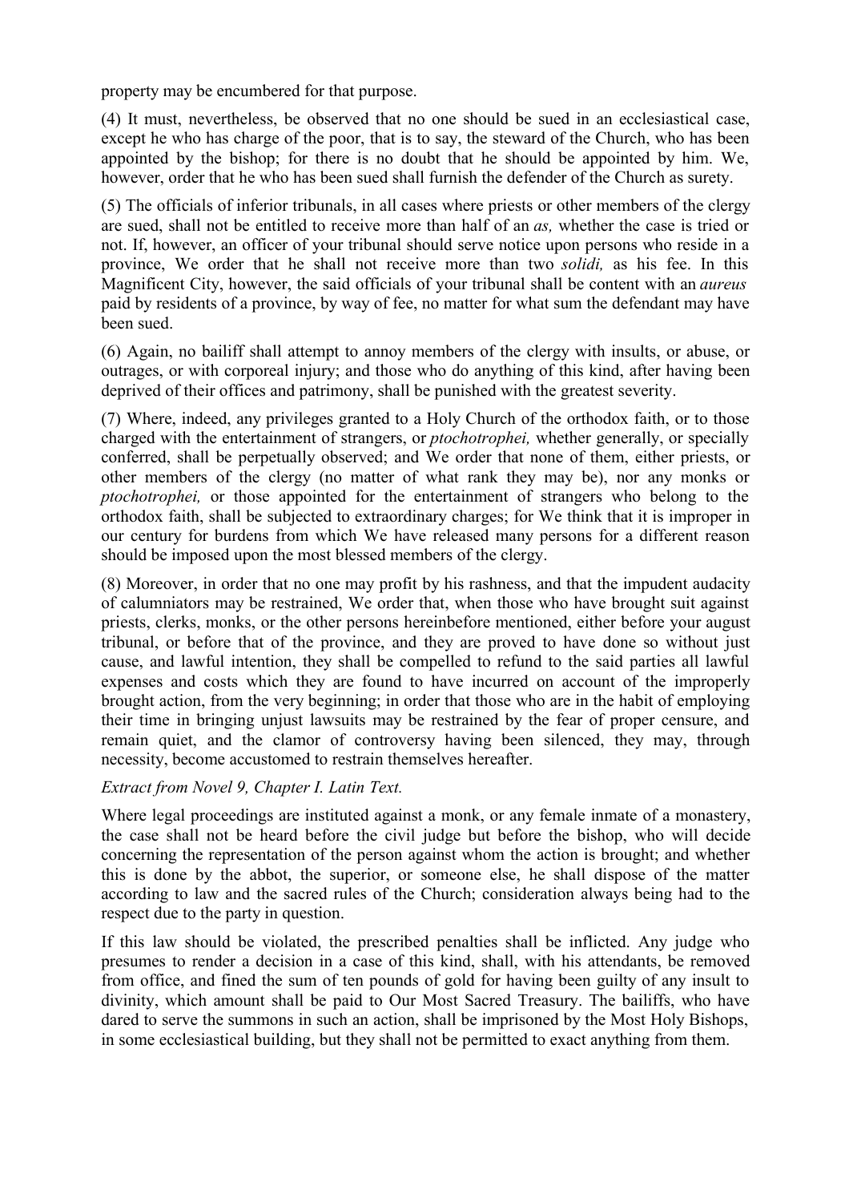property may be encumbered for that purpose.

(4) It must, nevertheless, be observed that no one should be sued in an ecclesiastical case, except he who has charge of the poor, that is to say, the steward of the Church, who has been appointed by the bishop; for there is no doubt that he should be appointed by him. We, however, order that he who has been sued shall furnish the defender of the Church as surety.

(5) The officials of inferior tribunals, in all cases where priests or other members of the clergy are sued, shall not be entitled to receive more than half of an *as,* whether the case is tried or not. If, however, an officer of your tribunal should serve notice upon persons who reside in a province, We order that he shall not receive more than two *solidi,* as his fee. In this Magnificent City, however, the said officials of your tribunal shall be content with an *aureus* paid by residents of a province, by way of fee, no matter for what sum the defendant may have been sued.

(6) Again, no bailiff shall attempt to annoy members of the clergy with insults, or abuse, or outrages, or with corporeal injury; and those who do anything of this kind, after having been deprived of their offices and patrimony, shall be punished with the greatest severity.

(7) Where, indeed, any privileges granted to a Holy Church of the orthodox faith, or to those charged with the entertainment of strangers, or *ptochotrophei,* whether generally, or specially conferred, shall be perpetually observed; and We order that none of them, either priests, or other members of the clergy (no matter of what rank they may be), nor any monks or *ptochotrophei,* or those appointed for the entertainment of strangers who belong to the orthodox faith, shall be subjected to extraordinary charges; for We think that it is improper in our century for burdens from which We have released many persons for a different reason should be imposed upon the most blessed members of the clergy.

(8) Moreover, in order that no one may profit by his rashness, and that the impudent audacity of calumniators may be restrained, We order that, when those who have brought suit against priests, clerks, monks, or the other persons hereinbefore mentioned, either before your august tribunal, or before that of the province, and they are proved to have done so without just cause, and lawful intention, they shall be compelled to refund to the said parties all lawful expenses and costs which they are found to have incurred on account of the improperly brought action, from the very beginning; in order that those who are in the habit of employing their time in bringing unjust lawsuits may be restrained by the fear of proper censure, and remain quiet, and the clamor of controversy having been silenced, they may, through necessity, become accustomed to restrain themselves hereafter.

*Extract from Novel 9, Chapter I. Latin Text.*

Where legal proceedings are instituted against a monk, or any female inmate of a monastery, the case shall not be heard before the civil judge but before the bishop, who will decide concerning the representation of the person against whom the action is brought; and whether this is done by the abbot, the superior, or someone else, he shall dispose of the matter according to law and the sacred rules of the Church; consideration always being had to the respect due to the party in question.

If this law should be violated, the prescribed penalties shall be inflicted. Any judge who presumes to render a decision in a case of this kind, shall, with his attendants, be removed from office, and fined the sum of ten pounds of gold for having been guilty of any insult to divinity, which amount shall be paid to Our Most Sacred Treasury. The bailiffs, who have dared to serve the summons in such an action, shall be imprisoned by the Most Holy Bishops, in some ecclesiastical building, but they shall not be permitted to exact anything from them.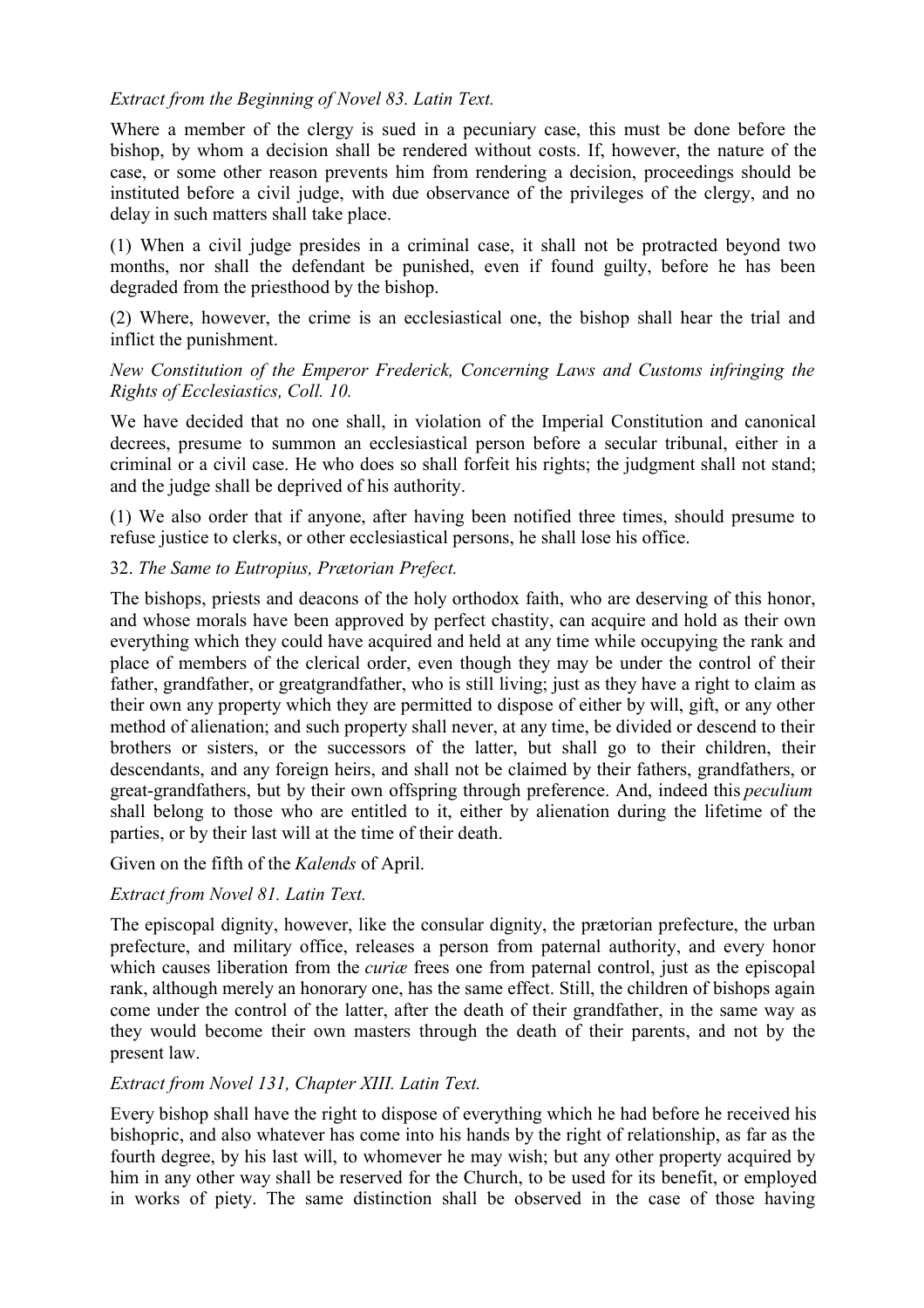*Extract from the Beginning of Novel 83. Latin Text.*

Where a member of the clergy is sued in a pecuniary case, this must be done before the bishop, by whom a decision shall be rendered without costs. If, however, the nature of the case, or some other reason prevents him from rendering a decision, proceedings should be instituted before a civil judge, with due observance of the privileges of the clergy, and no delay in such matters shall take place.

(1) When a civil judge presides in a criminal case, it shall not be protracted beyond two months, nor shall the defendant be punished, even if found guilty, before he has been degraded from the priesthood by the bishop.

(2) Where, however, the crime is an ecclesiastical one, the bishop shall hear the trial and inflict the punishment.

*New Constitution of the Emperor Frederick, Concerning Laws and Customs infringing the Rights of Ecclesiastics, Coll. 10.*

We have decided that no one shall, in violation of the Imperial Constitution and canonical decrees, presume to summon an ecclesiastical person before a secular tribunal, either in a criminal or a civil case. He who does so shall forfeit his rights; the judgment shall not stand; and the judge shall be deprived of his authority.

(1) We also order that if anyone, after having been notified three times, should presume to refuse justice to clerks, or other ecclesiastical persons, he shall lose his office.

32. *The Same to Eutropius, Prætorian Prefect.*

The bishops, priests and deacons of the holy orthodox faith, who are deserving of this honor, and whose morals have been approved by perfect chastity, can acquire and hold as their own everything which they could have acquired and held at any time while occupying the rank and place of members of the clerical order, even though they may be under the control of their father, grandfather, or greatgrandfather, who is still living; just as they have a right to claim as their own any property which they are permitted to dispose of either by will, gift, or any other method of alienation; and such property shall never, at any time, be divided or descend to their brothers or sisters, or the successors of the latter, but shall go to their children, their descendants, and any foreign heirs, and shall not be claimed by their fathers, grandfathers, or great-grandfathers, but by their own offspring through preference. And, indeed this *peculium* shall belong to those who are entitled to it, either by alienation during the lifetime of the parties, or by their last will at the time of their death.

Given on the fifth of the *Kalends* of April.

*Extract from Novel 81. Latin Text.*

The episcopal dignity, however, like the consular dignity, the prætorian prefecture, the urban prefecture, and military office, releases a person from paternal authority, and every honor which causes liberation from the *curiæ* frees one from paternal control, just as the episcopal rank, although merely an honorary one, has the same effect. Still, the children of bishops again come under the control of the latter, after the death of their grandfather, in the same way as they would become their own masters through the death of their parents, and not by the present law.

*Extract from Novel 131, Chapter XIII. Latin Text.*

Every bishop shall have the right to dispose of everything which he had before he received his bishopric, and also whatever has come into his hands by the right of relationship, as far as the fourth degree, by his last will, to whomever he may wish; but any other property acquired by him in any other way shall be reserved for the Church, to be used for its benefit, or employed in works of piety. The same distinction shall be observed in the case of those having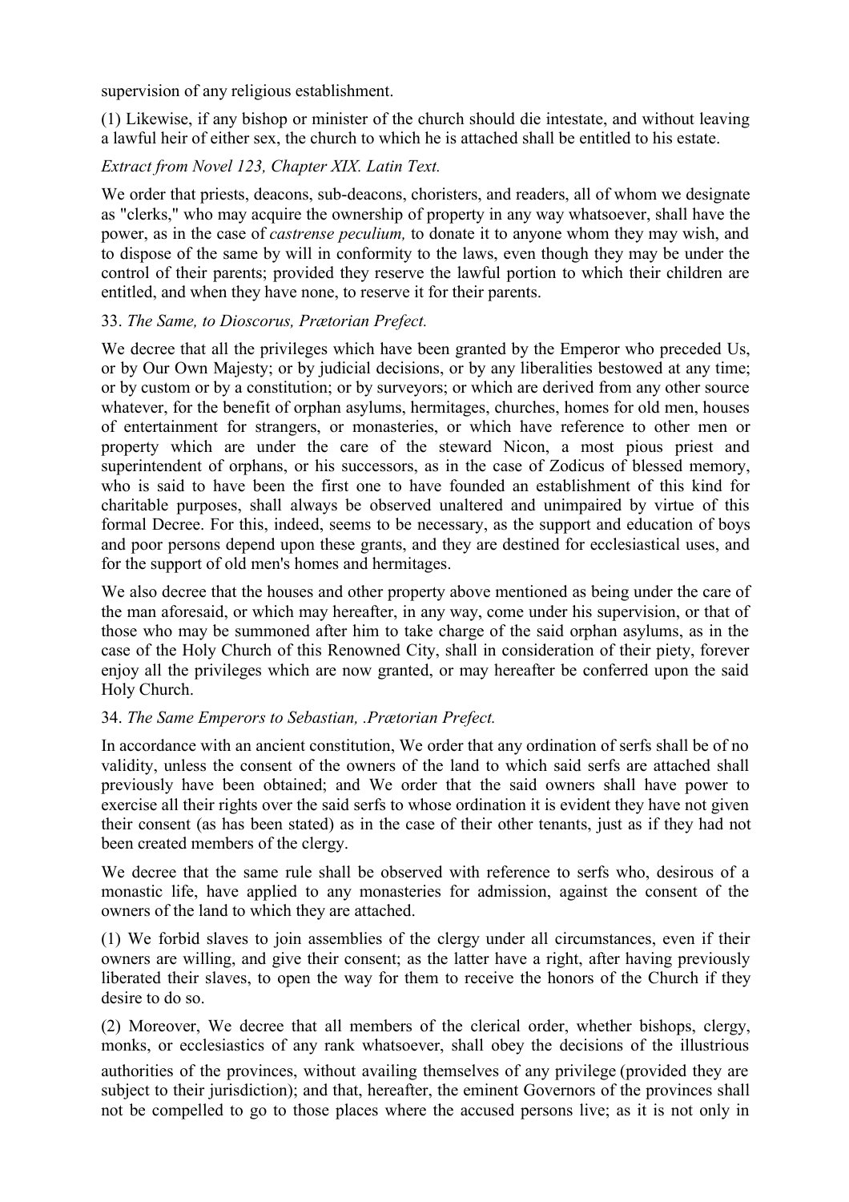supervision of any religious establishment.

(1) Likewise, if any bishop or minister of the church should die intestate, and without leaving a lawful heir of either sex, the church to which he is attached shall be entitled to his estate.

*Extract from Novel 123, Chapter XIX. Latin Text.*

We order that priests, deacons, sub-deacons, choristers, and readers, all of whom we designate as "clerks," who may acquire the ownership of property in any way whatsoever, shall have the power, as in the case of *castrense peculium,* to donate it to anyone whom they may wish, and to dispose of the same by will in conformity to the laws, even though they may be under the control of their parents; provided they reserve the lawful portion to which their children are entitled, and when they have none, to reserve it for their parents.

33. *The Same, to Dioscorus, Prætorian Prefect.*

We decree that all the privileges which have been granted by the Emperor who preceded Us, or by Our Own Majesty; or by judicial decisions, or by any liberalities bestowed at any time; or by custom or by a constitution; or by surveyors; or which are derived from any other source whatever, for the benefit of orphan asylums, hermitages, churches, homes for old men, houses of entertainment for strangers, or monasteries, or which have reference to other men or property which are under the care of the steward Nicon, a most pious priest and superintendent of orphans, or his successors, as in the case of Zodicus of blessed memory, who is said to have been the first one to have founded an establishment of this kind for charitable purposes, shall always be observed unaltered and unimpaired by virtue of this formal Decree. For this, indeed, seems to be necessary, as the support and education of boys and poor persons depend upon these grants, and they are destined for ecclesiastical uses, and for the support of old men's homes and hermitages.

We also decree that the houses and other property above mentioned as being under the care of the man aforesaid, or which may hereafter, in any way, come under his supervision, or that of those who may be summoned after him to take charge of the said orphan asylums, as in the case of the Holy Church of this Renowned City, shall in consideration of their piety, forever enjoy all the privileges which are now granted, or may hereafter be conferred upon the said Holy Church.

34. *The Same Emperors to Sebastian, .Prætorian Prefect.*

In accordance with an ancient constitution, We order that any ordination of serfs shall be of no validity, unless the consent of the owners of the land to which said serfs are attached shall previously have been obtained; and We order that the said owners shall have power to exercise all their rights over the said serfs to whose ordination it is evident they have not given their consent (as has been stated) as in the case of their other tenants, just as if they had not been created members of the clergy.

We decree that the same rule shall be observed with reference to serfs who, desirous of a monastic life, have applied to any monasteries for admission, against the consent of the owners of the land to which they are attached.

(1) We forbid slaves to join assemblies of the clergy under all circumstances, even if their owners are willing, and give their consent; as the latter have a right, after having previously liberated their slaves, to open the way for them to receive the honors of the Church if they desire to do so.

(2) Moreover, We decree that all members of the clerical order, whether bishops, clergy, monks, or ecclesiastics of any rank whatsoever, shall obey the decisions of the illustrious authorities of the provinces, without availing themselves of any privilege (provided they are subject to their jurisdiction); and that, hereafter, the eminent Governors of the provinces shall not be compelled to go to those places where the accused persons live; as it is not only in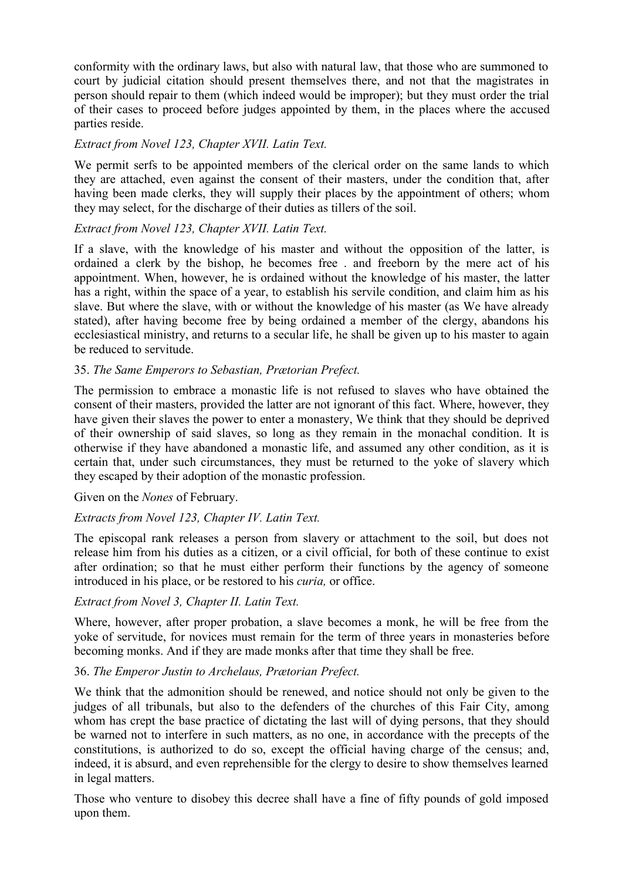conformity with the ordinary laws, but also with natural law, that those who are summoned to court by judicial citation should present themselves there, and not that the magistrates in person should repair to them (which indeed would be improper); but they must order the trial of their cases to proceed before judges appointed by them, in the places where the accused parties reside.

*Extract from Novel 123, Chapter XVII. Latin Text.*

We permit serfs to be appointed members of the clerical order on the same lands to which they are attached, even against the consent of their masters, under the condition that, after having been made clerks, they will supply their places by the appointment of others; whom they may select, for the discharge of their duties as tillers of the soil.

*Extract from Novel 123, Chapter XVII. Latin Text.*

If a slave, with the knowledge of his master and without the opposition of the latter, is ordained a clerk by the bishop, he becomes free . and freeborn by the mere act of his appointment. When, however, he is ordained without the knowledge of his master, the latter has a right, within the space of a year, to establish his servile condition, and claim him as his slave. But where the slave, with or without the knowledge of his master (as We have already stated), after having become free by being ordained a member of the clergy, abandons his ecclesiastical ministry, and returns to a secular life, he shall be given up to his master to again be reduced to servitude.

35. *The Same Emperors to Sebastian, Prætorian Prefect.*

The permission to embrace a monastic life is not refused to slaves who have obtained the consent of their masters, provided the latter are not ignorant of this fact. Where, however, they have given their slaves the power to enter a monastery, We think that they should be deprived of their ownership of said slaves, so long as they remain in the monachal condition. It is otherwise if they have abandoned a monastic life, and assumed any other condition, as it is certain that, under such circumstances, they must be returned to the yoke of slavery which they escaped by their adoption of the monastic profession.

Given on the *Nones* of February.

*Extracts from Novel 123, Chapter IV. Latin Text.*

The episcopal rank releases a person from slavery or attachment to the soil, but does not release him from his duties as a citizen, or a civil official, for both of these continue to exist after ordination; so that he must either perform their functions by the agency of someone introduced in his place, or be restored to his *curia,* or office.

*Extract from Novel 3, Chapter II. Latin Text.*

Where, however, after proper probation, a slave becomes a monk, he will be free from the yoke of servitude, for novices must remain for the term of three years in monasteries before becoming monks. And if they are made monks after that time they shall be free.

36. *The Emperor Justin to Archelaus, Prætorian Prefect.*

We think that the admonition should be renewed, and notice should not only be given to the judges of all tribunals, but also to the defenders of the churches of this Fair City, among whom has crept the base practice of dictating the last will of dying persons, that they should be warned not to interfere in such matters, as no one, in accordance with the precepts of the constitutions, is authorized to do so, except the official having charge of the census; and, indeed, it is absurd, and even reprehensible for the clergy to desire to show themselves learned in legal matters.

Those who venture to disobey this decree shall have a fine of fifty pounds of gold imposed upon them.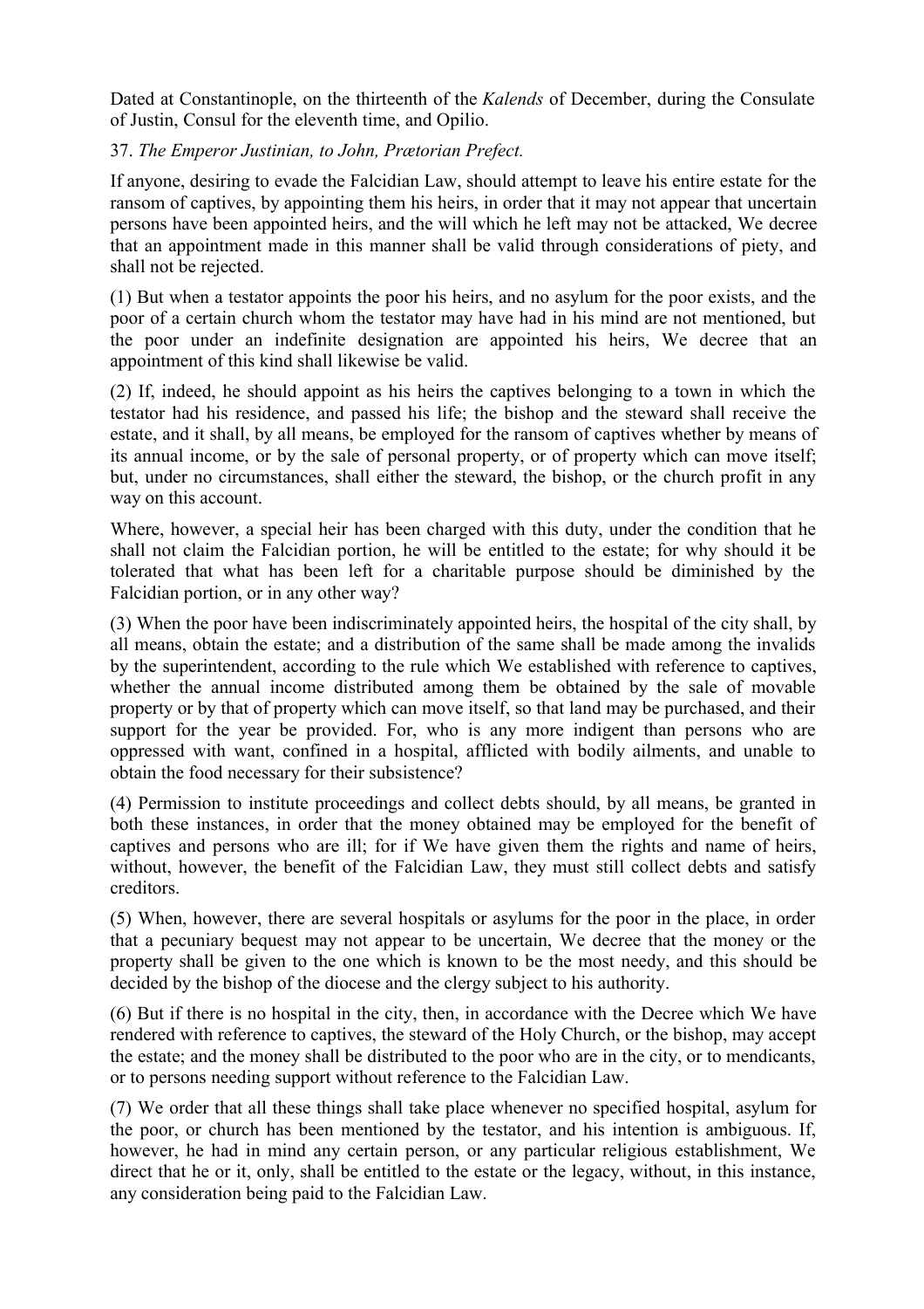Dated at Constantinople, on the thirteenth of the *Kalends* of December, during the Consulate of Justin, Consul for the eleventh time, and Opilio.

37. *The Emperor Justinian, to John, Prætorian Prefect.*

If anyone, desiring to evade the Falcidian Law, should attempt to leave his entire estate for the ransom of captives, by appointing them his heirs, in order that it may not appear that uncertain persons have been appointed heirs, and the will which he left may not be attacked, We decree that an appointment made in this manner shall be valid through considerations of piety, and shall not be rejected.

(1) But when a testator appoints the poor his heirs, and no asylum for the poor exists, and the poor of a certain church whom the testator may have had in his mind are not mentioned, but the poor under an indefinite designation are appointed his heirs, We decree that an appointment of this kind shall likewise be valid.

(2) If, indeed, he should appoint as his heirs the captives belonging to a town in which the testator had his residence, and passed his life; the bishop and the steward shall receive the estate, and it shall, by all means, be employed for the ransom of captives whether by means of its annual income, or by the sale of personal property, or of property which can move itself; but, under no circumstances, shall either the steward, the bishop, or the church profit in any way on this account.

Where, however, a special heir has been charged with this duty, under the condition that he shall not claim the Falcidian portion, he will be entitled to the estate; for why should it be tolerated that what has been left for a charitable purpose should be diminished by the Falcidian portion, or in any other way?

(3) When the poor have been indiscriminately appointed heirs, the hospital of the city shall, by all means, obtain the estate; and a distribution of the same shall be made among the invalids by the superintendent, according to the rule which We established with reference to captives, whether the annual income distributed among them be obtained by the sale of movable property or by that of property which can move itself, so that land may be purchased, and their support for the year be provided. For, who is any more indigent than persons who are oppressed with want, confined in a hospital, afflicted with bodily ailments, and unable to obtain the food necessary for their subsistence?

(4) Permission to institute proceedings and collect debts should, by all means, be granted in both these instances, in order that the money obtained may be employed for the benefit of captives and persons who are ill; for if We have given them the rights and name of heirs, without, however, the benefit of the Falcidian Law, they must still collect debts and satisfy creditors.

(5) When, however, there are several hospitals or asylums for the poor in the place, in order that a pecuniary bequest may not appear to be uncertain, We decree that the money or the property shall be given to the one which is known to be the most needy, and this should be decided by the bishop of the diocese and the clergy subject to his authority.

(6) But if there is no hospital in the city, then, in accordance with the Decree which We have rendered with reference to captives, the steward of the Holy Church, or the bishop, may accept the estate; and the money shall be distributed to the poor who are in the city, or to mendicants, or to persons needing support without reference to the Falcidian Law.

(7) We order that all these things shall take place whenever no specified hospital, asylum for the poor, or church has been mentioned by the testator, and his intention is ambiguous. If, however, he had in mind any certain person, or any particular religious establishment, We direct that he or it, only, shall be entitled to the estate or the legacy, without, in this instance, any consideration being paid to the Falcidian Law.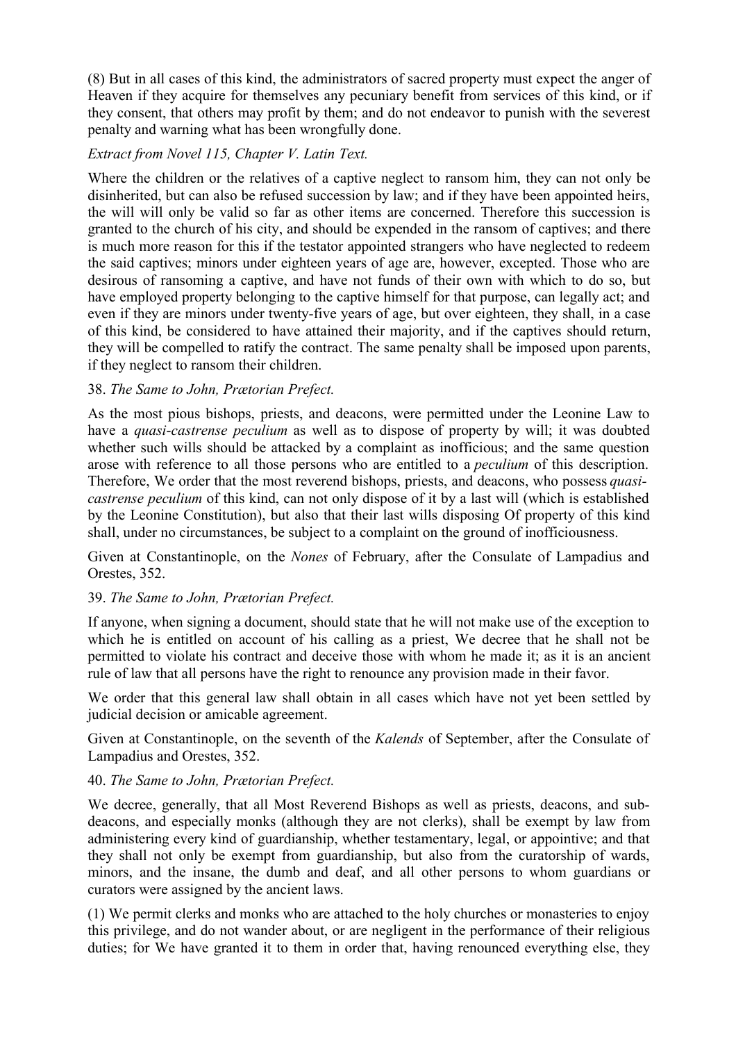(8) But in all cases of this kind, the administrators of sacred property must expect the anger of Heaven if they acquire for themselves any pecuniary benefit from services of this kind, or if they consent, that others may profit by them; and do not endeavor to punish with the severest penalty and warning what has been wrongfully done.

*Extract from Novel 115, Chapter V. Latin Text.*

Where the children or the relatives of a captive neglect to ransom him, they can not only be disinherited, but can also be refused succession by law; and if they have been appointed heirs, the will will only be valid so far as other items are concerned. Therefore this succession is granted to the church of his city, and should be expended in the ransom of captives; and there is much more reason for this if the testator appointed strangers who have neglected to redeem the said captives; minors under eighteen years of age are, however, excepted. Those who are desirous of ransoming a captive, and have not funds of their own with which to do so, but have employed property belonging to the captive himself for that purpose, can legally act; and even if they are minors under twenty-five years of age, but over eighteen, they shall, in a case of this kind, be considered to have attained their majority, and if the captives should return, they will be compelled to ratify the contract. The same penalty shall be imposed upon parents, if they neglect to ransom their children.

38. *The Same to John, Prætorian Prefect.*

As the most pious bishops, priests, and deacons, were permitted under the Leonine Law to have a *quasi-castrense peculium* as well as to dispose of property by will; it was doubted whether such wills should be attacked by a complaint as inofficious; and the same question arose with reference to all those persons who are entitled to a *peculium* of this description. Therefore, We order that the most reverend bishops, priests, and deacons, who possess *quasi-castrense peculium* of this kind, can not only dispose of it by a last will (which is established by the Leonine Constitution), but also that their last wills disposing Of property of this kind shall, under no circumstances, be subject to a complaint on the ground of inofficiousness.

Given at Constantinople, on the *Nones* of February, after the Consulate of Lampadius and Orestes, 352.

39. *The Same to John, Prætorian Prefect.*

If anyone, when signing a document, should state that he will not make use of the exception to which he is entitled on account of his calling as a priest, We decree that he shall not be permitted to violate his contract and deceive those with whom he made it; as it is an ancient rule of law that all persons have the right to renounce any provision made in their favor.

We order that this general law shall obtain in all cases which have not yet been settled by judicial decision or amicable agreement.

Given at Constantinople, on the seventh of the *Kalends* of September, after the Consulate of Lampadius and Orestes, 352.

40. *The Same to John, Prætorian Prefect.*

We decree, generally, that all Most Reverend Bishops as well as priests, deacons, and sub-deacons, and especially monks (although they are not clerks), shall be exempt by law from administering every kind of guardianship, whether testamentary, legal, or appointive; and that they shall not only be exempt from guardianship, but also from the curatorship of wards, minors, and the insane, the dumb and deaf, and all other persons to whom guardians or curators were assigned by the ancient laws.

(1) We permit clerks and monks who are attached to the holy churches or monasteries to enjoy this privilege, and do not wander about, or are negligent in the performance of their religious duties; for We have granted it to them in order that, having renounced everything else, they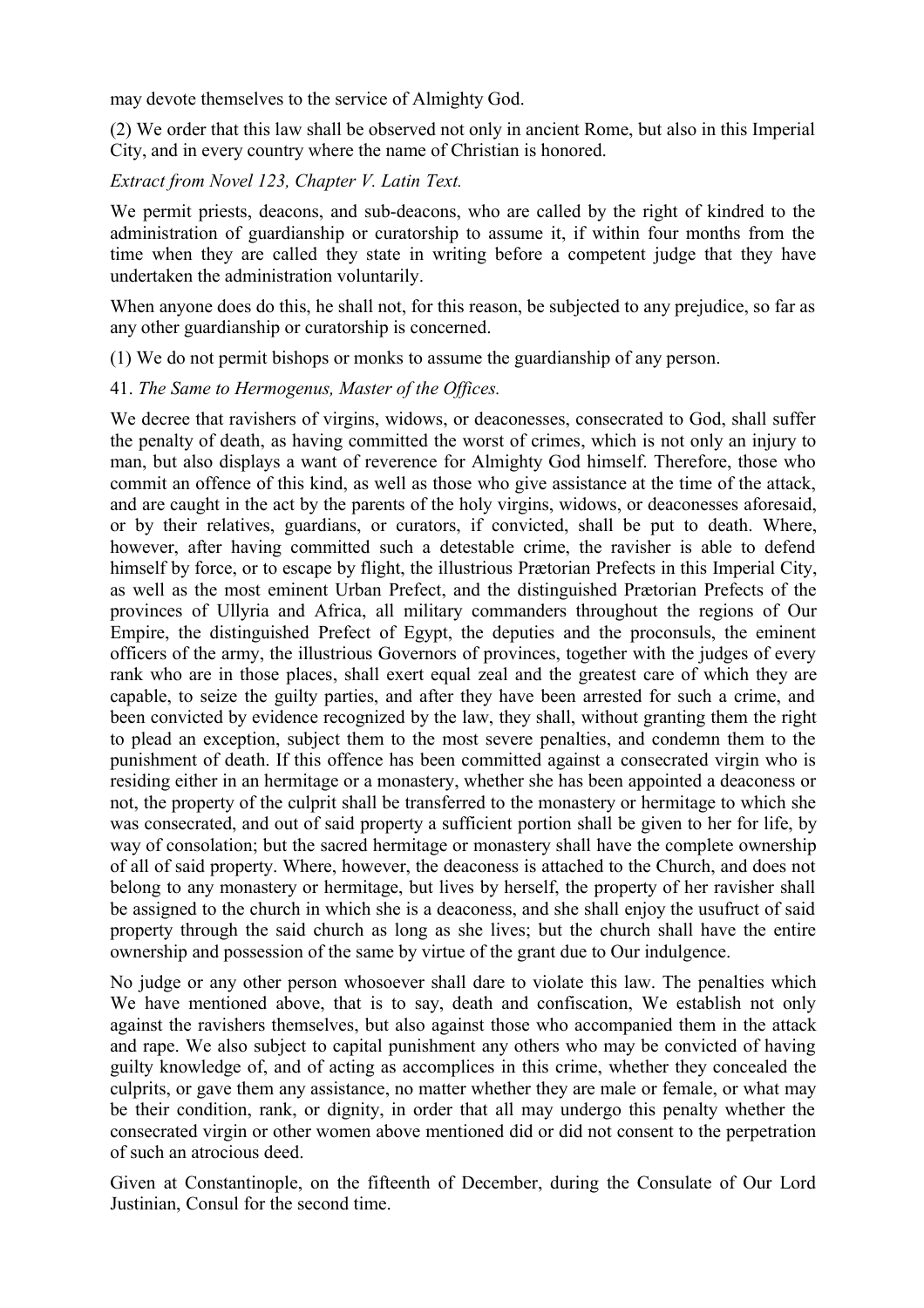may devote themselves to the service of Almighty God.

(2) We order that this law shall be observed not only in ancient Rome, but also in this Imperial City, and in every country where the name of Christian is honored.

*Extract from Novel 123, Chapter V. Latin Text.*

We permit priests, deacons, and sub-deacons, who are called by the right of kindred to the administration of guardianship or curatorship to assume it, if within four months from the time when they are called they state in writing before a competent judge that they have undertaken the administration voluntarily.

When anyone does do this, he shall not, for this reason, be subjected to any prejudice, so far as any other guardianship or curatorship is concerned.

(1) We do not permit bishops or monks to assume the guardianship of any person.

41. *The Same to Hermogenus, Master of the Offices.*

We decree that ravishers of virgins, widows, or deaconesses, consecrated to God, shall suffer the penalty of death, as having committed the worst of crimes, which is not only an injury to man, but also displays a want of reverence for Almighty God himself. Therefore, those who commit an offence of this kind, as well as those who give assistance at the time of the attack, and are caught in the act by the parents of the holy virgins, widows, or deaconesses aforesaid, or by their relatives, guardians, or curators, if convicted, shall be put to death. Where, however, after having committed such a detestable crime, the ravisher is able to defend himself by force, or to escape by flight, the illustrious Prætorian Prefects in this Imperial City, as well as the most eminent Urban Prefect, and the distinguished Prætorian Prefects of the provinces of Ullyria and Africa, all military commanders throughout the regions of Our Empire, the distinguished Prefect of Egypt, the deputies and the proconsuls, the eminent officers of the army, the illustrious Governors of provinces, together with the judges of every rank who are in those places, shall exert equal zeal and the greatest care of which they are capable, to seize the guilty parties, and after they have been arrested for such a crime, and been convicted by evidence recognized by the law, they shall, without granting them the right to plead an exception, subject them to the most severe penalties, and condemn them to the punishment of death. If this offence has been committed against a consecrated virgin who is residing either in an hermitage or a monastery, whether she has been appointed a deaconess or not, the property of the culprit shall be transferred to the monastery or hermitage to which she was consecrated, and out of said property a sufficient portion shall be given to her for life, by way of consolation; but the sacred hermitage or monastery shall have the complete ownership of all of said property. Where, however, the deaconess is attached to the Church, and does not belong to any monastery or hermitage, but lives by herself, the property of her ravisher shall be assigned to the church in which she is a deaconess, and she shall enjoy the usufruct of said property through the said church as long as she lives; but the church shall have the entire ownership and possession of the same by virtue of the grant due to Our indulgence.

No judge or any other person whosoever shall dare to violate this law. The penalties which We have mentioned above, that is to say, death and confiscation, We establish not only against the ravishers themselves, but also against those who accompanied them in the attack and rape. We also subject to capital punishment any others who may be convicted of having guilty knowledge of, and of acting as accomplices in this crime, whether they concealed the culprits, or gave them any assistance, no matter whether they are male or female, or what may be their condition, rank, or dignity, in order that all may undergo this penalty whether the consecrated virgin or other women above mentioned did or did not consent to the perpetration of such an atrocious deed.

Given at Constantinople, on the fifteenth of December, during the Consulate of Our Lord Justinian, Consul for the second time.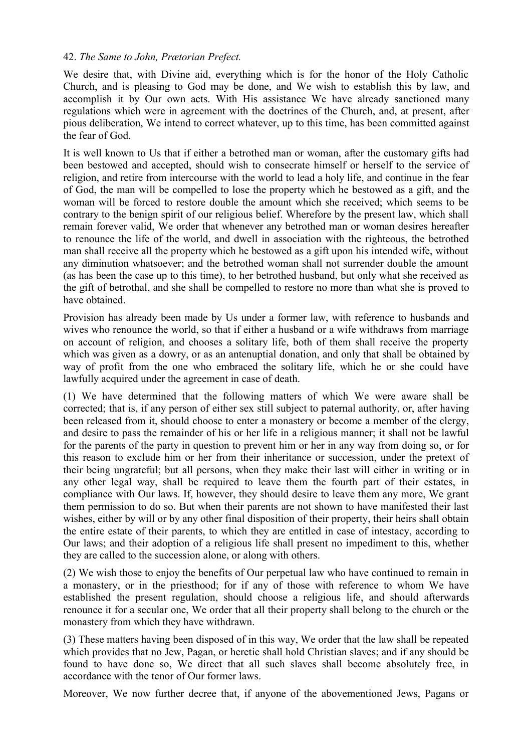42. *The Same to John, Prætorian Prefect.*

We desire that, with Divine aid, everything which is for the honor of the Holy Catholic Church, and is pleasing to God may be done, and We wish to establish this by law, and accomplish it by Our own acts. With His assistance We have already sanctioned many regulations which were in agreement with the doctrines of the Church, and, at present, after pious deliberation, We intend to correct whatever, up to this time, has been committed against the fear of God.

It is well known to Us that if either a betrothed man or woman, after the customary gifts had been bestowed and accepted, should wish to consecrate himself or herself to the service of religion, and retire from intercourse with the world to lead a holy life, and continue in the fear of God, the man will be compelled to lose the property which he bestowed as a gift, and the woman will be forced to restore double the amount which she received; which seems to be contrary to the benign spirit of our religious belief. Wherefore by the present law, which shall remain forever valid, We order that whenever any betrothed man or woman desires hereafter to renounce the life of the world, and dwell in association with the righteous, the betrothed man shall receive all the property which he bestowed as a gift upon his intended wife, without any diminution whatsoever; and the betrothed woman shall not surrender double the amount (as has been the case up to this time), to her betrothed husband, but only what she received as the gift of betrothal, and she shall be compelled to restore no more than what she is proved to have obtained.

Provision has already been made by Us under a former law, with reference to husbands and wives who renounce the world, so that if either a husband or a wife withdraws from marriage on account of religion, and chooses a solitary life, both of them shall receive the property which was given as a dowry, or as an antenuptial donation, and only that shall be obtained by way of profit from the one who embraced the solitary life, which he or she could have lawfully acquired under the agreement in case of death.

(1) We have determined that the following matters of which We were aware shall be corrected; that is, if any person of either sex still subject to paternal authority, or, after having been released from it, should choose to enter a monastery or become a member of the clergy, and desire to pass the remainder of his or her life in a religious manner; it shall not be lawful for the parents of the party in question to prevent him or her in any way from doing so, or for this reason to exclude him or her from their inheritance or succession, under the pretext of their being ungrateful; but all persons, when they make their last will either in writing or in any other legal way, shall be required to leave them the fourth part of their estates, in compliance with Our laws. If, however, they should desire to leave them any more, We grant them permission to do so. But when their parents are not shown to have manifested their last wishes, either by will or by any other final disposition of their property, their heirs shall obtain the entire estate of their parents, to which they are entitled in case of intestacy, according to Our laws; and their adoption of a religious life shall present no impediment to this, whether they are called to the succession alone, or along with others.

(2) We wish those to enjoy the benefits of Our perpetual law who have continued to remain in a monastery, or in the priesthood; for if any of those with reference to whom We have established the present regulation, should choose a religious life, and should afterwards renounce it for a secular one, We order that all their property shall belong to the church or the monastery from which they have withdrawn.

(3) These matters having been disposed of in this way, We order that the law shall be repeated which provides that no Jew, Pagan, or heretic shall hold Christian slaves; and if any should be found to have done so, We direct that all such slaves shall become absolutely free, in accordance with the tenor of Our former laws.

Moreover, We now further decree that, if anyone of the abovementioned Jews, Pagans or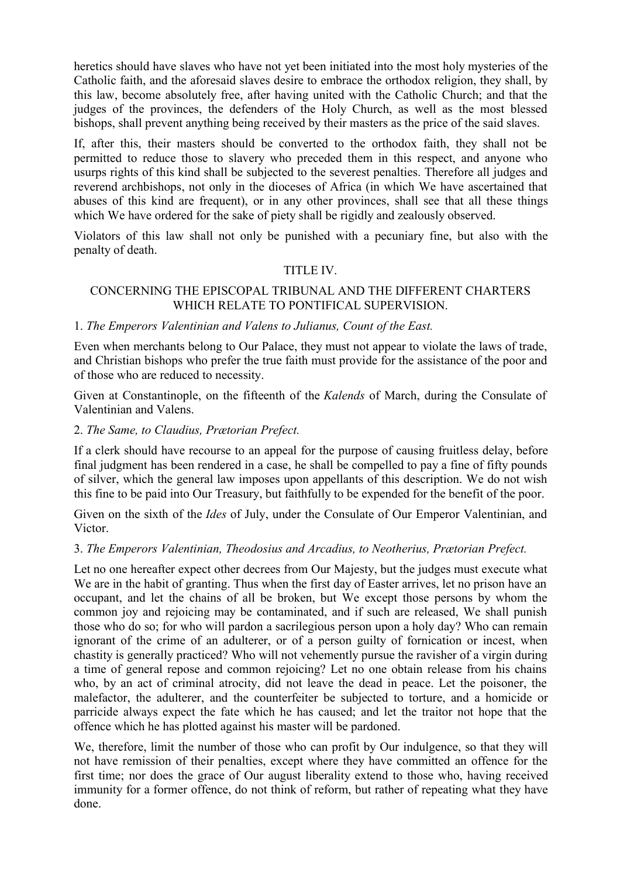heretics should have slaves who have not yet been initiated into the most holy mysteries of the Catholic faith, and the aforesaid slaves desire to embrace the orthodox religion, they shall, by this law, become absolutely free, after having united with the Catholic Church; and that the judges of the provinces, the defenders of the Holy Church, as well as the most blessed bishops, shall prevent anything being received by their masters as the price of the said slaves.

If, after this, their masters should be converted to the orthodox faith, they shall not be permitted to reduce those to slavery who preceded them in this respect, and anyone who usurps rights of this kind shall be subjected to the severest penalties. Therefore all judges and reverend archbishops, not only in the dioceses of Africa (in which We have ascertained that abuses of this kind are frequent), or in any other provinces, shall see that all these things which We have ordered for the sake of piety shall be rigidly and zealously observed.

Violators of this law shall not only be punished with a pecuniary fine, but also with the penalty of death.

## TITLE IV.

## CONCERNING THE EPISCOPAL TRIBUNAL AND THE DIFFERENT CHARTERS WHICH RELATE TO PONTIFICAL SUPERVISION.

1. *The Emperors Valentinian and Valens to Julianus, Count of the East.*

Even when merchants belong to Our Palace, they must not appear to violate the laws of trade, and Christian bishops who prefer the true faith must provide for the assistance of the poor and of those who are reduced to necessity.

Given at Constantinople, on the fifteenth of the *Kalends* of March, during the Consulate of Valentinian and Valens.

2. *The Same, to Claudius, Prætorian Prefect.*

If a clerk should have recourse to an appeal for the purpose of causing fruitless delay, before final judgment has been rendered in a case, he shall be compelled to pay a fine of fifty pounds of silver, which the general law imposes upon appellants of this description. We do not wish this fine to be paid into Our Treasury, but faithfully to be expended for the benefit of the poor.

Given on the sixth of the *Ides* of July, under the Consulate of Our Emperor Valentinian, and Victor.

3. *The Emperors Valentinian, Theodosius and Arcadius, to Neotherius, Prætorian Prefect.*

Let no one hereafter expect other decrees from Our Majesty, but the judges must execute what We are in the habit of granting. Thus when the first day of Easter arrives, let no prison have an occupant, and let the chains of all be broken, but We except those persons by whom the common joy and rejoicing may be contaminated, and if such are released, We shall punish those who do so; for who will pardon a sacrilegious person upon a holy day? Who can remain ignorant of the crime of an adulterer, or of a person guilty of fornication or incest, when chastity is generally practiced? Who will not vehemently pursue the ravisher of a virgin during a time of general repose and common rejoicing? Let no one obtain release from his chains who, by an act of criminal atrocity, did not leave the dead in peace. Let the poisoner, the malefactor, the adulterer, and the counterfeiter be subjected to torture, and a homicide or parricide always expect the fate which he has caused; and let the traitor not hope that the offence which he has plotted against his master will be pardoned.

We, therefore, limit the number of those who can profit by Our indulgence, so that they will not have remission of their penalties, except where they have committed an offence for the first time; nor does the grace of Our august liberality extend to those who, having received immunity for a former offence, do not think of reform, but rather of repeating what they have done.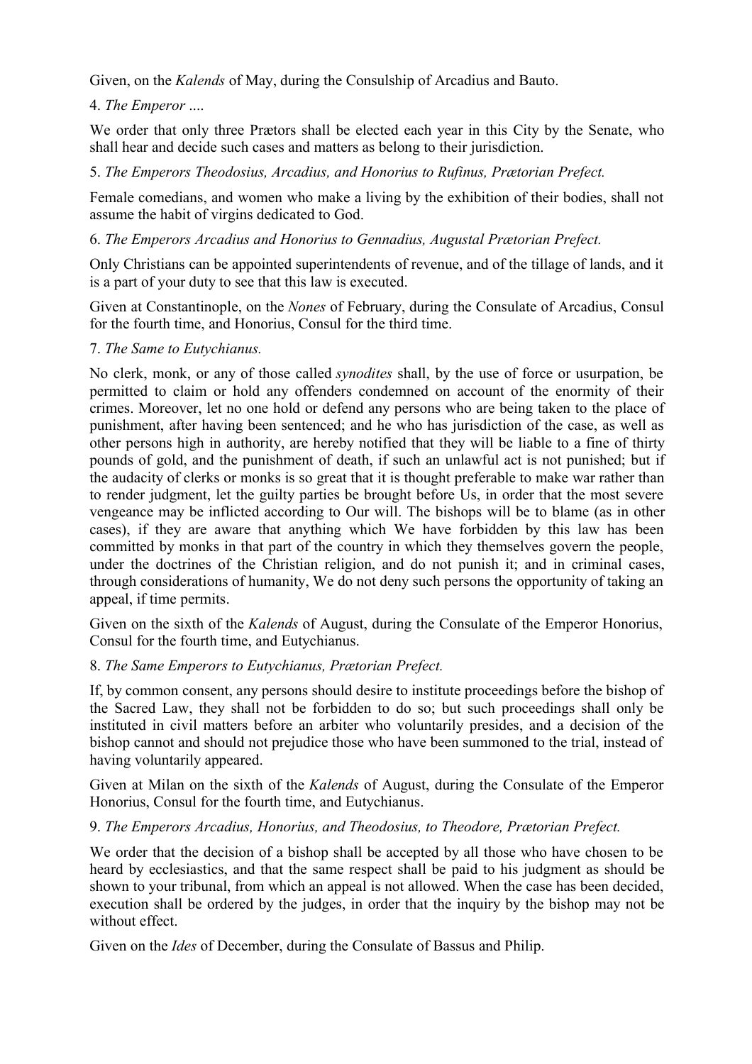Given, on the *Kalends* of May, during the Consulship of Arcadius and Bauto.

4. *The Emperor ....*

We order that only three Prætors shall be elected each year in this City by the Senate, who shall hear and decide such cases and matters as belong to their jurisdiction.

5. *The Emperors Theodosius, Arcadius, and Honorius to Rufinus, Prætorian Prefect.*

Female comedians, and women who make a living by the exhibition of their bodies, shall not assume the habit of virgins dedicated to God.

6. *The Emperors Arcadius and Honorius to Gennadius, Augustal Prætorian Prefect.*

Only Christians can be appointed superintendents of revenue, and of the tillage of lands, and it is a part of your duty to see that this law is executed.

Given at Constantinople, on the *Nones* of February, during the Consulate of Arcadius, Consul for the fourth time, and Honorius, Consul for the third time.

7. *The Same to Eutychianus.*

No clerk, monk, or any of those called *synodites* shall, by the use of force or usurpation, be permitted to claim or hold any offenders condemned on account of the enormity of their crimes. Moreover, let no one hold or defend any persons who are being taken to the place of punishment, after having been sentenced; and he who has jurisdiction of the case, as well as other persons high in authority, are hereby notified that they will be liable to a fine of thirty pounds of gold, and the punishment of death, if such an unlawful act is not punished; but if the audacity of clerks or monks is so great that it is thought preferable to make war rather than to render judgment, let the guilty parties be brought before Us, in order that the most severe vengeance may be inflicted according to Our will. The bishops will be to blame (as in other cases), if they are aware that anything which We have forbidden by this law has been committed by monks in that part of the country in which they themselves govern the people, under the doctrines of the Christian religion, and do not punish it; and in criminal cases, through considerations of humanity, We do not deny such persons the opportunity of taking an appeal, if time permits.

Given on the sixth of the *Kalends* of August, during the Consulate of the Emperor Honorius, Consul for the fourth time, and Eutychianus.

8. *The Same Emperors to Eutychianus, Prætorian Prefect.*

If, by common consent, any persons should desire to institute proceedings before the bishop of the Sacred Law, they shall not be forbidden to do so; but such proceedings shall only be instituted in civil matters before an arbiter who voluntarily presides, and a decision of the bishop cannot and should not prejudice those who have been summoned to the trial, instead of having voluntarily appeared.

Given at Milan on the sixth of the *Kalends* of August, during the Consulate of the Emperor Honorius, Consul for the fourth time, and Eutychianus.

9. *The Emperors Arcadius, Honorius, and Theodosius, to Theodore, Prætorian Prefect.*

We order that the decision of a bishop shall be accepted by all those who have chosen to be heard by ecclesiastics, and that the same respect shall be paid to his judgment as should be shown to your tribunal, from which an appeal is not allowed. When the case has been decided, execution shall be ordered by the judges, in order that the inquiry by the bishop may not be without effect.

Given on the *Ides* of December, during the Consulate of Bassus and Philip.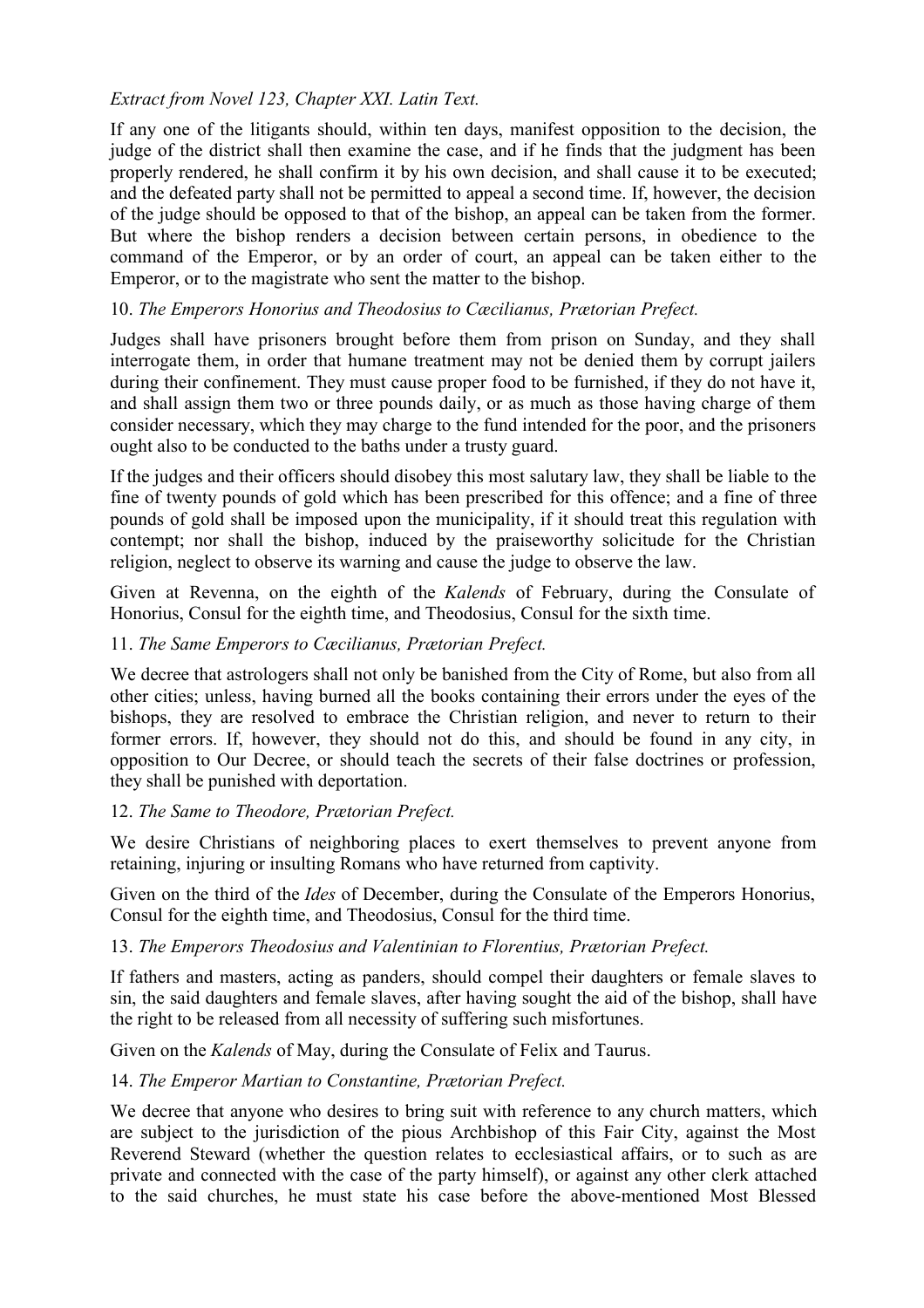*Extract from Novel 123, Chapter XXI. Latin Text.*

If any one of the litigants should, within ten days, manifest opposition to the decision, the judge of the district shall then examine the case, and if he finds that the judgment has been properly rendered, he shall confirm it by his own decision, and shall cause it to be executed; and the defeated party shall not be permitted to appeal a second time. If, however, the decision of the judge should be opposed to that of the bishop, an appeal can be taken from the former. But where the bishop renders a decision between certain persons, in obedience to the command of the Emperor, or by an order of court, an appeal can be taken either to the Emperor, or to the magistrate who sent the matter to the bishop.

10. *The Emperors Honorius and Theodosius to Cæcilianus, Prætorian Prefect.*

Judges shall have prisoners brought before them from prison on Sunday, and they shall interrogate them, in order that humane treatment may not be denied them by corrupt jailers during their confinement. They must cause proper food to be furnished, if they do not have it, and shall assign them two or three pounds daily, or as much as those having charge of them consider necessary, which they may charge to the fund intended for the poor, and the prisoners ought also to be conducted to the baths under a trusty guard.

If the judges and their officers should disobey this most salutary law, they shall be liable to the fine of twenty pounds of gold which has been prescribed for this offence; and a fine of three pounds of gold shall be imposed upon the municipality, if it should treat this regulation with contempt; nor shall the bishop, induced by the praiseworthy solicitude for the Christian religion, neglect to observe its warning and cause the judge to observe the law.

Given at Revenna, on the eighth of the *Kalends* of February, during the Consulate of Honorius, Consul for the eighth time, and Theodosius, Consul for the sixth time.

11. *The Same Emperors to Cæcilianus, Prætorian Prefect.*

We decree that astrologers shall not only be banished from the City of Rome, but also from all other cities; unless, having burned all the books containing their errors under the eyes of the bishops, they are resolved to embrace the Christian religion, and never to return to their former errors. If, however, they should not do this, and should be found in any city, in opposition to Our Decree, or should teach the secrets of their false doctrines or profession, they shall be punished with deportation.

12. *The Same to Theodore, Prætorian Prefect.*

We desire Christians of neighboring places to exert themselves to prevent anyone from retaining, injuring or insulting Romans who have returned from captivity.

Given on the third of the *Ides* of December, during the Consulate of the Emperors Honorius, Consul for the eighth time, and Theodosius, Consul for the third time.

13. *The Emperors Theodosius and Valentinian to Florentius, Prætorian Prefect.*

If fathers and masters, acting as panders, should compel their daughters or female slaves to sin, the said daughters and female slaves, after having sought the aid of the bishop, shall have the right to be released from all necessity of suffering such misfortunes.

Given on the *Kalends* of May, during the Consulate of Felix and Taurus.

14. *The Emperor Martian to Constantine, Prætorian Prefect.*

We decree that anyone who desires to bring suit with reference to any church matters, which are subject to the jurisdiction of the pious Archbishop of this Fair City, against the Most Reverend Steward (whether the question relates to ecclesiastical affairs, or to such as are private and connected with the case of the party himself), or against any other clerk attached to the said churches, he must state his case before the above-mentioned Most Blessed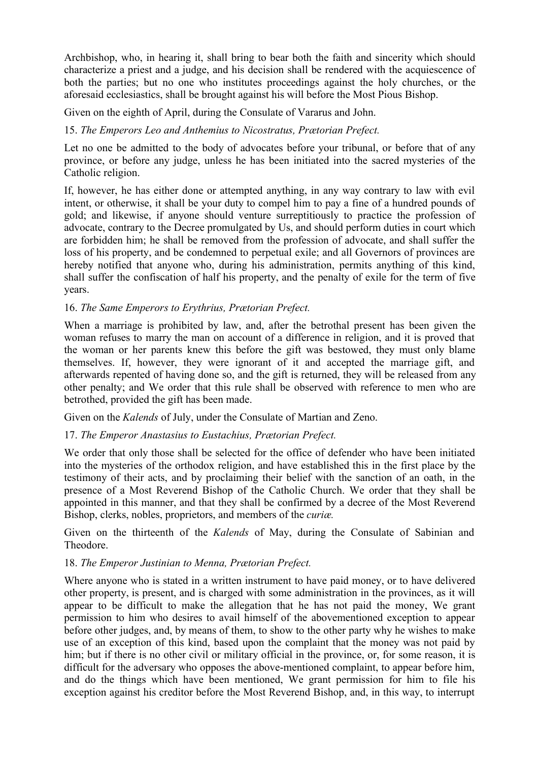Archbishop, who, in hearing it, shall bring to bear both the faith and sincerity which should characterize a priest and a judge, and his decision shall be rendered with the acquiescence of both the parties; but no one who institutes proceedings against the holy churches, or the aforesaid ecclesiastics, shall be brought against his will before the Most Pious Bishop.

Given on the eighth of April, during the Consulate of Vararus and John.

15. *The Emperors Leo and Anthemius to Nicostratus, Prætorian Prefect.*

Let no one be admitted to the body of advocates before your tribunal, or before that of any province, or before any judge, unless he has been initiated into the sacred mysteries of the Catholic religion.

If, however, he has either done or attempted anything, in any way contrary to law with evil intent, or otherwise, it shall be your duty to compel him to pay a fine of a hundred pounds of gold; and likewise, if anyone should venture surreptitiously to practice the profession of advocate, contrary to the Decree promulgated by Us, and should perform duties in court which are forbidden him; he shall be removed from the profession of advocate, and shall suffer the loss of his property, and be condemned to perpetual exile; and all Governors of provinces are hereby notified that anyone who, during his administration, permits anything of this kind, shall suffer the confiscation of half his property, and the penalty of exile for the term of five years.

16. *The Same Emperors to Erythrius, Prætorian Prefect.*

When a marriage is prohibited by law, and, after the betrothal present has been given the woman refuses to marry the man on account of a difference in religion, and it is proved that the woman or her parents knew this before the gift was bestowed, they must only blame themselves. If, however, they were ignorant of it and accepted the marriage gift, and afterwards repented of having done so, and the gift is returned, they will be released from any other penalty; and We order that this rule shall be observed with reference to men who are betrothed, provided the gift has been made.

Given on the *Kalends* of July, under the Consulate of Martian and Zeno.

17. *The Emperor Anastasius to Eustachius, Prætorian Prefect.*

We order that only those shall be selected for the office of defender who have been initiated into the mysteries of the orthodox religion, and have established this in the first place by the testimony of their acts, and by proclaiming their belief with the sanction of an oath, in the presence of a Most Reverend Bishop of the Catholic Church. We order that they shall be appointed in this manner, and that they shall be confirmed by a decree of the Most Reverend Bishop, clerks, nobles, proprietors, and members of the *curiæ.*

Given on the thirteenth of the *Kalends* of May, during the Consulate of Sabinian and Theodore.

18. *The Emperor Justinian to Menna, Prætorian Prefect.*

Where anyone who is stated in a written instrument to have paid money, or to have delivered other property, is present, and is charged with some administration in the provinces, as it will appear to be difficult to make the allegation that he has not paid the money, We grant permission to him who desires to avail himself of the abovementioned exception to appear before other judges, and, by means of them, to show to the other party why he wishes to make use of an exception of this kind, based upon the complaint that the money was not paid by him; but if there is no other civil or military official in the province, or, for some reason, it is difficult for the adversary who opposes the above-mentioned complaint, to appear before him, and do the things which have been mentioned, We grant permission for him to file his exception against his creditor before the Most Reverend Bishop, and, in this way, to interrupt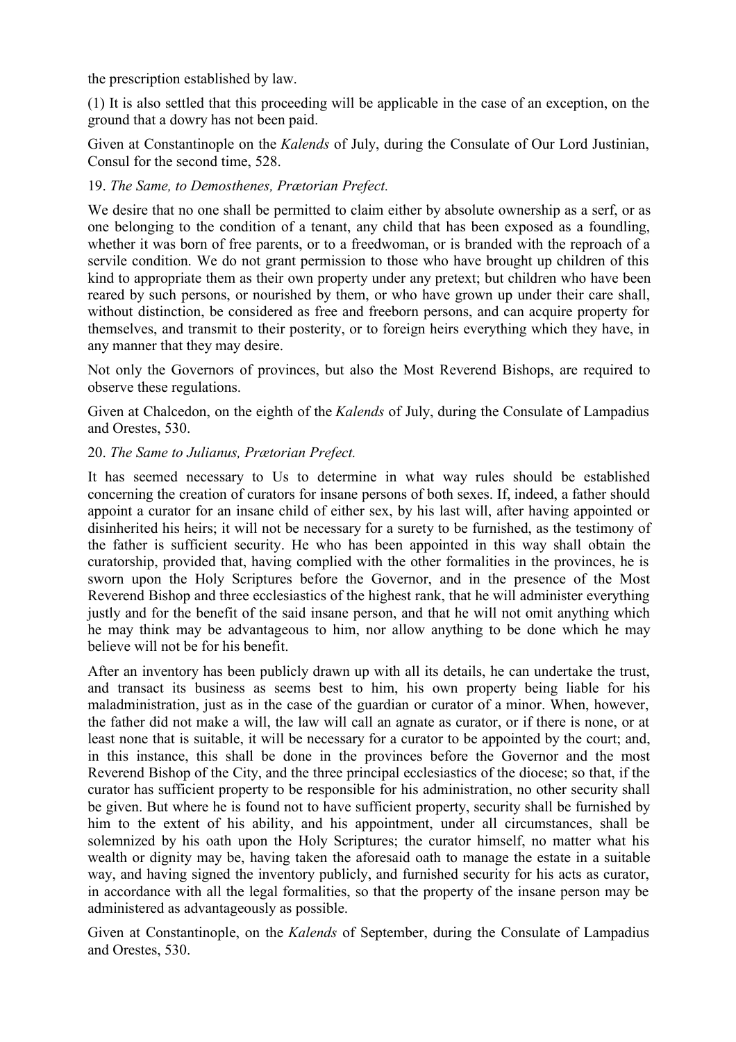the prescription established by law.

(1) It is also settled that this proceeding will be applicable in the case of an exception, on the ground that a dowry has not been paid.

Given at Constantinople on the *Kalends* of July, during the Consulate of Our Lord Justinian, Consul for the second time, 528.

19. *The Same, to Demosthenes, Prætorian Prefect.*

We desire that no one shall be permitted to claim either by absolute ownership as a serf, or as one belonging to the condition of a tenant, any child that has been exposed as a foundling, whether it was born of free parents, or to a freedwoman, or is branded with the reproach of a servile condition. We do not grant permission to those who have brought up children of this kind to appropriate them as their own property under any pretext; but children who have been reared by such persons, or nourished by them, or who have grown up under their care shall, without distinction, be considered as free and freeborn persons, and can acquire property for themselves, and transmit to their posterity, or to foreign heirs everything which they have, in any manner that they may desire.

Not only the Governors of provinces, but also the Most Reverend Bishops, are required to observe these regulations.

Given at Chalcedon, on the eighth of the *Kalends* of July, during the Consulate of Lampadius and Orestes, 530.

20. *The Same to Julianus, Prætorian Prefect.*

It has seemed necessary to Us to determine in what way rules should be established concerning the creation of curators for insane persons of both sexes. If, indeed, a father should appoint a curator for an insane child of either sex, by his last will, after having appointed or disinherited his heirs; it will not be necessary for a surety to be furnished, as the testimony of the father is sufficient security. He who has been appointed in this way shall obtain the curatorship, provided that, having complied with the other formalities in the provinces, he is sworn upon the Holy Scriptures before the Governor, and in the presence of the Most Reverend Bishop and three ecclesiastics of the highest rank, that he will administer everything justly and for the benefit of the said insane person, and that he will not omit anything which he may think may be advantageous to him, nor allow anything to be done which he may believe will not be for his benefit.

After an inventory has been publicly drawn up with all its details, he can undertake the trust, and transact its business as seems best to him, his own property being liable for his maladministration, just as in the case of the guardian or curator of a minor. When, however, the father did not make a will, the law will call an agnate as curator, or if there is none, or at least none that is suitable, it will be necessary for a curator to be appointed by the court; and, in this instance, this shall be done in the provinces before the Governor and the most Reverend Bishop of the City, and the three principal ecclesiastics of the diocese; so that, if the curator has sufficient property to be responsible for his administration, no other security shall be given. But where he is found not to have sufficient property, security shall be furnished by him to the extent of his ability, and his appointment, under all circumstances, shall be solemnized by his oath upon the Holy Scriptures; the curator himself, no matter what his wealth or dignity may be, having taken the aforesaid oath to manage the estate in a suitable way, and having signed the inventory publicly, and furnished security for his acts as curator, in accordance with all the legal formalities, so that the property of the insane person may be administered as advantageously as possible.

Given at Constantinople, on the *Kalends* of September, during the Consulate of Lampadius and Orestes, 530.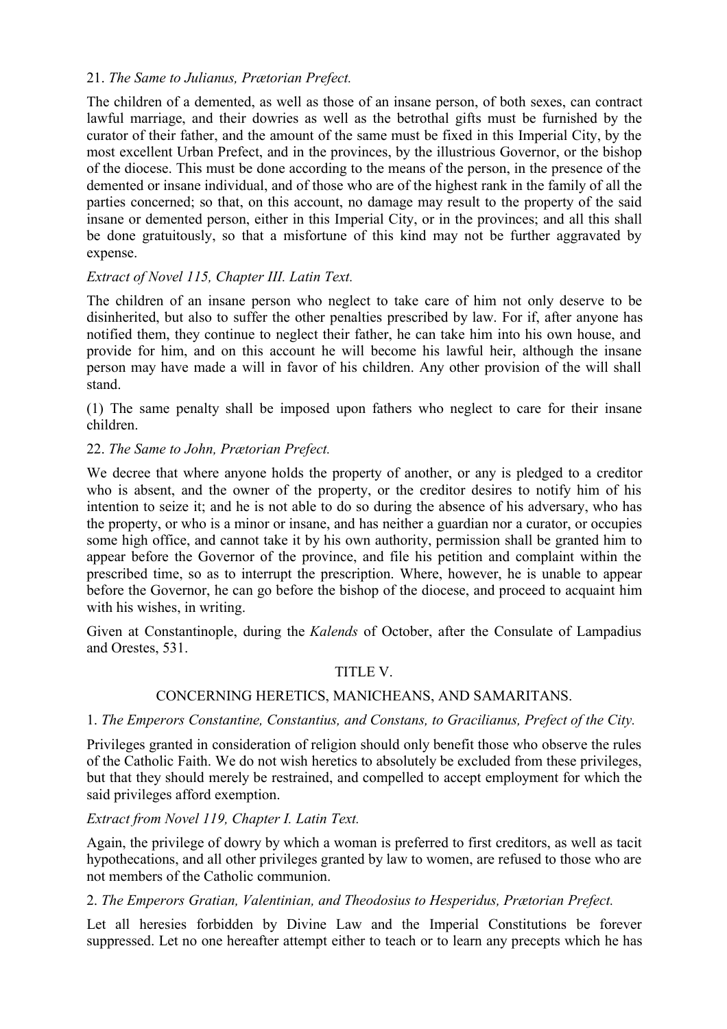21. *The Same to Julianus, Prætorian Prefect.*

The children of a demented, as well as those of an insane person, of both sexes, can contract lawful marriage, and their dowries as well as the betrothal gifts must be furnished by the curator of their father, and the amount of the same must be fixed in this Imperial City, by the most excellent Urban Prefect, and in the provinces, by the illustrious Governor, or the bishop of the diocese. This must be done according to the means of the person, in the presence of the demented or insane individual, and of those who are of the highest rank in the family of all the parties concerned; so that, on this account, no damage may result to the property of the said insane or demented person, either in this Imperial City, or in the provinces; and all this shall be done gratuitously, so that a misfortune of this kind may not be further aggravated by expense.

*Extract of Novel 115, Chapter III. Latin Text.*

The children of an insane person who neglect to take care of him not only deserve to be disinherited, but also to suffer the other penalties prescribed by law. For if, after anyone has notified them, they continue to neglect their father, he can take him into his own house, and provide for him, and on this account he will become his lawful heir, although the insane person may have made a will in favor of his children. Any other provision of the will shall stand.

(1) The same penalty shall be imposed upon fathers who neglect to care for their insane children.

22. *The Same to John, Prætorian Prefect.*

We decree that where anyone holds the property of another, or any is pledged to a creditor who is absent, and the owner of the property, or the creditor desires to notify him of his intention to seize it; and he is not able to do so during the absence of his adversary, who has the property, or who is a minor or insane, and has neither a guardian nor a curator, or occupies some high office, and cannot take it by his own authority, permission shall be granted him to appear before the Governor of the province, and file his petition and complaint within the prescribed time, so as to interrupt the prescription. Where, however, he is unable to appear before the Governor, he can go before the bishop of the diocese, and proceed to acquaint him with his wishes, in writing.

Given at Constantinople, during the *Kalends* of October, after the Consulate of Lampadius and Orestes, 531.

## TITLE V.

## CONCERNING HERETICS, MANICHEANS, AND SAMARITANS.

1. *The Emperors Constantine, Constantius, and Constans, to Gracilianus, Prefect of the City.*

Privileges granted in consideration of religion should only benefit those who observe the rules of the Catholic Faith. We do not wish heretics to absolutely be excluded from these privileges, but that they should merely be restrained, and compelled to accept employment for which the said privileges afford exemption.

*Extract from Novel 119, Chapter I. Latin Text.*

Again, the privilege of dowry by which a woman is preferred to first creditors, as well as tacit hypothecations, and all other privileges granted by law to women, are refused to those who are not members of the Catholic communion.

2. *The Emperors Gratian, Valentinian, and Theodosius to Hesperidus, Prætorian Prefect.*

Let all heresies forbidden by Divine Law and the Imperial Constitutions be forever suppressed. Let no one hereafter attempt either to teach or to learn any precepts which he has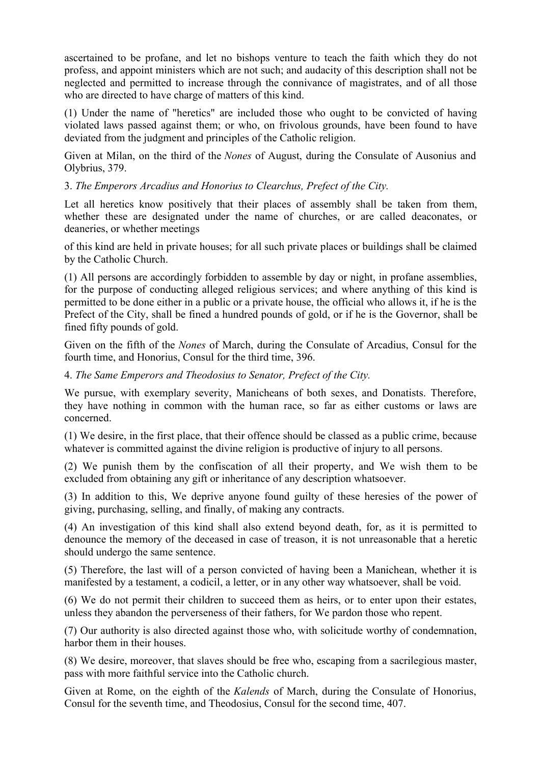ascertained to be profane, and let no bishops venture to teach the faith which they do not profess, and appoint ministers which are not such; and audacity of this description shall not be neglected and permitted to increase through the connivance of magistrates, and of all those who are directed to have charge of matters of this kind.

(1) Under the name of "heretics" are included those who ought to be convicted of having violated laws passed against them; or who, on frivolous grounds, have been found to have deviated from the judgment and principles of the Catholic religion.

Given at Milan, on the third of the *Nones* of August, during the Consulate of Ausonius and Olybrius, 379.

3. *The Emperors Arcadius and Honorius to Clearchus, Prefect of the City.*

Let all heretics know positively that their places of assembly shall be taken from them, whether these are designated under the name of churches, or are called deaconates, or deaneries, or whether meetings of this kind are held in private houses; for all such private places or buildings shall be claimed by the Catholic Church.

(1) All persons are accordingly forbidden to assemble by day or night, in profane assemblies, for the purpose of conducting alleged religious services; and where anything of this kind is permitted to be done either in a public or a private house, the official who allows it, if he is the Prefect of the City, shall be fined a hundred pounds of gold, or if he is the Governor, shall be fined fifty pounds of gold.

Given on the fifth of the *Nones* of March, during the Consulate of Arcadius, Consul for the fourth time, and Honorius, Consul for the third time, 396.

4. *The Same Emperors and Theodosius to Senator, Prefect of the City.*

We pursue, with exemplary severity, Manicheans of both sexes, and Donatists. Therefore, they have nothing in common with the human race, so far as either customs or laws are concerned.

(1) We desire, in the first place, that their offence should be classed as a public crime, because whatever is committed against the divine religion is productive of injury to all persons.

(2) We punish them by the confiscation of all their property, and We wish them to be excluded from obtaining any gift or inheritance of any description whatsoever.

(3) In addition to this, We deprive anyone found guilty of these heresies of the power of giving, purchasing, selling, and finally, of making any contracts.

(4) An investigation of this kind shall also extend beyond death, for, as it is permitted to denounce the memory of the deceased in case of treason, it is not unreasonable that a heretic should undergo the same sentence.

(5) Therefore, the last will of a person convicted of having been a Manichean, whether it is manifested by a testament, a codicil, a letter, or in any other way whatsoever, shall be void.

(6) We do not permit their children to succeed them as heirs, or to enter upon their estates, unless they abandon the perverseness of their fathers, for We pardon those who repent.

(7) Our authority is also directed against those who, with solicitude worthy of condemnation, harbor them in their houses.

(8) We desire, moreover, that slaves should be free who, escaping from a sacrilegious master, pass with more faithful service into the Catholic church.

Given at Rome, on the eighth of the *Kalends* of March, during the Consulate of Honorius, Consul for the seventh time, and Theodosius, Consul for the second time, 407.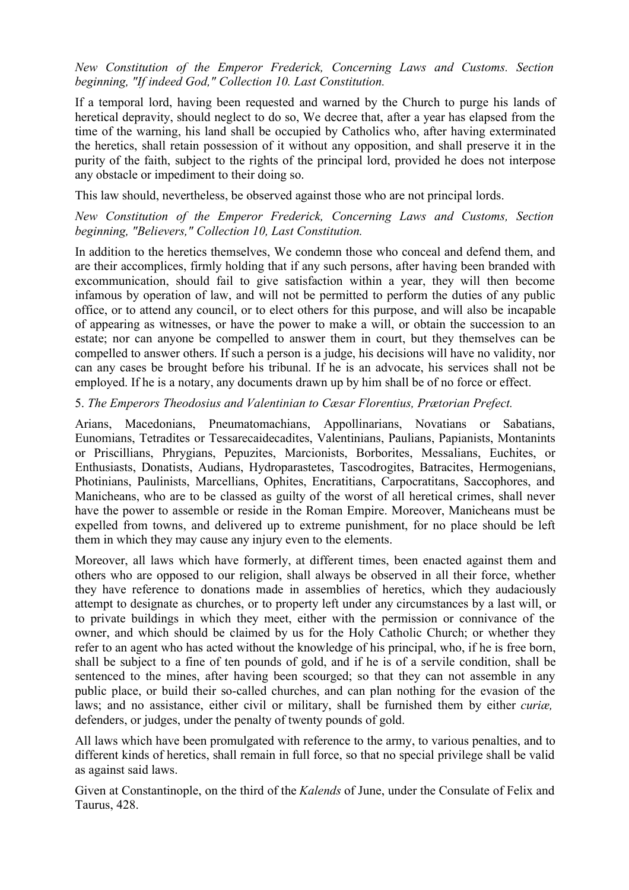*New Constitution of the Emperor Frederick, Concerning Laws and Customs. Section beginning, "If indeed God," Collection 10. Last Constitution.*

If a temporal lord, having been requested and warned by the Church to purge his lands of heretical depravity, should neglect to do so, We decree that, after a year has elapsed from the time of the warning, his land shall be occupied by Catholics who, after having exterminated the heretics, shall retain possession of it without any opposition, and shall preserve it in the purity of the faith, subject to the rights of the principal lord, provided he does not interpose any obstacle or impediment to their doing so.

This law should, nevertheless, be observed against those who are not principal lords.

*New Constitution of the Emperor Frederick, Concerning Laws and Customs, Section beginning, "Believers," Collection 10, Last Constitution.*

In addition to the heretics themselves, We condemn those who conceal and defend them, and are their accomplices, firmly holding that if any such persons, after having been branded with excommunication, should fail to give satisfaction within a year, they will then become infamous by operation of law, and will not be permitted to perform the duties of any public office, or to attend any council, or to elect others for this purpose, and will also be incapable of appearing as witnesses, or have the power to make a will, or obtain the succession to an estate; nor can anyone be compelled to answer them in court, but they themselves can be compelled to answer others. If such a person is a judge, his decisions will have no validity, nor can any cases be brought before his tribunal. If he is an advocate, his services shall not be employed. If he is a notary, any documents drawn up by him shall be of no force or effect.

5. *The Emperors Theodosius and Valentinian to Cæsar Florentius, Prætorian Prefect.*

Arians, Macedonians, Pneumatomachians, Appollinarians, Novatians or Sabatians, Eunomians, Tetradites or Tessarecaidecadites, Valentinians, Paulians, Papianists, Montanints or Priscillians, Phrygians, Pepuzites, Marcionists, Borborites, Messalians, Euchites, or Enthusiasts, Donatists, Audians, Hydroparastetes, Tascodrogites, Batracites, Hermogenians, Photinians, Paulinists, Marcellians, Ophites, Encratitians, Carpocratitans, Saccophores, and Manicheans, who are to be classed as guilty of the worst of all heretical crimes, shall never have the power to assemble or reside in the Roman Empire. Moreover, Manicheans must be expelled from towns, and delivered up to extreme punishment, for no place should be left them in which they may cause any injury even to the elements.

Moreover, all laws which have formerly, at different times, been enacted against them and others who are opposed to our religion, shall always be observed in all their force, whether they have reference to donations made in assemblies of heretics, which they audaciously attempt to designate as churches, or to property left under any circumstances by a last will, or to private buildings in which they meet, either with the permission or connivance of the owner, and which should be claimed by us for the Holy Catholic Church; or whether they refer to an agent who has acted without the knowledge of his principal, who, if he is free born, shall be subject to a fine of ten pounds of gold, and if he is of a servile condition, shall be sentenced to the mines, after having been scourged; so that they can not assemble in any public place, or build their so-called churches, and can plan nothing for the evasion of the laws; and no assistance, either civil or military, shall be furnished them by either *curiæ,* defenders, or judges, under the penalty of twenty pounds of gold.

All laws which have been promulgated with reference to the army, to various penalties, and to different kinds of heretics, shall remain in full force, so that no special privilege shall be valid as against said laws.

Given at Constantinople, on the third of the *Kalends* of June, under the Consulate of Felix and Taurus, 428.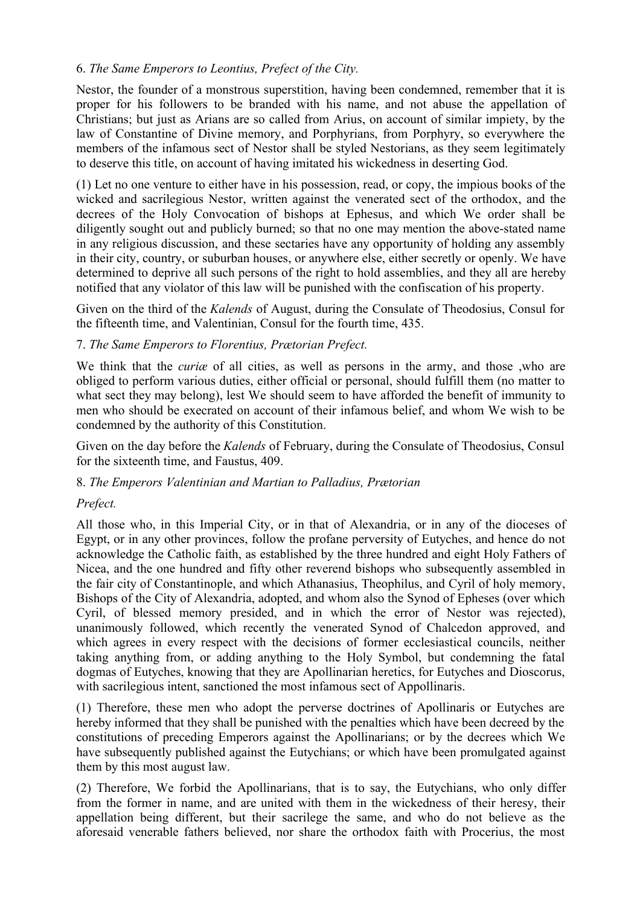6. *The Same Emperors to Leontius, Prefect of the City.*

Nestor, the founder of a monstrous superstition, having been condemned, remember that it is proper for his followers to be branded with his name, and not abuse the appellation of Christians; but just as Arians are so called from Arius, on account of similar impiety, by the law of Constantine of Divine memory, and Porphyrians, from Porphyry, so everywhere the members of the infamous sect of Nestor shall be styled Nestorians, as they seem legitimately to deserve this title, on account of having imitated his wickedness in deserting God.

(1) Let no one venture to either have in his possession, read, or copy, the impious books of the wicked and sacrilegious Nestor, written against the venerated sect of the orthodox, and the decrees of the Holy Convocation of bishops at Ephesus, and which We order shall be diligently sought out and publicly burned; so that no one may mention the above-stated name in any religious discussion, and these sectaries have any opportunity of holding any assembly in their city, country, or suburban houses, or anywhere else, either secretly or openly. We have determined to deprive all such persons of the right to hold assemblies, and they all are hereby notified that any violator of this law will be punished with the confiscation of his property.

Given on the third of the *Kalends* of August, during the Consulate of Theodosius, Consul for the fifteenth time, and Valentinian, Consul for the fourth time, 435.

7. *The Same Emperors to Florentius, Prætorian Prefect.*

We think that the *curiæ* of all cities, as well as persons in the army, and those ,who are obliged to perform various duties, either official or personal, should fulfill them (no matter to what sect they may belong), lest We should seem to have afforded the benefit of immunity to men who should be execrated on account of their infamous belief, and whom We wish to be condemned by the authority of this Constitution.

Given on the day before the *Kalends* of February, during the Consulate of Theodosius, Consul for the sixteenth time, and Faustus, 409.

8. *The Emperors Valentinian and Martian to Palladius, Prætorian Prefect.*

All those who, in this Imperial City, or in that of Alexandria, or in any of the dioceses of Egypt, or in any other provinces, follow the profane perversity of Eutyches, and hence do not acknowledge the Catholic faith, as established by the three hundred and eight Holy Fathers of Nicea, and the one hundred and fifty other reverend bishops who subsequently assembled in the fair city of Constantinople, and which Athanasius, Theophilus, and Cyril of holy memory, Bishops of the City of Alexandria, adopted, and whom also the Synod of Epheses (over which Cyril, of blessed memory presided, and in which the error of Nestor was rejected), unanimously followed, which recently the venerated Synod of Chalcedon approved, and which agrees in every respect with the decisions of former ecclesiastical councils, neither taking anything from, or adding anything to the Holy Symbol, but condemning the fatal dogmas of Eutyches, knowing that they are Apollinarian heretics, for Eutyches and Dioscorus, with sacrilegious intent, sanctioned the most infamous sect of Appollinaris.

(1) Therefore, these men who adopt the perverse doctrines of Apollinaris or Eutyches are hereby informed that they shall be punished with the penalties which have been decreed by the constitutions of preceding Emperors against the Apollinarians; or by the decrees which We have subsequently published against the Eutychians; or which have been promulgated against them by this most august law.

(2) Therefore, We forbid the Apollinarians, that is to say, the Eutychians, who only differ from the former in name, and are united with them in the wickedness of their heresy, their appellation being different, but their sacrilege the same, and who do not believe as the aforesaid venerable fathers believed, nor share the orthodox faith with Procerius, the most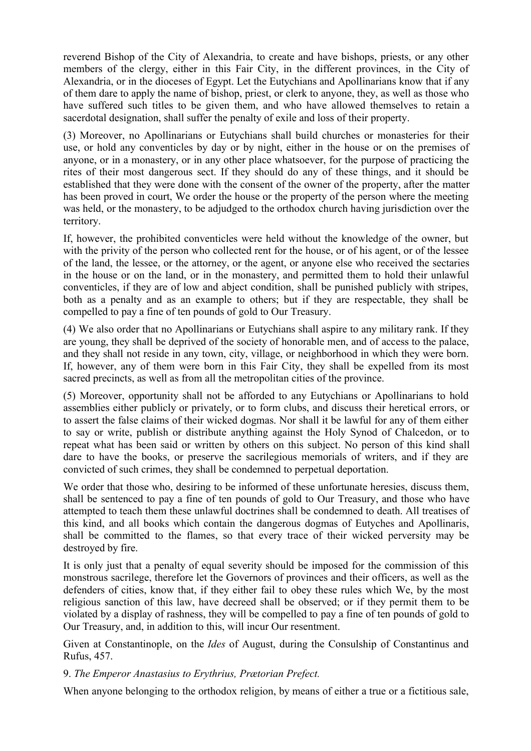reverend Bishop of the City of Alexandria, to create and have bishops, priests, or any other members of the clergy, either in this Fair City, in the different provinces, in the City of Alexandria, or in the dioceses of Egypt. Let the Eutychians and Apollinarians know that if any of them dare to apply the name of bishop, priest, or clerk to anyone, they, as well as those who have suffered such titles to be given them, and who have allowed themselves to retain a sacerdotal designation, shall suffer the penalty of exile and loss of their property.

(3) Moreover, no Apollinarians or Eutychians shall build churches or monasteries for their use, or hold any conventicles by day or by night, either in the house or on the premises of anyone, or in a monastery, or in any other place whatsoever, for the purpose of practicing the rites of their most dangerous sect. If they should do any of these things, and it should be established that they were done with the consent of the owner of the property, after the matter has been proved in court, We order the house or the property of the person where the meeting was held, or the monastery, to be adjudged to the orthodox church having jurisdiction over the territory.

If, however, the prohibited conventicles were held without the knowledge of the owner, but with the privity of the person who collected rent for the house, or of his agent, or of the lessee of the land, the lessee, or the attorney, or the agent, or anyone else who received the sectaries in the house or on the land, or in the monastery, and permitted them to hold their unlawful conventicles, if they are of low and abject condition, shall be punished publicly with stripes, both as a penalty and as an example to others; but if they are respectable, they shall be compelled to pay a fine of ten pounds of gold to Our Treasury.

(4) We also order that no Apollinarians or Eutychians shall aspire to any military rank. If they are young, they shall be deprived of the society of honorable men, and of access to the palace, and they shall not reside in any town, city, village, or neighborhood in which they were born. If, however, any of them were born in this Fair City, they shall be expelled from its most sacred precincts, as well as from all the metropolitan cities of the province.

(5) Moreover, opportunity shall not be afforded to any Eutychians or Apollinarians to hold assemblies either publicly or privately, or to form clubs, and discuss their heretical errors, or to assert the false claims of their wicked dogmas. Nor shall it be lawful for any of them either to say or write, publish or distribute anything against the Holy Synod of Chalcedon, or to repeat what has been said or written by others on this subject. No person of this kind shall dare to have the books, or preserve the sacrilegious memorials of writers, and if they are convicted of such crimes, they shall be condemned to perpetual deportation.

We order that those who, desiring to be informed of these unfortunate heresies, discuss them, shall be sentenced to pay a fine of ten pounds of gold to Our Treasury, and those who have attempted to teach them these unlawful doctrines shall be condemned to death. All treatises of this kind, and all books which contain the dangerous dogmas of Eutyches and Apollinaris, shall be committed to the flames, so that every trace of their wicked perversity may be destroyed by fire.

It is only just that a penalty of equal severity should be imposed for the commission of this monstrous sacrilege, therefore let the Governors of provinces and their officers, as well as the defenders of cities, know that, if they either fail to obey these rules which We, by the most religious sanction of this law, have decreed shall be observed; or if they permit them to be violated by a display of rashness, they will be compelled to pay a fine of ten pounds of gold to Our Treasury, and, in addition to this, will incur Our resentment.

Given at Constantinople, on the *Ides* of August, during the Consulship of Constantinus and Rufus, 457.

9. *The Emperor Anastasius to Erythrius, Prætorian Prefect.*

When anyone belonging to the orthodox religion, by means of either a true or a fictitious sale,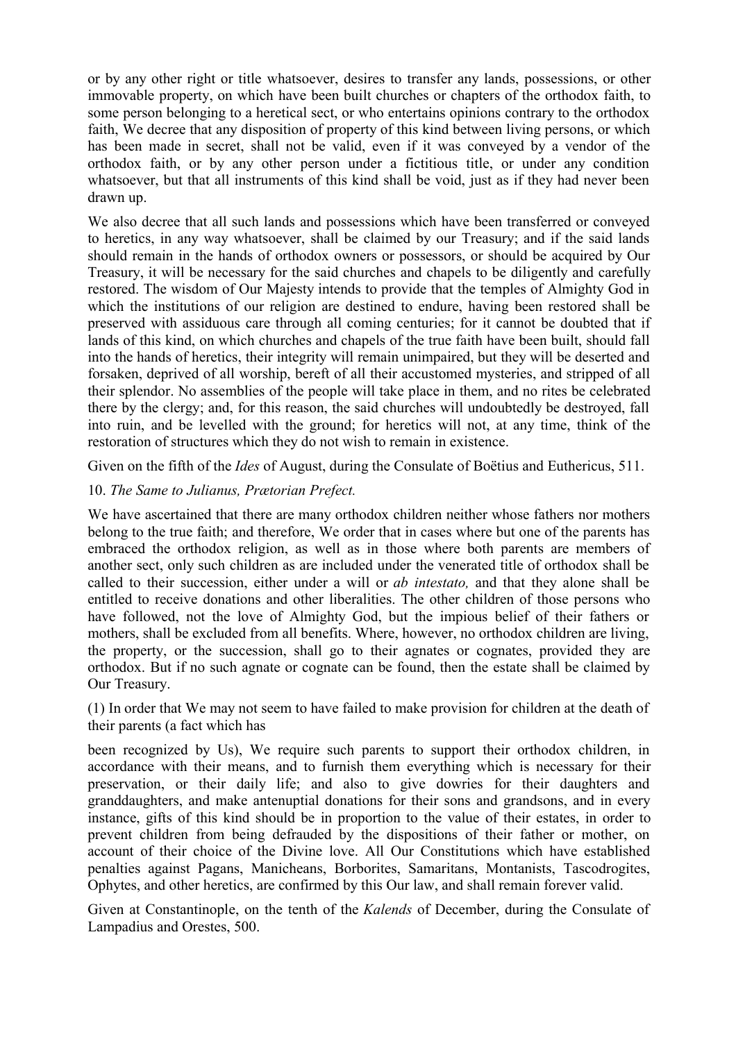or by any other right or title whatsoever, desires to transfer any lands, possessions, or other immovable property, on which have been built churches or chapters of the orthodox faith, to some person belonging to a heretical sect, or who entertains opinions contrary to the orthodox faith, We decree that any disposition of property of this kind between living persons, or which has been made in secret, shall not be valid, even if it was conveyed by a vendor of the orthodox faith, or by any other person under a fictitious title, or under any condition whatsoever, but that all instruments of this kind shall be void, just as if they had never been drawn up.

We also decree that all such lands and possessions which have been transferred or conveyed to heretics, in any way whatsoever, shall be claimed by our Treasury; and if the said lands should remain in the hands of orthodox owners or possessors, or should be acquired by Our Treasury, it will be necessary for the said churches and chapels to be diligently and carefully restored. The wisdom of Our Majesty intends to provide that the temples of Almighty God in which the institutions of our religion are destined to endure, having been restored shall be preserved with assiduous care through all coming centuries; for it cannot be doubted that if lands of this kind, on which churches and chapels of the true faith have been built, should fall into the hands of heretics, their integrity will remain unimpaired, but they will be deserted and forsaken, deprived of all worship, bereft of all their accustomed mysteries, and stripped of all their splendor. No assemblies of the people will take place in them, and no rites be celebrated there by the clergy; and, for this reason, the said churches will undoubtedly be destroyed, fall into ruin, and be levelled with the ground; for heretics will not, at any time, think of the restoration of structures which they do not wish to remain in existence.

Given on the fifth of the *Ides* of August, during the Consulate of Boëtius and Euthericus, 511.

10. *The Same to Julianus, Prætorian Prefect.*

We have ascertained that there are many orthodox children neither whose fathers nor mothers belong to the true faith; and therefore, We order that in cases where but one of the parents has embraced the orthodox religion, as well as in those where both parents are members of another sect, only such children as are included under the venerated title of orthodox shall be called to their succession, either under a will or *ab intestato,* and that they alone shall be entitled to receive donations and other liberalities. The other children of those persons who have followed, not the love of Almighty God, but the impious belief of their fathers or mothers, shall be excluded from all benefits. Where, however, no orthodox children are living, the property, or the succession, shall go to their agnates or cognates, provided they are orthodox. But if no such agnate or cognate can be found, then the estate shall be claimed by Our Treasury.

(1) In order that We may not seem to have failed to make provision for children at the death of their parents (a fact which has been recognized by Us), We require such parents to support their orthodox children, in accordance with their means, and to furnish them everything which is necessary for their preservation, or their daily life; and also to give dowries for their daughters and granddaughters, and make antenuptial donations for their sons and grandsons, and in every instance, gifts of this kind should be in proportion to the value of their estates, in order to prevent children from being defrauded by the dispositions of their father or mother, on account of their choice of the Divine love. All Our Constitutions which have established penalties against Pagans, Manicheans, Borborites, Samaritans, Montanists, Tascodrogites, Ophytes, and other heretics, are confirmed by this Our law, and shall remain forever valid.

Given at Constantinople, on the tenth of the *Kalends* of December, during the Consulate of Lampadius and Orestes, 500.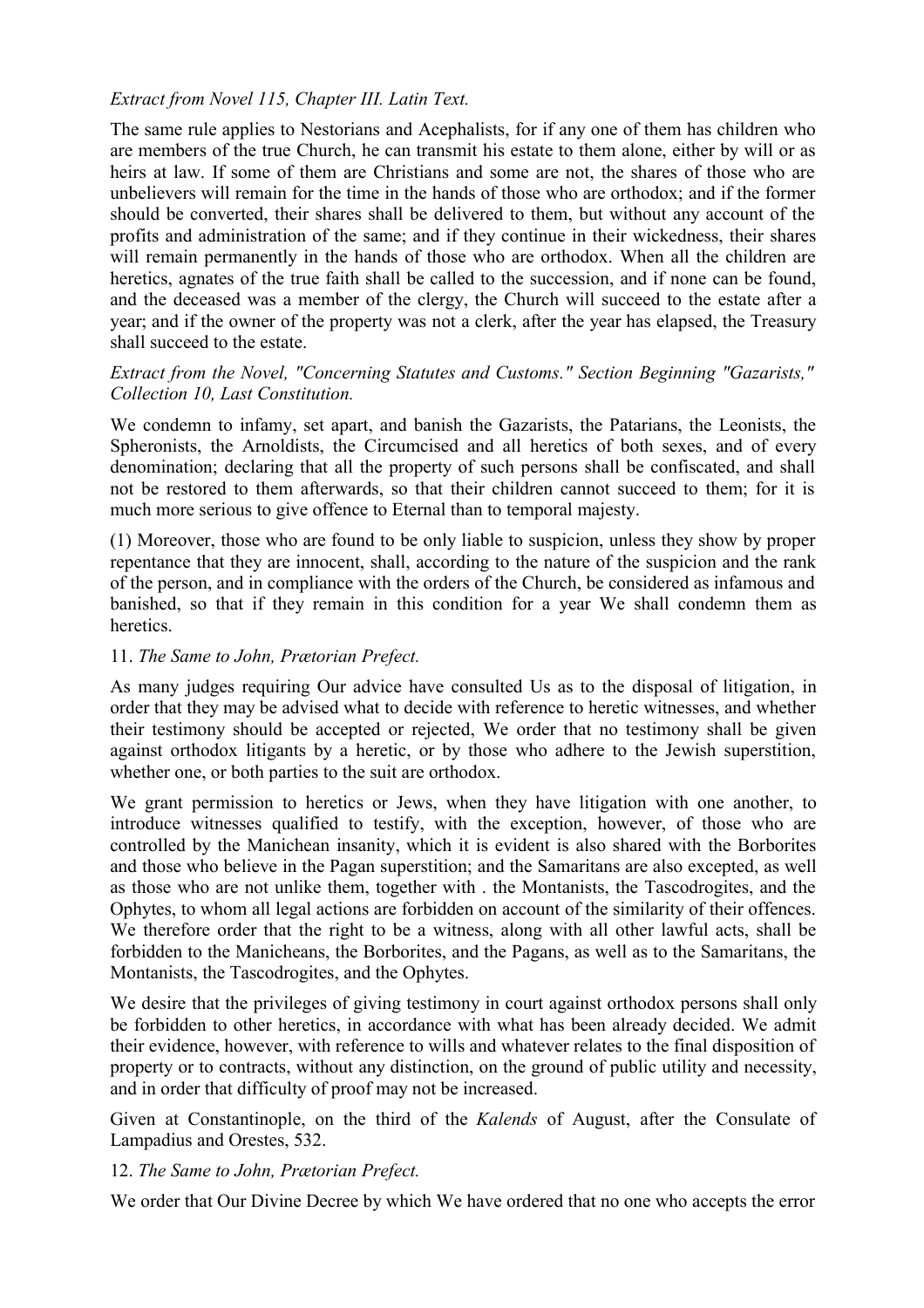*Extract from Novel 115, Chapter III. Latin Text.*

The same rule applies to Nestorians and Acephalists, for if any one of them has children who are members of the true Church, he can transmit his estate to them alone, either by will or as heirs at law. If some of them are Christians and some are not, the shares of those who are unbelievers will remain for the time in the hands of those who are orthodox; and if the former should be converted, their shares shall be delivered to them, but without any account of the profits and administration of the same; and if they continue in their wickedness, their shares will remain permanently in the hands of those who are orthodox. When all the children are heretics, agnates of the true faith shall be called to the succession, and if none can be found, and the deceased was a member of the clergy, the Church will succeed to the estate after a year; and if the owner of the property was not a clerk, after the year has elapsed, the Treasury shall succeed to the estate.

*Extract from the Novel, "Concerning Statutes and Customs." Section Beginning "Gazarists," Collection 10, Last Constitution.*

We condemn to infamy, set apart, and banish the Gazarists, the Patarians, the Leonists, the Spheronists, the Arnoldists, the Circumcised and all heretics of both sexes, and of every denomination; declaring that all the property of such persons shall be confiscated, and shall not be restored to them afterwards, so that their children cannot succeed to them; for it is much more serious to give offence to Eternal than to temporal majesty.

(1) Moreover, those who are found to be only liable to suspicion, unless they show by proper repentance that they are innocent, shall, according to the nature of the suspicion and the rank of the person, and in compliance with the orders of the Church, be considered as infamous and banished, so that if they remain in this condition for a year We shall condemn them as heretics.

11. *The Same to John, Prætorian Prefect.*

As many judges requiring Our advice have consulted Us as to the disposal of litigation, in order that they may be advised what to decide with reference to heretic witnesses, and whether their testimony should be accepted or rejected, We order that no testimony shall be given against orthodox litigants by a heretic, or by those who adhere to the Jewish superstition, whether one, or both parties to the suit are orthodox.

We grant permission to heretics or Jews, when they have litigation with one another, to introduce witnesses qualified to testify, with the exception, however, of those who are controlled by the Manichean insanity, which it is evident is also shared with the Borborites and those who believe in the Pagan superstition; and the Samaritans are also excepted, as well as those who are not unlike them, together with . the Montanists, the Tascodrogites, and the Ophytes, to whom all legal actions are forbidden on account of the similarity of their offences. We therefore order that the right to be a witness, along with all other lawful acts, shall be forbidden to the Manicheans, the Borborites, and the Pagans, as well as to the Samaritans, the Montanists, the Tascodrogites, and the Ophytes.

We desire that the privileges of giving testimony in court against orthodox persons shall only be forbidden to other heretics, in accordance with what has been already decided. We admit their evidence, however, with reference to wills and whatever relates to the final disposition of property or to contracts, without any distinction, on the ground of public utility and necessity, and in order that difficulty of proof may not be increased.

Given at Constantinople, on the third of the *Kalends* of August, after the Consulate of Lampadius and Orestes, 532.

12. *The Same to John, Prætorian Prefect.*

We order that Our Divine Decree by which We have ordered that no one who accepts the error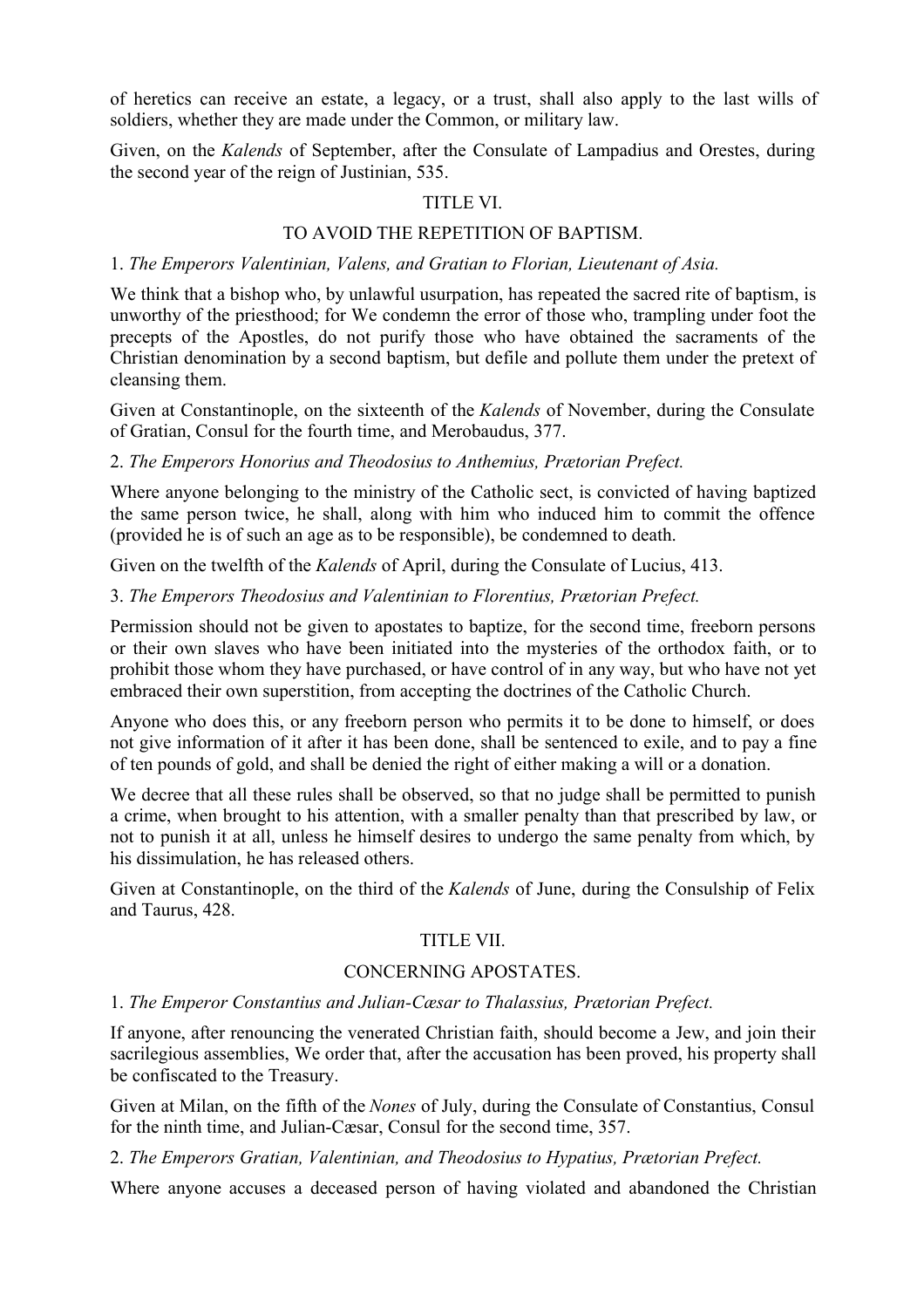of heretics can receive an estate, a legacy, or a trust, shall also apply to the last wills of soldiers, whether they are made under the Common, or military law.

Given, on the *Kalends* of September, after the Consulate of Lampadius and Orestes, during the second year of the reign of Justinian, 535.

## TITLE VI.

## TO AVOID THE REPETITION OF BAPTISM.

1. *The Emperors Valentinian, Valens, and Gratian to Florian, Lieutenant of Asia.*

We think that a bishop who, by unlawful usurpation, has repeated the sacred rite of baptism, is unworthy of the priesthood; for We condemn the error of those who, trampling under foot the precepts of the Apostles, do not purify those who have obtained the sacraments of the Christian denomination by a second baptism, but defile and pollute them under the pretext of cleansing them.

Given at Constantinople, on the sixteenth of the *Kalends* of November, during the Consulate of Gratian, Consul for the fourth time, and Merobaudus, 377.

2. *The Emperors Honorius and Theodosius to Anthemius, Prætorian Prefect.*

Where anyone belonging to the ministry of the Catholic sect, is convicted of having baptized the same person twice, he shall, along with him who induced him to commit the offence (provided he is of such an age as to be responsible), be condemned to death.

Given on the twelfth of the *Kalends* of April, during the Consulate of Lucius, 413.

3. *The Emperors Theodosius and Valentinian to Florentius, Prætorian Prefect.*

Permission should not be given to apostates to baptize, for the second time, freeborn persons or their own slaves who have been initiated into the mysteries of the orthodox faith, or to prohibit those whom they have purchased, or have control of in any way, but who have not yet embraced their own superstition, from accepting the doctrines of the Catholic Church.

Anyone who does this, or any freeborn person who permits it to be done to himself, or does not give information of it after it has been done, shall be sentenced to exile, and to pay a fine of ten pounds of gold, and shall be denied the right of either making a will or a donation.

We decree that all these rules shall be observed, so that no judge shall be permitted to punish a crime, when brought to his attention, with a smaller penalty than that prescribed by law, or not to punish it at all, unless he himself desires to undergo the same penalty from which, by his dissimulation, he has released others.

Given at Constantinople, on the third of the *Kalends* of June, during the Consulship of Felix and Taurus, 428.

## TITLE VII.

## CONCERNING APOSTATES.

1. *The Emperor Constantius and Julian-Cæsar to Thalassius, Prætorian Prefect.*

If anyone, after renouncing the venerated Christian faith, should become a Jew, and join their sacrilegious assemblies, We order that, after the accusation has been proved, his property shall be confiscated to the Treasury.

Given at Milan, on the fifth of the *Nones* of July, during the Consulate of Constantius, Consul for the ninth time, and Julian-Cæsar, Consul for the second time, 357.

2. *The Emperors Gratian, Valentinian, and Theodosius to Hypatius, Prætorian Prefect.*

Where anyone accuses a deceased person of having violated and abandoned the Christian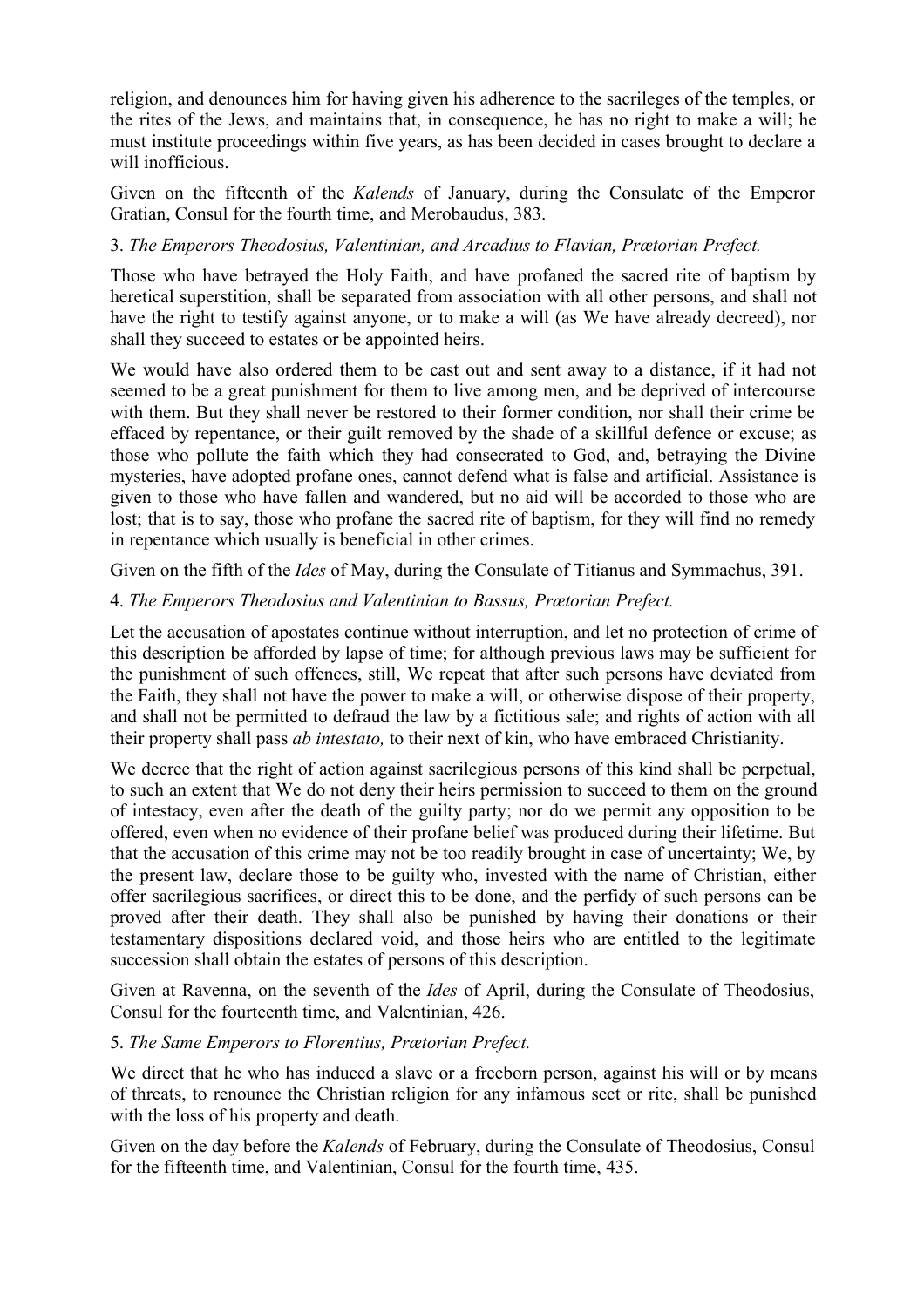religion, and denounces him for having given his adherence to the sacrileges of the temples, or the rites of the Jews, and maintains that, in consequence, he has no right to make a will; he must institute proceedings within five years, as has been decided in cases brought to declare a will inofficious.

Given on the fifteenth of the *Kalends* of January, during the Consulate of the Emperor Gratian, Consul for the fourth time, and Merobaudus, 383.

3. *The Emperors Theodosius, Valentinian, and Arcadius to Flavian, Prætorian Prefect.*

Those who have betrayed the Holy Faith, and have profaned the sacred rite of baptism by heretical superstition, shall be separated from association with all other persons, and shall not have the right to testify against anyone, or to make a will (as We have already decreed), nor shall they succeed to estates or be appointed heirs.

We would have also ordered them to be cast out and sent away to a distance, if it had not seemed to be a great punishment for them to live among men, and be deprived of intercourse with them. But they shall never be restored to their former condition, nor shall their crime be effaced by repentance, or their guilt removed by the shade of a skillful defence or excuse; as those who pollute the faith which they had consecrated to God, and, betraying the Divine mysteries, have adopted profane ones, cannot defend what is false and artificial. Assistance is given to those who have fallen and wandered, but no aid will be accorded to those who are lost; that is to say, those who profane the sacred rite of baptism, for they will find no remedy in repentance which usually is beneficial in other crimes.

Given on the fifth of the *Ides* of May, during the Consulate of Titianus and Symmachus, 391.

4. *The Emperors Theodosius and Valentinian to Bassus, Prætorian Prefect.*

Let the accusation of apostates continue without interruption, and let no protection of crime of this description be afforded by lapse of time; for although previous laws may be sufficient for the punishment of such offences, still, We repeat that after such persons have deviated from the Faith, they shall not have the power to make a will, or otherwise dispose of their property, and shall not be permitted to defraud the law by a fictitious sale; and rights of action with all their property shall pass *ab intestato,* to their next of kin, who have embraced Christianity.

We decree that the right of action against sacrilegious persons of this kind shall be perpetual, to such an extent that We do not deny their heirs permission to succeed to them on the ground of intestacy, even after the death of the guilty party; nor do we permit any opposition to be offered, even when no evidence of their profane belief was produced during their lifetime. But that the accusation of this crime may not be too readily brought in case of uncertainty; We, by the present law, declare those to be guilty who, invested with the name of Christian, either offer sacrilegious sacrifices, or direct this to be done, and the perfidy of such persons can be proved after their death. They shall also be punished by having their donations or their testamentary dispositions declared void, and those heirs who are entitled to the legitimate succession shall obtain the estates of persons of this description.

Given at Ravenna, on the seventh of the *Ides* of April, during the Consulate of Theodosius, Consul for the fourteenth time, and Valentinian, 426.

5. *The Same Emperors to Florentius, Prætorian Prefect.*

We direct that he who has induced a slave or a freeborn person, against his will or by means of threats, to renounce the Christian religion for any infamous sect or rite, shall be punished with the loss of his property and death.

Given on the day before the *Kalends* of February, during the Consulate of Theodosius, Consul for the fifteenth time, and Valentinian, Consul for the fourth time, 435.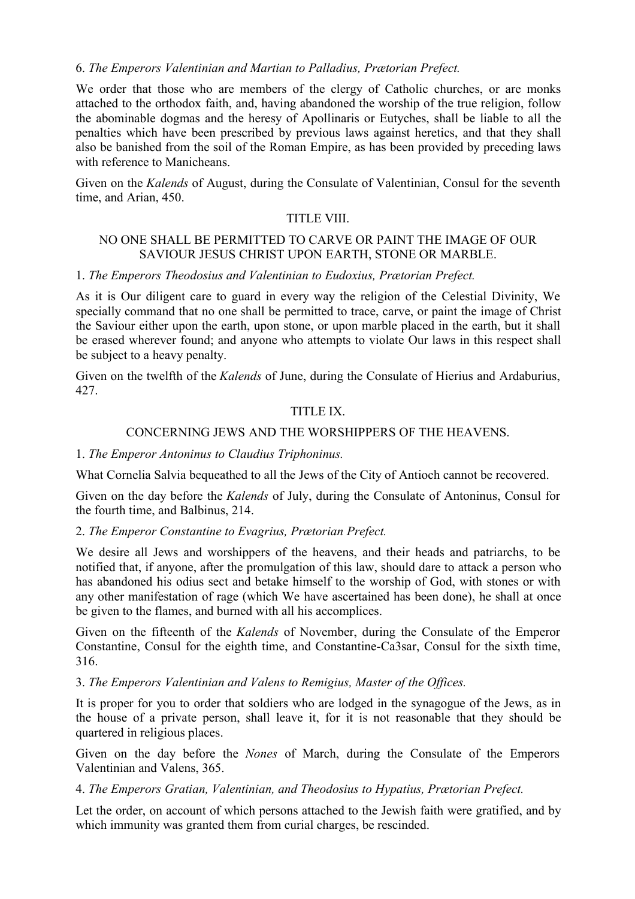6. *The Emperors Valentinian and Martian to Palladius, Prætorian Prefect.*

We order that those who are members of the clergy of Catholic churches, or are monks attached to the orthodox faith, and, having abandoned the worship of the true religion, follow the abominable dogmas and the heresy of Apollinaris or Eutyches, shall be liable to all the penalties which have been prescribed by previous laws against heretics, and that they shall also be banished from the soil of the Roman Empire, as has been provided by preceding laws with reference to Manicheans.

Given on the *Kalends* of August, during the Consulate of Valentinian, Consul for the seventh time, and Arian, 450.

## TITLE VIII.

## NO ONE SHALL BE PERMITTED TO CARVE OR PAINT THE IMAGE OF OUR SAVIOUR JESUS CHRIST UPON EARTH, STONE OR MARBLE.

1. *The Emperors Theodosius and Valentinian to Eudoxius, Prætorian Prefect.*

As it is Our diligent care to guard in every way the religion of the Celestial Divinity, We specially command that no one shall be permitted to trace, carve, or paint the image of Christ the Saviour either upon the earth, upon stone, or upon marble placed in the earth, but it shall be erased wherever found; and anyone who attempts to violate Our laws in this respect shall be subject to a heavy penalty.

Given on the twelfth of the *Kalends* of June, during the Consulate of Hierius and Ardaburius, 427.

## TITLE IX.

## CONCERNING JEWS AND THE WORSHIPPERS OF THE HEAVENS.

1. *The Emperor Antoninus to Claudius Triphoninus.*

What Cornelia Salvia bequeathed to all the Jews of the City of Antioch cannot be recovered.

Given on the day before the *Kalends* of July, during the Consulate of Antoninus, Consul for the fourth time, and Balbinus, 214.

2. *The Emperor Constantine to Evagrius, Prætorian Prefect.*

We desire all Jews and worshippers of the heavens, and their heads and patriarchs, to be notified that, if anyone, after the promulgation of this law, should dare to attack a person who has abandoned his odius sect and betake himself to the worship of God, with stones or with any other manifestation of rage (which We have ascertained has been done), he shall at once be given to the flames, and burned with all his accomplices.

Given on the fifteenth of the *Kalends* of November, during the Consulate of the Emperor Constantine, Consul for the eighth time, and Constantine-Ca3sar, Consul for the sixth time, 316.

3. *The Emperors Valentinian and Valens to Remigius, Master of the Offices.*

It is proper for you to order that soldiers who are lodged in the synagogue of the Jews, as in the house of a private person, shall leave it, for it is not reasonable that they should be quartered in religious places.

Given on the day before the *Nones* of March, during the Consulate of the Emperors Valentinian and Valens, 365.

4. *The Emperors Gratian, Valentinian, and Theodosius to Hypatius, Prætorian Prefect.*

Let the order, on account of which persons attached to the Jewish faith were gratified, and by which immunity was granted them from curial charges, be rescinded.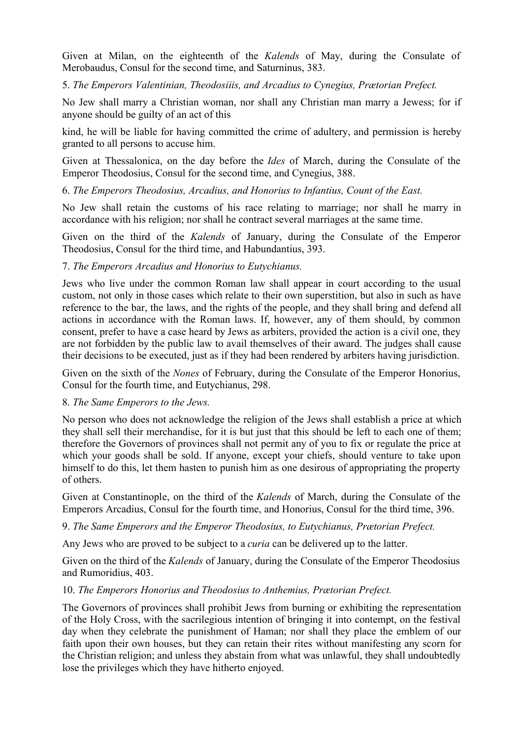Given at Milan, on the eighteenth of the *Kalends* of May, during the Consulate of Merobaudus, Consul for the second time, and Saturninus, 383.

5. *The Emperors Valentinian, Theodosiiis, and Arcadius to Cynegius, Prætorian Prefect.*

No Jew shall marry a Christian woman, nor shall any Christian man marry a Jewess; for if anyone should be guilty of an act of this kind, he will be liable for having committed the crime of adultery, and permission is hereby granted to all persons to accuse him.

Given at Thessalonica, on the day before the *Ides* of March, during the Consulate of the Emperor Theodosius, Consul for the second time, and Cynegius, 388.

6. *The Emperors Theodosius, Arcadius, and Honorius to Infantius, Count of the East.*

No Jew shall retain the customs of his race relating to marriage; nor shall he marry in accordance with his religion; nor shall he contract several marriages at the same time.

Given on the third of the *Kalends* of January, during the Consulate of the Emperor Theodosius, Consul for the third time, and Habundantius, 393.

7. *The Emperors Arcadius and Honorius to Eutychianus.*

Jews who live under the common Roman law shall appear in court according to the usual custom, not only in those cases which relate to their own superstition, but also in such as have reference to the bar, the laws, and the rights of the people, and they shall bring and defend all actions in accordance with the Roman laws. If, however, any of them should, by common consent, prefer to have a case heard by Jews as arbiters, provided the action is a civil one, they are not forbidden by the public law to avail themselves of their award. The judges shall cause their decisions to be executed, just as if they had been rendered by arbiters having jurisdiction.

Given on the sixth of the *Nones* of February, during the Consulate of the Emperor Honorius, Consul for the fourth time, and Eutychianus, 298.

8. *The Same Emperors to the Jews.*

No person who does not acknowledge the religion of the Jews shall establish a price at which they shall sell their merchandise, for it is but just that this should be left to each one of them; therefore the Governors of provinces shall not permit any of you to fix or regulate the price at which your goods shall be sold. If anyone, except your chiefs, should venture to take upon himself to do this, let them hasten to punish him as one desirous of appropriating the property of others.

Given at Constantinople, on the third of the *Kalends* of March, during the Consulate of the Emperors Arcadius, Consul for the fourth time, and Honorius, Consul for the third time, 396.

9. *The Same Emperors and the Emperor Theodosius, to Eutychianus, Prætorian Prefect.*

Any Jews who are proved to be subject to a *curia* can be delivered up to the latter.

Given on the third of the *Kalends* of January, during the Consulate of the Emperor Theodosius and Rumoridius, 403.

10. *The Emperors Honorius and Theodosius to Anthemius, Prætorian Prefect.*

The Governors of provinces shall prohibit Jews from burning or exhibiting the representation of the Holy Cross, with the sacrilegious intention of bringing it into contempt, on the festival day when they celebrate the punishment of Haman; nor shall they place the emblem of our faith upon their own houses, but they can retain their rites without manifesting any scorn for the Christian religion; and unless they abstain from what was unlawful, they shall undoubtedly lose the privileges which they have hitherto enjoyed.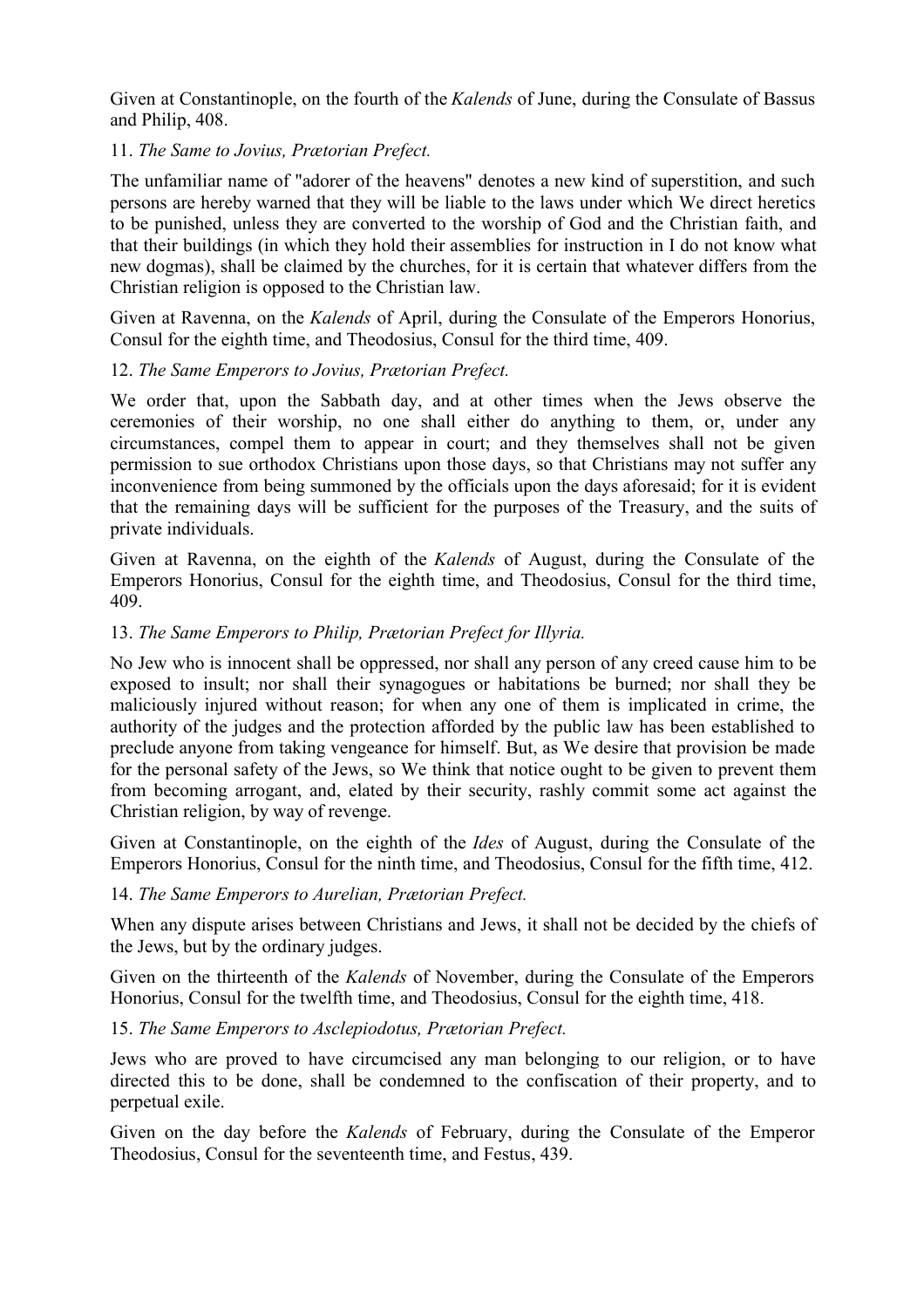Given at Constantinople, on the fourth of the *Kalends* of June, during the Consulate of Bassus and Philip, 408.

11. *The Same to Jovius, Prætorian Prefect.*

The unfamiliar name of "adorer of the heavens" denotes a new kind of superstition, and such persons are hereby warned that they will be liable to the laws under which We direct heretics to be punished, unless they are converted to the worship of God and the Christian faith, and that their buildings (in which they hold their assemblies for instruction in I do not know what new dogmas), shall be claimed by the churches, for it is certain that whatever differs from the Christian religion is opposed to the Christian law.

Given at Ravenna, on the *Kalends* of April, during the Consulate of the Emperors Honorius, Consul for the eighth time, and Theodosius, Consul for the third time, 409.

12. *The Same Emperors to Jovius, Prætorian Prefect.*

We order that, upon the Sabbath day, and at other times when the Jews observe the ceremonies of their worship, no one shall either do anything to them, or, under any circumstances, compel them to appear in court; and they themselves shall not be given permission to sue orthodox Christians upon those days, so that Christians may not suffer any inconvenience from being summoned by the officials upon the days aforesaid; for it is evident that the remaining days will be sufficient for the purposes of the Treasury, and the suits of private individuals.

Given at Ravenna, on the eighth of the *Kalends* of August, during the Consulate of the Emperors Honorius, Consul for the eighth time, and Theodosius, Consul for the third time, 409.

13. *The Same Emperors to Philip, Prætorian Prefect for Illyria.*

No Jew who is innocent shall be oppressed, nor shall any person of any creed cause him to be exposed to insult; nor shall their synagogues or habitations be burned; nor shall they be maliciously injured without reason; for when any one of them is implicated in crime, the authority of the judges and the protection afforded by the public law has been established to preclude anyone from taking vengeance for himself. But, as We desire that provision be made for the personal safety of the Jews, so We think that notice ought to be given to prevent them from becoming arrogant, and, elated by their security, rashly commit some act against the Christian religion, by way of revenge.

Given at Constantinople, on the eighth of the *Ides* of August, during the Consulate of the Emperors Honorius, Consul for the ninth time, and Theodosius, Consul for the fifth time, 412.

14. *The Same Emperors to Aurelian, Prætorian Prefect.*

When any dispute arises between Christians and Jews, it shall not be decided by the chiefs of the Jews, but by the ordinary judges.

Given on the thirteenth of the *Kalends* of November, during the Consulate of the Emperors Honorius, Consul for the twelfth time, and Theodosius, Consul for the eighth time, 418.

15. *The Same Emperors to Asclepiodotus, Prætorian Prefect.*

Jews who are proved to have circumcised any man belonging to our religion, or to have directed this to be done, shall be condemned to the confiscation of their property, and to perpetual exile.

Given on the day before the *Kalends* of February, during the Consulate of the Emperor Theodosius, Consul for the seventeenth time, and Festus, 439.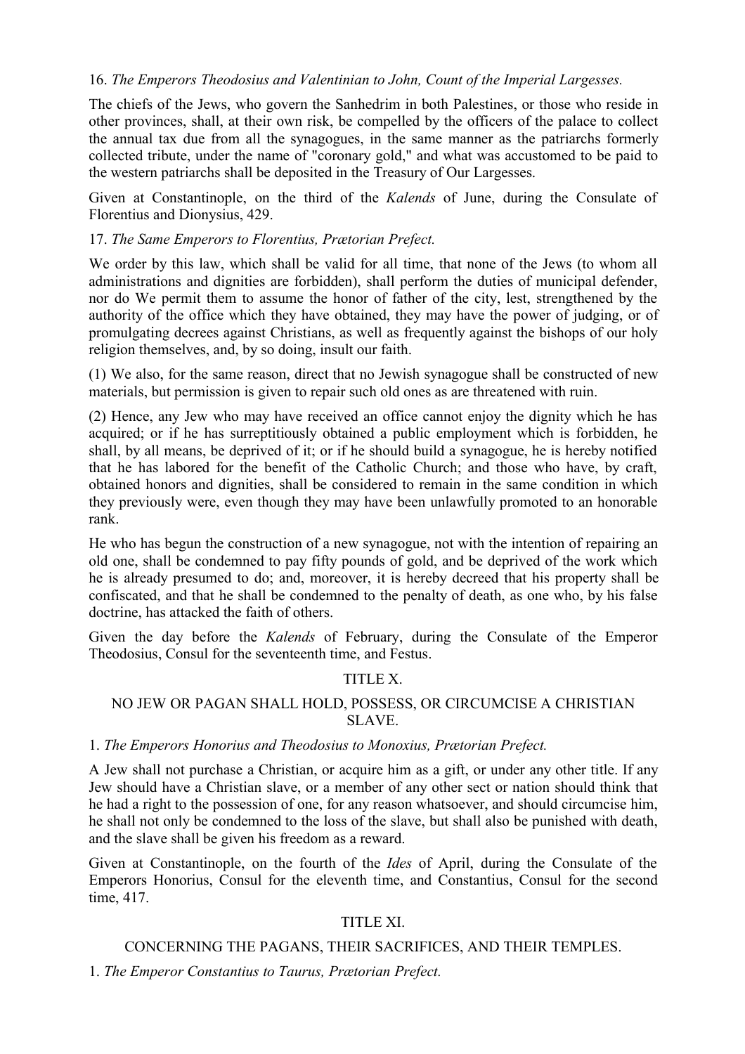16. *The Emperors Theodosius and Valentinian to John, Count of the Imperial Largesses.*

The chiefs of the Jews, who govern the Sanhedrim in both Palestines, or those who reside in other provinces, shall, at their own risk, be compelled by the officers of the palace to collect the annual tax due from all the synagogues, in the same manner as the patriarchs formerly collected tribute, under the name of "coronary gold," and what was accustomed to be paid to the western patriarchs shall be deposited in the Treasury of Our Largesses.

Given at Constantinople, on the third of the *Kalends* of June, during the Consulate of Florentius and Dionysius, 429.

17. *The Same Emperors to Florentius, Prætorian Prefect.*

We order by this law, which shall be valid for all time, that none of the Jews (to whom all administrations and dignities are forbidden), shall perform the duties of municipal defender, nor do We permit them to assume the honor of father of the city, lest, strengthened by the authority of the office which they have obtained, they may have the power of judging, or of promulgating decrees against Christians, as well as frequently against the bishops of our holy religion themselves, and, by so doing, insult our faith.

(1) We also, for the same reason, direct that no Jewish synagogue shall be constructed of new materials, but permission is given to repair such old ones as are threatened with ruin.

(2) Hence, any Jew who may have received an office cannot enjoy the dignity which he has acquired; or if he has surreptitiously obtained a public employment which is forbidden, he shall, by all means, be deprived of it; or if he should build a synagogue, he is hereby notified that he has labored for the benefit of the Catholic Church; and those who have, by craft, obtained honors and dignities, shall be considered to remain in the same condition in which they previously were, even though they may have been unlawfully promoted to an honorable rank.

He who has begun the construction of a new synagogue, not with the intention of repairing an old one, shall be condemned to pay fifty pounds of gold, and be deprived of the work which he is already presumed to do; and, moreover, it is hereby decreed that his property shall be confiscated, and that he shall be condemned to the penalty of death, as one who, by his false doctrine, has attacked the faith of others.

Given the day before the *Kalends* of February, during the Consulate of the Emperor Theodosius, Consul for the seventeenth time, and Festus.

## TITLE X.

## NO JEW OR PAGAN SHALL HOLD, POSSESS, OR CIRCUMCISE A CHRISTIAN SLAVE.

1. *The Emperors Honorius and Theodosius to Monoxius, Prætorian Prefect.*

A Jew shall not purchase a Christian, or acquire him as a gift, or under any other title. If any Jew should have a Christian slave, or a member of any other sect or nation should think that he had a right to the possession of one, for any reason whatsoever, and should circumcise him, he shall not only be condemned to the loss of the slave, but shall also be punished with death, and the slave shall be given his freedom as a reward.

Given at Constantinople, on the fourth of the *Ides* of April, during the Consulate of the Emperors Honorius, Consul for the eleventh time, and Constantius, Consul for the second time, 417.

## TITLE XI.

## CONCERNING THE PAGANS, THEIR SACRIFICES, AND THEIR TEMPLES.

1. *The Emperor Constantius to Taurus, Prætorian Prefect.*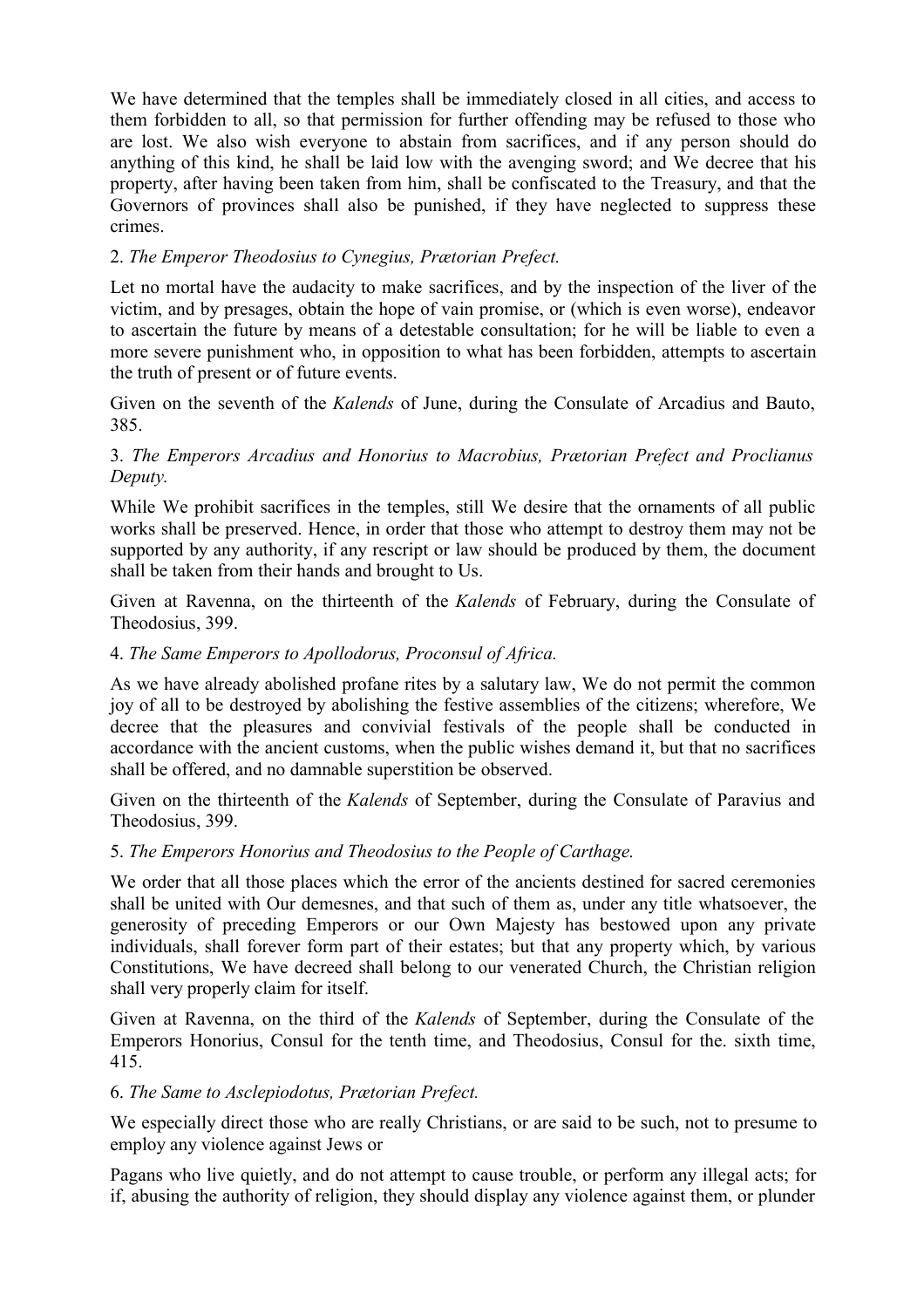We have determined that the temples shall be immediately closed in all cities, and access to them forbidden to all, so that permission for further offending may be refused to those who are lost. We also wish everyone to abstain from sacrifices, and if any person should do anything of this kind, he shall be laid low with the avenging sword; and We decree that his property, after having been taken from him, shall be confiscated to the Treasury, and that the Governors of provinces shall also be punished, if they have neglected to suppress these crimes.

2. *The Emperor Theodosius to Cynegius, Prætorian Prefect.*

Let no mortal have the audacity to make sacrifices, and by the inspection of the liver of the victim, and by presages, obtain the hope of vain promise, or (which is even worse), endeavor to ascertain the future by means of a detestable consultation; for he will be liable to even a more severe punishment who, in opposition to what has been forbidden, attempts to ascertain the truth of present or of future events.

Given on the seventh of the *Kalends* of June, during the Consulate of Arcadius and Bauto, 385.

3. *The Emperors Arcadius and Honorius to Macrobius, Prætorian Prefect and Proclianus Deputy.*

While We prohibit sacrifices in the temples, still We desire that the ornaments of all public works shall be preserved. Hence, in order that those who attempt to destroy them may not be supported by any authority, if any rescript or law should be produced by them, the document shall be taken from their hands and brought to Us.

Given at Ravenna, on the thirteenth of the *Kalends* of February, during the Consulate of Theodosius, 399.

4. *The Same Emperors to Apollodorus, Proconsul of Africa.*

As we have already abolished profane rites by a salutary law, We do not permit the common joy of all to be destroyed by abolishing the festive assemblies of the citizens; wherefore, We decree that the pleasures and convivial festivals of the people shall be conducted in accordance with the ancient customs, when the public wishes demand it, but that no sacrifices shall be offered, and no damnable superstition be observed.

Given on the thirteenth of the *Kalends* of September, during the Consulate of Paravius and Theodosius, 399.

5. *The Emperors Honorius and Theodosius to the People of Carthage.*

We order that all those places which the error of the ancients destined for sacred ceremonies shall be united with Our demesnes, and that such of them as, under any title whatsoever, the generosity of preceding Emperors or our Own Majesty has bestowed upon any private individuals, shall forever form part of their estates; but that any property which, by various Constitutions, We have decreed shall belong to our venerated Church, the Christian religion shall very properly claim for itself.

Given at Ravenna, on the third of the *Kalends* of September, during the Consulate of the Emperors Honorius, Consul for the tenth time, and Theodosius, Consul for the. sixth time, 415.

6. *The Same to Asclepiodotus, Prætorian Prefect.*

We especially direct those who are really Christians, or are said to be such, not to presume to employ any violence against Jews or

Pagans who live quietly, and do not attempt to cause trouble, or perform any illegal acts; for if, abusing the authority of religion, they should display any violence against them, or plunder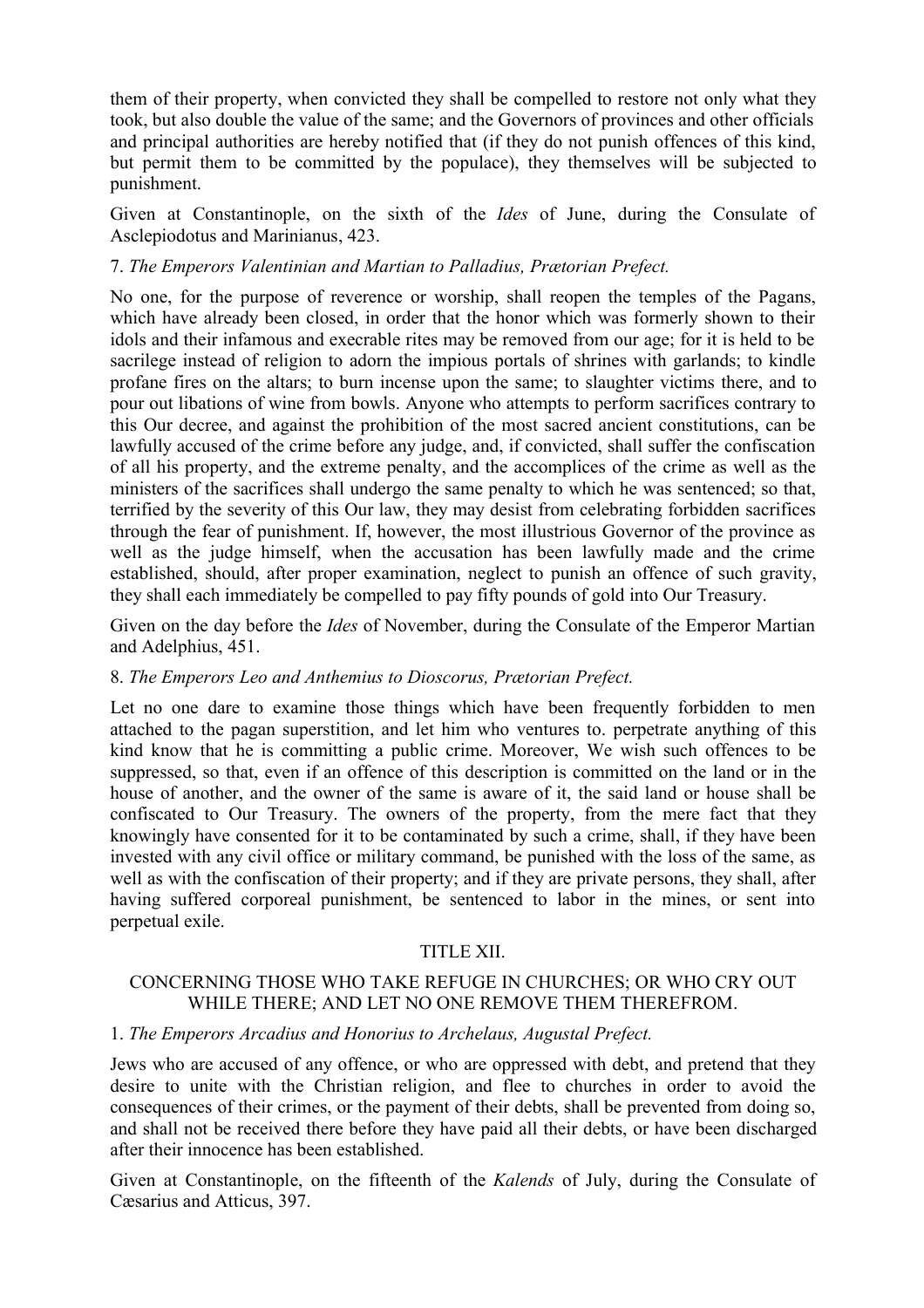them of their property, when convicted they shall be compelled to restore not only what they took, but also double the value of the same; and the Governors of provinces and other officials and principal authorities are hereby notified that (if they do not punish offences of this kind, but permit them to be committed by the populace), they themselves will be subjected to punishment.

Given at Constantinople, on the sixth of the *Ides* of June, during the Consulate of Asclepiodotus and Marinianus, 423.

7. *The Emperors Valentinian and Martian to Palladius, Prætorian Prefect.*

No one, for the purpose of reverence or worship, shall reopen the temples of the Pagans, which have already been closed, in order that the honor which was formerly shown to their idols and their infamous and execrable rites may be removed from our age; for it is held to be sacrilege instead of religion to adorn the impious portals of shrines with garlands; to kindle profane fires on the altars; to burn incense upon the same; to slaughter victims there, and to pour out libations of wine from bowls. Anyone who attempts to perform sacrifices contrary to this Our decree, and against the prohibition of the most sacred ancient constitutions, can be lawfully accused of the crime before any judge, and, if convicted, shall suffer the confiscation of all his property, and the extreme penalty, and the accomplices of the crime as well as the ministers of the sacrifices shall undergo the same penalty to which he was sentenced; so that, terrified by the severity of this Our law, they may desist from celebrating forbidden sacrifices through the fear of punishment. If, however, the most illustrious Governor of the province as well as the judge himself, when the accusation has been lawfully made and the crime established, should, after proper examination, neglect to punish an offence of such gravity, they shall each immediately be compelled to pay fifty pounds of gold into Our Treasury.

Given on the day before the *Ides* of November, during the Consulate of the Emperor Martian and Adelphius, 451.

8. *The Emperors Leo and Anthemius to Dioscorus, Prætorian Prefect.*

Let no one dare to examine those things which have been frequently forbidden to men attached to the pagan superstition, and let him who ventures to. perpetrate anything of this kind know that he is committing a public crime. Moreover, We wish such offences to be suppressed, so that, even if an offence of this description is committed on the land or in the house of another, and the owner of the same is aware of it, the said land or house shall be confiscated to Our Treasury. The owners of the property, from the mere fact that they knowingly have consented for it to be contaminated by such a crime, shall, if they have been invested with any civil office or military command, be punished with the loss of the same, as well as with the confiscation of their property; and if they are private persons, they shall, after having suffered corporeal punishment, be sentenced to labor in the mines, or sent into perpetual exile.

## TITLE XII.

### CONCERNING THOSE WHO TAKE REFUGE IN CHURCHES; OR WHO CRY OUT WHILE THERE; AND LET NO ONE REMOVE THEM THEREFROM.

1. *The Emperors Arcadius and Honorius to Archelaus, Augustal Prefect.*

Jews who are accused of any offence, or who are oppressed with debt, and pretend that they desire to unite with the Christian religion, and flee to churches in order to avoid the consequences of their crimes, or the payment of their debts, shall be prevented from doing so, and shall not be received there before they have paid all their debts, or have been discharged after their innocence has been established.

Given at Constantinople, on the fifteenth of the *Kalends* of July, during the Consulate of Cæsarius and Atticus, 397.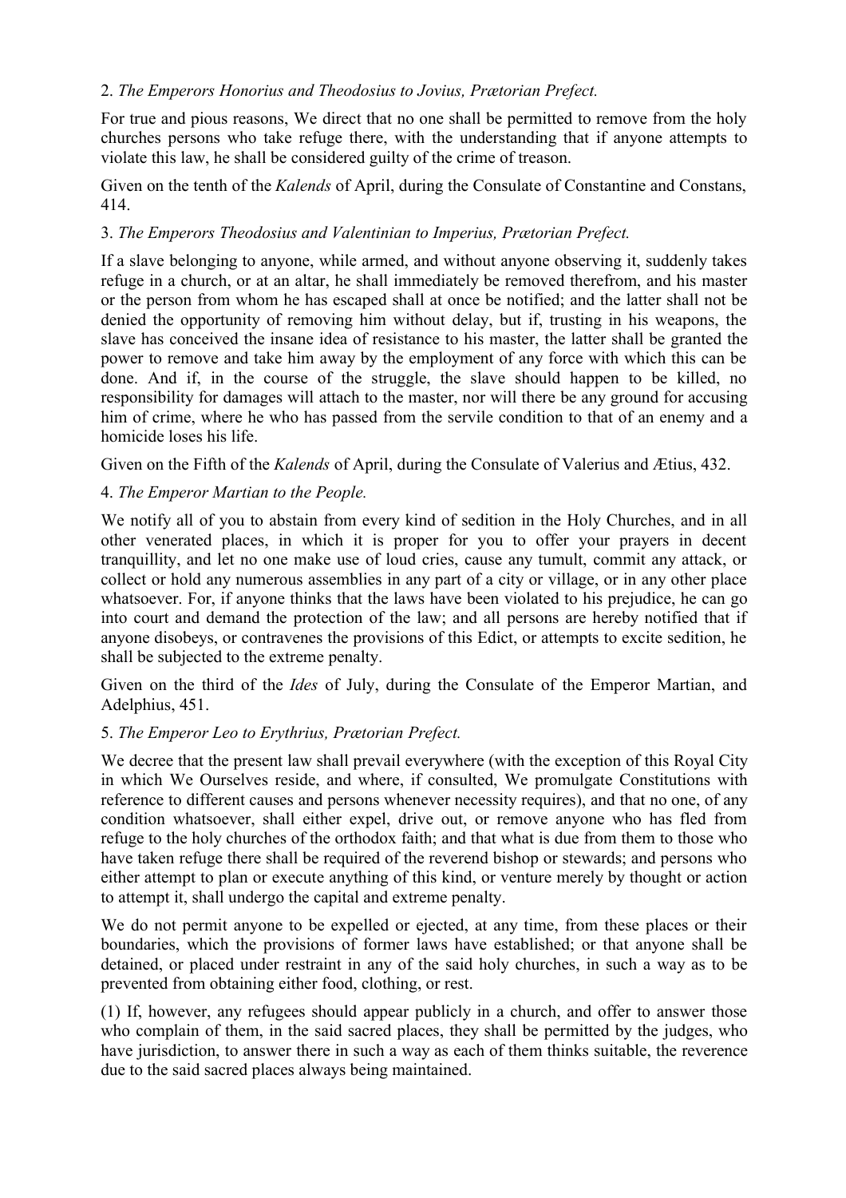2. *The Emperors Honorius and Theodosius to Jovius, Prætorian Prefect.*

For true and pious reasons, We direct that no one shall be permitted to remove from the holy churches persons who take refuge there, with the understanding that if anyone attempts to violate this law, he shall be considered guilty of the crime of treason.

Given on the tenth of the *Kalends* of April, during the Consulate of Constantine and Constans, 414.

3. *The Emperors Theodosius and Valentinian to Imperius, Prætorian Prefect.*

If a slave belonging to anyone, while armed, and without anyone observing it, suddenly takes refuge in a church, or at an altar, he shall immediately be removed therefrom, and his master or the person from whom he has escaped shall at once be notified; and the latter shall not be denied the opportunity of removing him without delay, but if, trusting in his weapons, the slave has conceived the insane idea of resistance to his master, the latter shall be granted the power to remove and take him away by the employment of any force with which this can be done. And if, in the course of the struggle, the slave should happen to be killed, no responsibility for damages will attach to the master, nor will there be any ground for accusing him of crime, where he who has passed from the servile condition to that of an enemy and a homicide loses his life.

Given on the Fifth of the *Kalends* of April, during the Consulate of Valerius and Ætius, 432.

4. *The Emperor Martian to the People.*

We notify all of you to abstain from every kind of sedition in the Holy Churches, and in all other venerated places, in which it is proper for you to offer your prayers in decent tranquillity, and let no one make use of loud cries, cause any tumult, commit any attack, or collect or hold any numerous assemblies in any part of a city or village, or in any other place whatsoever. For, if anyone thinks that the laws have been violated to his prejudice, he can go into court and demand the protection of the law; and all persons are hereby notified that if anyone disobeys, or contravenes the provisions of this Edict, or attempts to excite sedition, he shall be subjected to the extreme penalty.

Given on the third of the *Ides* of July, during the Consulate of the Emperor Martian, and Adelphius, 451.

5. *The Emperor Leo to Erythrius, Prætorian Prefect.*

We decree that the present law shall prevail everywhere (with the exception of this Royal City in which We Ourselves reside, and where, if consulted, We promulgate Constitutions with reference to different causes and persons whenever necessity requires), and that no one, of any condition whatsoever, shall either expel, drive out, or remove anyone who has fled from refuge to the holy churches of the orthodox faith; and that what is due from them to those who have taken refuge there shall be required of the reverend bishop or stewards; and persons who either attempt to plan or execute anything of this kind, or venture merely by thought or action to attempt it, shall undergo the capital and extreme penalty.

We do not permit anyone to be expelled or ejected, at any time, from these places or their boundaries, which the provisions of former laws have established; or that anyone shall be detained, or placed under restraint in any of the said holy churches, in such a way as to be prevented from obtaining either food, clothing, or rest.

(1) If, however, any refugees should appear publicly in a church, and offer to answer those who complain of them, in the said sacred places, they shall be permitted by the judges, who have jurisdiction, to answer there in such a way as each of them thinks suitable, the reverence due to the said sacred places always being maintained.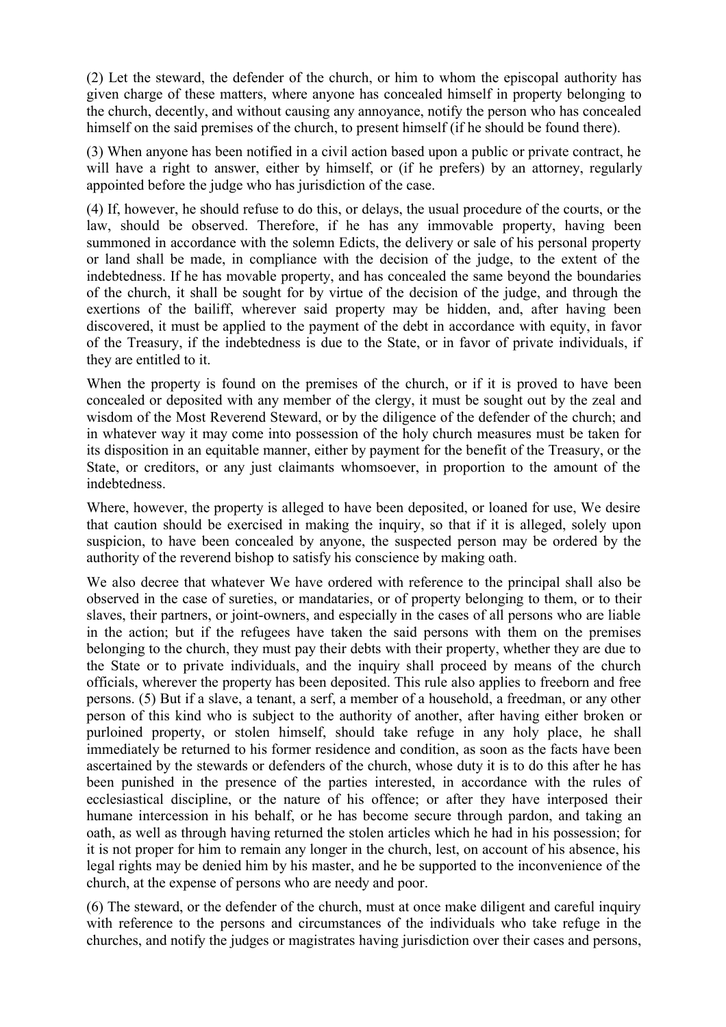(2) Let the steward, the defender of the church, or him to whom the episcopal authority has given charge of these matters, where anyone has concealed himself in property belonging to the church, decently, and without causing any annoyance, notify the person who has concealed himself on the said premises of the church, to present himself (if he should be found there).

(3) When anyone has been notified in a civil action based upon a public or private contract, he will have a right to answer, either by himself, or (if he prefers) by an attorney, regularly appointed before the judge who has jurisdiction of the case.

(4) If, however, he should refuse to do this, or delays, the usual procedure of the courts, or the law, should be observed. Therefore, if he has any immovable property, having been summoned in accordance with the solemn Edicts, the delivery or sale of his personal property or land shall be made, in compliance with the decision of the judge, to the extent of the indebtedness. If he has movable property, and has concealed the same beyond the boundaries of the church, it shall be sought for by virtue of the decision of the judge, and through the exertions of the bailiff, wherever said property may be hidden, and, after having been discovered, it must be applied to the payment of the debt in accordance with equity, in favor of the Treasury, if the indebtedness is due to the State, or in favor of private individuals, if they are entitled to it.

When the property is found on the premises of the church, or if it is proved to have been concealed or deposited with any member of the clergy, it must be sought out by the zeal and wisdom of the Most Reverend Steward, or by the diligence of the defender of the church; and in whatever way it may come into possession of the holy church measures must be taken for its disposition in an equitable manner, either by payment for the benefit of the Treasury, or the State, or creditors, or any just claimants whomsoever, in proportion to the amount of the indebtedness.

Where, however, the property is alleged to have been deposited, or loaned for use, We desire that caution should be exercised in making the inquiry, so that if it is alleged, solely upon suspicion, to have been concealed by anyone, the suspected person may be ordered by the authority of the reverend bishop to satisfy his conscience by making oath.

We also decree that whatever We have ordered with reference to the principal shall also be observed in the case of sureties, or mandataries, or of property belonging to them, or to their slaves, their partners, or joint-owners, and especially in the cases of all persons who are liable in the action; but if the refugees have taken the said persons with them on the premises belonging to the church, they must pay their debts with their property, whether they are due to the State or to private individuals, and the inquiry shall proceed by means of the church officials, wherever the property has been deposited. This rule also applies to freeborn and free persons. (5) But if a slave, a tenant, a serf, a member of a household, a freedman, or any other person of this kind who is subject to the authority of another, after having either broken or purloined property, or stolen himself, should take refuge in any holy place, he shall immediately be returned to his former residence and condition, as soon as the facts have been ascertained by the stewards or defenders of the church, whose duty it is to do this after he has been punished in the presence of the parties interested, in accordance with the rules of ecclesiastical discipline, or the nature of his offence; or after they have interposed their humane intercession in his behalf, or he has become secure through pardon, and taking an oath, as well as through having returned the stolen articles which he had in his possession; for it is not proper for him to remain any longer in the church, lest, on account of his absence, his legal rights may be denied him by his master, and he be supported to the inconvenience of the church, at the expense of persons who are needy and poor.

(6) The steward, or the defender of the church, must at once make diligent and careful inquiry with reference to the persons and circumstances of the individuals who take refuge in the churches, and notify the judges or magistrates having jurisdiction over their cases and persons,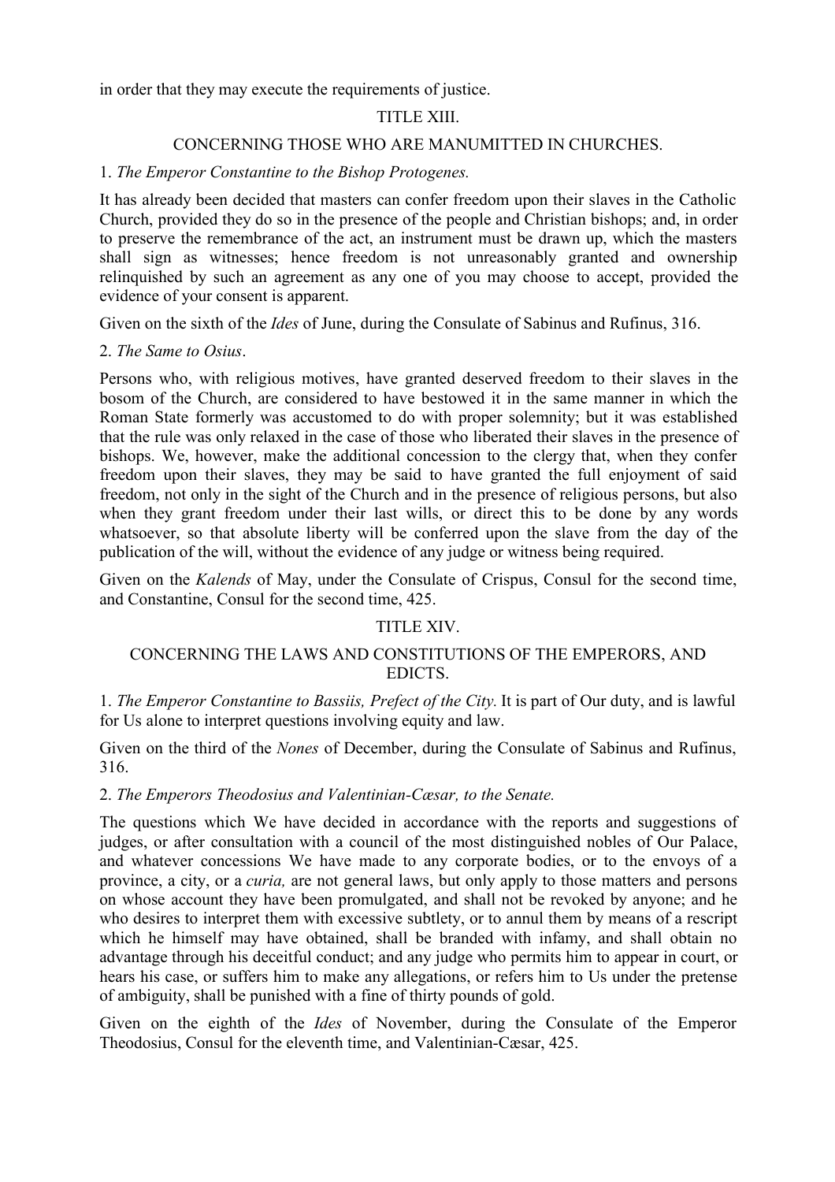in order that they may execute the requirements of justice.

## TITLE XIII.

## CONCERNING THOSE WHO ARE MANUMITTED IN CHURCHES.

1. *The Emperor Constantine to the Bishop Protogenes.*

It has already been decided that masters can confer freedom upon their slaves in the Catholic Church, provided they do so in the presence of the people and Christian bishops; and, in order to preserve the remembrance of the act, an instrument must be drawn up, which the masters shall sign as witnesses; hence freedom is not unreasonably granted and ownership relinquished by such an agreement as any one of you may choose to accept, provided the evidence of your consent is apparent.

Given on the sixth of the *Ides* of June, during the Consulate of Sabinus and Rufinus, 316.

2. *The Same to Osius*.

Persons who, with religious motives, have granted deserved freedom to their slaves in the bosom of the Church, are considered to have bestowed it in the same manner in which the Roman State formerly was accustomed to do with proper solemnity; but it was established that the rule was only relaxed in the case of those who liberated their slaves in the presence of bishops. We, however, make the additional concession to the clergy that, when they confer freedom upon their slaves, they may be said to have granted the full enjoyment of said freedom, not only in the sight of the Church and in the presence of religious persons, but also when they grant freedom under their last wills, or direct this to be done by any words whatsoever, so that absolute liberty will be conferred upon the slave from the day of the publication of the will, without the evidence of any judge or witness being required.

Given on the *Kalends* of May, under the Consulate of Crispus, Consul for the second time, and Constantine, Consul for the second time, 425.

## TITLE XIV.

## CONCERNING THE LAWS AND CONSTITUTIONS OF THE EMPERORS, AND EDICTS.

1. *The Emperor Constantine to Bassiis, Prefect of the City.* It is part of Our duty, and is lawful for Us alone to interpret questions involving equity and law.

Given on the third of the *Nones* of December, during the Consulate of Sabinus and Rufinus, 316.

2. *The Emperors Theodosius and Valentinian-Cæsar, to the Senate.*

The questions which We have decided in accordance with the reports and suggestions of judges, or after consultation with a council of the most distinguished nobles of Our Palace, and whatever concessions We have made to any corporate bodies, or to the envoys of a province, a city, or a *curia,* are not general laws, but only apply to those matters and persons on whose account they have been promulgated, and shall not be revoked by anyone; and he who desires to interpret them with excessive subtlety, or to annul them by means of a rescript which he himself may have obtained, shall be branded with infamy, and shall obtain no advantage through his deceitful conduct; and any judge who permits him to appear in court, or hears his case, or suffers him to make any allegations, or refers him to Us under the pretense of ambiguity, shall be punished with a fine of thirty pounds of gold.

Given on the eighth of the *Ides* of November, during the Consulate of the Emperor Theodosius, Consul for the eleventh time, and Valentinian-Cæsar, 425.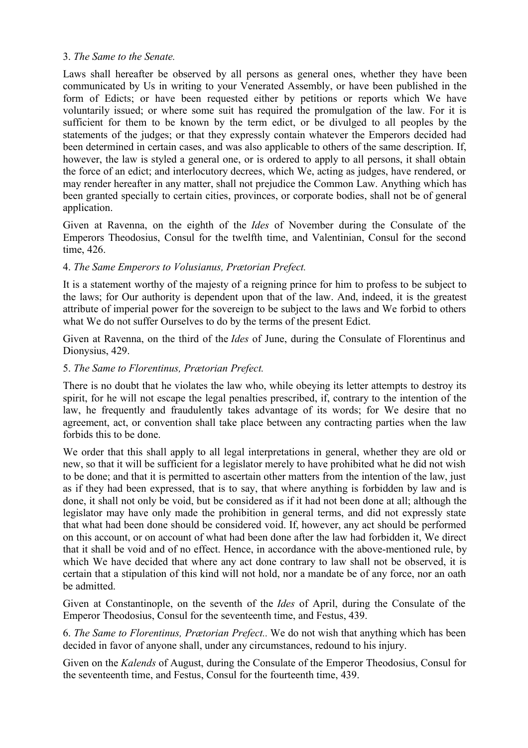3. *The Same to the Senate.*

Laws shall hereafter be observed by all persons as general ones, whether they have been communicated by Us in writing to your Venerated Assembly, or have been published in the form of Edicts; or have been requested either by petitions or reports which We have voluntarily issued; or where some suit has required the promulgation of the law. For it is sufficient for them to be known by the term edict, or be divulged to all peoples by the statements of the judges; or that they expressly contain whatever the Emperors decided had been determined in certain cases, and was also applicable to others of the same description. If, however, the law is styled a general one, or is ordered to apply to all persons, it shall obtain the force of an edict; and interlocutory decrees, which We, acting as judges, have rendered, or may render hereafter in any matter, shall not prejudice the Common Law. Anything which has been granted specially to certain cities, provinces, or corporate bodies, shall not be of general application.

Given at Ravenna, on the eighth of the *Ides* of November during the Consulate of the Emperors Theodosius, Consul for the twelfth time, and Valentinian, Consul for the second time, 426.

4. *The Same Emperors to Volusianus, Prætorian Prefect.*

It is a statement worthy of the majesty of a reigning prince for him to profess to be subject to the laws; for Our authority is dependent upon that of the law. And, indeed, it is the greatest attribute of imperial power for the sovereign to be subject to the laws and We forbid to others what We do not suffer Ourselves to do by the terms of the present Edict.

Given at Ravenna, on the third of the *Ides* of June, during the Consulate of Florentinus and Dionysius, 429.

5. *The Same to Florentinus, Prætorian Prefect.*

There is no doubt that he violates the law who, while obeying its letter attempts to destroy its spirit, for he will not escape the legal penalties prescribed, if, contrary to the intention of the law, he frequently and fraudulently takes advantage of its words; for We desire that no agreement, act, or convention shall take place between any contracting parties when the law forbids this to be done.

We order that this shall apply to all legal interpretations in general, whether they are old or new, so that it will be sufficient for a legislator merely to have prohibited what he did not wish to be done; and that it is permitted to ascertain other matters from the intention of the law, just as if they had been expressed, that is to say, that where anything is forbidden by law and is done, it shall not only be void, but be considered as if it had not been done at all; although the legislator may have only made the prohibition in general terms, and did not expressly state that what had been done should be considered void. If, however, any act should be performed on this account, or on account of what had been done after the law had forbidden it, We direct that it shall be void and of no effect. Hence, in accordance with the above-mentioned rule, by which We have decided that where any act done contrary to law shall not be observed, it is certain that a stipulation of this kind will not hold, nor a mandate be of any force, nor an oath be admitted.

Given at Constantinople, on the seventh of the *Ides* of April, during the Consulate of the Emperor Theodosius, Consul for the seventeenth time, and Festus, 439.

6. *The Same to Florentinus, Prætorian Prefect..* We do not wish that anything which has been decided in favor of anyone shall, under any circumstances, redound to his injury.

Given on the *Kalends* of August, during the Consulate of the Emperor Theodosius, Consul for the seventeenth time, and Festus, Consul for the fourteenth time, 439.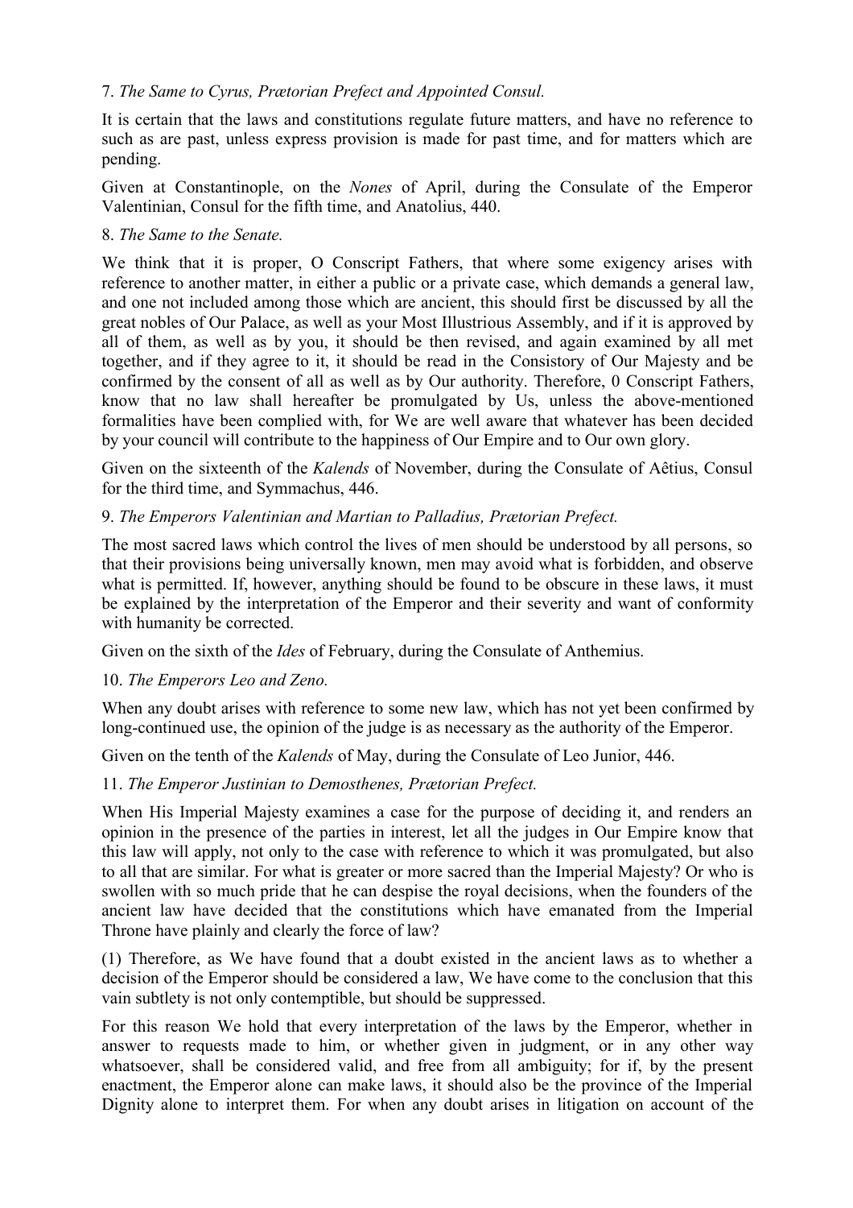7. *The Same to Cyrus, Prætorian Prefect and Appointed Consul.*

It is certain that the laws and constitutions regulate future matters, and have no reference to such as are past, unless express provision is made for past time, and for matters which are pending.

Given at Constantinople, on the *Nones* of April, during the Consulate of the Emperor Valentinian, Consul for the fifth time, and Anatolius, 440.

8. *The Same to the Senate.*

We think that it is proper, O Conscript Fathers, that where some exigency arises with reference to another matter, in either a public or a private case, which demands a general law, and one not included among those which are ancient, this should first be discussed by all the great nobles of Our Palace, as well as your Most Illustrious Assembly, and if it is approved by all of them, as well as by you, it should be then revised, and again examined by all met together, and if they agree to it, it should be read in the Consistory of Our Majesty and be confirmed by the consent of all as well as by Our authority. Therefore, 0 Conscript Fathers, know that no law shall hereafter be promulgated by Us, unless the above-mentioned formalities have been complied with, for We are well aware that whatever has been decided by your council will contribute to the happiness of Our Empire and to Our own glory.

Given on the sixteenth of the *Kalends* of November, during the Consulate of Aêtius, Consul for the third time, and Symmachus, 446.

9. *The Emperors Valentinian and Martian to Palladius, Prætorian Prefect.*

The most sacred laws which control the lives of men should be understood by all persons, so that their provisions being universally known, men may avoid what is forbidden, and observe what is permitted. If, however, anything should be found to be obscure in these laws, it must be explained by the interpretation of the Emperor and their severity and want of conformity with humanity be corrected.

Given on the sixth of the *Ides* of February, during the Consulate of Anthemius.

10. *The Emperors Leo and Zeno.*

When any doubt arises with reference to some new law, which has not yet been confirmed by long-continued use, the opinion of the judge is as necessary as the authority of the Emperor.

Given on the tenth of the *Kalends* of May, during the Consulate of Leo Junior, 446.

11. *The Emperor Justinian to Demosthenes, Prætorian Prefect.*

When His Imperial Majesty examines a case for the purpose of deciding it, and renders an opinion in the presence of the parties in interest, let all the judges in Our Empire know that this law will apply, not only to the case with reference to which it was promulgated, but also to all that are similar. For what is greater or more sacred than the Imperial Majesty? Or who is swollen with so much pride that he can despise the royal decisions, when the founders of the ancient law have decided that the constitutions which have emanated from the Imperial Throne have plainly and clearly the force of law?

(1) Therefore, as We have found that a doubt existed in the ancient laws as to whether a decision of the Emperor should be considered a law, We have come to the conclusion that this vain subtlety is not only contemptible, but should be suppressed.

For this reason We hold that every interpretation of the laws by the Emperor, whether in answer to requests made to him, or whether given in judgment, or in any other way whatsoever, shall be considered valid, and free from all ambiguity; for if, by the present enactment, the Emperor alone can make laws, it should also be the province of the Imperial Dignity alone to interpret them. For when any doubt arises in litigation on account of the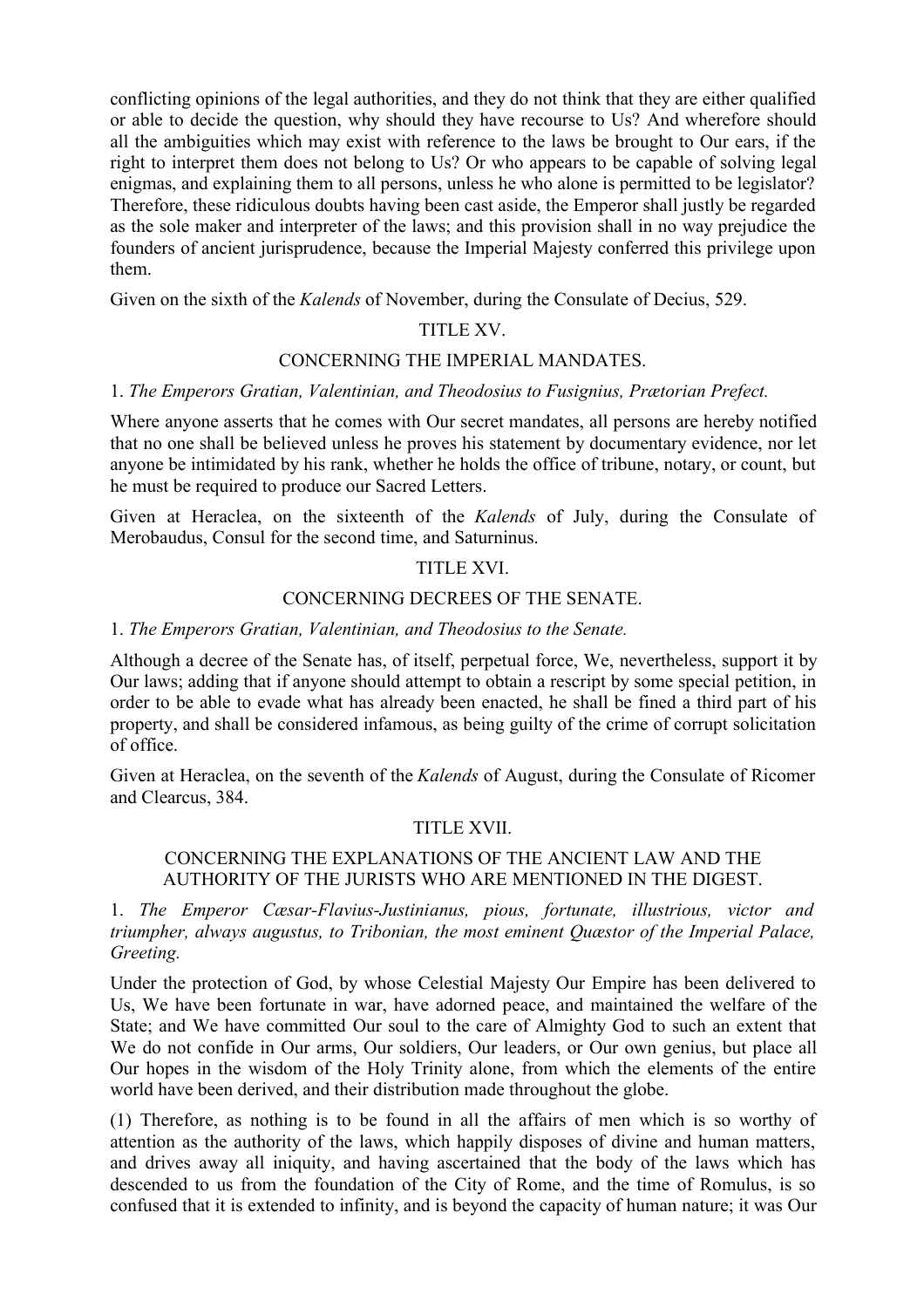conflicting opinions of the legal authorities, and they do not think that they are either qualified or able to decide the question, why should they have recourse to Us? And wherefore should all the ambiguities which may exist with reference to the laws be brought to Our ears, if the right to interpret them does not belong to Us? Or who appears to be capable of solving legal enigmas, and explaining them to all persons, unless he who alone is permitted to be legislator? Therefore, these ridiculous doubts having been cast aside, the Emperor shall justly be regarded as the sole maker and interpreter of the laws; and this provision shall in no way prejudice the founders of ancient jurisprudence, because the Imperial Majesty conferred this privilege upon them.

Given on the sixth of the *Kalends* of November, during the Consulate of Decius, 529.

## TITLE XV.

## CONCERNING THE IMPERIAL MANDATES.

1. *The Emperors Gratian, Valentinian, and Theodosius to Fusignius, Prætorian Prefect.*

Where anyone asserts that he comes with Our secret mandates, all persons are hereby notified that no one shall be believed unless he proves his statement by documentary evidence, nor let anyone be intimidated by his rank, whether he holds the office of tribune, notary, or count, but he must be required to produce our Sacred Letters.

Given at Heraclea, on the sixteenth of the *Kalends* of July, during the Consulate of Merobaudus, Consul for the second time, and Saturninus.

## TITLE XVI.

## CONCERNING DECREES OF THE SENATE.

1. *The Emperors Gratian, Valentinian, and Theodosius to the Senate.*

Although a decree of the Senate has, of itself, perpetual force, We, nevertheless, support it by Our laws; adding that if anyone should attempt to obtain a rescript by some special petition, in order to be able to evade what has already been enacted, he shall be fined a third part of his property, and shall be considered infamous, as being guilty of the crime of corrupt solicitation of office.

Given at Heraclea, on the seventh of the *Kalends* of August, during the Consulate of Ricomer and Clearcus, 384.

## TITLE XVII.

## CONCERNING THE EXPLANATIONS OF THE ANCIENT LAW AND THE AUTHORITY OF THE JURISTS WHO ARE MENTIONED IN THE DIGEST.

1. *The Emperor Cæsar-Flavius-Justinianus, pious, fortunate, illustrious, victor and triumpher, always augustus, to Tribonian, the most eminent Quæstor of the Imperial Palace, Greeting.*

Under the protection of God, by whose Celestial Majesty Our Empire has been delivered to Us, We have been fortunate in war, have adorned peace, and maintained the welfare of the State; and We have committed Our soul to the care of Almighty God to such an extent that We do not confide in Our arms, Our soldiers, Our leaders, or Our own genius, but place all Our hopes in the wisdom of the Holy Trinity alone, from which the elements of the entire world have been derived, and their distribution made throughout the globe.

(1) Therefore, as nothing is to be found in all the affairs of men which is so worthy of attention as the authority of the laws, which happily disposes of divine and human matters, and drives away all iniquity, and having ascertained that the body of the laws which has descended to us from the foundation of the City of Rome, and the time of Romulus, is so confused that it is extended to infinity, and is beyond the capacity of human nature; it was Our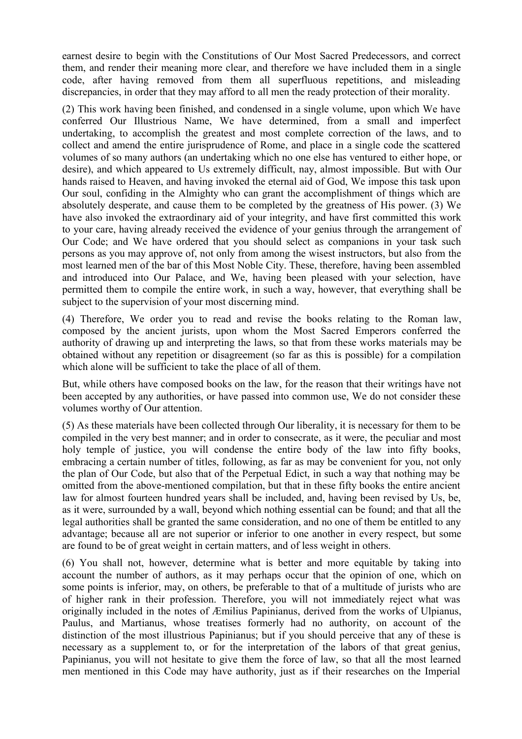earnest desire to begin with the Constitutions of Our Most Sacred Predecessors, and correct them, and render their meaning more clear, and therefore we have included them in a single code, after having removed from them all superfluous repetitions, and misleading discrepancies, in order that they may afford to all men the ready protection of their morality.

(2) This work having been finished, and condensed in a single volume, upon which We have conferred Our Illustrious Name, We have determined, from a small and imperfect undertaking, to accomplish the greatest and most complete correction of the laws, and to collect and amend the entire jurisprudence of Rome, and place in a single code the scattered volumes of so many authors (an undertaking which no one else has ventured to either hope, or desire), and which appeared to Us extremely difficult, nay, almost impossible. But with Our hands raised to Heaven, and having invoked the eternal aid of God, We impose this task upon Our soul, confiding in the Almighty who can grant the accomplishment of things which are absolutely desperate, and cause them to be completed by the greatness of His power. (3) We have also invoked the extraordinary aid of your integrity, and have first committed this work to your care, having already received the evidence of your genius through the arrangement of Our Code; and We have ordered that you should select as companions in your task such persons as you may approve of, not only from among the wisest instructors, but also from the most learned men of the bar of this Most Noble City. These, therefore, having been assembled and introduced into Our Palace, and We, having been pleased with your selection, have permitted them to compile the entire work, in such a way, however, that everything shall be subject to the supervision of your most discerning mind.

(4) Therefore, We order you to read and revise the books relating to the Roman law, composed by the ancient jurists, upon whom the Most Sacred Emperors conferred the authority of drawing up and interpreting the laws, so that from these works materials may be obtained without any repetition or disagreement (so far as this is possible) for a compilation which alone will be sufficient to take the place of all of them.

But, while others have composed books on the law, for the reason that their writings have not been accepted by any authorities, or have passed into common use, We do not consider these volumes worthy of Our attention.

(5) As these materials have been collected through Our liberality, it is necessary for them to be compiled in the very best manner; and in order to consecrate, as it were, the peculiar and most holy temple of justice, you will condense the entire body of the law into fifty books, embracing a certain number of titles, following, as far as may be convenient for you, not only the plan of Our Code, but also that of the Perpetual Edict, in such a way that nothing may be omitted from the above-mentioned compilation, but that in these fifty books the entire ancient law for almost fourteen hundred years shall be included, and, having been revised by Us, be, as it were, surrounded by a wall, beyond which nothing essential can be found; and that all the legal authorities shall be granted the same consideration, and no one of them be entitled to any advantage; because all are not superior or inferior to one another in every respect, but some are found to be of great weight in certain matters, and of less weight in others.

(6) You shall not, however, determine what is better and more equitable by taking into account the number of authors, as it may perhaps occur that the opinion of one, which on some points is inferior, may, on others, be preferable to that of a multitude of jurists who are of higher rank in their profession. Therefore, you will not immediately reject what was originally included in the notes of Æmilius Papinianus, derived from the works of Ulpianus, Paulus, and Martianus, whose treatises formerly had no authority, on account of the distinction of the most illustrious Papinianus; but if you should perceive that any of these is necessary as a supplement to, or for the interpretation of the labors of that great genius, Papinianus, you will not hesitate to give them the force of law, so that all the most learned men mentioned in this Code may have authority, just as if their researches on the Imperial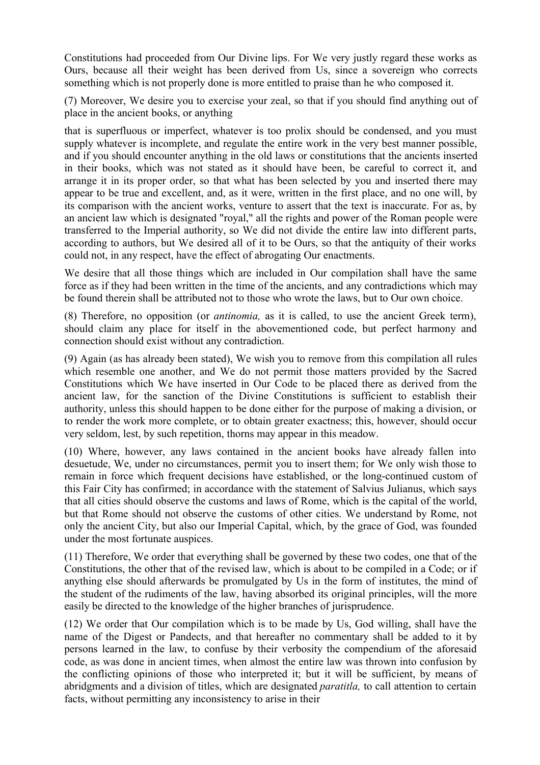Constitutions had proceeded from Our Divine lips. For We very justly regard these works as Ours, because all their weight has been derived from Us, since a sovereign who corrects something which is not properly done is more entitled to praise than he who composed it.

(7) Moreover, We desire you to exercise your zeal, so that if you should find anything out of place in the ancient books, or anything

that is superfluous or imperfect, whatever is too prolix should be condensed, and you must supply whatever is incomplete, and regulate the entire work in the very best manner possible, and if you should encounter anything in the old laws or constitutions that the ancients inserted in their books, which was not stated as it should have been, be careful to correct it, and arrange it in its proper order, so that what has been selected by you and inserted there may appear to be true and excellent, and, as it were, written in the first place, and no one will, by its comparison with the ancient works, venture to assert that the text is inaccurate. For as, by an ancient law which is designated "royal," all the rights and power of the Roman people were transferred to the Imperial authority, so We did not divide the entire law into different parts, according to authors, but We desired all of it to be Ours, so that the antiquity of their works could not, in any respect, have the effect of abrogating Our enactments.

We desire that all those things which are included in Our compilation shall have the same force as if they had been written in the time of the ancients, and any contradictions which may be found therein shall be attributed not to those who wrote the laws, but to Our own choice.

(8) Therefore, no opposition (or *antinomia,* as it is called, to use the ancient Greek term), should claim any place for itself in the abovementioned code, but perfect harmony and connection should exist without any contradiction.

(9) Again (as has already been stated), We wish you to remove from this compilation all rules which resemble one another, and We do not permit those matters provided by the Sacred Constitutions which We have inserted in Our Code to be placed there as derived from the ancient law, for the sanction of the Divine Constitutions is sufficient to establish their authority, unless this should happen to be done either for the purpose of making a division, or to render the work more complete, or to obtain greater exactness; this, however, should occur very seldom, lest, by such repetition, thorns may appear in this meadow.

(10) Where, however, any laws contained in the ancient books have already fallen into desuetude, We, under no circumstances, permit you to insert them; for We only wish those to remain in force which frequent decisions have established, or the long-continued custom of this Fair City has confirmed; in accordance with the statement of Salvius Julianus, which says that all cities should observe the customs and laws of Rome, which is the capital of the world, but that Rome should not observe the customs of other cities. We understand by Rome, not only the ancient City, but also our Imperial Capital, which, by the grace of God, was founded under the most fortunate auspices.

(11) Therefore, We order that everything shall be governed by these two codes, one that of the Constitutions, the other that of the revised law, which is about to be compiled in a Code; or if anything else should afterwards be promulgated by Us in the form of institutes, the mind of the student of the rudiments of the law, having absorbed its original principles, will the more easily be directed to the knowledge of the higher branches of jurisprudence.

(12) We order that Our compilation which is to be made by Us, God willing, shall have the name of the Digest or Pandects, and that hereafter no commentary shall be added to it by persons learned in the law, to confuse by their verbosity the compendium of the aforesaid code, as was done in ancient times, when almost the entire law was thrown into confusion by the conflicting opinions of those who interpreted it; but it will be sufficient, by means of abridgments and a division of titles, which are designated *paratitla,* to call attention to certain facts, without permitting any inconsistency to arise in their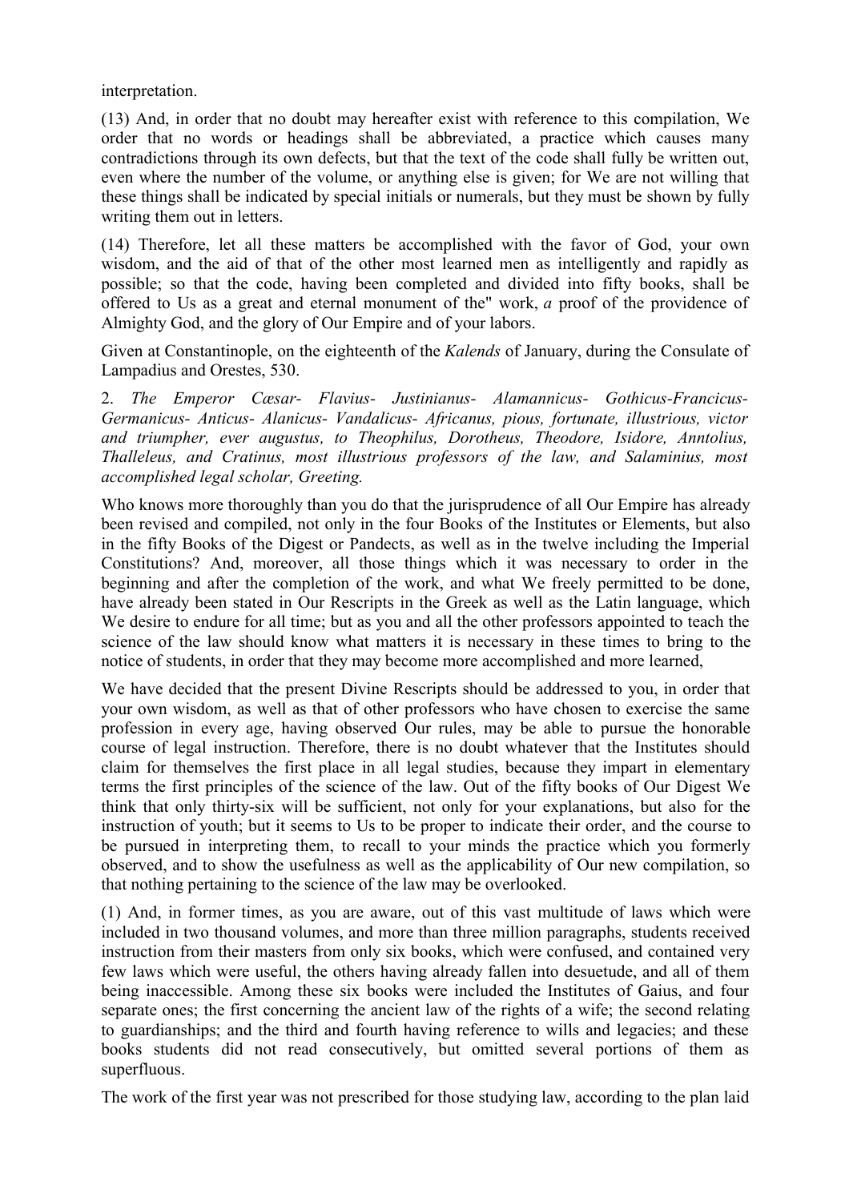interpretation.

(13) And, in order that no doubt may hereafter exist with reference to this compilation, We order that no words or headings shall be abbreviated, a practice which causes many contradictions through its own defects, but that the text of the code shall fully be written out, even where the number of the volume, or anything else is given; for We are not willing that these things shall be indicated by special initials or numerals, but they must be shown by fully writing them out in letters.

(14) Therefore, let all these matters be accomplished with the favor of God, your own wisdom, and the aid of that of the other most learned men as intelligently and rapidly as possible; so that the code, having been completed and divided into fifty books, shall be offered to Us as a great and eternal monument of the" work, *a* proof of the providence of Almighty God, and the glory of Our Empire and of your labors.

Given at Constantinople, on the eighteenth of the *Kalends* of January, during the Consulate of Lampadius and Orestes, 530.

2. *The Emperor Cæsar- Flavius- Justinianus- Alamannicus- Gothicus-Francicus-Germanicus- Anticus- Alanicus- Vandalicus- Africanus, pious, fortunate, illustrious, victor and triumpher, ever augustus, to Theophilus, Dorotheus, Theodore, Isidore, Anntolius, Thalleleus, and Cratinus, most illustrious professors of the law, and Salaminius, most accomplished legal scholar, Greeting.*

Who knows more thoroughly than you do that the jurisprudence of all Our Empire has already been revised and compiled, not only in the four Books of the Institutes or Elements, but also in the fifty Books of the Digest or Pandects, as well as in the twelve including the Imperial Constitutions? And, moreover, all those things which it was necessary to order in the beginning and after the completion of the work, and what We freely permitted to be done, have already been stated in Our Rescripts in the Greek as well as the Latin language, which We desire to endure for all time; but as you and all the other professors appointed to teach the science of the law should know what matters it is necessary in these times to bring to the notice of students, in order that they may become more accomplished and more learned,

We have decided that the present Divine Rescripts should be addressed to you, in order that your own wisdom, as well as that of other professors who have chosen to exercise the same profession in every age, having observed Our rules, may be able to pursue the honorable course of legal instruction. Therefore, there is no doubt whatever that the Institutes should claim for themselves the first place in all legal studies, because they impart in elementary terms the first principles of the science of the law. Out of the fifty books of Our Digest We think that only thirty-six will be sufficient, not only for your explanations, but also for the instruction of youth; but it seems to Us to be proper to indicate their order, and the course to be pursued in interpreting them, to recall to your minds the practice which you formerly observed, and to show the usefulness as well as the applicability of Our new compilation, so that nothing pertaining to the science of the law may be overlooked.

(1) And, in former times, as you are aware, out of this vast multitude of laws which were included in two thousand volumes, and more than three million paragraphs, students received instruction from their masters from only six books, which were confused, and contained very few laws which were useful, the others having already fallen into desuetude, and all of them being inaccessible. Among these six books were included the Institutes of Gaius, and four separate ones; the first concerning the ancient law of the rights of a wife; the second relating to guardianships; and the third and fourth having reference to wills and legacies; and these books students did not read consecutively, but omitted several portions of them as superfluous.

The work of the first year was not prescribed for those studying law, according to the plan laid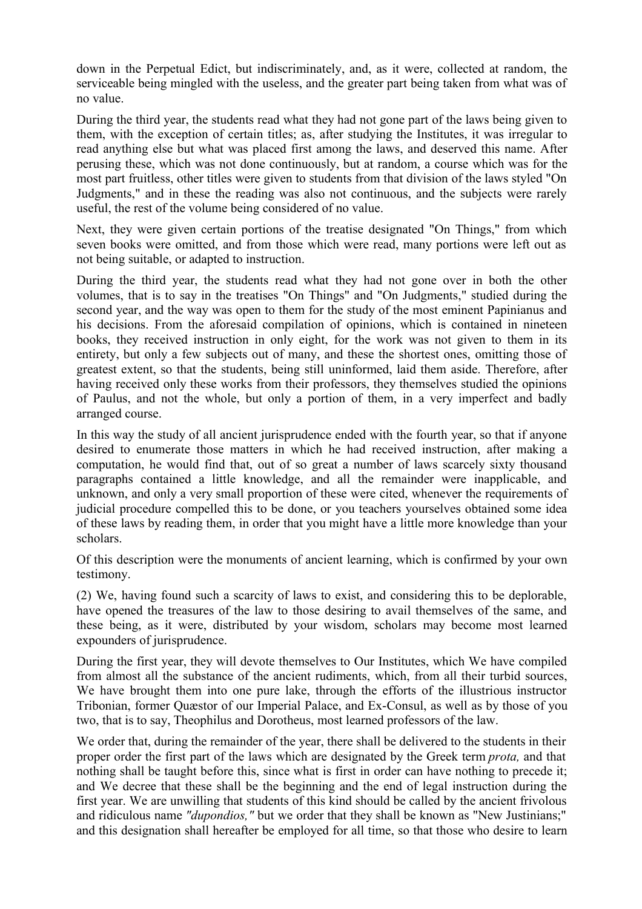down in the Perpetual Edict, but indiscriminately, and, as it were, collected at random, the serviceable being mingled with the useless, and the greater part being taken from what was of no value.

During the third year, the students read what they had not gone part of the laws being given to them, with the exception of certain titles; as, after studying the Institutes, it was irregular to read anything else but what was placed first among the laws, and deserved this name. After perusing these, which was not done continuously, but at random, a course which was for the most part fruitless, other titles were given to students from that division of the laws styled "On Judgments," and in these the reading was also not continuous, and the subjects were rarely useful, the rest of the volume being considered of no value.

Next, they were given certain portions of the treatise designated "On Things," from which seven books were omitted, and from those which were read, many portions were left out as not being suitable, or adapted to instruction.

During the third year, the students read what they had not gone over in both the other volumes, that is to say in the treatises "On Things" and "On Judgments," studied during the second year, and the way was open to them for the study of the most eminent Papinianus and his decisions. From the aforesaid compilation of opinions, which is contained in nineteen books, they received instruction in only eight, for the work was not given to them in its entirety, but only a few subjects out of many, and these the shortest ones, omitting those of greatest extent, so that the students, being still uninformed, laid them aside. Therefore, after having received only these works from their professors, they themselves studied the opinions of Paulus, and not the whole, but only a portion of them, in a very imperfect and badly arranged course.

In this way the study of all ancient jurisprudence ended with the fourth year, so that if anyone desired to enumerate those matters in which he had received instruction, after making a computation, he would find that, out of so great a number of laws scarcely sixty thousand paragraphs contained a little knowledge, and all the remainder were inapplicable, and unknown, and only a very small proportion of these were cited, whenever the requirements of judicial procedure compelled this to be done, or you teachers yourselves obtained some idea of these laws by reading them, in order that you might have a little more knowledge than your scholars.

Of this description were the monuments of ancient learning, which is confirmed by your own testimony.

(2) We, having found such a scarcity of laws to exist, and considering this to be deplorable, have opened the treasures of the law to those desiring to avail themselves of the same, and these being, as it were, distributed by your wisdom, scholars may become most learned expounders of jurisprudence.

During the first year, they will devote themselves to Our Institutes, which We have compiled from almost all the substance of the ancient rudiments, which, from all their turbid sources, We have brought them into one pure lake, through the efforts of the illustrious instructor Tribonian, former Quæstor of our Imperial Palace, and Ex-Consul, as well as by those of you two, that is to say, Theophilus and Dorotheus, most learned professors of the law.

We order that, during the remainder of the year, there shall be delivered to the students in their proper order the first part of the laws which are designated by the Greek term *prota,* and that nothing shall be taught before this, since what is first in order can have nothing to precede it; and We decree that these shall be the beginning and the end of legal instruction during the first year. We are unwilling that students of this kind should be called by the ancient frivolous and ridiculous name *"dupondios,"* but we order that they shall be known as "New Justinians;" and this designation shall hereafter be employed for all time, so that those who desire to learn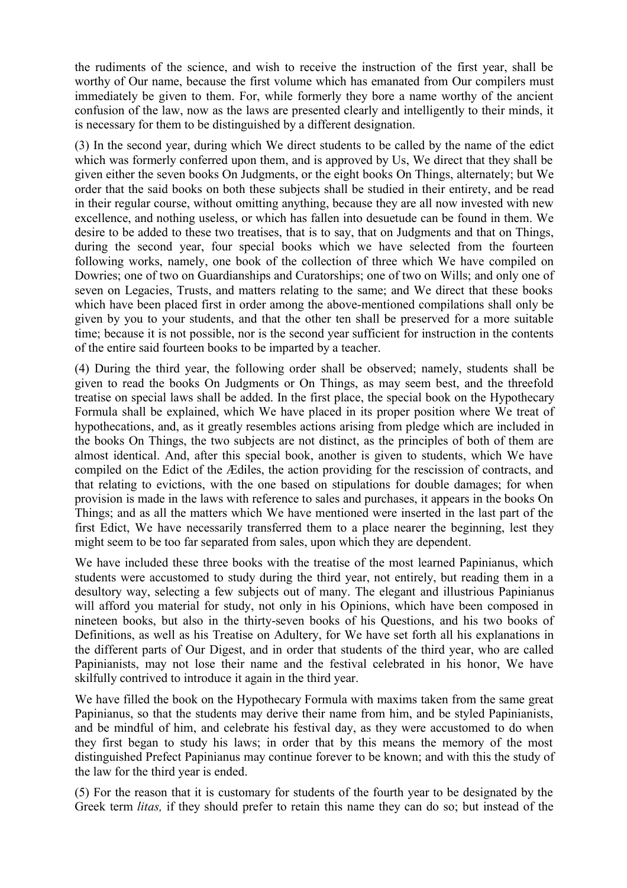the rudiments of the science, and wish to receive the instruction of the first year, shall be worthy of Our name, because the first volume which has emanated from Our compilers must immediately be given to them. For, while formerly they bore a name worthy of the ancient confusion of the law, now as the laws are presented clearly and intelligently to their minds, it is necessary for them to be distinguished by a different designation.

(3) In the second year, during which We direct students to be called by the name of the edict which was formerly conferred upon them, and is approved by Us, We direct that they shall be given either the seven books On Judgments, or the eight books On Things, alternately; but We order that the said books on both these subjects shall be studied in their entirety, and be read in their regular course, without omitting anything, because they are all now invested with new excellence, and nothing useless, or which has fallen into desuetude can be found in them. We desire to be added to these two treatises, that is to say, that on Judgments and that on Things, during the second year, four special books which we have selected from the fourteen following works, namely, one book of the collection of three which We have compiled on Dowries; one of two on Guardianships and Curatorships; one of two on Wills; and only one of seven on Legacies, Trusts, and matters relating to the same; and We direct that these books which have been placed first in order among the above-mentioned compilations shall only be given by you to your students, and that the other ten shall be preserved for a more suitable time; because it is not possible, nor is the second year sufficient for instruction in the contents of the entire said fourteen books to be imparted by a teacher.

(4) During the third year, the following order shall be observed; namely, students shall be given to read the books On Judgments or On Things, as may seem best, and the threefold treatise on special laws shall be added. In the first place, the special book on the Hypothecary Formula shall be explained, which We have placed in its proper position where We treat of hypothecations, and, as it greatly resembles actions arising from pledge which are included in the books On Things, the two subjects are not distinct, as the principles of both of them are almost identical. And, after this special book, another is given to students, which We have compiled on the Edict of the Ædiles, the action providing for the rescission of contracts, and that relating to evictions, with the one based on stipulations for double damages; for when provision is made in the laws with reference to sales and purchases, it appears in the books On Things; and as all the matters which We have mentioned were inserted in the last part of the first Edict, We have necessarily transferred them to a place nearer the beginning, lest they might seem to be too far separated from sales, upon which they are dependent.

We have included these three books with the treatise of the most learned Papinianus, which students were accustomed to study during the third year, not entirely, but reading them in a desultory way, selecting a few subjects out of many. The elegant and illustrious Papinianus will afford you material for study, not only in his Opinions, which have been composed in nineteen books, but also in the thirty-seven books of his Questions, and his two books of Definitions, as well as his Treatise on Adultery, for We have set forth all his explanations in the different parts of Our Digest, and in order that students of the third year, who are called Papinianists, may not lose their name and the festival celebrated in his honor, We have skilfully contrived to introduce it again in the third year.

We have filled the book on the Hypothecary Formula with maxims taken from the same great Papinianus, so that the students may derive their name from him, and be styled Papinianists, and be mindful of him, and celebrate his festival day, as they were accustomed to do when they first began to study his laws; in order that by this means the memory of the most distinguished Prefect Papinianus may continue forever to be known; and with this the study of the law for the third year is ended.

(5) For the reason that it is customary for students of the fourth year to be designated by the Greek term *litas,* if they should prefer to retain this name they can do so; but instead of the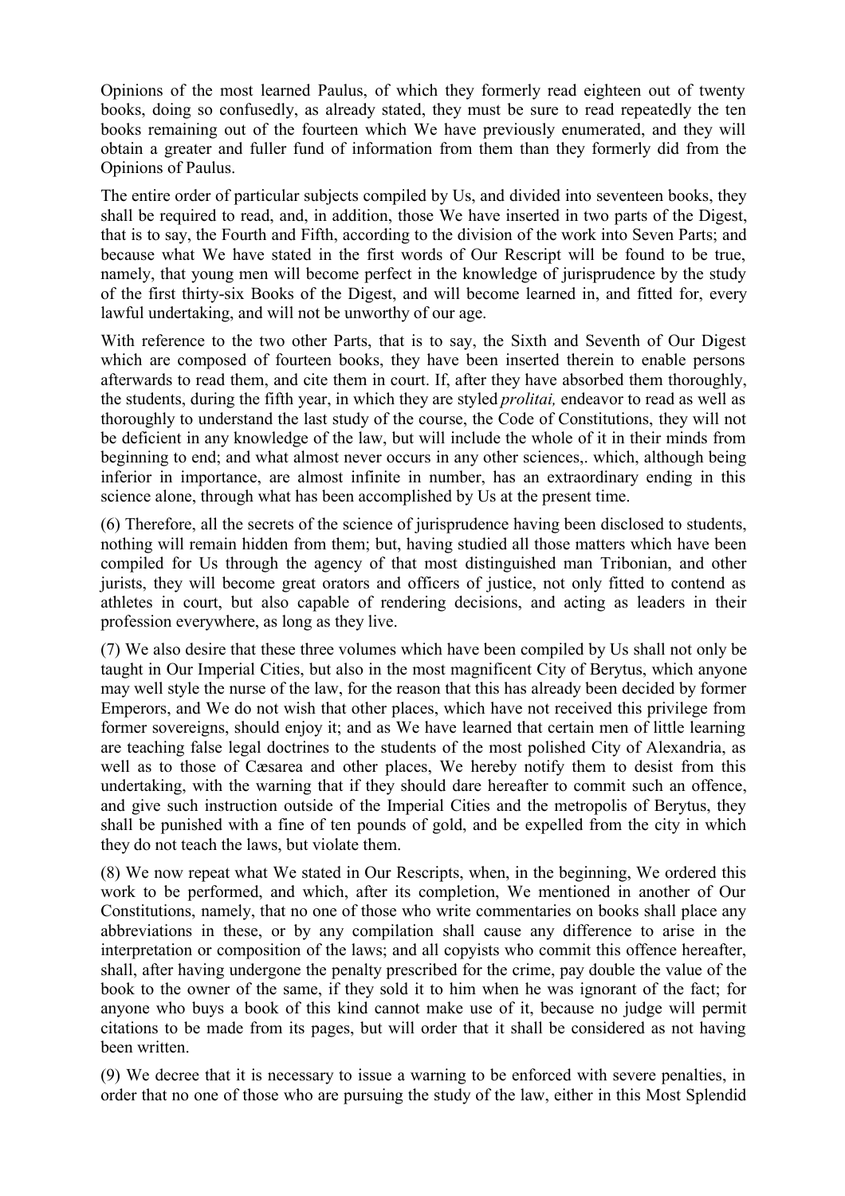Opinions of the most learned Paulus, of which they formerly read eighteen out of twenty books, doing so confusedly, as already stated, they must be sure to read repeatedly the ten books remaining out of the fourteen which We have previously enumerated, and they will obtain a greater and fuller fund of information from them than they formerly did from the Opinions of Paulus.

The entire order of particular subjects compiled by Us, and divided into seventeen books, they shall be required to read, and, in addition, those We have inserted in two parts of the Digest, that is to say, the Fourth and Fifth, according to the division of the work into Seven Parts; and because what We have stated in the first words of Our Rescript will be found to be true, namely, that young men will become perfect in the knowledge of jurisprudence by the study of the first thirty-six Books of the Digest, and will become learned in, and fitted for, every lawful undertaking, and will not be unworthy of our age.

With reference to the two other Parts, that is to say, the Sixth and Seventh of Our Digest which are composed of fourteen books, they have been inserted therein to enable persons afterwards to read them, and cite them in court. If, after they have absorbed them thoroughly, the students, during the fifth year, in which they are styled *prolitai,* endeavor to read as well as thoroughly to understand the last study of the course, the Code of Constitutions, they will not be deficient in any knowledge of the law, but will include the whole of it in their minds from beginning to end; and what almost never occurs in any other sciences,. which, although being inferior in importance, are almost infinite in number, has an extraordinary ending in this science alone, through what has been accomplished by Us at the present time.

(6) Therefore, all the secrets of the science of jurisprudence having been disclosed to students, nothing will remain hidden from them; but, having studied all those matters which have been compiled for Us through the agency of that most distinguished man Tribonian, and other jurists, they will become great orators and officers of justice, not only fitted to contend as athletes in court, but also capable of rendering decisions, and acting as leaders in their profession everywhere, as long as they live.

(7) We also desire that these three volumes which have been compiled by Us shall not only be taught in Our Imperial Cities, but also in the most magnificent City of Berytus, which anyone may well style the nurse of the law, for the reason that this has already been decided by former Emperors, and We do not wish that other places, which have not received this privilege from former sovereigns, should enjoy it; and as We have learned that certain men of little learning are teaching false legal doctrines to the students of the most polished City of Alexandria, as well as to those of Cæsarea and other places, We hereby notify them to desist from this undertaking, with the warning that if they should dare hereafter to commit such an offence, and give such instruction outside of the Imperial Cities and the metropolis of Berytus, they shall be punished with a fine of ten pounds of gold, and be expelled from the city in which they do not teach the laws, but violate them.

(8) We now repeat what We stated in Our Rescripts, when, in the beginning, We ordered this work to be performed, and which, after its completion, We mentioned in another of Our Constitutions, namely, that no one of those who write commentaries on books shall place any abbreviations in these, or by any compilation shall cause any difference to arise in the interpretation or composition of the laws; and all copyists who commit this offence hereafter, shall, after having undergone the penalty prescribed for the crime, pay double the value of the book to the owner of the same, if they sold it to him when he was ignorant of the fact; for anyone who buys a book of this kind cannot make use of it, because no judge will permit citations to be made from its pages, but will order that it shall be considered as not having been written.

(9) We decree that it is necessary to issue a warning to be enforced with severe penalties, in order that no one of those who are pursuing the study of the law, either in this Most Splendid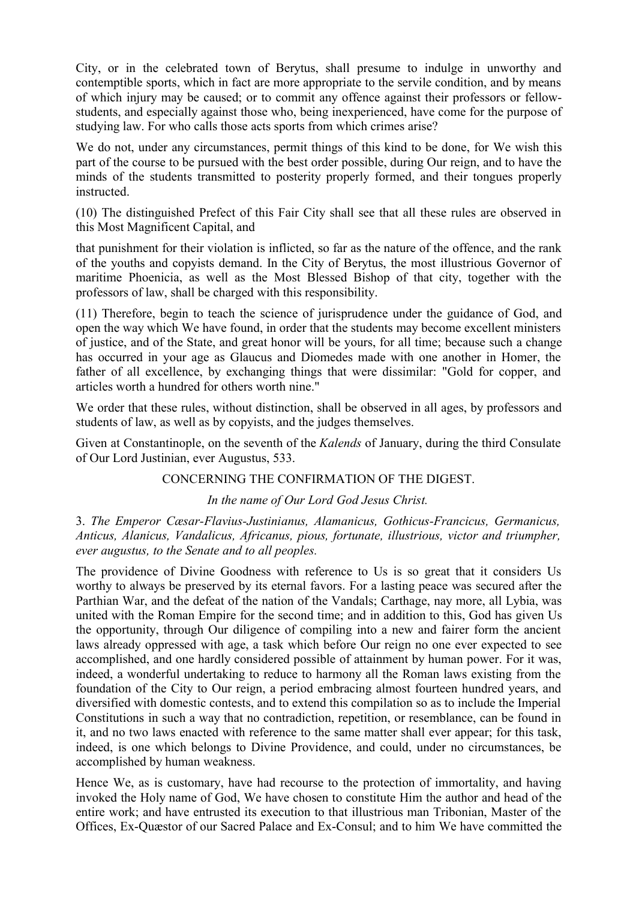City, or in the celebrated town of Berytus, shall presume to indulge in unworthy and contemptible sports, which in fact are more appropriate to the servile condition, and by means of which injury may be caused; or to commit any offence against their professors or fellow-students, and especially against those who, being inexperienced, have come for the purpose of studying law. For who calls those acts sports from which crimes arise?

We do not, under any circumstances, permit things of this kind to be done, for We wish this part of the course to be pursued with the best order possible, during Our reign, and to have the minds of the students transmitted to posterity properly formed, and their tongues properly instructed.

(10) The distinguished Prefect of this Fair City shall see that all these rules are observed in this Most Magnificent Capital, and

that punishment for their violation is inflicted, so far as the nature of the offence, and the rank of the youths and copyists demand. In the City of Berytus, the most illustrious Governor of maritime Phoenicia, as well as the Most Blessed Bishop of that city, together with the professors of law, shall be charged with this responsibility.

(11) Therefore, begin to teach the science of jurisprudence under the guidance of God, and open the way which We have found, in order that the students may become excellent ministers of justice, and of the State, and great honor will be yours, for all time; because such a change has occurred in your age as Glaucus and Diomedes made with one another in Homer, the father of all excellence, by exchanging things that were dissimilar: "Gold for copper, and articles worth a hundred for others worth nine."

We order that these rules, without distinction, shall be observed in all ages, by professors and students of law, as well as by copyists, and the judges themselves.

Given at Constantinople, on the seventh of the *Kalends* of January, during the third Consulate of Our Lord Justinian, ever Augustus, 533.

## CONCERNING THE CONFIRMATION OF THE DIGEST.

*In the name of Our Lord God Jesus Christ.*

3. *The Emperor Cæsar-Flavius-Justinianus, Alamanicus, Gothicus-Francicus, Germanicus, Anticus, Alanicus, Vandalicus, Africanus, pious, fortunate, illustrious, victor and triumpher, ever augustus, to the Senate and to all peoples.*

The providence of Divine Goodness with reference to Us is so great that it considers Us worthy to always be preserved by its eternal favors. For a lasting peace was secured after the Parthian War, and the defeat of the nation of the Vandals; Carthage, nay more, all Lybia, was united with the Roman Empire for the second time; and in addition to this, God has given Us the opportunity, through Our diligence of compiling into a new and fairer form the ancient laws already oppressed with age, a task which before Our reign no one ever expected to see accomplished, and one hardly considered possible of attainment by human power. For it was, indeed, a wonderful undertaking to reduce to harmony all the Roman laws existing from the foundation of the City to Our reign, a period embracing almost fourteen hundred years, and diversified with domestic contests, and to extend this compilation so as to include the Imperial Constitutions in such a way that no contradiction, repetition, or resemblance, can be found in it, and no two laws enacted with reference to the same matter shall ever appear; for this task, indeed, is one which belongs to Divine Providence, and could, under no circumstances, be accomplished by human weakness.

Hence We, as is customary, have had recourse to the protection of immortality, and having invoked the Holy name of God, We have chosen to constitute Him the author and head of the entire work; and have entrusted its execution to that illustrious man Tribonian, Master of the Offices, Ex-Quæstor of our Sacred Palace and Ex-Consul; and to him We have committed the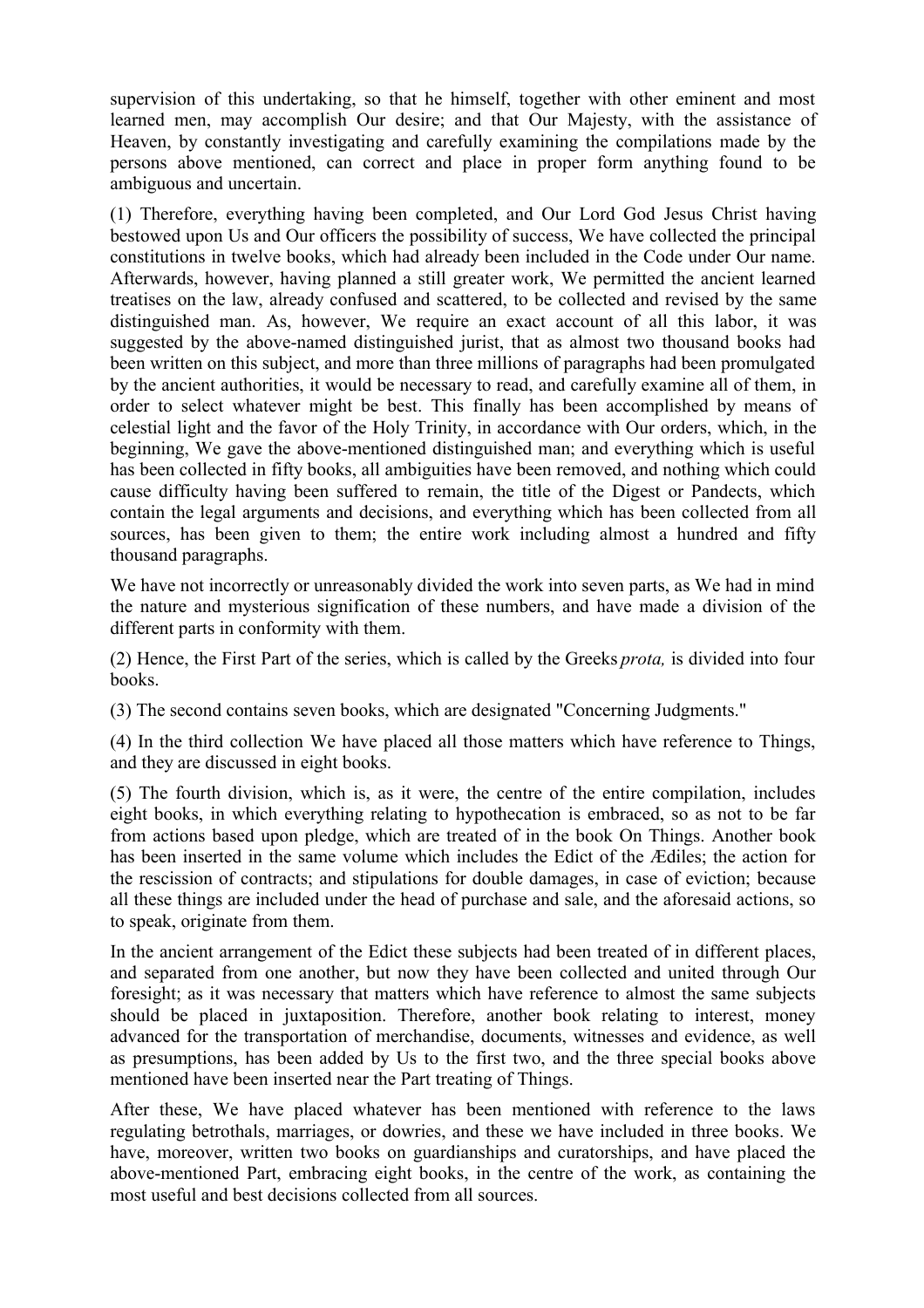supervision of this undertaking, so that he himself, together with other eminent and most learned men, may accomplish Our desire; and that Our Majesty, with the assistance of Heaven, by constantly investigating and carefully examining the compilations made by the persons above mentioned, can correct and place in proper form anything found to be ambiguous and uncertain.

(1) Therefore, everything having been completed, and Our Lord God Jesus Christ having bestowed upon Us and Our officers the possibility of success, We have collected the principal constitutions in twelve books, which had already been included in the Code under Our name. Afterwards, however, having planned a still greater work, We permitted the ancient learned treatises on the law, already confused and scattered, to be collected and revised by the same distinguished man. As, however, We require an exact account of all this labor, it was suggested by the above-named distinguished jurist, that as almost two thousand books had been written on this subject, and more than three millions of paragraphs had been promulgated by the ancient authorities, it would be necessary to read, and carefully examine all of them, in order to select whatever might be best. This finally has been accomplished by means of celestial light and the favor of the Holy Trinity, in accordance with Our orders, which, in the beginning, We gave the above-mentioned distinguished man; and everything which is useful has been collected in fifty books, all ambiguities have been removed, and nothing which could cause difficulty having been suffered to remain, the title of the Digest or Pandects, which contain the legal arguments and decisions, and everything which has been collected from all sources, has been given to them; the entire work including almost a hundred and fifty thousand paragraphs.

We have not incorrectly or unreasonably divided the work into seven parts, as We had in mind the nature and mysterious signification of these numbers, and have made a division of the different parts in conformity with them.

(2) Hence, the First Part of the series, which is called by the Greeks *prota,* is divided into four books.

(3) The second contains seven books, which are designated "Concerning Judgments."

(4) In the third collection We have placed all those matters which have reference to Things, and they are discussed in eight books.

(5) The fourth division, which is, as it were, the centre of the entire compilation, includes eight books, in which everything relating to hypothecation is embraced, so as not to be far from actions based upon pledge, which are treated of in the book On Things. Another book has been inserted in the same volume which includes the Edict of the Ædiles; the action for the rescission of contracts; and stipulations for double damages, in case of eviction; because all these things are included under the head of purchase and sale, and the aforesaid actions, so to speak, originate from them.

In the ancient arrangement of the Edict these subjects had been treated of in different places, and separated from one another, but now they have been collected and united through Our foresight; as it was necessary that matters which have reference to almost the same subjects should be placed in juxtaposition. Therefore, another book relating to interest, money advanced for the transportation of merchandise, documents, witnesses and evidence, as well as presumptions, has been added by Us to the first two, and the three special books above mentioned have been inserted near the Part treating of Things.

After these, We have placed whatever has been mentioned with reference to the laws regulating betrothals, marriages, or dowries, and these we have included in three books. We have, moreover, written two books on guardianships and curatorships, and have placed the above-mentioned Part, embracing eight books, in the centre of the work, as containing the most useful and best decisions collected from all sources.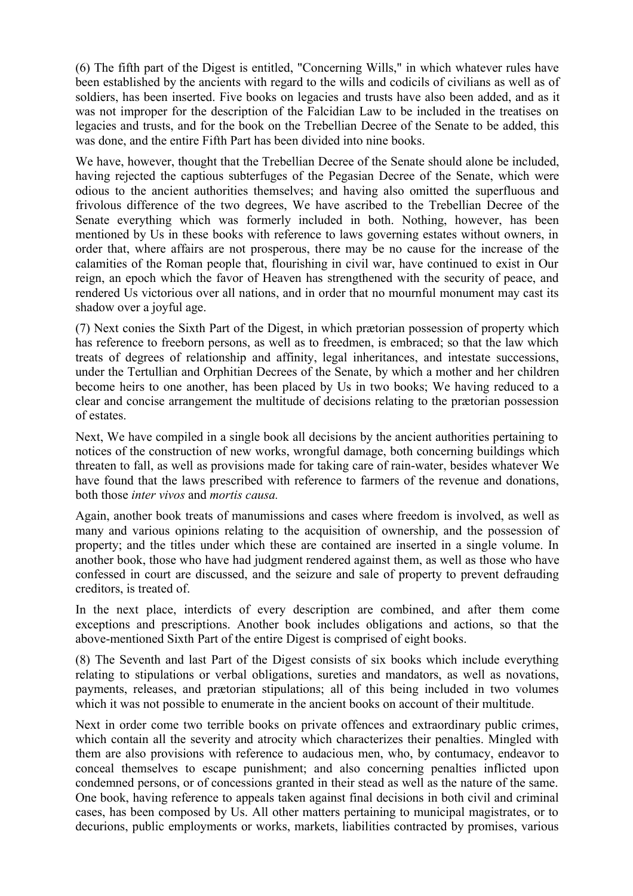(6) The fifth part of the Digest is entitled, "Concerning Wills," in which whatever rules have been established by the ancients with regard to the wills and codicils of civilians as well as of soldiers, has been inserted. Five books on legacies and trusts have also been added, and as it was not improper for the description of the Falcidian Law to be included in the treatises on legacies and trusts, and for the book on the Trebellian Decree of the Senate to be added, this was done, and the entire Fifth Part has been divided into nine books.

We have, however, thought that the Trebellian Decree of the Senate should alone be included, having rejected the captious subterfuges of the Pegasian Decree of the Senate, which were odious to the ancient authorities themselves; and having also omitted the superfluous and frivolous difference of the two degrees, We have ascribed to the Trebellian Decree of the Senate everything which was formerly included in both. Nothing, however, has been mentioned by Us in these books with reference to laws governing estates without owners, in order that, where affairs are not prosperous, there may be no cause for the increase of the calamities of the Roman people that, flourishing in civil war, have continued to exist in Our reign, an epoch which the favor of Heaven has strengthened with the security of peace, and rendered Us victorious over all nations, and in order that no mournful monument may cast its shadow over a joyful age.

(7) Next conies the Sixth Part of the Digest, in which prætorian possession of property which has reference to freeborn persons, as well as to freedmen, is embraced; so that the law which treats of degrees of relationship and affinity, legal inheritances, and intestate successions, under the Tertullian and Orphitian Decrees of the Senate, by which a mother and her children become heirs to one another, has been placed by Us in two books; We having reduced to a clear and concise arrangement the multitude of decisions relating to the prætorian possession of estates.

Next, We have compiled in a single book all decisions by the ancient authorities pertaining to notices of the construction of new works, wrongful damage, both concerning buildings which threaten to fall, as well as provisions made for taking care of rain-water, besides whatever We have found that the laws prescribed with reference to farmers of the revenue and donations, both those *inter vivos* and *mortis causa.*

Again, another book treats of manumissions and cases where freedom is involved, as well as many and various opinions relating to the acquisition of ownership, and the possession of property; and the titles under which these are contained are inserted in a single volume. In another book, those who have had judgment rendered against them, as well as those who have confessed in court are discussed, and the seizure and sale of property to prevent defrauding creditors, is treated of.

In the next place, interdicts of every description are combined, and after them come exceptions and prescriptions. Another book includes obligations and actions, so that the above-mentioned Sixth Part of the entire Digest is comprised of eight books.

(8) The Seventh and last Part of the Digest consists of six books which include everything relating to stipulations or verbal obligations, sureties and mandators, as well as novations, payments, releases, and prætorian stipulations; all of this being included in two volumes which it was not possible to enumerate in the ancient books on account of their multitude.

Next in order come two terrible books on private offences and extraordinary public crimes, which contain all the severity and atrocity which characterizes their penalties. Mingled with them are also provisions with reference to audacious men, who, by contumacy, endeavor to conceal themselves to escape punishment; and also concerning penalties inflicted upon condemned persons, or of concessions granted in their stead as well as the nature of the same. One book, having reference to appeals taken against final decisions in both civil and criminal cases, has been composed by Us. All other matters pertaining to municipal magistrates, or to decurions, public employments or works, markets, liabilities contracted by promises, various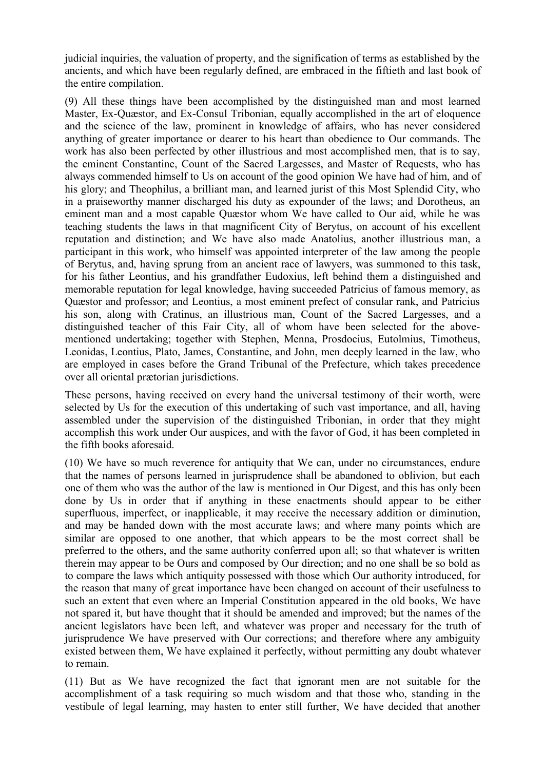judicial inquiries, the valuation of property, and the signification of terms as established by the ancients, and which have been regularly defined, are embraced in the fiftieth and last book of the entire compilation.

(9) All these things have been accomplished by the distinguished man and most learned Master, Ex-Quæstor, and Ex-Consul Tribonian, equally accomplished in the art of eloquence and the science of the law, prominent in knowledge of affairs, who has never considered anything of greater importance or dearer to his heart than obedience to Our commands. The work has also been perfected by other illustrious and most accomplished men, that is to say, the eminent Constantine, Count of the Sacred Largesses, and Master of Requests, who has always commended himself to Us on account of the good opinion We have had of him, and of his glory; and Theophilus, a brilliant man, and learned jurist of this Most Splendid City, who in a praiseworthy manner discharged his duty as expounder of the laws; and Dorotheus, an eminent man and a most capable Quæstor whom We have called to Our aid, while he was teaching students the laws in that magnificent City of Berytus, on account of his excellent reputation and distinction; and We have also made Anatolius, another illustrious man, a participant in this work, who himself was appointed interpreter of the law among the people of Berytus, and, having sprung from an ancient race of lawyers, was summoned to this task, for his father Leontius, and his grandfather Eudoxius, left behind them a distinguished and memorable reputation for legal knowledge, having succeeded Patricius of famous memory, as Quæstor and professor; and Leontius, a most eminent prefect of consular rank, and Patricius his son, along with Cratinus, an illustrious man, Count of the Sacred Largesses, and a distinguished teacher of this Fair City, all of whom have been selected for the above-mentioned undertaking; together with Stephen, Menna, Prosdocius, Eutolmius, Timotheus, Leonidas, Leontius, Plato, James, Constantine, and John, men deeply learned in the law, who are employed in cases before the Grand Tribunal of the Prefecture, which takes precedence over all oriental prætorian jurisdictions.

These persons, having received on every hand the universal testimony of their worth, were selected by Us for the execution of this undertaking of such vast importance, and all, having assembled under the supervision of the distinguished Tribonian, in order that they might accomplish this work under Our auspices, and with the favor of God, it has been completed in the fifth books aforesaid.

(10) We have so much reverence for antiquity that We can, under no circumstances, endure that the names of persons learned in jurisprudence shall be abandoned to oblivion, but each one of them who was the author of the law is mentioned in Our Digest, and this has only been done by Us in order that if anything in these enactments should appear to be either superfluous, imperfect, or inapplicable, it may receive the necessary addition or diminution, and may be handed down with the most accurate laws; and where many points which are similar are opposed to one another, that which appears to be the most correct shall be preferred to the others, and the same authority conferred upon all; so that whatever is written therein may appear to be Ours and composed by Our direction; and no one shall be so bold as to compare the laws which antiquity possessed with those which Our authority introduced, for the reason that many of great importance have been changed on account of their usefulness to such an extent that even where an Imperial Constitution appeared in the old books, We have not spared it, but have thought that it should be amended and improved; but the names of the ancient legislators have been left, and whatever was proper and necessary for the truth of jurisprudence We have preserved with Our corrections; and therefore where any ambiguity existed between them, We have explained it perfectly, without permitting any doubt whatever to remain.

(11) But as We have recognized the fact that ignorant men are not suitable for the accomplishment of a task requiring so much wisdom and that those who, standing in the vestibule of legal learning, may hasten to enter still further, We have decided that another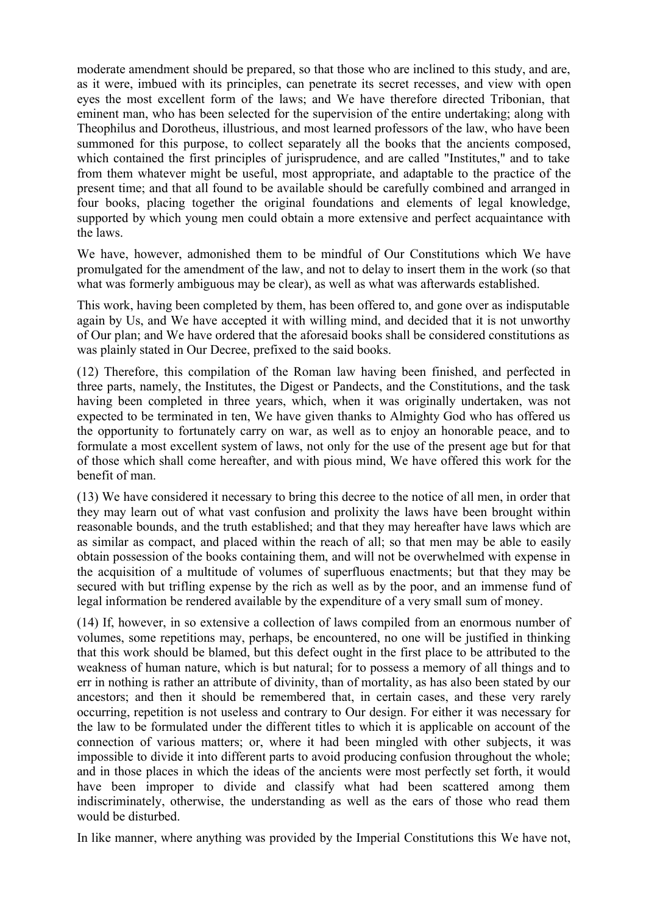moderate amendment should be prepared, so that those who are inclined to this study, and are, as it were, imbued with its principles, can penetrate its secret recesses, and view with open eyes the most excellent form of the laws; and We have therefore directed Tribonian, that eminent man, who has been selected for the supervision of the entire undertaking; along with Theophilus and Dorotheus, illustrious, and most learned professors of the law, who have been summoned for this purpose, to collect separately all the books that the ancients composed, which contained the first principles of jurisprudence, and are called "Institutes," and to take from them whatever might be useful, most appropriate, and adaptable to the practice of the present time; and that all found to be available should be carefully combined and arranged in four books, placing together the original foundations and elements of legal knowledge, supported by which young men could obtain a more extensive and perfect acquaintance with the laws.

We have, however, admonished them to be mindful of Our Constitutions which We have promulgated for the amendment of the law, and not to delay to insert them in the work (so that what was formerly ambiguous may be clear), as well as what was afterwards established.

This work, having been completed by them, has been offered to, and gone over as indisputable again by Us, and We have accepted it with willing mind, and decided that it is not unworthy of Our plan; and We have ordered that the aforesaid books shall be considered constitutions as was plainly stated in Our Decree, prefixed to the said books.

(12) Therefore, this compilation of the Roman law having been finished, and perfected in three parts, namely, the Institutes, the Digest or Pandects, and the Constitutions, and the task having been completed in three years, which, when it was originally undertaken, was not expected to be terminated in ten, We have given thanks to Almighty God who has offered us the opportunity to fortunately carry on war, as well as to enjoy an honorable peace, and to formulate a most excellent system of laws, not only for the use of the present age but for that of those which shall come hereafter, and with pious mind, We have offered this work for the benefit of man.

(13) We have considered it necessary to bring this decree to the notice of all men, in order that they may learn out of what vast confusion and prolixity the laws have been brought within reasonable bounds, and the truth established; and that they may hereafter have laws which are as similar as compact, and placed within the reach of all; so that men may be able to easily obtain possession of the books containing them, and will not be overwhelmed with expense in the acquisition of a multitude of volumes of superfluous enactments; but that they may be secured with but trifling expense by the rich as well as by the poor, and an immense fund of legal information be rendered available by the expenditure of a very small sum of money.

(14) If, however, in so extensive a collection of laws compiled from an enormous number of volumes, some repetitions may, perhaps, be encountered, no one will be justified in thinking that this work should be blamed, but this defect ought in the first place to be attributed to the weakness of human nature, which is but natural; for to possess a memory of all things and to err in nothing is rather an attribute of divinity, than of mortality, as has also been stated by our ancestors; and then it should be remembered that, in certain cases, and these very rarely occurring, repetition is not useless and contrary to Our design. For either it was necessary for the law to be formulated under the different titles to which it is applicable on account of the connection of various matters; or, where it had been mingled with other subjects, it was impossible to divide it into different parts to avoid producing confusion throughout the whole; and in those places in which the ideas of the ancients were most perfectly set forth, it would have been improper to divide and classify what had been scattered among them indiscriminately, otherwise, the understanding as well as the ears of those who read them would be disturbed.

In like manner, where anything was provided by the Imperial Constitutions this We have not,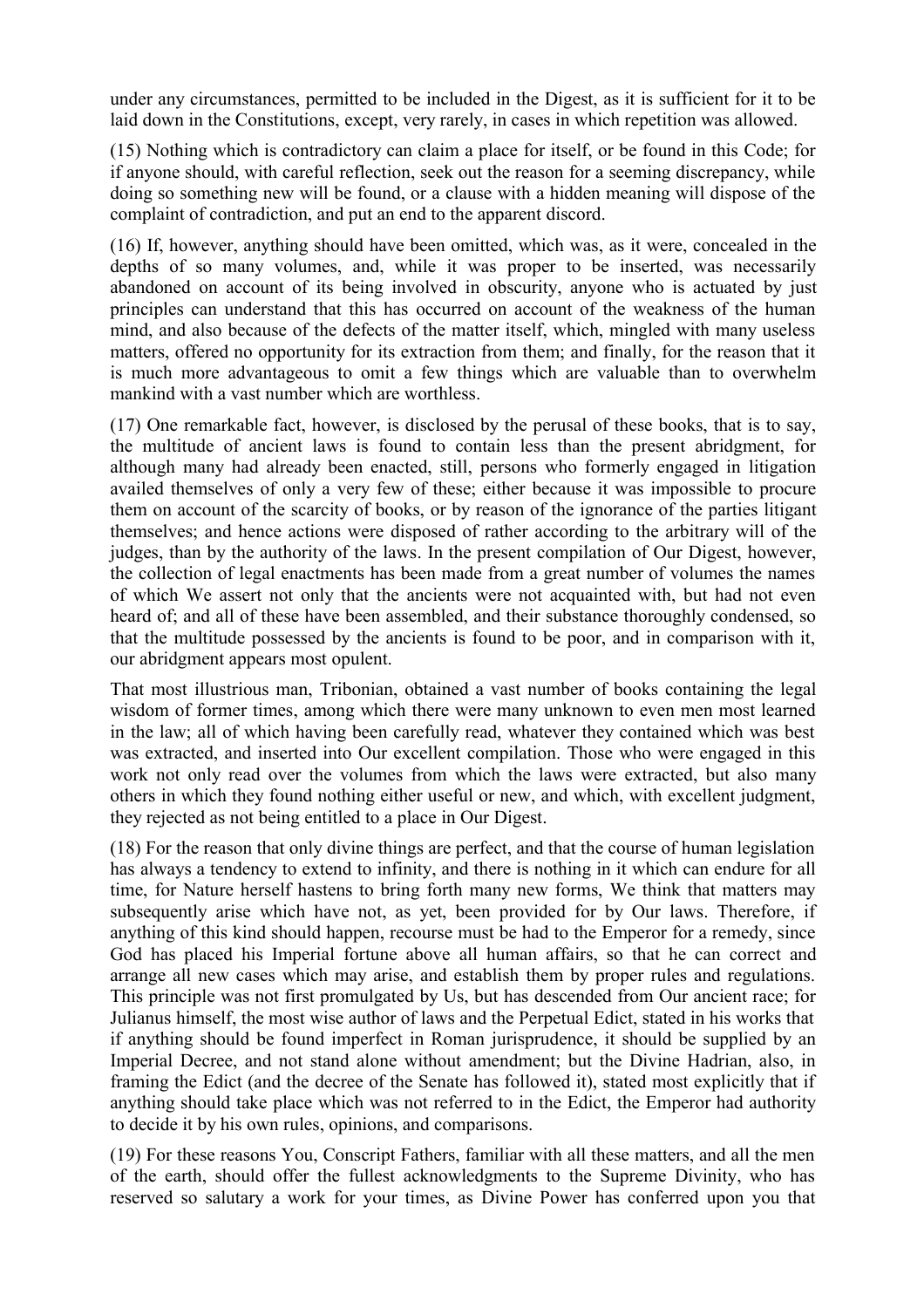under any circumstances, permitted to be included in the Digest, as it is sufficient for it to be laid down in the Constitutions, except, very rarely, in cases in which repetition was allowed.

(15) Nothing which is contradictory can claim a place for itself, or be found in this Code; for if anyone should, with careful reflection, seek out the reason for a seeming discrepancy, while doing so something new will be found, or a clause with a hidden meaning will dispose of the complaint of contradiction, and put an end to the apparent discord.

(16) If, however, anything should have been omitted, which was, as it were, concealed in the depths of so many volumes, and, while it was proper to be inserted, was necessarily abandoned on account of its being involved in obscurity, anyone who is actuated by just principles can understand that this has occurred on account of the weakness of the human mind, and also because of the defects of the matter itself, which, mingled with many useless matters, offered no opportunity for its extraction from them; and finally, for the reason that it is much more advantageous to omit a few things which are valuable than to overwhelm mankind with a vast number which are worthless.

(17) One remarkable fact, however, is disclosed by the perusal of these books, that is to say, the multitude of ancient laws is found to contain less than the present abridgment, for although many had already been enacted, still, persons who formerly engaged in litigation availed themselves of only a very few of these; either because it was impossible to procure them on account of the scarcity of books, or by reason of the ignorance of the parties litigant themselves; and hence actions were disposed of rather according to the arbitrary will of the judges, than by the authority of the laws. In the present compilation of Our Digest, however, the collection of legal enactments has been made from a great number of volumes the names of which We assert not only that the ancients were not acquainted with, but had not even heard of; and all of these have been assembled, and their substance thoroughly condensed, so that the multitude possessed by the ancients is found to be poor, and in comparison with it, our abridgment appears most opulent.

That most illustrious man, Tribonian, obtained a vast number of books containing the legal wisdom of former times, among which there were many unknown to even men most learned in the law; all of which having been carefully read, whatever they contained which was best was extracted, and inserted into Our excellent compilation. Those who were engaged in this work not only read over the volumes from which the laws were extracted, but also many others in which they found nothing either useful or new, and which, with excellent judgment, they rejected as not being entitled to a place in Our Digest.

(18) For the reason that only divine things are perfect, and that the course of human legislation has always a tendency to extend to infinity, and there is nothing in it which can endure for all time, for Nature herself hastens to bring forth many new forms, We think that matters may subsequently arise which have not, as yet, been provided for by Our laws. Therefore, if anything of this kind should happen, recourse must be had to the Emperor for a remedy, since God has placed his Imperial fortune above all human affairs, so that he can correct and arrange all new cases which may arise, and establish them by proper rules and regulations. This principle was not first promulgated by Us, but has descended from Our ancient race; for Julianus himself, the most wise author of laws and the Perpetual Edict, stated in his works that if anything should be found imperfect in Roman jurisprudence, it should be supplied by an Imperial Decree, and not stand alone without amendment; but the Divine Hadrian, also, in framing the Edict (and the decree of the Senate has followed it), stated most explicitly that if anything should take place which was not referred to in the Edict, the Emperor had authority to decide it by his own rules, opinions, and comparisons.

(19) For these reasons You, Conscript Fathers, familiar with all these matters, and all the men of the earth, should offer the fullest acknowledgments to the Supreme Divinity, who has reserved so salutary a work for your times, as Divine Power has conferred upon you that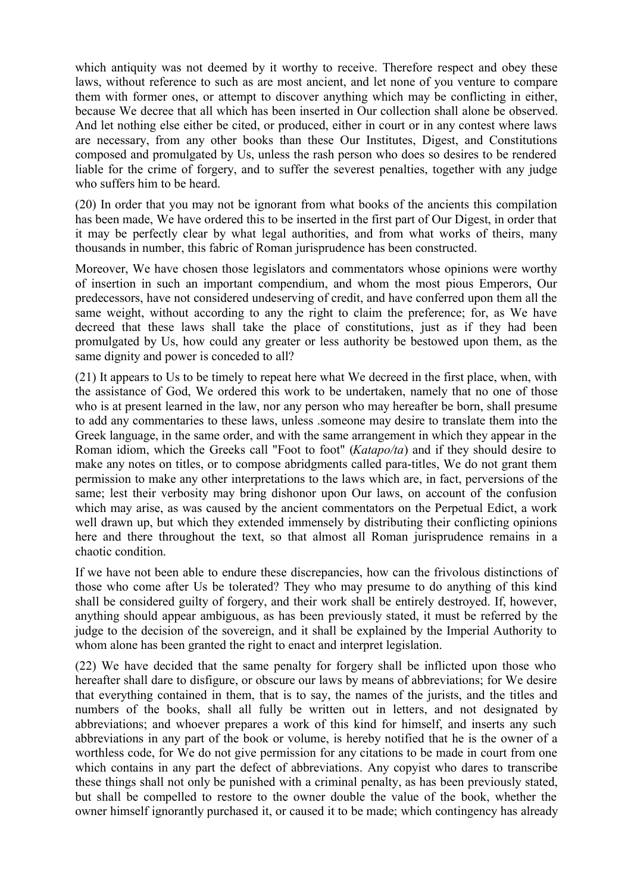which antiquity was not deemed by it worthy to receive. Therefore respect and obey these laws, without reference to such as are most ancient, and let none of you venture to compare them with former ones, or attempt to discover anything which may be conflicting in either, because We decree that all which has been inserted in Our collection shall alone be observed. And let nothing else either be cited, or produced, either in court or in any contest where laws are necessary, from any other books than these Our Institutes, Digest, and Constitutions composed and promulgated by Us, unless the rash person who does so desires to be rendered liable for the crime of forgery, and to suffer the severest penalties, together with any judge who suffers him to be heard.

(20) In order that you may not be ignorant from what books of the ancients this compilation has been made, We have ordered this to be inserted in the first part of Our Digest, in order that it may be perfectly clear by what legal authorities, and from what works of theirs, many thousands in number, this fabric of Roman jurisprudence has been constructed.

Moreover, We have chosen those legislators and commentators whose opinions were worthy of insertion in such an important compendium, and whom the most pious Emperors, Our predecessors, have not considered undeserving of credit, and have conferred upon them all the same weight, without according to any the right to claim the preference; for, as We have decreed that these laws shall take the place of constitutions, just as if they had been promulgated by Us, how could any greater or less authority be bestowed upon them, as the same dignity and power is conceded to all?

(21) It appears to Us to be timely to repeat here what We decreed in the first place, when, with the assistance of God, We ordered this work to be undertaken, namely that no one of those who is at present learned in the law, nor any person who may hereafter be born, shall presume to add any commentaries to these laws, unless .someone may desire to translate them into the Greek language, in the same order, and with the same arrangement in which they appear in the Roman idiom, which the Greeks call "Foot to foot" (*Katapo/ta*) and if they should desire to make any notes on titles, or to compose abridgments called para-titles, We do not grant them permission to make any other interpretations to the laws which are, in fact, perversions of the same; lest their verbosity may bring dishonor upon Our laws, on account of the confusion which may arise, as was caused by the ancient commentators on the Perpetual Edict, a work well drawn up, but which they extended immensely by distributing their conflicting opinions here and there throughout the text, so that almost all Roman jurisprudence remains in a chaotic condition.

If we have not been able to endure these discrepancies, how can the frivolous distinctions of those who come after Us be tolerated? They who may presume to do anything of this kind shall be considered guilty of forgery, and their work shall be entirely destroyed. If, however, anything should appear ambiguous, as has been previously stated, it must be referred by the judge to the decision of the sovereign, and it shall be explained by the Imperial Authority to whom alone has been granted the right to enact and interpret legislation.

(22) We have decided that the same penalty for forgery shall be inflicted upon those who hereafter shall dare to disfigure, or obscure our laws by means of abbreviations; for We desire that everything contained in them, that is to say, the names of the jurists, and the titles and numbers of the books, shall all fully be written out in letters, and not designated by abbreviations; and whoever prepares a work of this kind for himself, and inserts any such abbreviations in any part of the book or volume, is hereby notified that he is the owner of a worthless code, for We do not give permission for any citations to be made in court from one which contains in any part the defect of abbreviations. Any copyist who dares to transcribe these things shall not only be punished with a criminal penalty, as has been previously stated, but shall be compelled to restore to the owner double the value of the book, whether the owner himself ignorantly purchased it, or caused it to be made; which contingency has already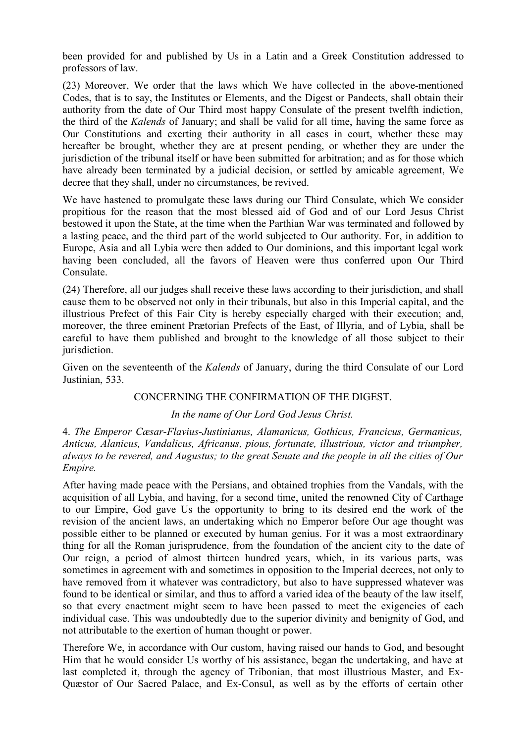been provided for and published by Us in a Latin and a Greek Constitution addressed to professors of law.

(23) Moreover, We order that the laws which We have collected in the above-mentioned Codes, that is to say, the Institutes or Elements, and the Digest or Pandects, shall obtain their authority from the date of Our Third most happy Consulate of the present twelfth indiction, the third of the *Kalends* of January; and shall be valid for all time, having the same force as Our Constitutions and exerting their authority in all cases in court, whether these may hereafter be brought, whether they are at present pending, or whether they are under the jurisdiction of the tribunal itself or have been submitted for arbitration; and as for those which have already been terminated by a judicial decision, or settled by amicable agreement, We decree that they shall, under no circumstances, be revived.

We have hastened to promulgate these laws during our Third Consulate, which We consider propitious for the reason that the most blessed aid of God and of our Lord Jesus Christ bestowed it upon the State, at the time when the Parthian War was terminated and followed by a lasting peace, and the third part of the world subjected to Our authority. For, in addition to Europe, Asia and all Lybia were then added to Our dominions, and this important legal work having been concluded, all the favors of Heaven were thus conferred upon Our Third Consulate.

(24) Therefore, all our judges shall receive these laws according to their jurisdiction, and shall cause them to be observed not only in their tribunals, but also in this Imperial capital, and the illustrious Prefect of this Fair City is hereby especially charged with their execution; and, moreover, the three eminent Prætorian Prefects of the East, of Illyria, and of Lybia, shall be careful to have them published and brought to the knowledge of all those subject to their jurisdiction.

Given on the seventeenth of the *Kalends* of January, during the third Consulate of our Lord Justinian, 533.

## CONCERNING THE CONFIRMATION OF THE DIGEST.

*In the name of Our Lord God Jesus Christ.*

4. *The Emperor Cæsar-Flavius-Justinianus, Alamanicus, Gothicus, Francicus, Germanicus, Anticus, Alanicus, Vandalicus, Africanus, pious, fortunate, illustrious, victor and triumpher, always to be revered, and Augustus; to the great Senate and the people in all the cities of Our Empire.*

After having made peace with the Persians, and obtained trophies from the Vandals, with the acquisition of all Lybia, and having, for a second time, united the renowned City of Carthage to our Empire, God gave Us the opportunity to bring to its desired end the work of the revision of the ancient laws, an undertaking which no Emperor before Our age thought was possible either to be planned or executed by human genius. For it was a most extraordinary thing for all the Roman jurisprudence, from the foundation of the ancient city to the date of Our reign, a period of almost thirteen hundred years, which, in its various parts, was sometimes in agreement with and sometimes in opposition to the Imperial decrees, not only to have removed from it whatever was contradictory, but also to have suppressed whatever was found to be identical or similar, and thus to afford a varied idea of the beauty of the law itself, so that every enactment might seem to have been passed to meet the exigencies of each individual case. This was undoubtedly due to the superior divinity and benignity of God, and not attributable to the exertion of human thought or power.

Therefore We, in accordance with Our custom, having raised our hands to God, and besought Him that he would consider Us worthy of his assistance, began the undertaking, and have at last completed it, through the agency of Tribonian, that most illustrious Master, and Ex-Quæstor of Our Sacred Palace, and Ex-Consul, as well as by the efforts of certain other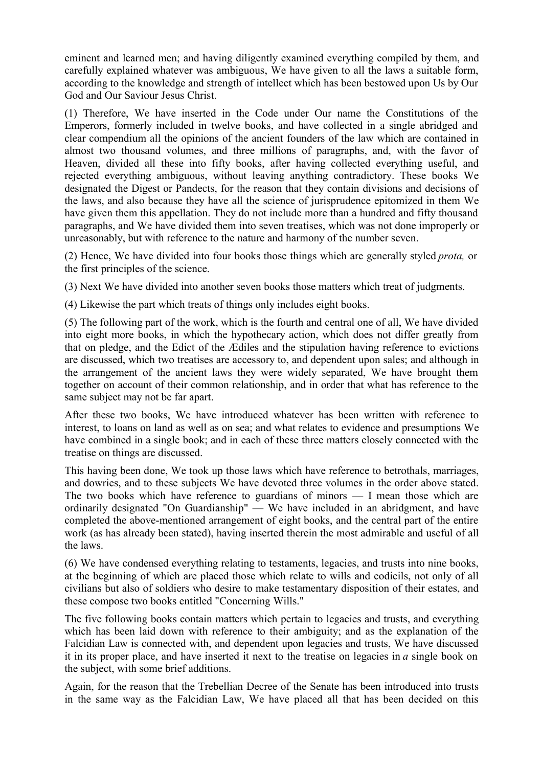eminent and learned men; and having diligently examined everything compiled by them, and carefully explained whatever was ambiguous, We have given to all the laws a suitable form, according to the knowledge and strength of intellect which has been bestowed upon Us by Our God and Our Saviour Jesus Christ.

(1) Therefore, We have inserted in the Code under Our name the Constitutions of the Emperors, formerly included in twelve books, and have collected in a single abridged and clear compendium all the opinions of the ancient founders of the law which are contained in almost two thousand volumes, and three millions of paragraphs, and, with the favor of Heaven, divided all these into fifty books, after having collected everything useful, and rejected everything ambiguous, without leaving anything contradictory. These books We designated the Digest or Pandects, for the reason that they contain divisions and decisions of the laws, and also because they have all the science of jurisprudence epitomized in them We have given them this appellation. They do not include more than a hundred and fifty thousand paragraphs, and We have divided them into seven treatises, which was not done improperly or unreasonably, but with reference to the nature and harmony of the number seven.

(2) Hence, We have divided into four books those things which are generally styled *prota,* or the first principles of the science.

(3) Next We have divided into another seven books those matters which treat of judgments.

(4) Likewise the part which treats of things only includes eight books.

(5) The following part of the work, which is the fourth and central one of all, We have divided into eight more books, in which the hypothecary action, which does not differ greatly from that on pledge, and the Edict of the Ædiles and the stipulation having reference to evictions are discussed, which two treatises are accessory to, and dependent upon sales; and although in the arrangement of the ancient laws they were widely separated, We have brought them together on account of their common relationship, and in order that what has reference to the same subject may not be far apart.

After these two books, We have introduced whatever has been written with reference to interest, to loans on land as well as on sea; and what relates to evidence and presumptions We have combined in a single book; and in each of these three matters closely connected with the treatise on things are discussed.

This having been done, We took up those laws which have reference to betrothals, marriages, and dowries, and to these subjects We have devoted three volumes in the order above stated. The two books which have reference to guardians of minors — I mean those which are ordinarily designated "On Guardianship" — We have included in an abridgment, and have completed the above-mentioned arrangement of eight books, and the central part of the entire work (as has already been stated), having inserted therein the most admirable and useful of all the laws.

(6) We have condensed everything relating to testaments, legacies, and trusts into nine books, at the beginning of which are placed those which relate to wills and codicils, not only of all civilians but also of soldiers who desire to make testamentary disposition of their estates, and these compose two books entitled "Concerning Wills."

The five following books contain matters which pertain to legacies and trusts, and everything which has been laid down with reference to their ambiguity; and as the explanation of the Falcidian Law is connected with, and dependent upon legacies and trusts, We have discussed it in its proper place, and have inserted it next to the treatise on legacies in *a* single book on the subject, with some brief additions.

Again, for the reason that the Trebellian Decree of the Senate has been introduced into trusts in the same way as the Falcidian Law, We have placed all that has been decided on this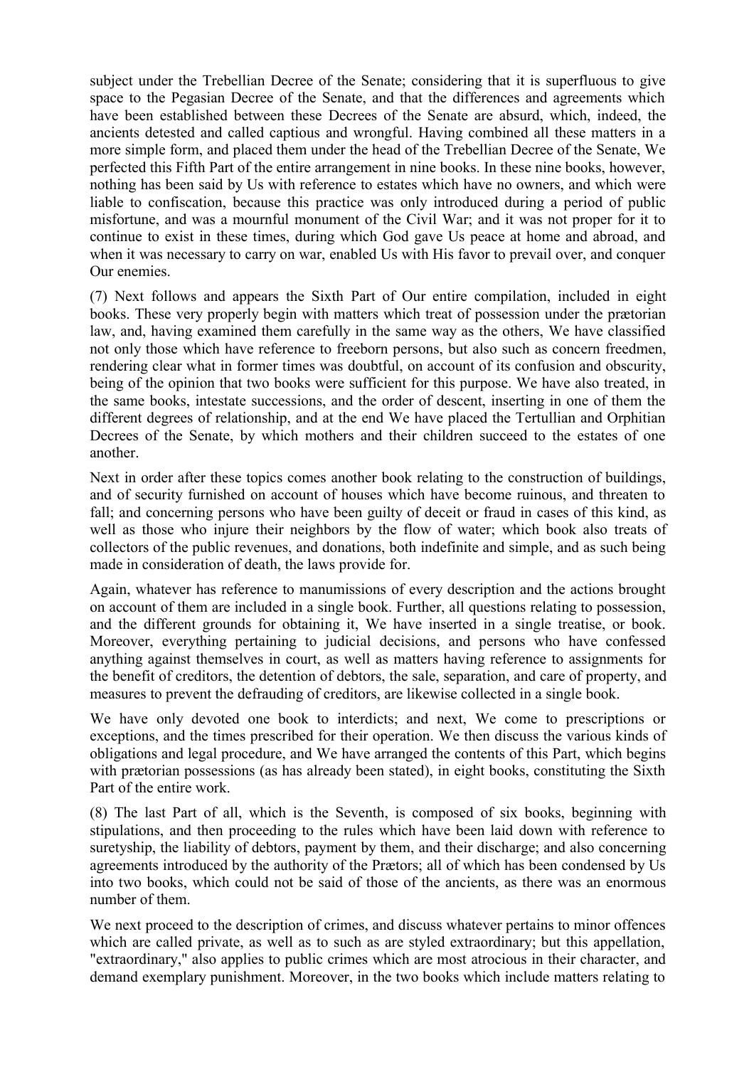subject under the Trebellian Decree of the Senate; considering that it is superfluous to give space to the Pegasian Decree of the Senate, and that the differences and agreements which have been established between these Decrees of the Senate are absurd, which, indeed, the ancients detested and called captious and wrongful. Having combined all these matters in a more simple form, and placed them under the head of the Trebellian Decree of the Senate, We perfected this Fifth Part of the entire arrangement in nine books. In these nine books, however, nothing has been said by Us with reference to estates which have no owners, and which were liable to confiscation, because this practice was only introduced during a period of public misfortune, and was a mournful monument of the Civil War; and it was not proper for it to continue to exist in these times, during which God gave Us peace at home and abroad, and when it was necessary to carry on war, enabled Us with His favor to prevail over, and conquer Our enemies.

(7) Next follows and appears the Sixth Part of Our entire compilation, included in eight books. These very properly begin with matters which treat of possession under the prætorian law, and, having examined them carefully in the same way as the others, We have classified not only those which have reference to freeborn persons, but also such as concern freedmen, rendering clear what in former times was doubtful, on account of its confusion and obscurity, being of the opinion that two books were sufficient for this purpose. We have also treated, in the same books, intestate successions, and the order of descent, inserting in one of them the different degrees of relationship, and at the end We have placed the Tertullian and Orphitian Decrees of the Senate, by which mothers and their children succeed to the estates of one another.

Next in order after these topics comes another book relating to the construction of buildings, and of security furnished on account of houses which have become ruinous, and threaten to fall; and concerning persons who have been guilty of deceit or fraud in cases of this kind, as well as those who injure their neighbors by the flow of water; which book also treats of collectors of the public revenues, and donations, both indefinite and simple, and as such being made in consideration of death, the laws provide for.

Again, whatever has reference to manumissions of every description and the actions brought on account of them are included in a single book. Further, all questions relating to possession, and the different grounds for obtaining it, We have inserted in a single treatise, or book. Moreover, everything pertaining to judicial decisions, and persons who have confessed anything against themselves in court, as well as matters having reference to assignments for the benefit of creditors, the detention of debtors, the sale, separation, and care of property, and measures to prevent the defrauding of creditors, are likewise collected in a single book.

We have only devoted one book to interdicts; and next, We come to prescriptions or exceptions, and the times prescribed for their operation. We then discuss the various kinds of obligations and legal procedure, and We have arranged the contents of this Part, which begins with prætorian possessions (as has already been stated), in eight books, constituting the Sixth Part of the entire work.

(8) The last Part of all, which is the Seventh, is composed of six books, beginning with stipulations, and then proceeding to the rules which have been laid down with reference to suretyship, the liability of debtors, payment by them, and their discharge; and also concerning agreements introduced by the authority of the Prætors; all of which has been condensed by Us into two books, which could not be said of those of the ancients, as there was an enormous number of them.

We next proceed to the description of crimes, and discuss whatever pertains to minor offences which are called private, as well as to such as are styled extraordinary; but this appellation, "extraordinary," also applies to public crimes which are most atrocious in their character, and demand exemplary punishment. Moreover, in the two books which include matters relating to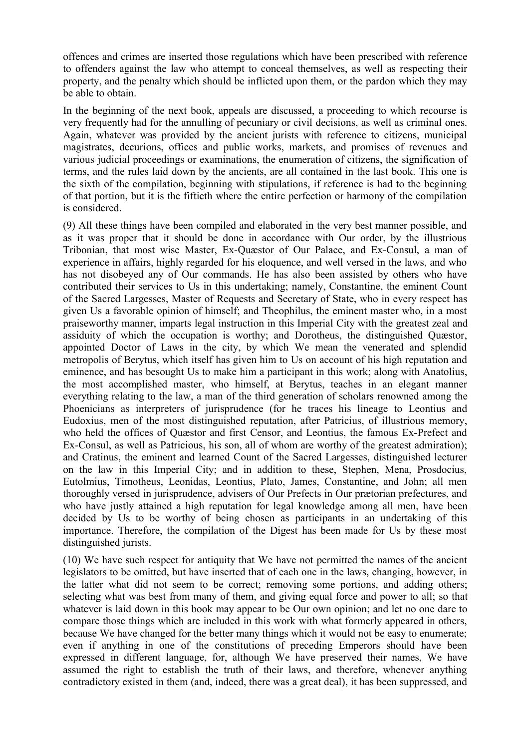offences and crimes are inserted those regulations which have been prescribed with reference to offenders against the law who attempt to conceal themselves, as well as respecting their property, and the penalty which should be inflicted upon them, or the pardon which they may be able to obtain.

In the beginning of the next book, appeals are discussed, a proceeding to which recourse is very frequently had for the annulling of pecuniary or civil decisions, as well as criminal ones. Again, whatever was provided by the ancient jurists with reference to citizens, municipal magistrates, decurions, offices and public works, markets, and promises of revenues and various judicial proceedings or examinations, the enumeration of citizens, the signification of terms, and the rules laid down by the ancients, are all contained in the last book. This one is the sixth of the compilation, beginning with stipulations, if reference is had to the beginning of that portion, but it is the fiftieth where the entire perfection or harmony of the compilation is considered.

(9) All these things have been compiled and elaborated in the very best manner possible, and as it was proper that it should be done in accordance with Our order, by the illustrious Tribonian, that most wise Master, Ex-Quæstor of Our Palace, and Ex-Consul, a man of experience in affairs, highly regarded for his eloquence, and well versed in the laws, and who has not disobeyed any of Our commands. He has also been assisted by others who have contributed their services to Us in this undertaking; namely, Constantine, the eminent Count of the Sacred Largesses, Master of Requests and Secretary of State, who in every respect has given Us a favorable opinion of himself; and Theophilus, the eminent master who, in a most praiseworthy manner, imparts legal instruction in this Imperial City with the greatest zeal and assiduity of which the occupation is worthy; and Dorotheus, the distinguished Quæstor, appointed Doctor of Laws in the city, by which We mean the venerated and splendid metropolis of Berytus, which itself has given him to Us on account of his high reputation and eminence, and has besought Us to make him a participant in this work; along with Anatolius, the most accomplished master, who himself, at Berytus, teaches in an elegant manner everything relating to the law, a man of the third generation of scholars renowned among the Phoenicians as interpreters of jurisprudence (for he traces his lineage to Leontius and Eudoxius, men of the most distinguished reputation, after Patricius, of illustrious memory, who held the offices of Quæstor and first Censor, and Leontius, the famous Ex-Prefect and Ex-Consul, as well as Patricious, his son, all of whom are worthy of the greatest admiration); and Cratinus, the eminent and learned Count of the Sacred Largesses, distinguished lecturer on the law in this Imperial City; and in addition to these, Stephen, Mena, Prosdocius, Eutolmius, Timotheus, Leonidas, Leontius, Plato, James, Constantine, and John; all men thoroughly versed in jurisprudence, advisers of Our Prefects in Our prætorian prefectures, and who have justly attained a high reputation for legal knowledge among all men, have been decided by Us to be worthy of being chosen as participants in an undertaking of this importance. Therefore, the compilation of the Digest has been made for Us by these most distinguished jurists.

(10) We have such respect for antiquity that We have not permitted the names of the ancient legislators to be omitted, but have inserted that of each one in the laws, changing, however, in the latter what did not seem to be correct; removing some portions, and adding others; selecting what was best from many of them, and giving equal force and power to all; so that whatever is laid down in this book may appear to be Our own opinion; and let no one dare to compare those things which are included in this work with what formerly appeared in others, because We have changed for the better many things which it would not be easy to enumerate; even if anything in one of the constitutions of preceding Emperors should have been expressed in different language, for, although We have preserved their names, We have assumed the right to establish the truth of their laws, and therefore, whenever anything contradictory existed in them (and, indeed, there was a great deal), it has been suppressed, and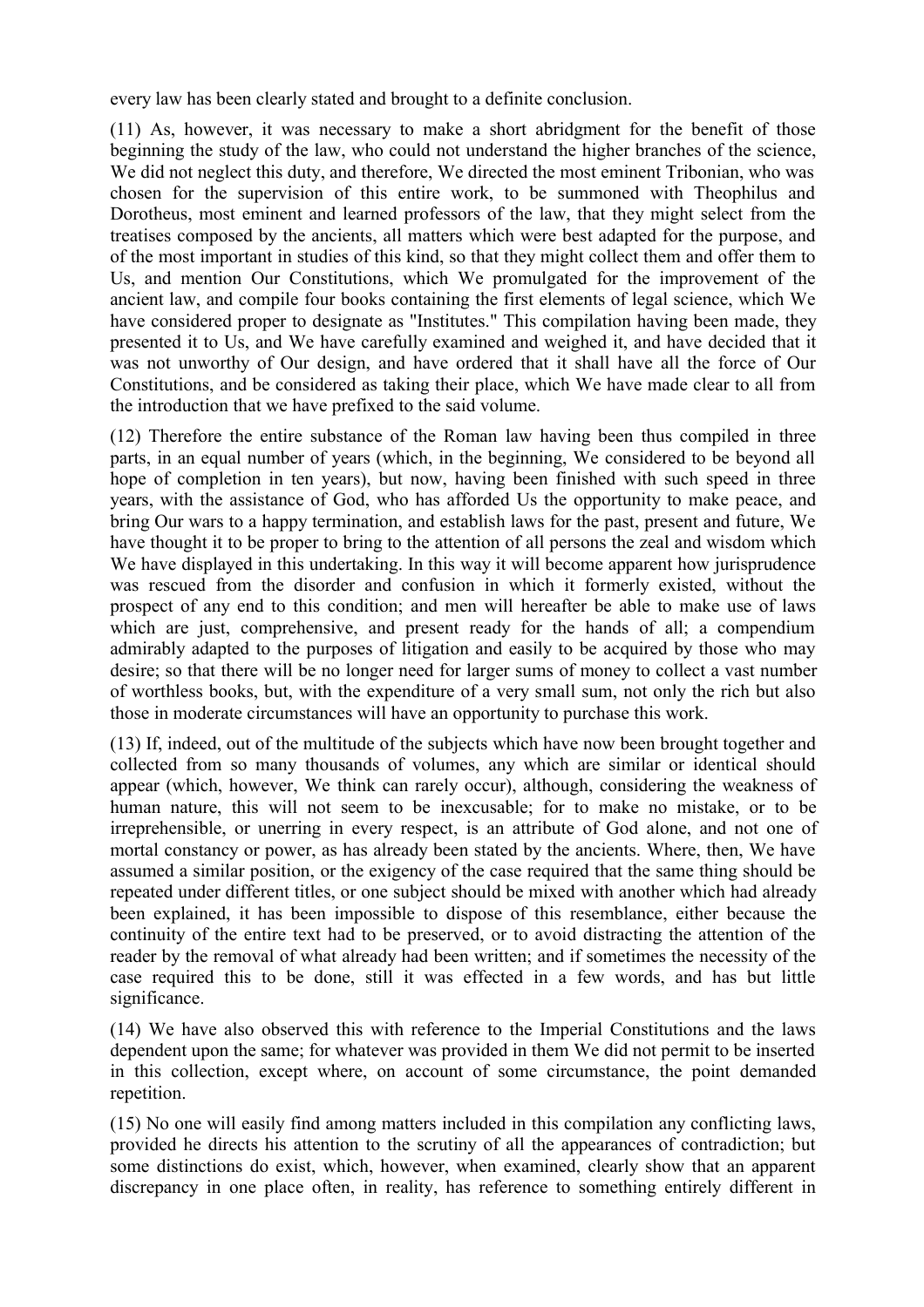every law has been clearly stated and brought to a definite conclusion.

(11) As, however, it was necessary to make a short abridgment for the benefit of those beginning the study of the law, who could not understand the higher branches of the science, We did not neglect this duty, and therefore, We directed the most eminent Tribonian, who was chosen for the supervision of this entire work, to be summoned with Theophilus and Dorotheus, most eminent and learned professors of the law, that they might select from the treatises composed by the ancients, all matters which were best adapted for the purpose, and of the most important in studies of this kind, so that they might collect them and offer them to Us, and mention Our Constitutions, which We promulgated for the improvement of the ancient law, and compile four books containing the first elements of legal science, which We have considered proper to designate as "Institutes." This compilation having been made, they presented it to Us, and We have carefully examined and weighed it, and have decided that it was not unworthy of Our design, and have ordered that it shall have all the force of Our Constitutions, and be considered as taking their place, which We have made clear to all from the introduction that we have prefixed to the said volume.

(12) Therefore the entire substance of the Roman law having been thus compiled in three parts, in an equal number of years (which, in the beginning, We considered to be beyond all hope of completion in ten years), but now, having been finished with such speed in three years, with the assistance of God, who has afforded Us the opportunity to make peace, and bring Our wars to a happy termination, and establish laws for the past, present and future, We have thought it to be proper to bring to the attention of all persons the zeal and wisdom which We have displayed in this undertaking. In this way it will become apparent how jurisprudence was rescued from the disorder and confusion in which it formerly existed, without the prospect of any end to this condition; and men will hereafter be able to make use of laws which are just, comprehensive, and present ready for the hands of all; a compendium admirably adapted to the purposes of litigation and easily to be acquired by those who may desire; so that there will be no longer need for larger sums of money to collect a vast number of worthless books, but, with the expenditure of a very small sum, not only the rich but also those in moderate circumstances will have an opportunity to purchase this work.

(13) If, indeed, out of the multitude of the subjects which have now been brought together and collected from so many thousands of volumes, any which are similar or identical should appear (which, however, We think can rarely occur), although, considering the weakness of human nature, this will not seem to be inexcusable; for to make no mistake, or to be irreprehensible, or unerring in every respect, is an attribute of God alone, and not one of mortal constancy or power, as has already been stated by the ancients. Where, then, We have assumed a similar position, or the exigency of the case required that the same thing should be repeated under different titles, or one subject should be mixed with another which had already been explained, it has been impossible to dispose of this resemblance, either because the continuity of the entire text had to be preserved, or to avoid distracting the attention of the reader by the removal of what already had been written; and if sometimes the necessity of the case required this to be done, still it was effected in a few words, and has but little significance.

(14) We have also observed this with reference to the Imperial Constitutions and the laws dependent upon the same; for whatever was provided in them We did not permit to be inserted in this collection, except where, on account of some circumstance, the point demanded repetition.

(15) No one will easily find among matters included in this compilation any conflicting laws, provided he directs his attention to the scrutiny of all the appearances of contradiction; but some distinctions do exist, which, however, when examined, clearly show that an apparent discrepancy in one place often, in reality, has reference to something entirely different in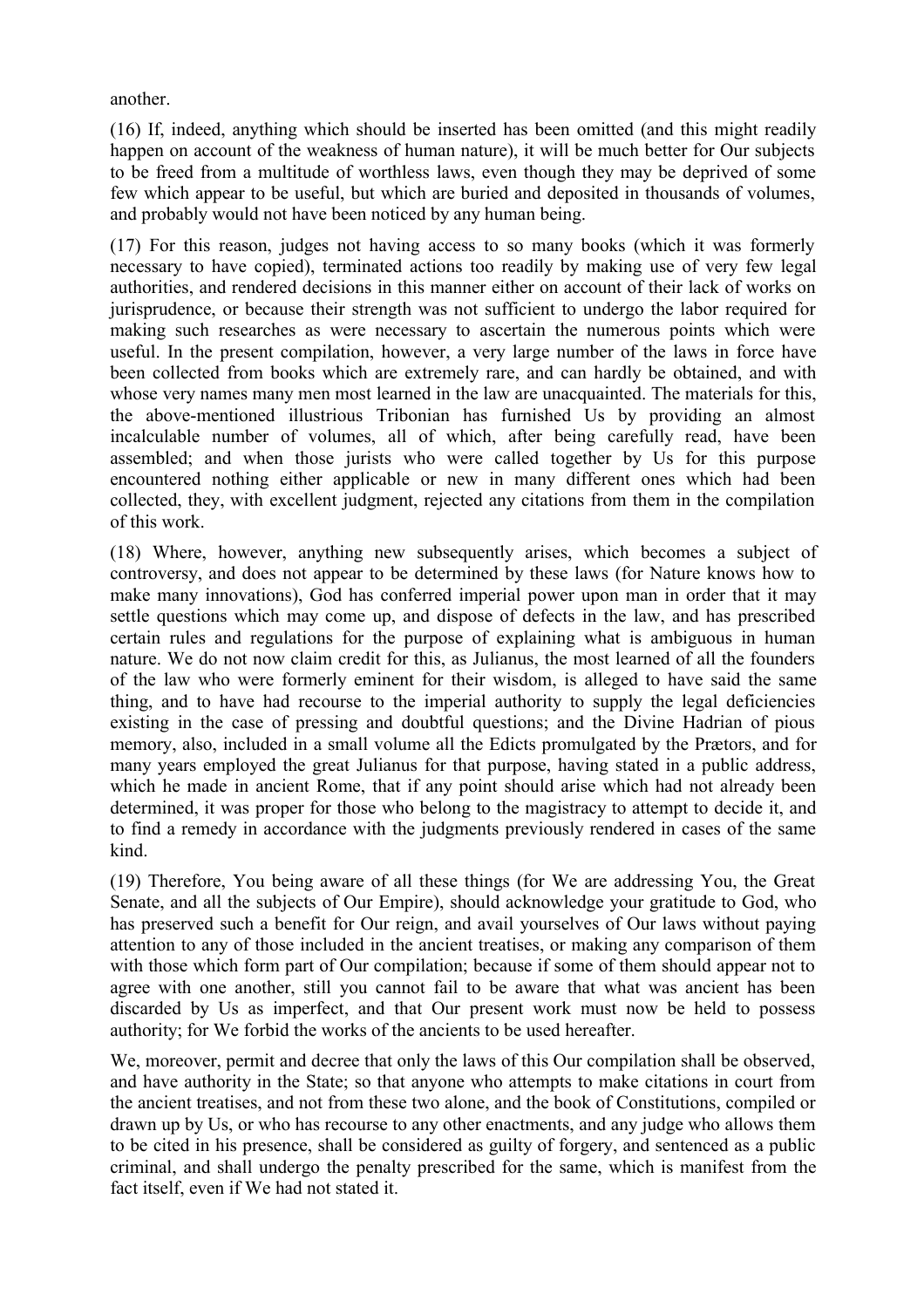another.

(16) If, indeed, anything which should be inserted has been omitted (and this might readily happen on account of the weakness of human nature), it will be much better for Our subjects to be freed from a multitude of worthless laws, even though they may be deprived of some few which appear to be useful, but which are buried and deposited in thousands of volumes, and probably would not have been noticed by any human being.

(17) For this reason, judges not having access to so many books (which it was formerly necessary to have copied), terminated actions too readily by making use of very few legal authorities, and rendered decisions in this manner either on account of their lack of works on jurisprudence, or because their strength was not sufficient to undergo the labor required for making such researches as were necessary to ascertain the numerous points which were useful. In the present compilation, however, a very large number of the laws in force have been collected from books which are extremely rare, and can hardly be obtained, and with whose very names many men most learned in the law are unacquainted. The materials for this, the above-mentioned illustrious Tribonian has furnished Us by providing an almost incalculable number of volumes, all of which, after being carefully read, have been assembled; and when those jurists who were called together by Us for this purpose encountered nothing either applicable or new in many different ones which had been collected, they, with excellent judgment, rejected any citations from them in the compilation of this work.

(18) Where, however, anything new subsequently arises, which becomes a subject of controversy, and does not appear to be determined by these laws (for Nature knows how to make many innovations), God has conferred imperial power upon man in order that it may settle questions which may come up, and dispose of defects in the law, and has prescribed certain rules and regulations for the purpose of explaining what is ambiguous in human nature. We do not now claim credit for this, as Julianus, the most learned of all the founders of the law who were formerly eminent for their wisdom, is alleged to have said the same thing, and to have had recourse to the imperial authority to supply the legal deficiencies existing in the case of pressing and doubtful questions; and the Divine Hadrian of pious memory, also, included in a small volume all the Edicts promulgated by the Prætors, and for many years employed the great Julianus for that purpose, having stated in a public address, which he made in ancient Rome, that if any point should arise which had not already been determined, it was proper for those who belong to the magistracy to attempt to decide it, and to find a remedy in accordance with the judgments previously rendered in cases of the same kind.

(19) Therefore, You being aware of all these things (for We are addressing You, the Great Senate, and all the subjects of Our Empire), should acknowledge your gratitude to God, who has preserved such a benefit for Our reign, and avail yourselves of Our laws without paying attention to any of those included in the ancient treatises, or making any comparison of them with those which form part of Our compilation; because if some of them should appear not to agree with one another, still you cannot fail to be aware that what was ancient has been discarded by Us as imperfect, and that Our present work must now be held to possess authority; for We forbid the works of the ancients to be used hereafter.

We, moreover, permit and decree that only the laws of this Our compilation shall be observed, and have authority in the State; so that anyone who attempts to make citations in court from the ancient treatises, and not from these two alone, and the book of Constitutions, compiled or drawn up by Us, or who has recourse to any other enactments, and any judge who allows them to be cited in his presence, shall be considered as guilty of forgery, and sentenced as a public criminal, and shall undergo the penalty prescribed for the same, which is manifest from the fact itself, even if We had not stated it.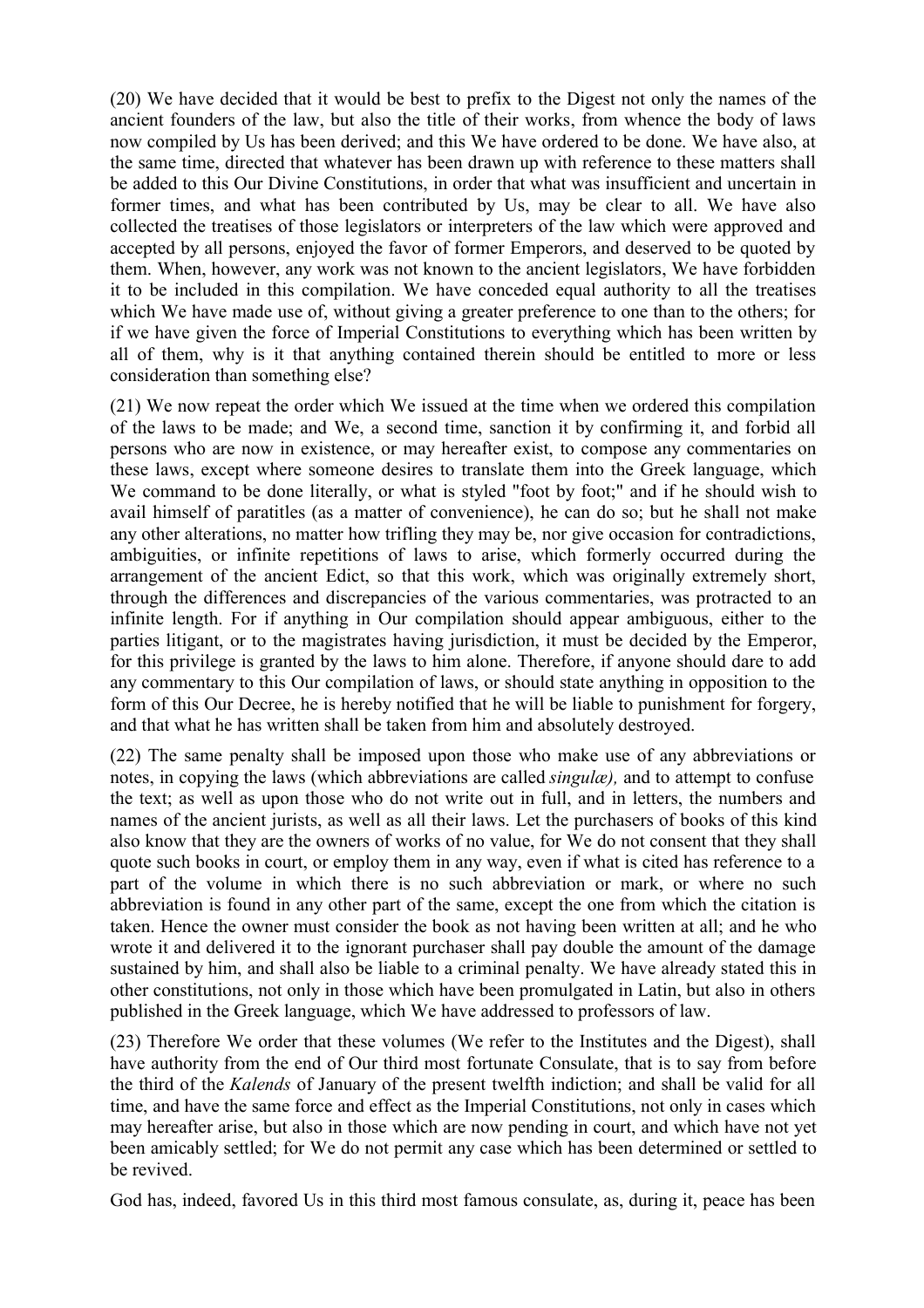(20) We have decided that it would be best to prefix to the Digest not only the names of the ancient founders of the law, but also the title of their works, from whence the body of laws now compiled by Us has been derived; and this We have ordered to be done. We have also, at the same time, directed that whatever has been drawn up with reference to these matters shall be added to this Our Divine Constitutions, in order that what was insufficient and uncertain in former times, and what has been contributed by Us, may be clear to all. We have also collected the treatises of those legislators or interpreters of the law which were approved and accepted by all persons, enjoyed the favor of former Emperors, and deserved to be quoted by them. When, however, any work was not known to the ancient legislators, We have forbidden it to be included in this compilation. We have conceded equal authority to all the treatises which We have made use of, without giving a greater preference to one than to the others; for if we have given the force of Imperial Constitutions to everything which has been written by all of them, why is it that anything contained therein should be entitled to more or less consideration than something else?

(21) We now repeat the order which We issued at the time when we ordered this compilation of the laws to be made; and We, a second time, sanction it by confirming it, and forbid all persons who are now in existence, or may hereafter exist, to compose any commentaries on these laws, except where someone desires to translate them into the Greek language, which We command to be done literally, or what is styled "foot by foot;" and if he should wish to avail himself of paratitles (as a matter of convenience), he can do so; but he shall not make any other alterations, no matter how trifling they may be, nor give occasion for contradictions, ambiguities, or infinite repetitions of laws to arise, which formerly occurred during the arrangement of the ancient Edict, so that this work, which was originally extremely short, through the differences and discrepancies of the various commentaries, was protracted to an infinite length. For if anything in Our compilation should appear ambiguous, either to the parties litigant, or to the magistrates having jurisdiction, it must be decided by the Emperor, for this privilege is granted by the laws to him alone. Therefore, if anyone should dare to add any commentary to this Our compilation of laws, or should state anything in opposition to the form of this Our Decree, he is hereby notified that he will be liable to punishment for forgery, and that what he has written shall be taken from him and absolutely destroyed.

(22) The same penalty shall be imposed upon those who make use of any abbreviations or notes, in copying the laws (which abbreviations are called *singulæ),* and to attempt to confuse the text; as well as upon those who do not write out in full, and in letters, the numbers and names of the ancient jurists, as well as all their laws. Let the purchasers of books of this kind also know that they are the owners of works of no value, for We do not consent that they shall quote such books in court, or employ them in any way, even if what is cited has reference to a part of the volume in which there is no such abbreviation or mark, or where no such abbreviation is found in any other part of the same, except the one from which the citation is taken. Hence the owner must consider the book as not having been written at all; and he who wrote it and delivered it to the ignorant purchaser shall pay double the amount of the damage sustained by him, and shall also be liable to a criminal penalty. We have already stated this in other constitutions, not only in those which have been promulgated in Latin, but also in others published in the Greek language, which We have addressed to professors of law.

(23) Therefore We order that these volumes (We refer to the Institutes and the Digest), shall have authority from the end of Our third most fortunate Consulate, that is to say from before the third of the *Kalends* of January of the present twelfth indiction; and shall be valid for all time, and have the same force and effect as the Imperial Constitutions, not only in cases which may hereafter arise, but also in those which are now pending in court, and which have not yet been amicably settled; for We do not permit any case which has been determined or settled to be revived.

God has, indeed, favored Us in this third most famous consulate, as, during it, peace has been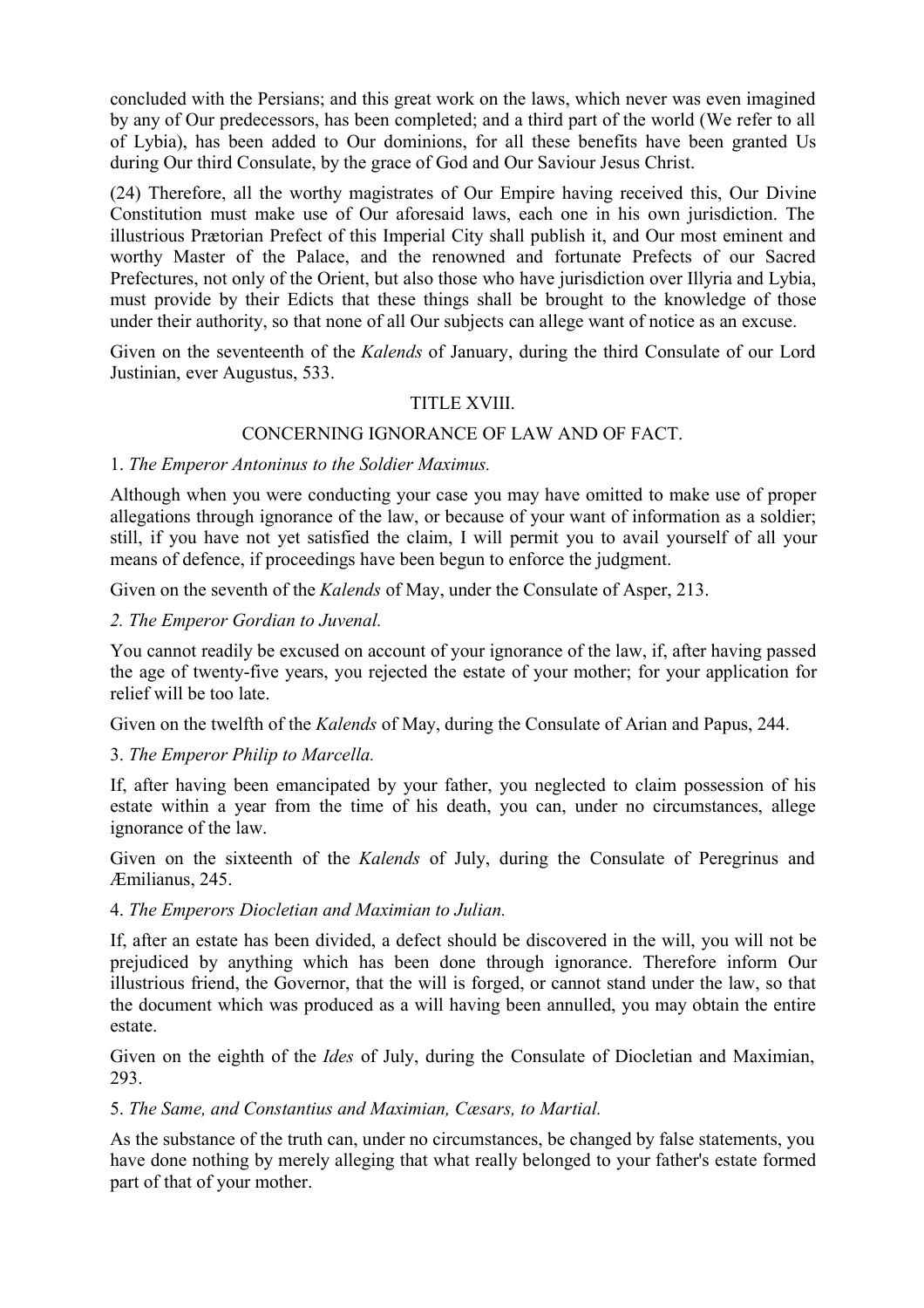concluded with the Persians; and this great work on the laws, which never was even imagined by any of Our predecessors, has been completed; and a third part of the world (We refer to all of Lybia), has been added to Our dominions, for all these benefits have been granted Us during Our third Consulate, by the grace of God and Our Saviour Jesus Christ.

(24) Therefore, all the worthy magistrates of Our Empire having received this, Our Divine Constitution must make use of Our aforesaid laws, each one in his own jurisdiction. The illustrious Prætorian Prefect of this Imperial City shall publish it, and Our most eminent and worthy Master of the Palace, and the renowned and fortunate Prefects of our Sacred Prefectures, not only of the Orient, but also those who have jurisdiction over Illyria and Lybia, must provide by their Edicts that these things shall be brought to the knowledge of those under their authority, so that none of all Our subjects can allege want of notice as an excuse.

Given on the seventeenth of the *Kalends* of January, during the third Consulate of our Lord Justinian, ever Augustus, 533.

## TITLE XVIII.

## CONCERNING IGNORANCE OF LAW AND OF FACT.

1. *The Emperor Antoninus to the Soldier Maximus.*

Although when you were conducting your case you may have omitted to make use of proper allegations through ignorance of the law, or because of your want of information as a soldier; still, if you have not yet satisfied the claim, I will permit you to avail yourself of all your means of defence, if proceedings have been begun to enforce the judgment.

Given on the seventh of the *Kalends* of May, under the Consulate of Asper, 213.

*2. The Emperor Gordian to Juvenal.*

You cannot readily be excused on account of your ignorance of the law, if, after having passed the age of twenty-five years, you rejected the estate of your mother; for your application for relief will be too late.

Given on the twelfth of the *Kalends* of May, during the Consulate of Arian and Papus, 244.

3. *The Emperor Philip to Marcella.*

If, after having been emancipated by your father, you neglected to claim possession of his estate within a year from the time of his death, you can, under no circumstances, allege ignorance of the law.

Given on the sixteenth of the *Kalends* of July, during the Consulate of Peregrinus and Æmilianus, 245.

4. *The Emperors Diocletian and Maximian to Julian.*

If, after an estate has been divided, a defect should be discovered in the will, you will not be prejudiced by anything which has been done through ignorance. Therefore inform Our illustrious friend, the Governor, that the will is forged, or cannot stand under the law, so that the document which was produced as a will having been annulled, you may obtain the entire estate.

Given on the eighth of the *Ides* of July, during the Consulate of Diocletian and Maximian, 293.

5. *The Same, and Constantius and Maximian, Cæsars, to Martial.*

As the substance of the truth can, under no circumstances, be changed by false statements, you have done nothing by merely alleging that what really belonged to your father's estate formed part of that of your mother.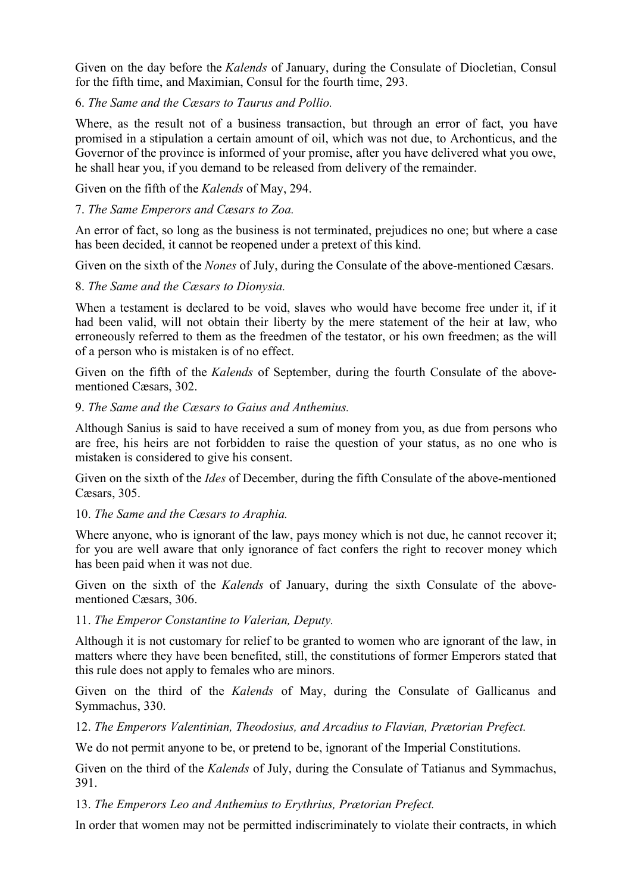Given on the day before the *Kalends* of January, during the Consulate of Diocletian, Consul for the fifth time, and Maximian, Consul for the fourth time, 293.

6. *The Same and the Cæsars to Taurus and Pollio.*

Where, as the result not of a business transaction, but through an error of fact, you have promised in a stipulation a certain amount of oil, which was not due, to Archonticus, and the Governor of the province is informed of your promise, after you have delivered what you owe, he shall hear you, if you demand to be released from delivery of the remainder.

Given on the fifth of the *Kalends* of May, 294.

7. *The Same Emperors and Cæsars to Zoa.*

An error of fact, so long as the business is not terminated, prejudices no one; but where a case has been decided, it cannot be reopened under a pretext of this kind.

Given on the sixth of the *Nones* of July, during the Consulate of the above-mentioned Cæsars.

8. *The Same and the Cæsars to Dionysia.*

When a testament is declared to be void, slaves who would have become free under it, if it had been valid, will not obtain their liberty by the mere statement of the heir at law, who erroneously referred to them as the freedmen of the testator, or his own freedmen; as the will of a person who is mistaken is of no effect.

Given on the fifth of the *Kalends* of September, during the fourth Consulate of the above-mentioned Cæsars, 302.

9. *The Same and the Cæsars to Gaius and Anthemius.*

Although Sanius is said to have received a sum of money from you, as due from persons who are free, his heirs are not forbidden to raise the question of your status, as no one who is mistaken is considered to give his consent.

Given on the sixth of the *Ides* of December, during the fifth Consulate of the above-mentioned Cæsars, 305.

10. *The Same and the Cæsars to Araphia.*

Where anyone, who is ignorant of the law, pays money which is not due, he cannot recover it; for you are well aware that only ignorance of fact confers the right to recover money which has been paid when it was not due.

Given on the sixth of the *Kalends* of January, during the sixth Consulate of the above-mentioned Cæsars, 306.

11. *The Emperor Constantine to Valerian, Deputy.*

Although it is not customary for relief to be granted to women who are ignorant of the law, in matters where they have been benefited, still, the constitutions of former Emperors stated that this rule does not apply to females who are minors.

Given on the third of the *Kalends* of May, during the Consulate of Gallicanus and Symmachus, 330.

12. *The Emperors Valentinian, Theodosius, and Arcadius to Flavian, Prætorian Prefect.*

We do not permit anyone to be, or pretend to be, ignorant of the Imperial Constitutions.

Given on the third of the *Kalends* of July, during the Consulate of Tatianus and Symmachus, 391.

13. *The Emperors Leo and Anthemius to Erythrius, Prætorian Prefect.*

In order that women may not be permitted indiscriminately to violate their contracts, in which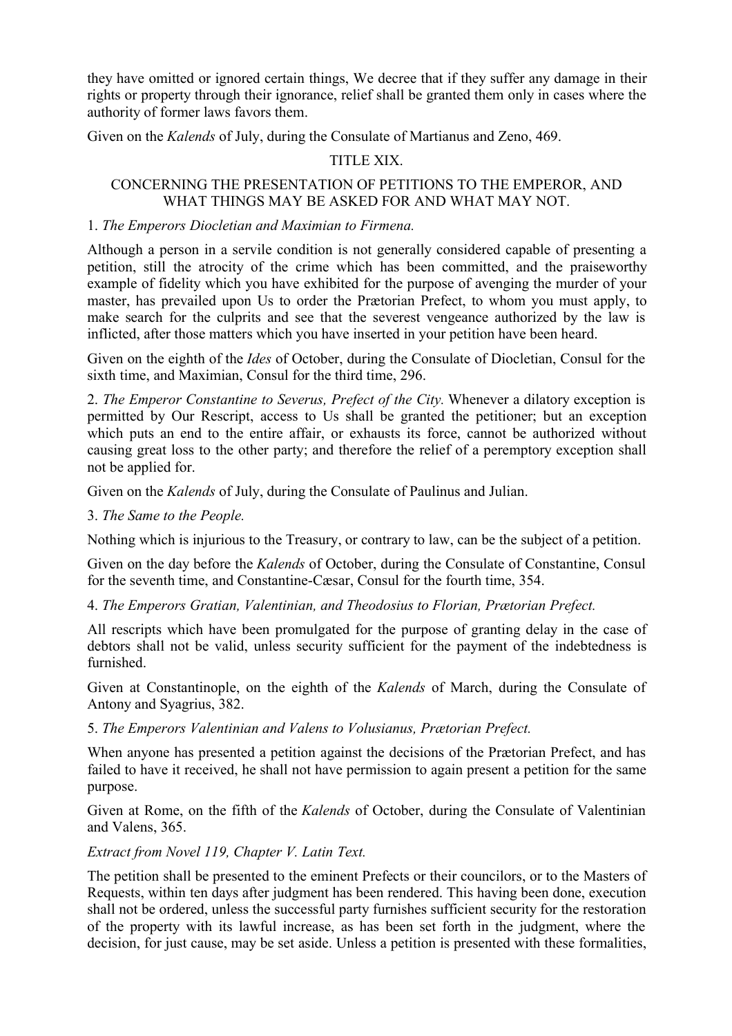they have omitted or ignored certain things, We decree that if they suffer any damage in their rights or property through their ignorance, relief shall be granted them only in cases where the authority of former laws favors them.

Given on the *Kalends* of July, during the Consulate of Martianus and Zeno, 469.

## TITLE XIX.

## CONCERNING THE PRESENTATION OF PETITIONS TO THE EMPEROR, AND WHAT THINGS MAY BE ASKED FOR AND WHAT MAY NOT.

1. *The Emperors Diocletian and Maximian to Firmena.*

Although a person in a servile condition is not generally considered capable of presenting a petition, still the atrocity of the crime which has been committed, and the praiseworthy example of fidelity which you have exhibited for the purpose of avenging the murder of your master, has prevailed upon Us to order the Prætorian Prefect, to whom you must apply, to make search for the culprits and see that the severest vengeance authorized by the law is inflicted, after those matters which you have inserted in your petition have been heard.

Given on the eighth of the *Ides* of October, during the Consulate of Diocletian, Consul for the sixth time, and Maximian, Consul for the third time, 296.

2. *The Emperor Constantine to Severus, Prefect of the City.* Whenever a dilatory exception is permitted by Our Rescript, access to Us shall be granted the petitioner; but an exception which puts an end to the entire affair, or exhausts its force, cannot be authorized without causing great loss to the other party; and therefore the relief of a peremptory exception shall not be applied for.

Given on the *Kalends* of July, during the Consulate of Paulinus and Julian.

3. *The Same to the People.*

Nothing which is injurious to the Treasury, or contrary to law, can be the subject of a petition.

Given on the day before the *Kalends* of October, during the Consulate of Constantine, Consul for the seventh time, and Constantine-Cæsar, Consul for the fourth time, 354.

4. *The Emperors Gratian, Valentinian, and Theodosius to Florian, Prætorian Prefect.*

All rescripts which have been promulgated for the purpose of granting delay in the case of debtors shall not be valid, unless security sufficient for the payment of the indebtedness is furnished.

Given at Constantinople, on the eighth of the *Kalends* of March, during the Consulate of Antony and Syagrius, 382.

5. *The Emperors Valentinian and Valens to Volusianus, Prætorian Prefect.*

When anyone has presented a petition against the decisions of the Prætorian Prefect, and has failed to have it received, he shall not have permission to again present a petition for the same purpose.

Given at Rome, on the fifth of the *Kalends* of October, during the Consulate of Valentinian and Valens, 365.

*Extract from Novel 119, Chapter V. Latin Text.*

The petition shall be presented to the eminent Prefects or their councilors, or to the Masters of Requests, within ten days after judgment has been rendered. This having been done, execution shall not be ordered, unless the successful party furnishes sufficient security for the restoration of the property with its lawful increase, as has been set forth in the judgment, where the decision, for just cause, may be set aside. Unless a petition is presented with these formalities,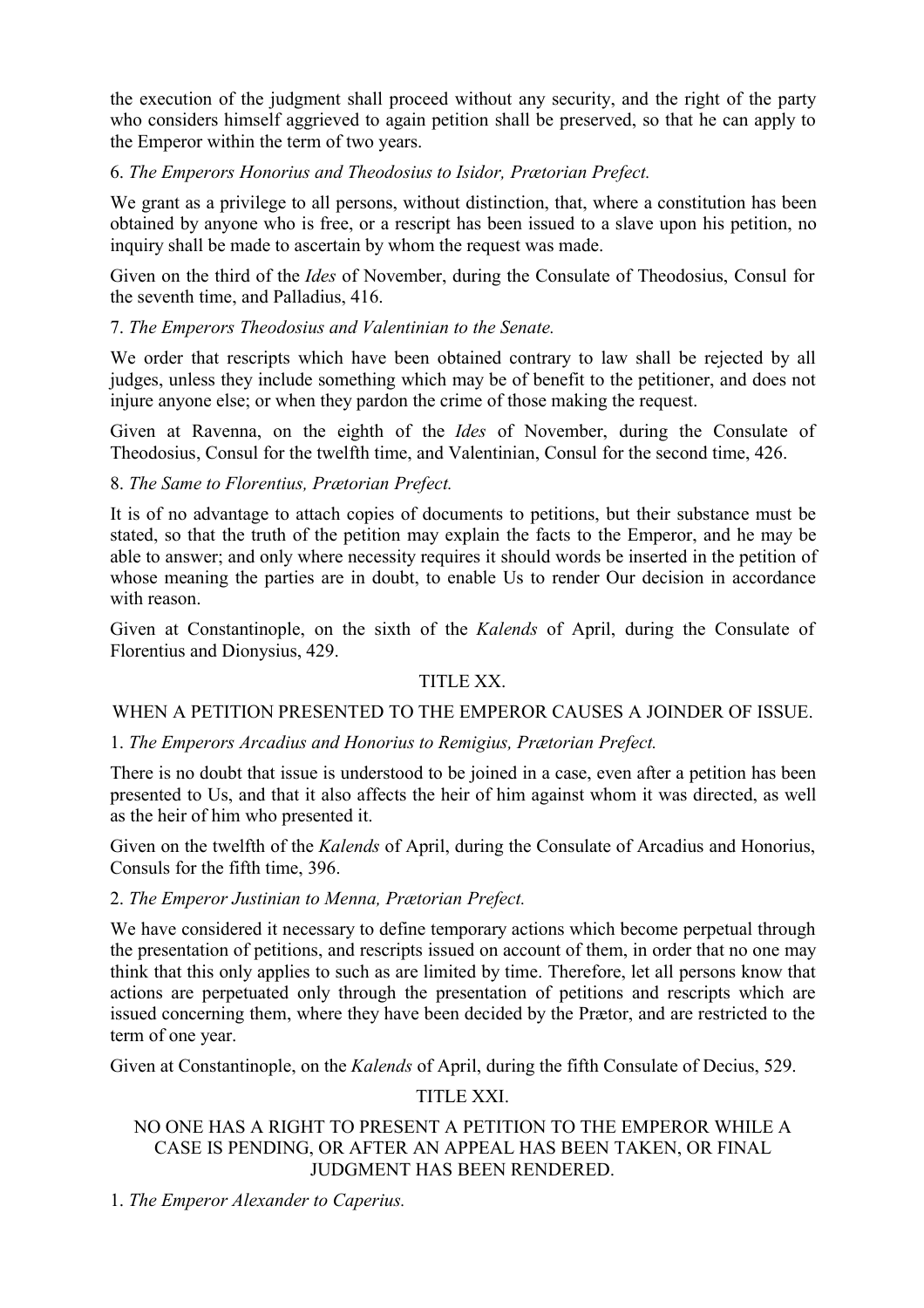the execution of the judgment shall proceed without any security, and the right of the party who considers himself aggrieved to again petition shall be preserved, so that he can apply to the Emperor within the term of two years.

6. *The Emperors Honorius and Theodosius to Isidor, Prætorian Prefect.*

We grant as a privilege to all persons, without distinction, that, where a constitution has been obtained by anyone who is free, or a rescript has been issued to a slave upon his petition, no inquiry shall be made to ascertain by whom the request was made.

Given on the third of the *Ides* of November, during the Consulate of Theodosius, Consul for the seventh time, and Palladius, 416.

7. *The Emperors Theodosius and Valentinian to the Senate.*

We order that rescripts which have been obtained contrary to law shall be rejected by all judges, unless they include something which may be of benefit to the petitioner, and does not injure anyone else; or when they pardon the crime of those making the request.

Given at Ravenna, on the eighth of the *Ides* of November, during the Consulate of Theodosius, Consul for the twelfth time, and Valentinian, Consul for the second time, 426.

8. *The Same to Florentius, Prætorian Prefect.*

It is of no advantage to attach copies of documents to petitions, but their substance must be stated, so that the truth of the petition may explain the facts to the Emperor, and he may be able to answer; and only where necessity requires it should words be inserted in the petition of whose meaning the parties are in doubt, to enable Us to render Our decision in accordance with reason.

Given at Constantinople, on the sixth of the *Kalends* of April, during the Consulate of Florentius and Dionysius, 429.

## TITLE XX.

## WHEN A PETITION PRESENTED TO THE EMPEROR CAUSES A JOINDER OF ISSUE.

1. *The Emperors Arcadius and Honorius to Remigius, Prætorian Prefect.*

There is no doubt that issue is understood to be joined in a case, even after a petition has been presented to Us, and that it also affects the heir of him against whom it was directed, as well as the heir of him who presented it.

Given on the twelfth of the *Kalends* of April, during the Consulate of Arcadius and Honorius, Consuls for the fifth time, 396.

2. *The Emperor Justinian to Menna, Prætorian Prefect.*

We have considered it necessary to define temporary actions which become perpetual through the presentation of petitions, and rescripts issued on account of them, in order that no one may think that this only applies to such as are limited by time. Therefore, let all persons know that actions are perpetuated only through the presentation of petitions and rescripts which are issued concerning them, where they have been decided by the Prætor, and are restricted to the term of one year.

Given at Constantinople, on the *Kalends* of April, during the fifth Consulate of Decius, 529.

## TITLE XXI.

## NO ONE HAS A RIGHT TO PRESENT A PETITION TO THE EMPEROR WHILE A CASE IS PENDING, OR AFTER AN APPEAL HAS BEEN TAKEN, OR FINAL JUDGMENT HAS BEEN RENDERED.

1. *The Emperor Alexander to Caperius.*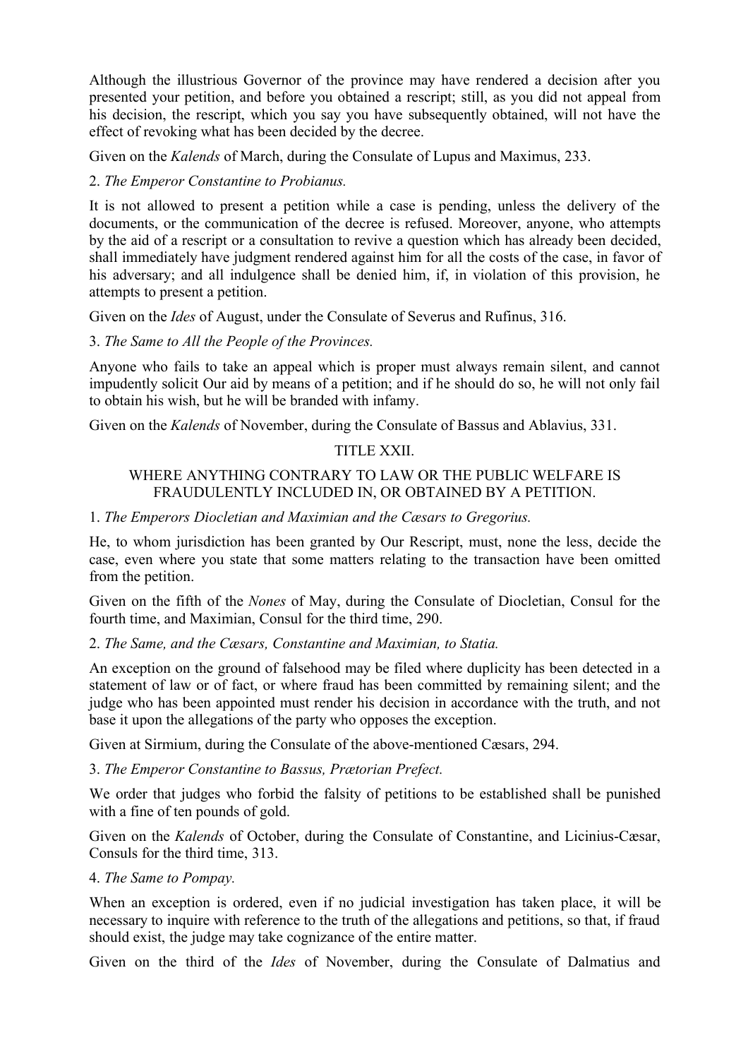Although the illustrious Governor of the province may have rendered a decision after you presented your petition, and before you obtained a rescript; still, as you did not appeal from his decision, the rescript, which you say you have subsequently obtained, will not have the effect of revoking what has been decided by the decree.

Given on the *Kalends* of March, during the Consulate of Lupus and Maximus, 233.

2. *The Emperor Constantine to Probianus.*

It is not allowed to present a petition while a case is pending, unless the delivery of the documents, or the communication of the decree is refused. Moreover, anyone, who attempts by the aid of a rescript or a consultation to revive a question which has already been decided, shall immediately have judgment rendered against him for all the costs of the case, in favor of his adversary; and all indulgence shall be denied him, if, in violation of this provision, he attempts to present a petition.

Given on the *Ides* of August, under the Consulate of Severus and Rufinus, 316.

3. *The Same to All the People of the Provinces.*

Anyone who fails to take an appeal which is proper must always remain silent, and cannot impudently solicit Our aid by means of a petition; and if he should do so, he will not only fail to obtain his wish, but he will be branded with infamy.

Given on the *Kalends* of November, during the Consulate of Bassus and Ablavius, 331.

## TITLE XXII.

## WHERE ANYTHING CONTRARY TO LAW OR THE PUBLIC WELFARE IS FRAUDULENTLY INCLUDED IN, OR OBTAINED BY A PETITION.

1. *The Emperors Diocletian and Maximian and the Cæsars to Gregorius.*

He, to whom jurisdiction has been granted by Our Rescript, must, none the less, decide the case, even where you state that some matters relating to the transaction have been omitted from the petition.

Given on the fifth of the *Nones* of May, during the Consulate of Diocletian, Consul for the fourth time, and Maximian, Consul for the third time, 290.

2. *The Same, and the Cæsars, Constantine and Maximian, to Statia.*

An exception on the ground of falsehood may be filed where duplicity has been detected in a statement of law or of fact, or where fraud has been committed by remaining silent; and the judge who has been appointed must render his decision in accordance with the truth, and not base it upon the allegations of the party who opposes the exception.

Given at Sirmium, during the Consulate of the above-mentioned Cæsars, 294.

3. *The Emperor Constantine to Bassus, Prætorian Prefect.*

We order that judges who forbid the falsity of petitions to be established shall be punished with a fine of ten pounds of gold.

Given on the *Kalends* of October, during the Consulate of Constantine, and Licinius-Cæsar, Consuls for the third time, 313.

4. *The Same to Pompay.*

When an exception is ordered, even if no judicial investigation has taken place, it will be necessary to inquire with reference to the truth of the allegations and petitions, so that, if fraud should exist, the judge may take cognizance of the entire matter.

Given on the third of the *Ides* of November, during the Consulate of Dalmatius and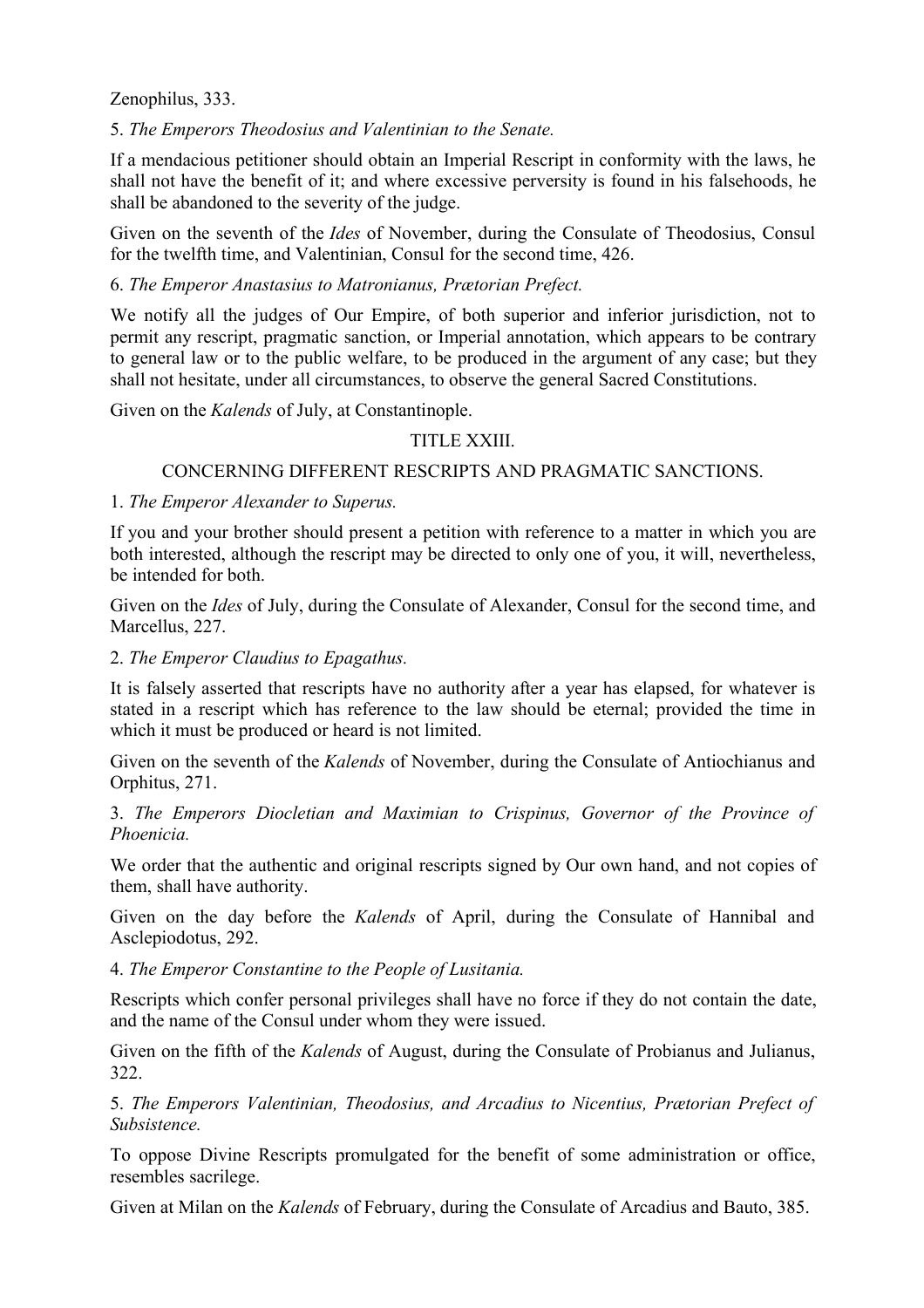Zenophilus, 333.

5. *The Emperors Theodosius and Valentinian to the Senate.*

If a mendacious petitioner should obtain an Imperial Rescript in conformity with the laws, he shall not have the benefit of it; and where excessive perversity is found in his falsehoods, he shall be abandoned to the severity of the judge.

Given on the seventh of the *Ides* of November, during the Consulate of Theodosius, Consul for the twelfth time, and Valentinian, Consul for the second time, 426.

6. *The Emperor Anastasius to Matronianus, Prætorian Prefect.*

We notify all the judges of Our Empire, of both superior and inferior jurisdiction, not to permit any rescript, pragmatic sanction, or Imperial annotation, which appears to be contrary to general law or to the public welfare, to be produced in the argument of any case; but they shall not hesitate, under all circumstances, to observe the general Sacred Constitutions.

Given on the *Kalends* of July, at Constantinople.

## TITLE XXIII.

### CONCERNING DIFFERENT RESCRIPTS AND PRAGMATIC SANCTIONS.

1. *The Emperor Alexander to Superus.*

If you and your brother should present a petition with reference to a matter in which you are both interested, although the rescript may be directed to only one of you, it will, nevertheless, be intended for both.

Given on the *Ides* of July, during the Consulate of Alexander, Consul for the second time, and Marcellus, 227.

2. *The Emperor Claudius to Epagathus.*

It is falsely asserted that rescripts have no authority after a year has elapsed, for whatever is stated in a rescript which has reference to the law should be eternal; provided the time in which it must be produced or heard is not limited.

Given on the seventh of the *Kalends* of November, during the Consulate of Antiochianus and Orphitus, 271.

3. *The Emperors Diocletian and Maximian to Crispinus, Governor of the Province of Phoenicia.*

We order that the authentic and original rescripts signed by Our own hand, and not copies of them, shall have authority.

Given on the day before the *Kalends* of April, during the Consulate of Hannibal and Asclepiodotus, 292.

4. *The Emperor Constantine to the People of Lusitania.*

Rescripts which confer personal privileges shall have no force if they do not contain the date, and the name of the Consul under whom they were issued.

Given on the fifth of the *Kalends* of August, during the Consulate of Probianus and Julianus, 322.

5. *The Emperors Valentinian, Theodosius, and Arcadius to Nicentius, Prætorian Prefect of Subsistence.*

To oppose Divine Rescripts promulgated for the benefit of some administration or office, resembles sacrilege.

Given at Milan on the *Kalends* of February, during the Consulate of Arcadius and Bauto, 385.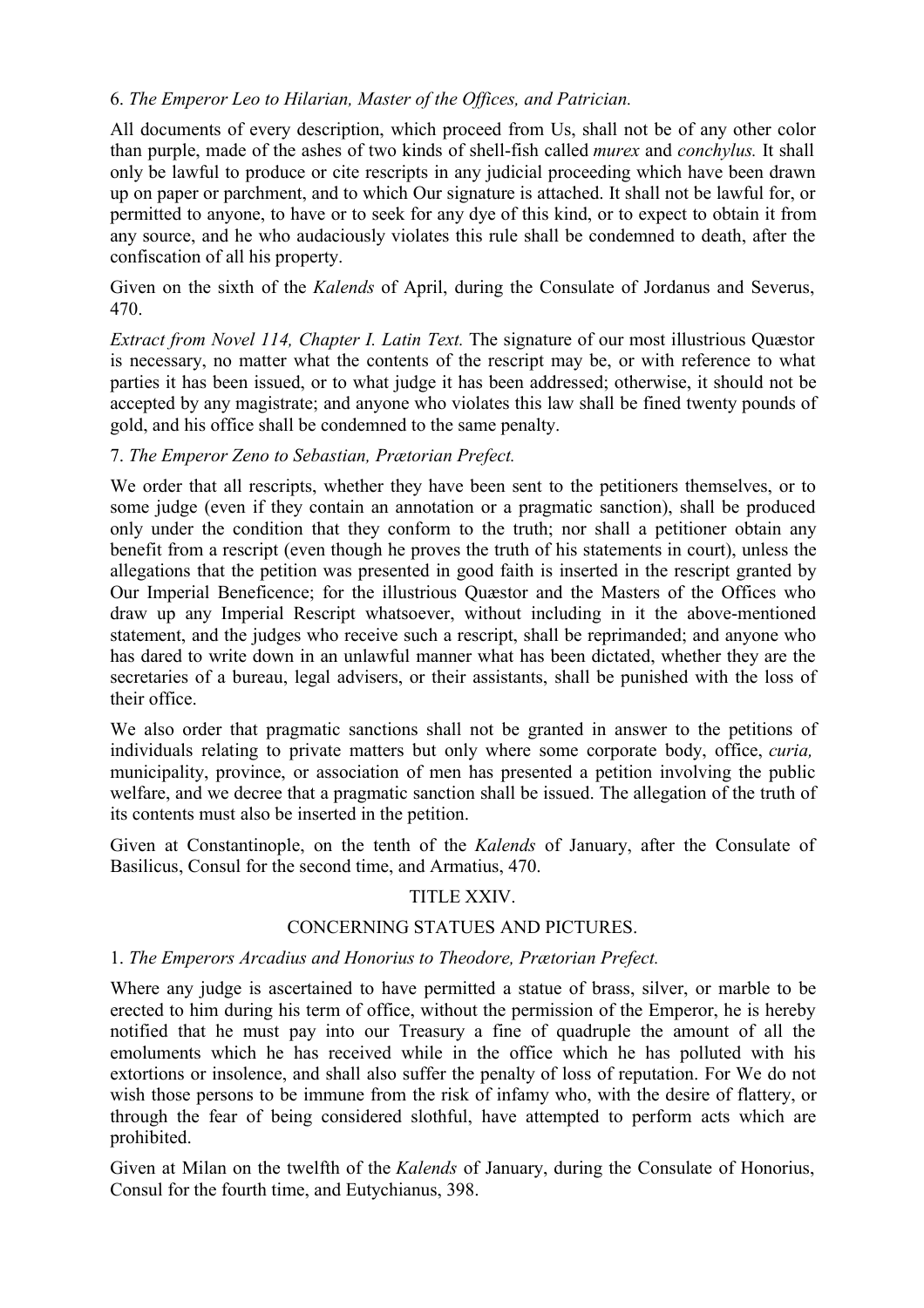6. *The Emperor Leo to Hilarian, Master of the Offices, and Patrician.*

All documents of every description, which proceed from Us, shall not be of any other color than purple, made of the ashes of two kinds of shell-fish called *murex* and *conchylus.* It shall only be lawful to produce or cite rescripts in any judicial proceeding which have been drawn up on paper or parchment, and to which Our signature is attached. It shall not be lawful for, or permitted to anyone, to have or to seek for any dye of this kind, or to expect to obtain it from any source, and he who audaciously violates this rule shall be condemned to death, after the confiscation of all his property.

Given on the sixth of the *Kalends* of April, during the Consulate of Jordanus and Severus, 470.

*Extract from Novel 114, Chapter I. Latin Text.* The signature of our most illustrious Quæstor is necessary, no matter what the contents of the rescript may be, or with reference to what parties it has been issued, or to what judge it has been addressed; otherwise, it should not be accepted by any magistrate; and anyone who violates this law shall be fined twenty pounds of gold, and his office shall be condemned to the same penalty.

7. *The Emperor Zeno to Sebastian, Prætorian Prefect.*

We order that all rescripts, whether they have been sent to the petitioners themselves, or to some judge (even if they contain an annotation or a pragmatic sanction), shall be produced only under the condition that they conform to the truth; nor shall a petitioner obtain any benefit from a rescript (even though he proves the truth of his statements in court), unless the allegations that the petition was presented in good faith is inserted in the rescript granted by Our Imperial Beneficence; for the illustrious Quæstor and the Masters of the Offices who draw up any Imperial Rescript whatsoever, without including in it the above-mentioned statement, and the judges who receive such a rescript, shall be reprimanded; and anyone who has dared to write down in an unlawful manner what has been dictated, whether they are the secretaries of a bureau, legal advisers, or their assistants, shall be punished with the loss of their office.

We also order that pragmatic sanctions shall not be granted in answer to the petitions of individuals relating to private matters but only where some corporate body, office, *curia,* municipality, province, or association of men has presented a petition involving the public welfare, and we decree that a pragmatic sanction shall be issued. The allegation of the truth of its contents must also be inserted in the petition.

Given at Constantinople, on the tenth of the *Kalends* of January, after the Consulate of Basilicus, Consul for the second time, and Armatius, 470.

## TITLE XXIV.

## CONCERNING STATUES AND PICTURES.

1. *The Emperors Arcadius and Honorius to Theodore, Prætorian Prefect.*

Where any judge is ascertained to have permitted a statue of brass, silver, or marble to be erected to him during his term of office, without the permission of the Emperor, he is hereby notified that he must pay into our Treasury a fine of quadruple the amount of all the emoluments which he has received while in the office which he has polluted with his extortions or insolence, and shall also suffer the penalty of loss of reputation. For We do not wish those persons to be immune from the risk of infamy who, with the desire of flattery, or through the fear of being considered slothful, have attempted to perform acts which are prohibited.

Given at Milan on the twelfth of the *Kalends* of January, during the Consulate of Honorius, Consul for the fourth time, and Eutychianus, 398.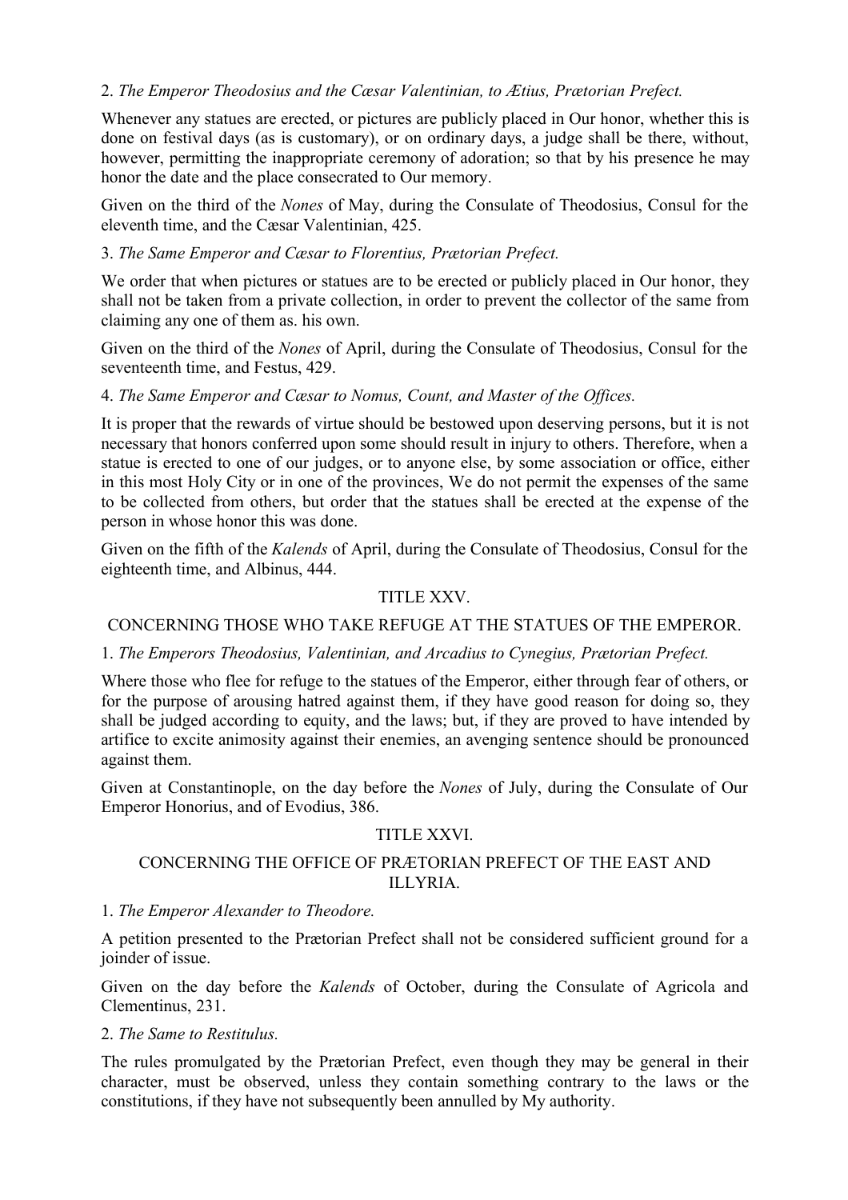2. *The Emperor Theodosius and the Cæsar Valentinian, to Ætius, Prætorian Prefect.*

Whenever any statues are erected, or pictures are publicly placed in Our honor, whether this is done on festival days (as is customary), or on ordinary days, a judge shall be there, without, however, permitting the inappropriate ceremony of adoration; so that by his presence he may honor the date and the place consecrated to Our memory.

Given on the third of the *Nones* of May, during the Consulate of Theodosius, Consul for the eleventh time, and the Cæsar Valentinian, 425.

3. *The Same Emperor and Cæsar to Florentius, Prætorian Prefect.*

We order that when pictures or statues are to be erected or publicly placed in Our honor, they shall not be taken from a private collection, in order to prevent the collector of the same from claiming any one of them as. his own.

Given on the third of the *Nones* of April, during the Consulate of Theodosius, Consul for the seventeenth time, and Festus, 429.

4. *The Same Emperor and Cæsar to Nomus, Count, and Master of the Offices.*

It is proper that the rewards of virtue should be bestowed upon deserving persons, but it is not necessary that honors conferred upon some should result in injury to others. Therefore, when a statue is erected to one of our judges, or to anyone else, by some association or office, either in this most Holy City or in one of the provinces, We do not permit the expenses of the same to be collected from others, but order that the statues shall be erected at the expense of the person in whose honor this was done.

Given on the fifth of the *Kalends* of April, during the Consulate of Theodosius, Consul for the eighteenth time, and Albinus, 444.

## TITLE XXV.

## CONCERNING THOSE WHO TAKE REFUGE AT THE STATUES OF THE EMPEROR.

1. *The Emperors Theodosius, Valentinian, and Arcadius to Cynegius, Prætorian Prefect.*

Where those who flee for refuge to the statues of the Emperor, either through fear of others, or for the purpose of arousing hatred against them, if they have good reason for doing so, they shall be judged according to equity, and the laws; but, if they are proved to have intended by artifice to excite animosity against their enemies, an avenging sentence should be pronounced against them.

Given at Constantinople, on the day before the *Nones* of July, during the Consulate of Our Emperor Honorius, and of Evodius, 386.

## TITLE XXVI.

## CONCERNING THE OFFICE OF PRÆTORIAN PREFECT OF THE EAST AND ILLYRIA.

1. *The Emperor Alexander to Theodore.*

A petition presented to the Prætorian Prefect shall not be considered sufficient ground for a joinder of issue.

Given on the day before the *Kalends* of October, during the Consulate of Agricola and Clementinus, 231.

2. *The Same to Restitulus.*

The rules promulgated by the Prætorian Prefect, even though they may be general in their character, must be observed, unless they contain something contrary to the laws or the constitutions, if they have not subsequently been annulled by My authority.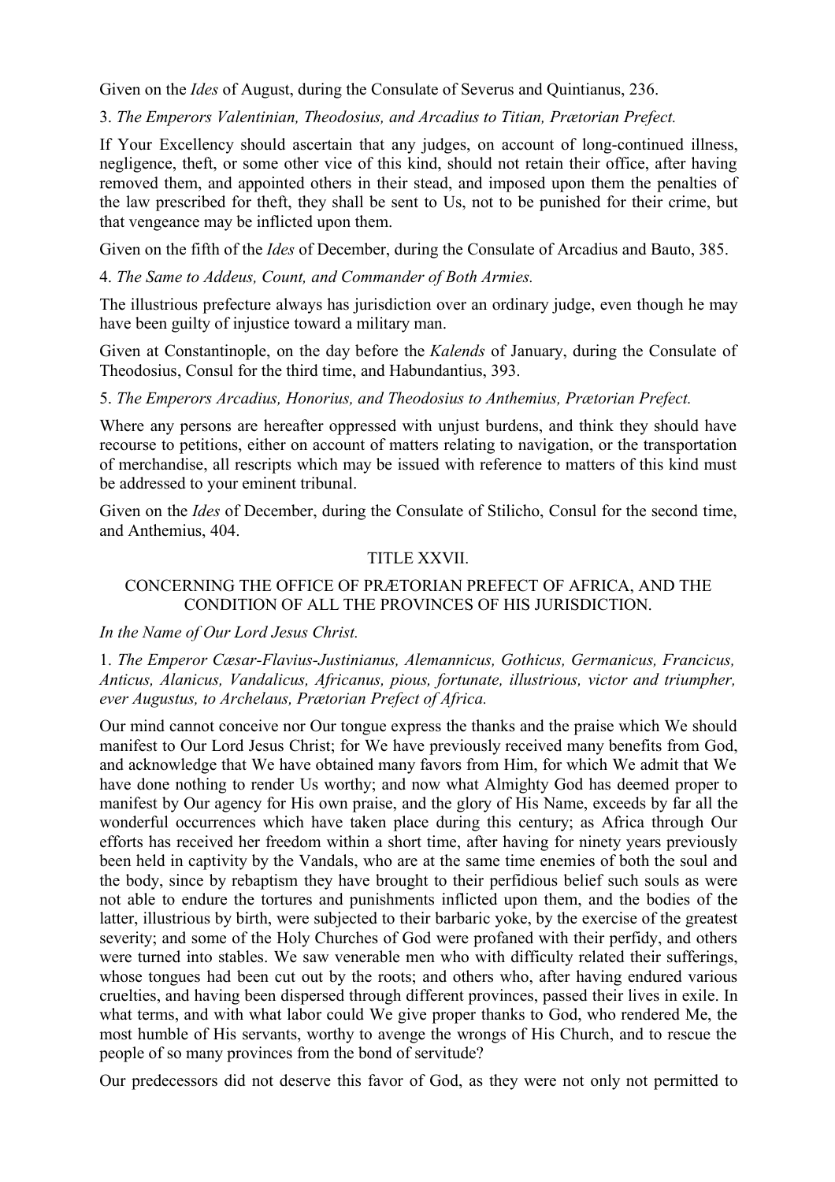Given on the *Ides* of August, during the Consulate of Severus and Quintianus, 236.

3. *The Emperors Valentinian, Theodosius, and Arcadius to Titian, Prætorian Prefect.*

If Your Excellency should ascertain that any judges, on account of long-continued illness, negligence, theft, or some other vice of this kind, should not retain their office, after having removed them, and appointed others in their stead, and imposed upon them the penalties of the law prescribed for theft, they shall be sent to Us, not to be punished for their crime, but that vengeance may be inflicted upon them.

Given on the fifth of the *Ides* of December, during the Consulate of Arcadius and Bauto, 385.

4. *The Same to Addeus, Count, and Commander of Both Armies.*

The illustrious prefecture always has jurisdiction over an ordinary judge, even though he may have been guilty of injustice toward a military man.

Given at Constantinople, on the day before the *Kalends* of January, during the Consulate of Theodosius, Consul for the third time, and Habundantius, 393.

5. *The Emperors Arcadius, Honorius, and Theodosius to Anthemius, Prætorian Prefect.*

Where any persons are hereafter oppressed with unjust burdens, and think they should have recourse to petitions, either on account of matters relating to navigation, or the transportation of merchandise, all rescripts which may be issued with reference to matters of this kind must be addressed to your eminent tribunal.

Given on the *Ides* of December, during the Consulate of Stilicho, Consul for the second time, and Anthemius, 404.

## TITLE XXVII.

## CONCERNING THE OFFICE OF PRÆTORIAN PREFECT OF AFRICA, AND THE CONDITION OF ALL THE PROVINCES OF HIS JURISDICTION.

*In the Name of Our Lord Jesus Christ.*

1. *The Emperor Cæsar-Flavius-Justinianus, Alemannicus, Gothicus, Germanicus, Francicus, Anticus, Alanicus, Vandalicus, Africanus, pious, fortunate, illustrious, victor and triumpher, ever Augustus, to Archelaus, Prætorian Prefect of Africa.*

Our mind cannot conceive nor Our tongue express the thanks and the praise which We should manifest to Our Lord Jesus Christ; for We have previously received many benefits from God, and acknowledge that We have obtained many favors from Him, for which We admit that We have done nothing to render Us worthy; and now what Almighty God has deemed proper to manifest by Our agency for His own praise, and the glory of His Name, exceeds by far all the wonderful occurrences which have taken place during this century; as Africa through Our efforts has received her freedom within a short time, after having for ninety years previously been held in captivity by the Vandals, who are at the same time enemies of both the soul and the body, since by rebaptism they have brought to their perfidious belief such souls as were not able to endure the tortures and punishments inflicted upon them, and the bodies of the latter, illustrious by birth, were subjected to their barbaric yoke, by the exercise of the greatest severity; and some of the Holy Churches of God were profaned with their perfidy, and others were turned into stables. We saw venerable men who with difficulty related their sufferings, whose tongues had been cut out by the roots; and others who, after having endured various cruelties, and having been dispersed through different provinces, passed their lives in exile. In what terms, and with what labor could We give proper thanks to God, who rendered Me, the most humble of His servants, worthy to avenge the wrongs of His Church, and to rescue the people of so many provinces from the bond of servitude?

Our predecessors did not deserve this favor of God, as they were not only not permitted to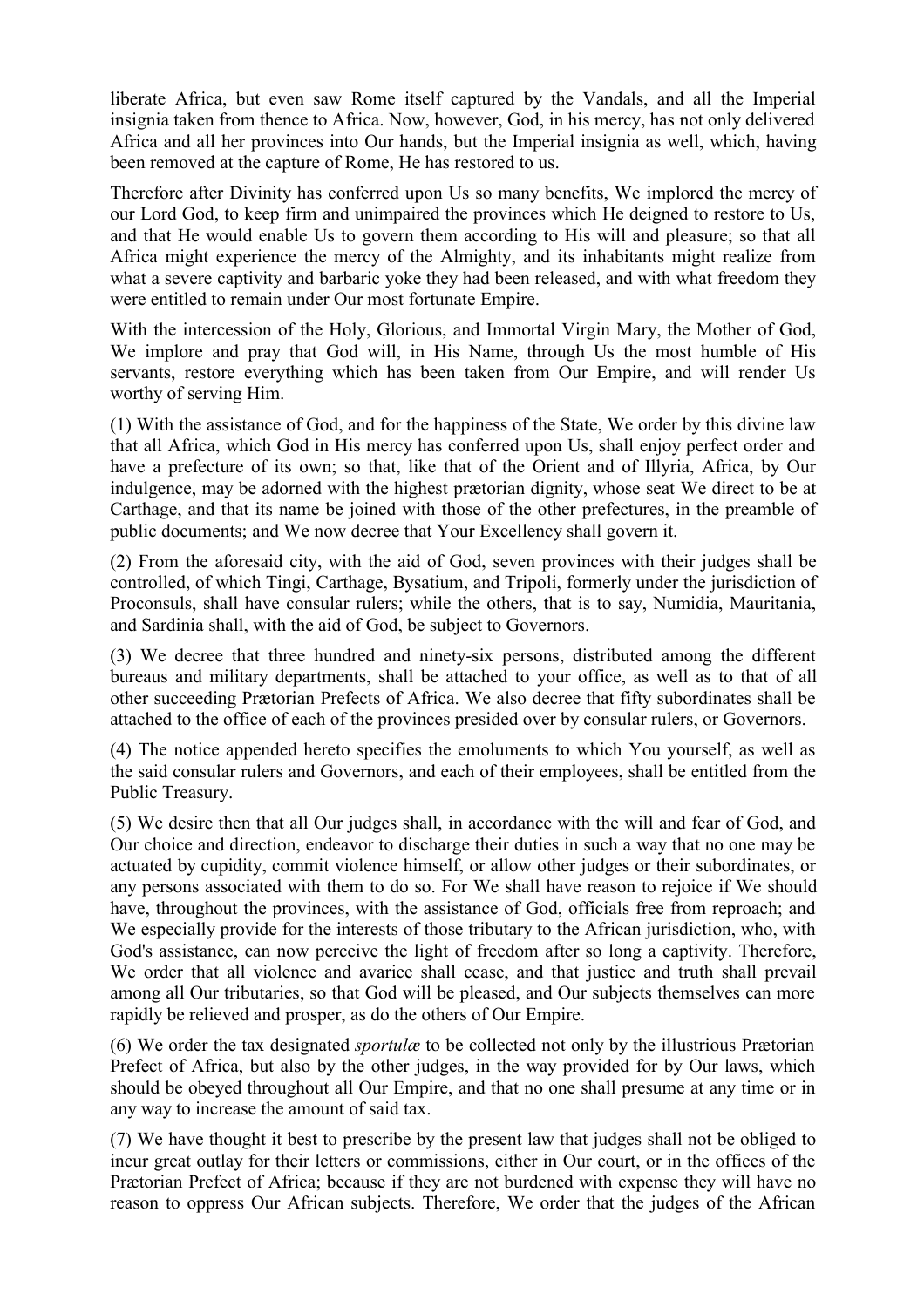liberate Africa, but even saw Rome itself captured by the Vandals, and all the Imperial insignia taken from thence to Africa. Now, however, God, in his mercy, has not only delivered Africa and all her provinces into Our hands, but the Imperial insignia as well, which, having been removed at the capture of Rome, He has restored to us.

Therefore after Divinity has conferred upon Us so many benefits, We implored the mercy of our Lord God, to keep firm and unimpaired the provinces which He deigned to restore to Us, and that He would enable Us to govern them according to His will and pleasure; so that all Africa might experience the mercy of the Almighty, and its inhabitants might realize from what a severe captivity and barbaric yoke they had been released, and with what freedom they were entitled to remain under Our most fortunate Empire.

With the intercession of the Holy, Glorious, and Immortal Virgin Mary, the Mother of God, We implore and pray that God will, in His Name, through Us the most humble of His servants, restore everything which has been taken from Our Empire, and will render Us worthy of serving Him.

(1) With the assistance of God, and for the happiness of the State, We order by this divine law that all Africa, which God in His mercy has conferred upon Us, shall enjoy perfect order and have a prefecture of its own; so that, like that of the Orient and of Illyria, Africa, by Our indulgence, may be adorned with the highest prætorian dignity, whose seat We direct to be at Carthage, and that its name be joined with those of the other prefectures, in the preamble of public documents; and We now decree that Your Excellency shall govern it.

(2) From the aforesaid city, with the aid of God, seven provinces with their judges shall be controlled, of which Tingi, Carthage, Bysatium, and Tripoli, formerly under the jurisdiction of Proconsuls, shall have consular rulers; while the others, that is to say, Numidia, Mauritania, and Sardinia shall, with the aid of God, be subject to Governors.

(3) We decree that three hundred and ninety-six persons, distributed among the different bureaus and military departments, shall be attached to your office, as well as to that of all other succeeding Prætorian Prefects of Africa. We also decree that fifty subordinates shall be attached to the office of each of the provinces presided over by consular rulers, or Governors.

(4) The notice appended hereto specifies the emoluments to which You yourself, as well as the said consular rulers and Governors, and each of their employees, shall be entitled from the Public Treasury.

(5) We desire then that all Our judges shall, in accordance with the will and fear of God, and Our choice and direction, endeavor to discharge their duties in such a way that no one may be actuated by cupidity, commit violence himself, or allow other judges or their subordinates, or any persons associated with them to do so. For We shall have reason to rejoice if We should have, throughout the provinces, with the assistance of God, officials free from reproach; and We especially provide for the interests of those tributary to the African jurisdiction, who, with God's assistance, can now perceive the light of freedom after so long a captivity. Therefore, We order that all violence and avarice shall cease, and that justice and truth shall prevail among all Our tributaries, so that God will be pleased, and Our subjects themselves can more rapidly be relieved and prosper, as do the others of Our Empire.

(6) We order the tax designated *sportulæ* to be collected not only by the illustrious Prætorian Prefect of Africa, but also by the other judges, in the way provided for by Our laws, which should be obeyed throughout all Our Empire, and that no one shall presume at any time or in any way to increase the amount of said tax.

(7) We have thought it best to prescribe by the present law that judges shall not be obliged to incur great outlay for their letters or commissions, either in Our court, or in the offices of the Prætorian Prefect of Africa; because if they are not burdened with expense they will have no reason to oppress Our African subjects. Therefore, We order that the judges of the African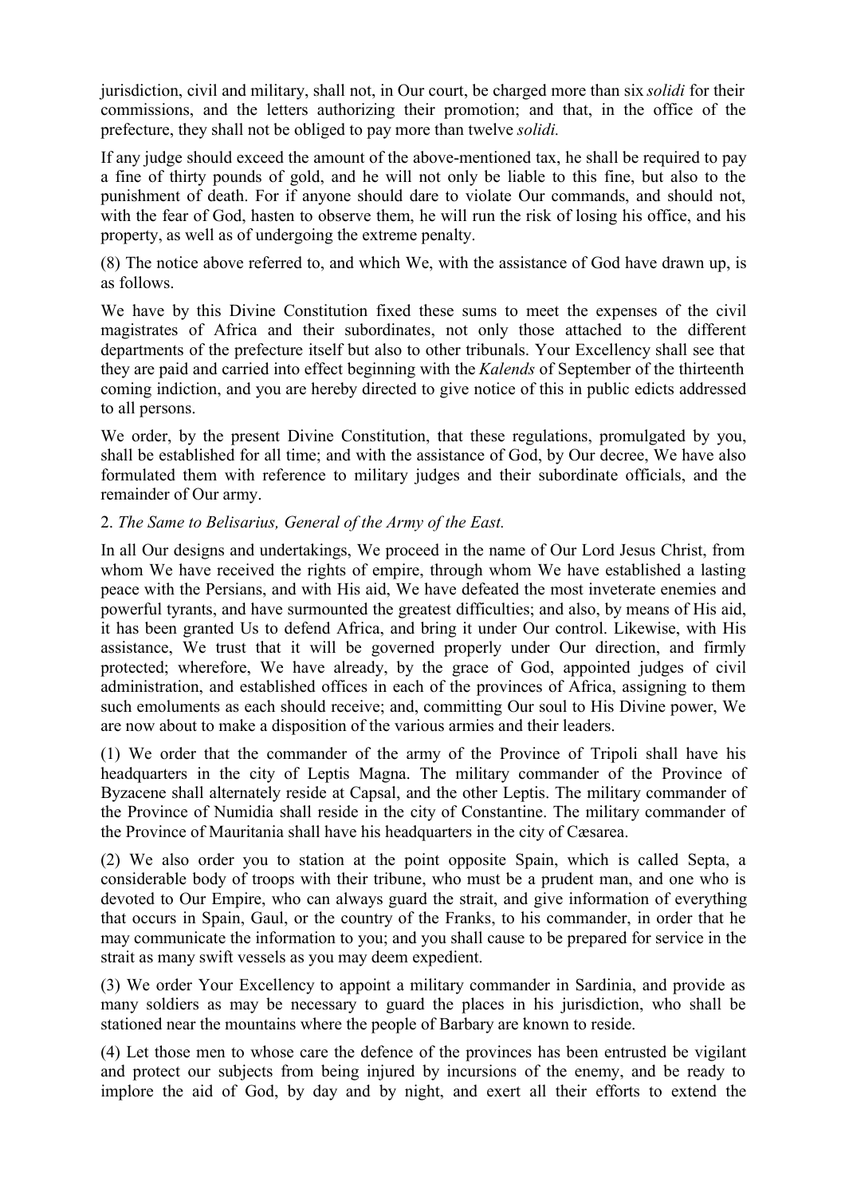jurisdiction, civil and military, shall not, in Our court, be charged more than six *solidi* for their commissions, and the letters authorizing their promotion; and that, in the office of the prefecture, they shall not be obliged to pay more than twelve *solidi.*

If any judge should exceed the amount of the above-mentioned tax, he shall be required to pay a fine of thirty pounds of gold, and he will not only be liable to this fine, but also to the punishment of death. For if anyone should dare to violate Our commands, and should not, with the fear of God, hasten to observe them, he will run the risk of losing his office, and his property, as well as of undergoing the extreme penalty.

(8) The notice above referred to, and which We, with the assistance of God have drawn up, is as follows.

We have by this Divine Constitution fixed these sums to meet the expenses of the civil magistrates of Africa and their subordinates, not only those attached to the different departments of the prefecture itself but also to other tribunals. Your Excellency shall see that they are paid and carried into effect beginning with the *Kalends* of September of the thirteenth coming indiction, and you are hereby directed to give notice of this in public edicts addressed to all persons.

We order, by the present Divine Constitution, that these regulations, promulgated by you, shall be established for all time; and with the assistance of God, by Our decree, We have also formulated them with reference to military judges and their subordinate officials, and the remainder of Our army.

2. *The Same to Belisarius, General of the Army of the East.*

In all Our designs and undertakings, We proceed in the name of Our Lord Jesus Christ, from whom We have received the rights of empire, through whom We have established a lasting peace with the Persians, and with His aid, We have defeated the most inveterate enemies and powerful tyrants, and have surmounted the greatest difficulties; and also, by means of His aid, it has been granted Us to defend Africa, and bring it under Our control. Likewise, with His assistance, We trust that it will be governed properly under Our direction, and firmly protected; wherefore, We have already, by the grace of God, appointed judges of civil administration, and established offices in each of the provinces of Africa, assigning to them such emoluments as each should receive; and, committing Our soul to His Divine power, We are now about to make a disposition of the various armies and their leaders.

(1) We order that the commander of the army of the Province of Tripoli shall have his headquarters in the city of Leptis Magna. The military commander of the Province of Byzacene shall alternately reside at Capsal, and the other Leptis. The military commander of the Province of Numidia shall reside in the city of Constantine. The military commander of the Province of Mauritania shall have his headquarters in the city of Cæsarea.

(2) We also order you to station at the point opposite Spain, which is called Septa, a considerable body of troops with their tribune, who must be a prudent man, and one who is devoted to Our Empire, who can always guard the strait, and give information of everything that occurs in Spain, Gaul, or the country of the Franks, to his commander, in order that he may communicate the information to you; and you shall cause to be prepared for service in the strait as many swift vessels as you may deem expedient.

(3) We order Your Excellency to appoint a military commander in Sardinia, and provide as many soldiers as may be necessary to guard the places in his jurisdiction, who shall be stationed near the mountains where the people of Barbary are known to reside.

(4) Let those men to whose care the defence of the provinces has been entrusted be vigilant and protect our subjects from being injured by incursions of the enemy, and be ready to implore the aid of God, by day and by night, and exert all their efforts to extend the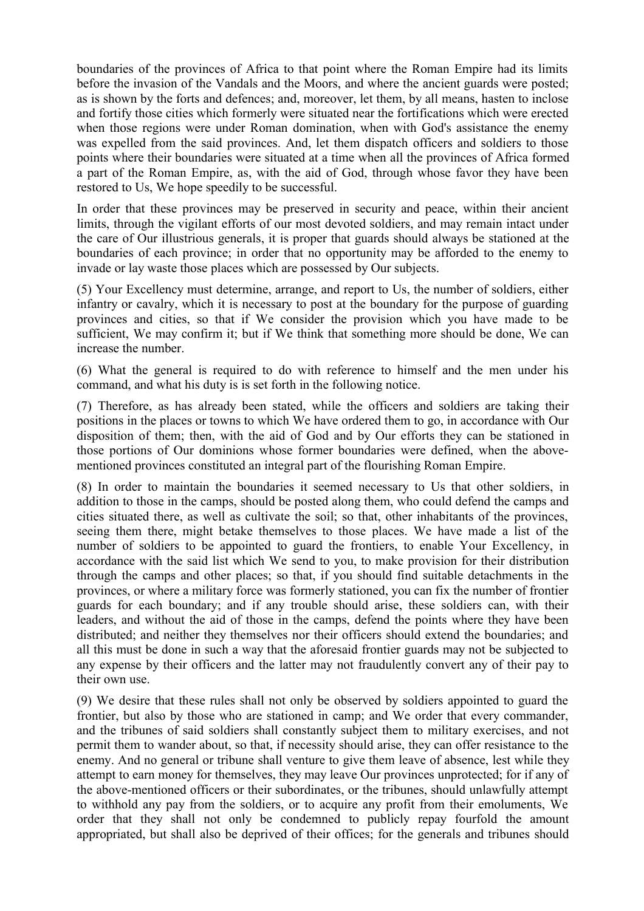boundaries of the provinces of Africa to that point where the Roman Empire had its limits before the invasion of the Vandals and the Moors, and where the ancient guards were posted; as is shown by the forts and defences; and, moreover, let them, by all means, hasten to inclose and fortify those cities which formerly were situated near the fortifications which were erected when those regions were under Roman domination, when with God's assistance the enemy was expelled from the said provinces. And, let them dispatch officers and soldiers to those points where their boundaries were situated at a time when all the provinces of Africa formed a part of the Roman Empire, as, with the aid of God, through whose favor they have been restored to Us, We hope speedily to be successful.

In order that these provinces may be preserved in security and peace, within their ancient limits, through the vigilant efforts of our most devoted soldiers, and may remain intact under the care of Our illustrious generals, it is proper that guards should always be stationed at the boundaries of each province; in order that no opportunity may be afforded to the enemy to invade or lay waste those places which are possessed by Our subjects.

(5) Your Excellency must determine, arrange, and report to Us, the number of soldiers, either infantry or cavalry, which it is necessary to post at the boundary for the purpose of guarding provinces and cities, so that if We consider the provision which you have made to be sufficient, We may confirm it; but if We think that something more should be done, We can increase the number.

(6) What the general is required to do with reference to himself and the men under his command, and what his duty is is set forth in the following notice.

(7) Therefore, as has already been stated, while the officers and soldiers are taking their positions in the places or towns to which We have ordered them to go, in accordance with Our disposition of them; then, with the aid of God and by Our efforts they can be stationed in those portions of Our dominions whose former boundaries were defined, when the above-mentioned provinces constituted an integral part of the flourishing Roman Empire.

(8) In order to maintain the boundaries it seemed necessary to Us that other soldiers, in addition to those in the camps, should be posted along them, who could defend the camps and cities situated there, as well as cultivate the soil; so that, other inhabitants of the provinces, seeing them there, might betake themselves to those places. We have made a list of the number of soldiers to be appointed to guard the frontiers, to enable Your Excellency, in accordance with the said list which We send to you, to make provision for their distribution through the camps and other places; so that, if you should find suitable detachments in the provinces, or where a military force was formerly stationed, you can fix the number of frontier guards for each boundary; and if any trouble should arise, these soldiers can, with their leaders, and without the aid of those in the camps, defend the points where they have been distributed; and neither they themselves nor their officers should extend the boundaries; and all this must be done in such a way that the aforesaid frontier guards may not be subjected to any expense by their officers and the latter may not fraudulently convert any of their pay to their own use.

(9) We desire that these rules shall not only be observed by soldiers appointed to guard the frontier, but also by those who are stationed in camp; and We order that every commander, and the tribunes of said soldiers shall constantly subject them to military exercises, and not permit them to wander about, so that, if necessity should arise, they can offer resistance to the enemy. And no general or tribune shall venture to give them leave of absence, lest while they attempt to earn money for themselves, they may leave Our provinces unprotected; for if any of the above-mentioned officers or their subordinates, or the tribunes, should unlawfully attempt to withhold any pay from the soldiers, or to acquire any profit from their emoluments, We order that they shall not only be condemned to publicly repay fourfold the amount appropriated, but shall also be deprived of their offices; for the generals and tribunes should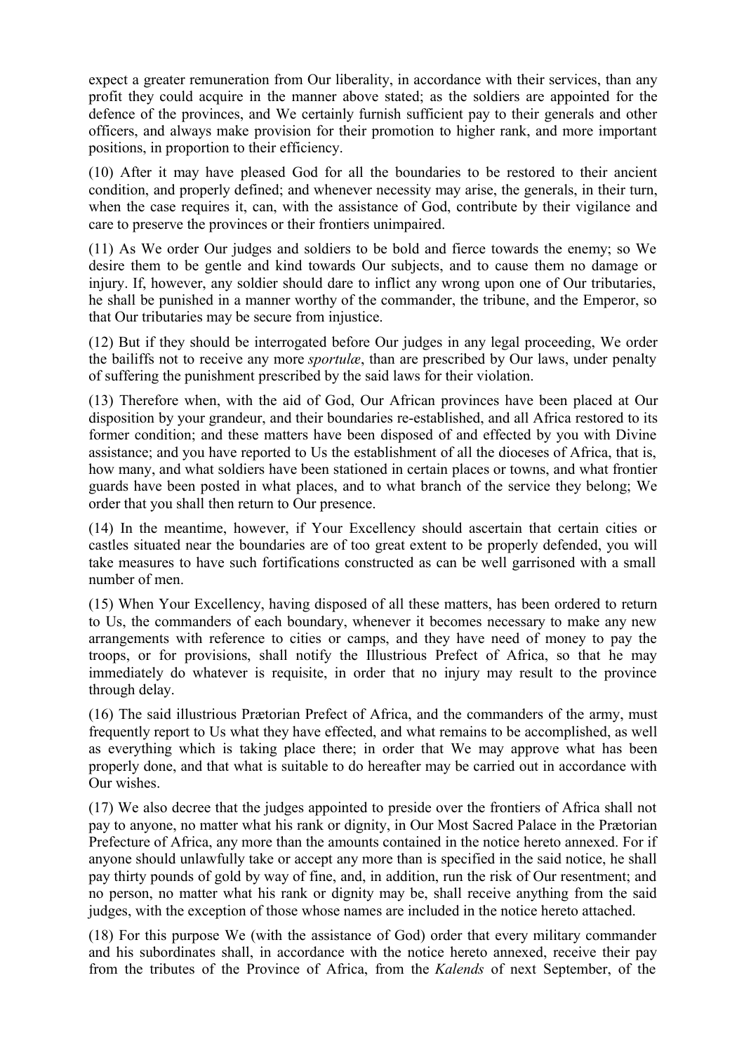expect a greater remuneration from Our liberality, in accordance with their services, than any profit they could acquire in the manner above stated; as the soldiers are appointed for the defence of the provinces, and We certainly furnish sufficient pay to their generals and other officers, and always make provision for their promotion to higher rank, and more important positions, in proportion to their efficiency.

(10) After it may have pleased God for all the boundaries to be restored to their ancient condition, and properly defined; and whenever necessity may arise, the generals, in their turn, when the case requires it, can, with the assistance of God, contribute by their vigilance and care to preserve the provinces or their frontiers unimpaired.

(11) As We order Our judges and soldiers to be bold and fierce towards the enemy; so We desire them to be gentle and kind towards Our subjects, and to cause them no damage or injury. If, however, any soldier should dare to inflict any wrong upon one of Our tributaries, he shall be punished in a manner worthy of the commander, the tribune, and the Emperor, so that Our tributaries may be secure from injustice.

(12) But if they should be interrogated before Our judges in any legal proceeding, We order the bailiffs not to receive any more *sportulæ*, than are prescribed by Our laws, under penalty of suffering the punishment prescribed by the said laws for their violation.

(13) Therefore when, with the aid of God, Our African provinces have been placed at Our disposition by your grandeur, and their boundaries re-established, and all Africa restored to its former condition; and these matters have been disposed of and effected by you with Divine assistance; and you have reported to Us the establishment of all the dioceses of Africa, that is, how many, and what soldiers have been stationed in certain places or towns, and what frontier guards have been posted in what places, and to what branch of the service they belong; We order that you shall then return to Our presence.

(14) In the meantime, however, if Your Excellency should ascertain that certain cities or castles situated near the boundaries are of too great extent to be properly defended, you will take measures to have such fortifications constructed as can be well garrisoned with a small number of men.

(15) When Your Excellency, having disposed of all these matters, has been ordered to return to Us, the commanders of each boundary, whenever it becomes necessary to make any new arrangements with reference to cities or camps, and they have need of money to pay the troops, or for provisions, shall notify the Illustrious Prefect of Africa, so that he may immediately do whatever is requisite, in order that no injury may result to the province through delay.

(16) The said illustrious Prætorian Prefect of Africa, and the commanders of the army, must frequently report to Us what they have effected, and what remains to be accomplished, as well as everything which is taking place there; in order that We may approve what has been properly done, and that what is suitable to do hereafter may be carried out in accordance with Our wishes.

(17) We also decree that the judges appointed to preside over the frontiers of Africa shall not pay to anyone, no matter what his rank or dignity, in Our Most Sacred Palace in the Prætorian Prefecture of Africa, any more than the amounts contained in the notice hereto annexed. For if anyone should unlawfully take or accept any more than is specified in the said notice, he shall pay thirty pounds of gold by way of fine, and, in addition, run the risk of Our resentment; and no person, no matter what his rank or dignity may be, shall receive anything from the said judges, with the exception of those whose names are included in the notice hereto attached.

(18) For this purpose We (with the assistance of God) order that every military commander and his subordinates shall, in accordance with the notice hereto annexed, receive their pay from the tributes of the Province of Africa, from the *Kalends* of next September, of the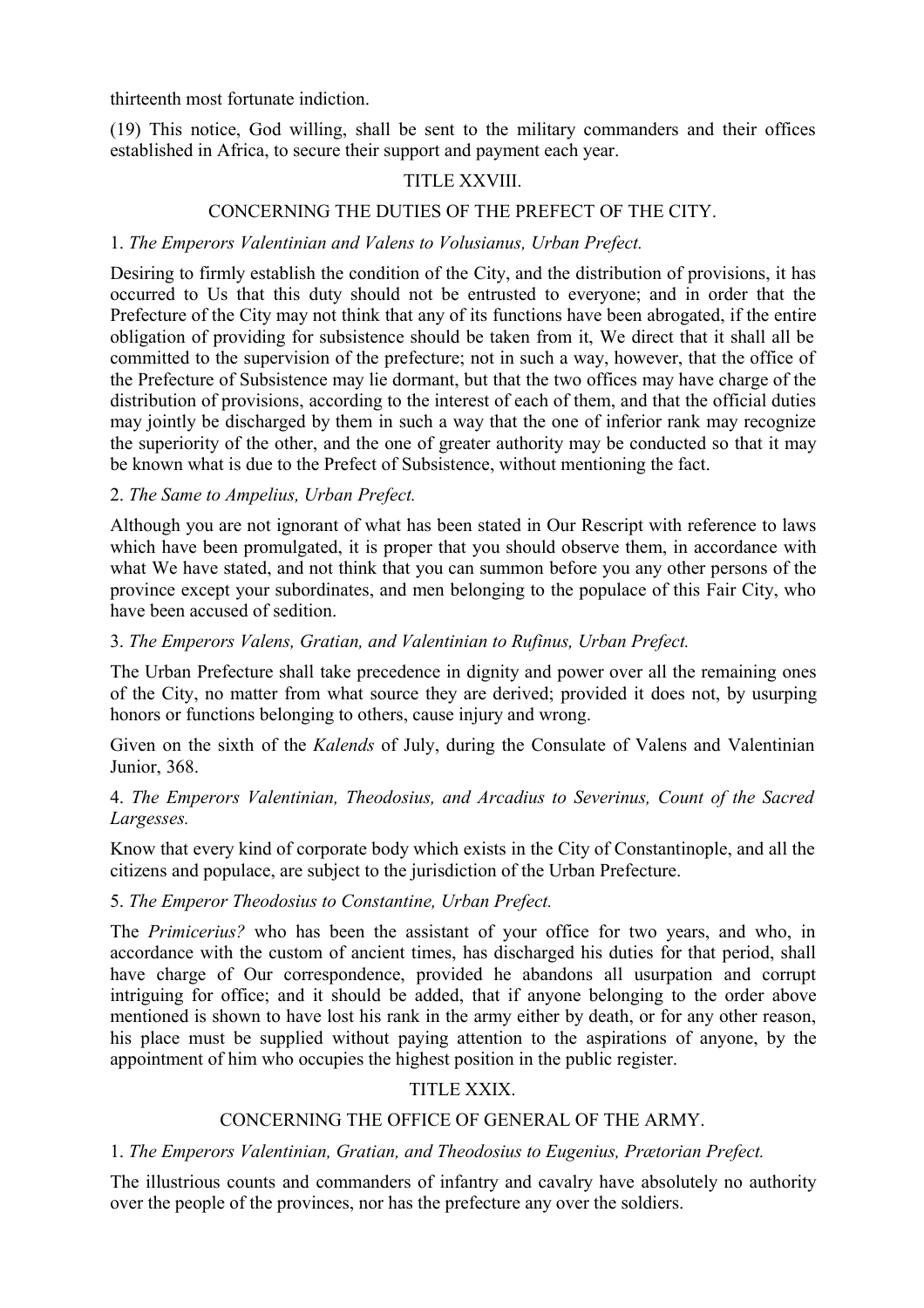thirteenth most fortunate indiction.

(19) This notice, God willing, shall be sent to the military commanders and their offices established in Africa, to secure their support and payment each year.

## TITLE XXVIII.

### CONCERNING THE DUTIES OF THE PREFECT OF THE CITY.

1. *The Emperors Valentinian and Valens to Volusianus, Urban Prefect.*

Desiring to firmly establish the condition of the City, and the distribution of provisions, it has occurred to Us that this duty should not be entrusted to everyone; and in order that the Prefecture of the City may not think that any of its functions have been abrogated, if the entire obligation of providing for subsistence should be taken from it, We direct that it shall all be committed to the supervision of the prefecture; not in such a way, however, that the office of the Prefecture of Subsistence may lie dormant, but that the two offices may have charge of the distribution of provisions, according to the interest of each of them, and that the official duties may jointly be discharged by them in such a way that the one of inferior rank may recognize the superiority of the other, and the one of greater authority may be conducted so that it may be known what is due to the Prefect of Subsistence, without mentioning the fact.

2. *The Same to Ampelius, Urban Prefect.*

Although you are not ignorant of what has been stated in Our Rescript with reference to laws which have been promulgated, it is proper that you should observe them, in accordance with what We have stated, and not think that you can summon before you any other persons of the province except your subordinates, and men belonging to the populace of this Fair City, who have been accused of sedition.

3. *The Emperors Valens, Gratian, and Valentinian to Rufinus, Urban Prefect.*

The Urban Prefecture shall take precedence in dignity and power over all the remaining ones of the City, no matter from what source they are derived; provided it does not, by usurping honors or functions belonging to others, cause injury and wrong.

Given on the sixth of the *Kalends* of July, during the Consulate of Valens and Valentinian Junior, 368.

4. *The Emperors Valentinian, Theodosius, and Arcadius to Severinus, Count of the Sacred Largesses.*

Know that every kind of corporate body which exists in the City of Constantinople, and all the citizens and populace, are subject to the jurisdiction of the Urban Prefecture.

5. *The Emperor Theodosius to Constantine, Urban Prefect.*

The *Primicerius?* who has been the assistant of your office for two years, and who, in accordance with the custom of ancient times, has discharged his duties for that period, shall have charge of Our correspondence, provided he abandons all usurpation and corrupt intriguing for office; and it should be added, that if anyone belonging to the order above mentioned is shown to have lost his rank in the army either by death, or for any other reason, his place must be supplied without paying attention to the aspirations of anyone, by the appointment of him who occupies the highest position in the public register.

## TITLE XXIX.

### CONCERNING THE OFFICE OF GENERAL OF THE ARMY.

1. *The Emperors Valentinian, Gratian, and Theodosius to Eugenius, Prætorian Prefect.*

The illustrious counts and commanders of infantry and cavalry have absolutely no authority over the people of the provinces, nor has the prefecture any over the soldiers.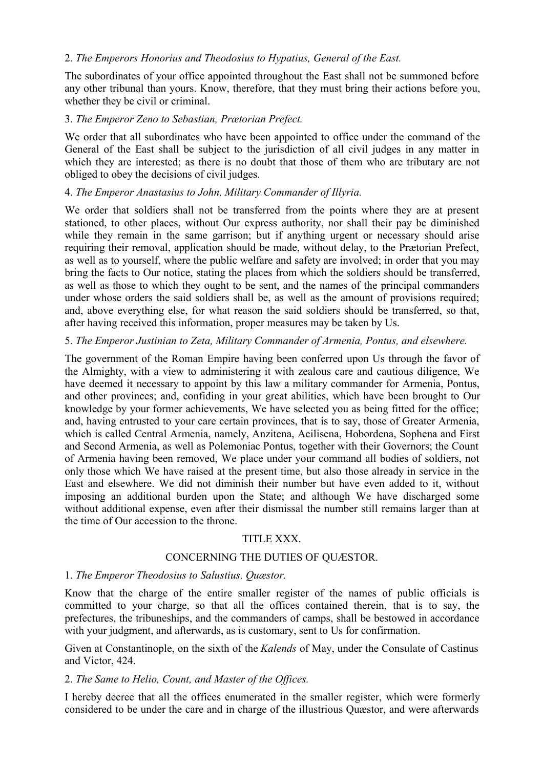2. *The Emperors Honorius and Theodosius to Hypatius, General of the East.*

The subordinates of your office appointed throughout the East shall not be summoned before any other tribunal than yours. Know, therefore, that they must bring their actions before you, whether they be civil or criminal.

3. *The Emperor Zeno to Sebastian, Prætorian Prefect.*

We order that all subordinates who have been appointed to office under the command of the General of the East shall be subject to the jurisdiction of all civil judges in any matter in which they are interested; as there is no doubt that those of them who are tributary are not obliged to obey the decisions of civil judges.

4. *The Emperor Anastasius to John, Military Commander of Illyria.*

We order that soldiers shall not be transferred from the points where they are at present stationed, to other places, without Our express authority, nor shall their pay be diminished while they remain in the same garrison; but if anything urgent or necessary should arise requiring their removal, application should be made, without delay, to the Prætorian Prefect, as well as to yourself, where the public welfare and safety are involved; in order that you may bring the facts to Our notice, stating the places from which the soldiers should be transferred, as well as those to which they ought to be sent, and the names of the principal commanders under whose orders the said soldiers shall be, as well as the amount of provisions required; and, above everything else, for what reason the said soldiers should be transferred, so that, after having received this information, proper measures may be taken by Us.

5. *The Emperor Justinian to Zeta, Military Commander of Armenia, Pontus, and elsewhere.*

The government of the Roman Empire having been conferred upon Us through the favor of the Almighty, with a view to administering it with zealous care and cautious diligence, We have deemed it necessary to appoint by this law a military commander for Armenia, Pontus, and other provinces; and, confiding in your great abilities, which have been brought to Our knowledge by your former achievements, We have selected you as being fitted for the office; and, having entrusted to your care certain provinces, that is to say, those of Greater Armenia, which is called Central Armenia, namely, Anzitena, Acilisena, Hobordena, Sophena and First and Second Armenia, as well as Polemoniac Pontus, together with their Governors; the Count of Armenia having been removed, We place under your command all bodies of soldiers, not only those which We have raised at the present time, but also those already in service in the East and elsewhere. We did not diminish their number but have even added to it, without imposing an additional burden upon the State; and although We have discharged some without additional expense, even after their dismissal the number still remains larger than at the time of Our accession to the throne.

## TITLE XXX.

## CONCERNING THE DUTIES OF QUÆSTOR.

1. *The Emperor Theodosius to Salustius, Quæstor.*

Know that the charge of the entire smaller register of the names of public officials is committed to your charge, so that all the offices contained therein, that is to say, the prefectures, the tribuneships, and the commanders of camps, shall be bestowed in accordance with your judgment, and afterwards, as is customary, sent to Us for confirmation.

Given at Constantinople, on the sixth of the *Kalends* of May, under the Consulate of Castinus and Victor, 424.

2. *The Same to Helio, Count, and Master of the Offices.*

I hereby decree that all the offices enumerated in the smaller register, which were formerly considered to be under the care and in charge of the illustrious Quæstor, and were afterwards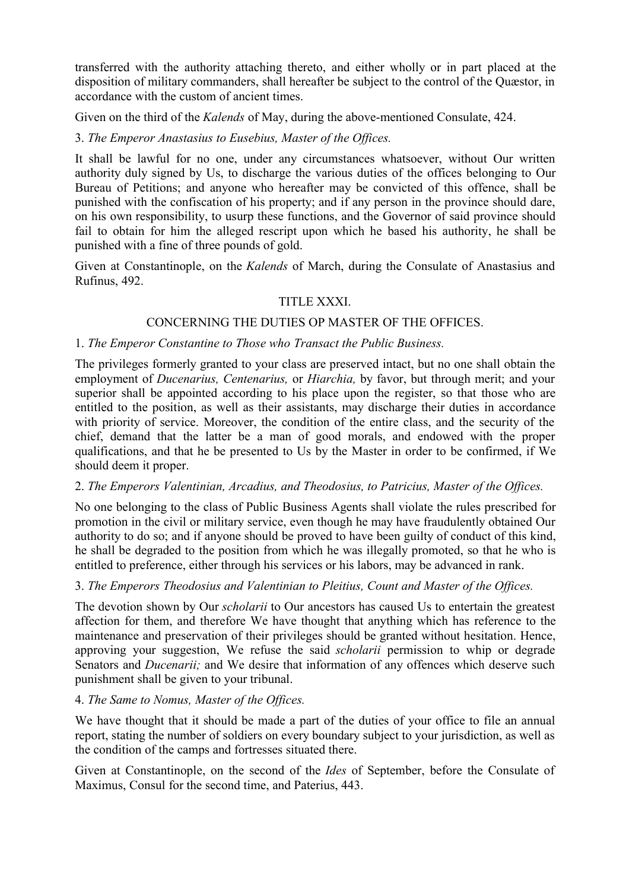transferred with the authority attaching thereto, and either wholly or in part placed at the disposition of military commanders, shall hereafter be subject to the control of the Quæstor, in accordance with the custom of ancient times.

Given on the third of the *Kalends* of May, during the above-mentioned Consulate, 424.

3. *The Emperor Anastasius to Eusebius, Master of the Offices.*

It shall be lawful for no one, under any circumstances whatsoever, without Our written authority duly signed by Us, to discharge the various duties of the offices belonging to Our Bureau of Petitions; and anyone who hereafter may be convicted of this offence, shall be punished with the confiscation of his property; and if any person in the province should dare, on his own responsibility, to usurp these functions, and the Governor of said province should fail to obtain for him the alleged rescript upon which he based his authority, he shall be punished with a fine of three pounds of gold.

Given at Constantinople, on the *Kalends* of March, during the Consulate of Anastasius and Rufinus, 492.

## TITLE XXXI.

## CONCERNING THE DUTIES OP MASTER OF THE OFFICES.

1. *The Emperor Constantine to Those who Transact the Public Business.*

The privileges formerly granted to your class are preserved intact, but no one shall obtain the employment of *Ducenarius, Centenarius,* or *Hiarchia,* by favor, but through merit; and your superior shall be appointed according to his place upon the register, so that those who are entitled to the position, as well as their assistants, may discharge their duties in accordance with priority of service. Moreover, the condition of the entire class, and the security of the chief, demand that the latter be a man of good morals, and endowed with the proper qualifications, and that he be presented to Us by the Master in order to be confirmed, if We should deem it proper.

2. *The Emperors Valentinian, Arcadius, and Theodosius, to Patricius, Master of the Offices.*

No one belonging to the class of Public Business Agents shall violate the rules prescribed for promotion in the civil or military service, even though he may have fraudulently obtained Our authority to do so; and if anyone should be proved to have been guilty of conduct of this kind, he shall be degraded to the position from which he was illegally promoted, so that he who is entitled to preference, either through his services or his labors, may be advanced in rank.

3. *The Emperors Theodosius and Valentinian to Pleitius, Count and Master of the Offices.*

The devotion shown by Our *scholarii* to Our ancestors has caused Us to entertain the greatest affection for them, and therefore We have thought that anything which has reference to the maintenance and preservation of their privileges should be granted without hesitation. Hence, approving your suggestion, We refuse the said *scholarii* permission to whip or degrade Senators and *Ducenarii;* and We desire that information of any offences which deserve such punishment shall be given to your tribunal.

4. *The Same to Nomus, Master of the Offices.*

We have thought that it should be made a part of the duties of your office to file an annual report, stating the number of soldiers on every boundary subject to your jurisdiction, as well as the condition of the camps and fortresses situated there.

Given at Constantinople, on the second of the *Ides* of September, before the Consulate of Maximus, Consul for the second time, and Paterius, 443.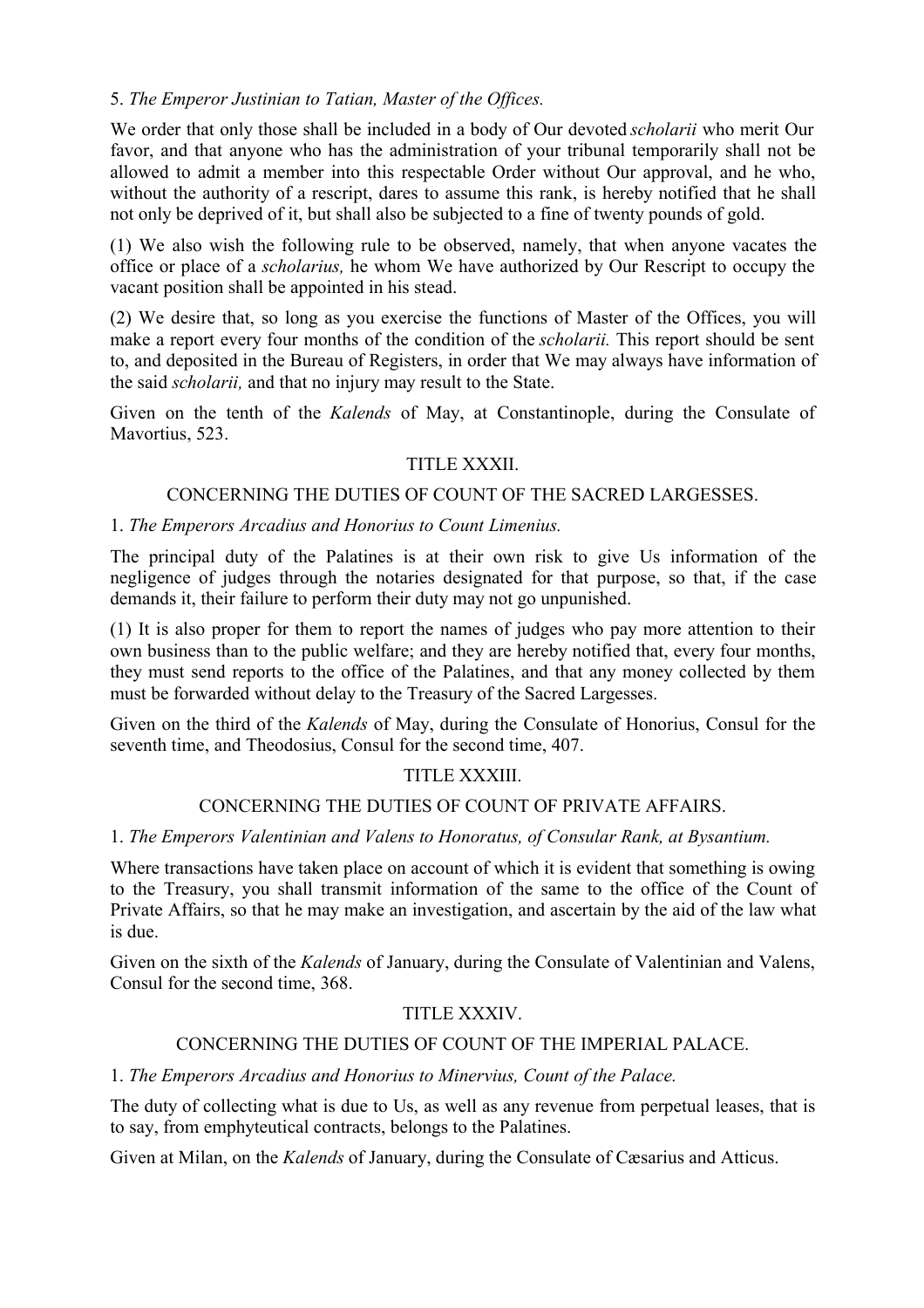5. *The Emperor Justinian to Tatian, Master of the Offices.*

We order that only those shall be included in a body of Our devoted *scholarii* who merit Our favor, and that anyone who has the administration of your tribunal temporarily shall not be allowed to admit a member into this respectable Order without Our approval, and he who, without the authority of a rescript, dares to assume this rank, is hereby notified that he shall not only be deprived of it, but shall also be subjected to a fine of twenty pounds of gold.

(1) We also wish the following rule to be observed, namely, that when anyone vacates the office or place of a *scholarius,* he whom We have authorized by Our Rescript to occupy the vacant position shall be appointed in his stead.

(2) We desire that, so long as you exercise the functions of Master of the Offices, you will make a report every four months of the condition of the *scholarii.* This report should be sent to, and deposited in the Bureau of Registers, in order that We may always have information of the said *scholarii,* and that no injury may result to the State.

Given on the tenth of the *Kalends* of May, at Constantinople, during the Consulate of Mavortius, 523.

## TITLE XXXII.

## CONCERNING THE DUTIES OF COUNT OF THE SACRED LARGESSES.

1. *The Emperors Arcadius and Honorius to Count Limenius.*

The principal duty of the Palatines is at their own risk to give Us information of the negligence of judges through the notaries designated for that purpose, so that, if the case demands it, their failure to perform their duty may not go unpunished.

(1) It is also proper for them to report the names of judges who pay more attention to their own business than to the public welfare; and they are hereby notified that, every four months, they must send reports to the office of the Palatines, and that any money collected by them must be forwarded without delay to the Treasury of the Sacred Largesses.

Given on the third of the *Kalends* of May, during the Consulate of Honorius, Consul for the seventh time, and Theodosius, Consul for the second time, 407.

## TITLE XXXIII.

## CONCERNING THE DUTIES OF COUNT OF PRIVATE AFFAIRS.

1. *The Emperors Valentinian and Valens to Honoratus, of Consular Rank, at Bysantium.*

Where transactions have taken place on account of which it is evident that something is owing to the Treasury, you shall transmit information of the same to the office of the Count of Private Affairs, so that he may make an investigation, and ascertain by the aid of the law what is due.

Given on the sixth of the *Kalends* of January, during the Consulate of Valentinian and Valens, Consul for the second time, 368.

## TITLE XXXIV.

## CONCERNING THE DUTIES OF COUNT OF THE IMPERIAL PALACE.

1. *The Emperors Arcadius and Honorius to Minervius, Count of the Palace.*

The duty of collecting what is due to Us, as well as any revenue from perpetual leases, that is to say, from emphyteutical contracts, belongs to the Palatines.

Given at Milan, on the *Kalends* of January, during the Consulate of Cæsarius and Atticus.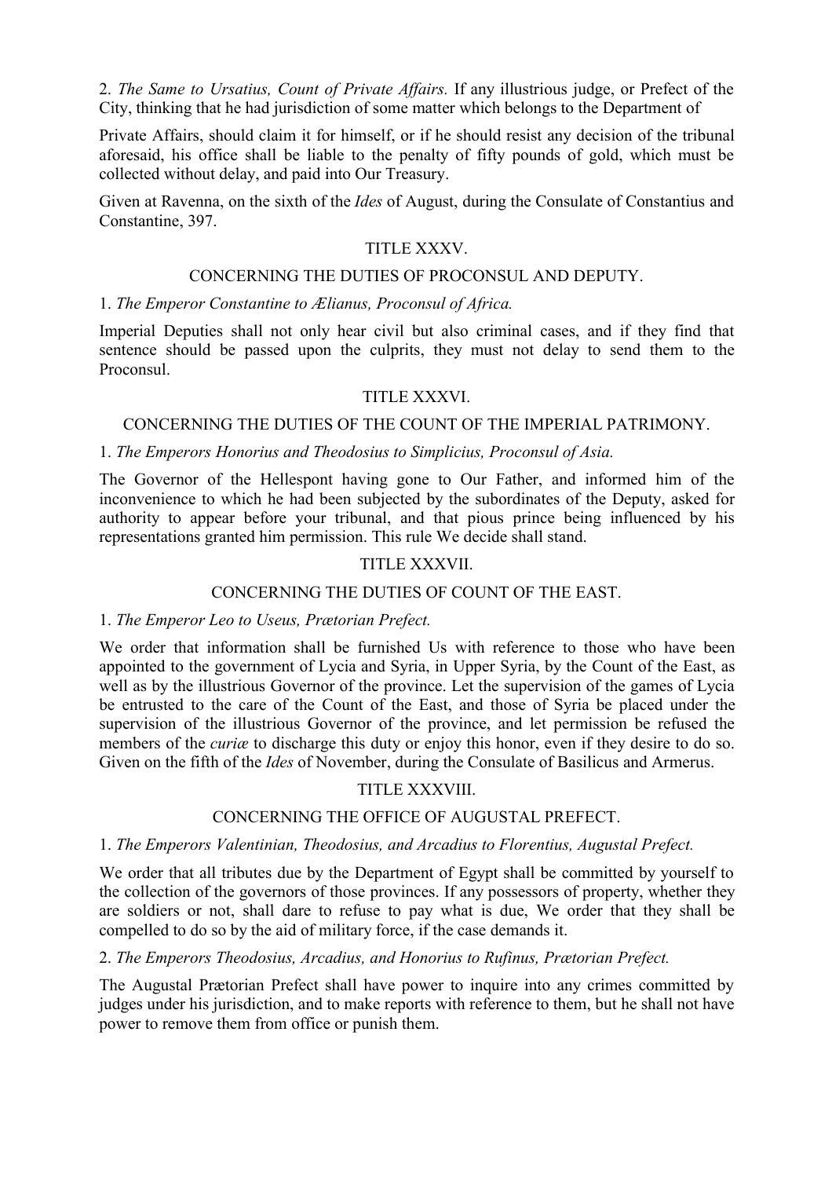2. *The Same to Ursatius, Count of Private Affairs.* If any illustrious judge, or Prefect of the City, thinking that he had jurisdiction of some matter which belongs to the Department of

Private Affairs, should claim it for himself, or if he should resist any decision of the tribunal aforesaid, his office shall be liable to the penalty of fifty pounds of gold, which must be collected without delay, and paid into Our Treasury.

Given at Ravenna, on the sixth of the *Ides* of August, during the Consulate of Constantius and Constantine, 397.

## TITLE XXXV.

## CONCERNING THE DUTIES OF PROCONSUL AND DEPUTY.

1. *The Emperor Constantine to Ælianus, Proconsul of Africa.*

Imperial Deputies shall not only hear civil but also criminal cases, and if they find that sentence should be passed upon the culprits, they must not delay to send them to the Proconsul.

## TITLE XXXVI.

## CONCERNING THE DUTIES OF THE COUNT OF THE IMPERIAL PATRIMONY.

1. *The Emperors Honorius and Theodosius to Simplicius, Proconsul of Asia.*

The Governor of the Hellespont having gone to Our Father, and informed him of the inconvenience to which he had been subjected by the subordinates of the Deputy, asked for authority to appear before your tribunal, and that pious prince being influenced by his representations granted him permission. This rule We decide shall stand.

## TITLE XXXVII.

## CONCERNING THE DUTIES OF COUNT OF THE EAST.

1. *The Emperor Leo to Useus, Prætorian Prefect.*

We order that information shall be furnished Us with reference to those who have been appointed to the government of Lycia and Syria, in Upper Syria, by the Count of the East, as well as by the illustrious Governor of the province. Let the supervision of the games of Lycia be entrusted to the care of the Count of the East, and those of Syria be placed under the supervision of the illustrious Governor of the province, and let permission be refused the members of the *curiæ* to discharge this duty or enjoy this honor, even if they desire to do so. Given on the fifth of the *Ides* of November, during the Consulate of Basilicus and Armerus.

## TITLE XXXVIII.

## CONCERNING THE OFFICE OF AUGUSTAL PREFECT.

1. *The Emperors Valentinian, Theodosius, and Arcadius to Florentius, Augustal Prefect.*

We order that all tributes due by the Department of Egypt shall be committed by yourself to the collection of the governors of those provinces. If any possessors of property, whether they are soldiers or not, shall dare to refuse to pay what is due, We order that they shall be compelled to do so by the aid of military force, if the case demands it.

2. *The Emperors Theodosius, Arcadius, and Honorius to Rufinus, Prætorian Prefect.*

The Augustal Prætorian Prefect shall have power to inquire into any crimes committed by judges under his jurisdiction, and to make reports with reference to them, but he shall not have power to remove them from office or punish them.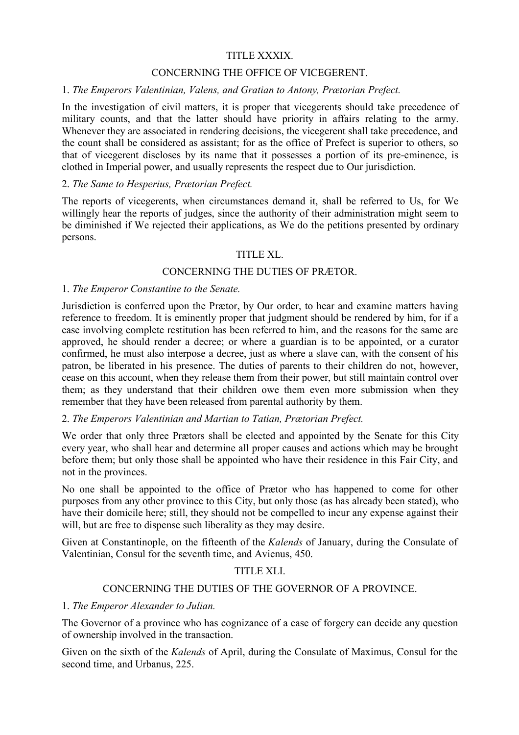## TITLE XXXIX.

## CONCERNING THE OFFICE OF VICEGERENT.

1. *The Emperors Valentinian, Valens, and Gratian to Antony, Prætorian Prefect.*

In the investigation of civil matters, it is proper that vicegerents should take precedence of military counts, and that the latter should have priority in affairs relating to the army. Whenever they are associated in rendering decisions, the vicegerent shall take precedence, and the count shall be considered as assistant; for as the office of Prefect is superior to others, so that of vicegerent discloses by its name that it possesses a portion of its pre-eminence, is clothed in Imperial power, and usually represents the respect due to Our jurisdiction.

2. *The Same to Hesperius, Prætorian Prefect.*

The reports of vicegerents, when circumstances demand it, shall be referred to Us, for We willingly hear the reports of judges, since the authority of their administration might seem to be diminished if We rejected their applications, as We do the petitions presented by ordinary persons.

## TITLE XL.

## CONCERNING THE DUTIES OF PRÆTOR.

1. *The Emperor Constantine to the Senate.*

Jurisdiction is conferred upon the Prætor, by Our order, to hear and examine matters having reference to freedom. It is eminently proper that judgment should be rendered by him, for if a case involving complete restitution has been referred to him, and the reasons for the same are approved, he should render a decree; or where a guardian is to be appointed, or a curator confirmed, he must also interpose a decree, just as where a slave can, with the consent of his patron, be liberated in his presence. The duties of parents to their children do not, however, cease on this account, when they release them from their power, but still maintain control over them; as they understand that their children owe them even more submission when they remember that they have been released from parental authority by them.

2. *The Emperors Valentinian and Martian to Tatian, Prætorian Prefect.*

We order that only three Prætors shall be elected and appointed by the Senate for this City every year, who shall hear and determine all proper causes and actions which may be brought before them; but only those shall be appointed who have their residence in this Fair City, and not in the provinces.

No one shall be appointed to the office of Prætor who has happened to come for other purposes from any other province to this City, but only those (as has already been stated), who have their domicile here; still, they should not be compelled to incur any expense against their will, but are free to dispense such liberality as they may desire.

Given at Constantinople, on the fifteenth of the *Kalends* of January, during the Consulate of Valentinian, Consul for the seventh time, and Avienus, 450.

## TITLE XLI.

## CONCERNING THE DUTIES OF THE GOVERNOR OF A PROVINCE.

1. *The Emperor Alexander to Julian.*

The Governor of a province who has cognizance of a case of forgery can decide any question of ownership involved in the transaction.

Given on the sixth of the *Kalends* of April, during the Consulate of Maximus, Consul for the second time, and Urbanus, 225.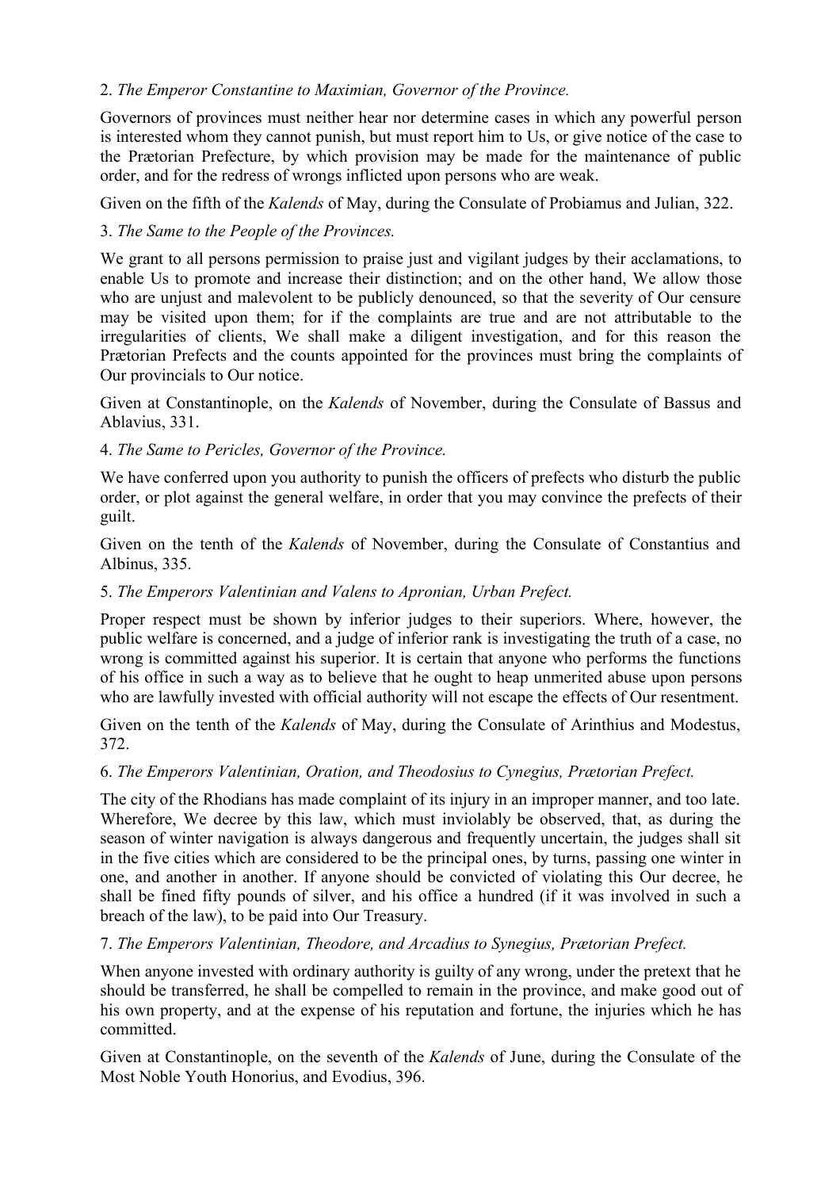2. *The Emperor Constantine to Maximian, Governor of the Province.*

Governors of provinces must neither hear nor determine cases in which any powerful person is interested whom they cannot punish, but must report him to Us, or give notice of the case to the Prætorian Prefecture, by which provision may be made for the maintenance of public order, and for the redress of wrongs inflicted upon persons who are weak.

Given on the fifth of the *Kalends* of May, during the Consulate of Probiamus and Julian, 322.

3. *The Same to the People of the Provinces.*

We grant to all persons permission to praise just and vigilant judges by their acclamations, to enable Us to promote and increase their distinction; and on the other hand, We allow those who are unjust and malevolent to be publicly denounced, so that the severity of Our censure may be visited upon them; for if the complaints are true and are not attributable to the irregularities of clients, We shall make a diligent investigation, and for this reason the Prætorian Prefects and the counts appointed for the provinces must bring the complaints of Our provincials to Our notice.

Given at Constantinople, on the *Kalends* of November, during the Consulate of Bassus and Ablavius, 331.

4. *The Same to Pericles, Governor of the Province.*

We have conferred upon you authority to punish the officers of prefects who disturb the public order, or plot against the general welfare, in order that you may convince the prefects of their guilt.

Given on the tenth of the *Kalends* of November, during the Consulate of Constantius and Albinus, 335.

5. *The Emperors Valentinian and Valens to Apronian, Urban Prefect.*

Proper respect must be shown by inferior judges to their superiors. Where, however, the public welfare is concerned, and a judge of inferior rank is investigating the truth of a case, no wrong is committed against his superior. It is certain that anyone who performs the functions of his office in such a way as to believe that he ought to heap unmerited abuse upon persons who are lawfully invested with official authority will not escape the effects of Our resentment.

Given on the tenth of the *Kalends* of May, during the Consulate of Arinthius and Modestus, 372.

6. *The Emperors Valentinian, Oration, and Theodosius to Cynegius, Prætorian Prefect.*

The city of the Rhodians has made complaint of its injury in an improper manner, and too late. Wherefore, We decree by this law, which must inviolably be observed, that, as during the season of winter navigation is always dangerous and frequently uncertain, the judges shall sit in the five cities which are considered to be the principal ones, by turns, passing one winter in one, and another in another. If anyone should be convicted of violating this Our decree, he shall be fined fifty pounds of silver, and his office a hundred (if it was involved in such a breach of the law), to be paid into Our Treasury.

7. *The Emperors Valentinian, Theodore, and Arcadius to Synegius, Prætorian Prefect.*

When anyone invested with ordinary authority is guilty of any wrong, under the pretext that he should be transferred, he shall be compelled to remain in the province, and make good out of his own property, and at the expense of his reputation and fortune, the injuries which he has committed.

Given at Constantinople, on the seventh of the *Kalends* of June, during the Consulate of the Most Noble Youth Honorius, and Evodius, 396.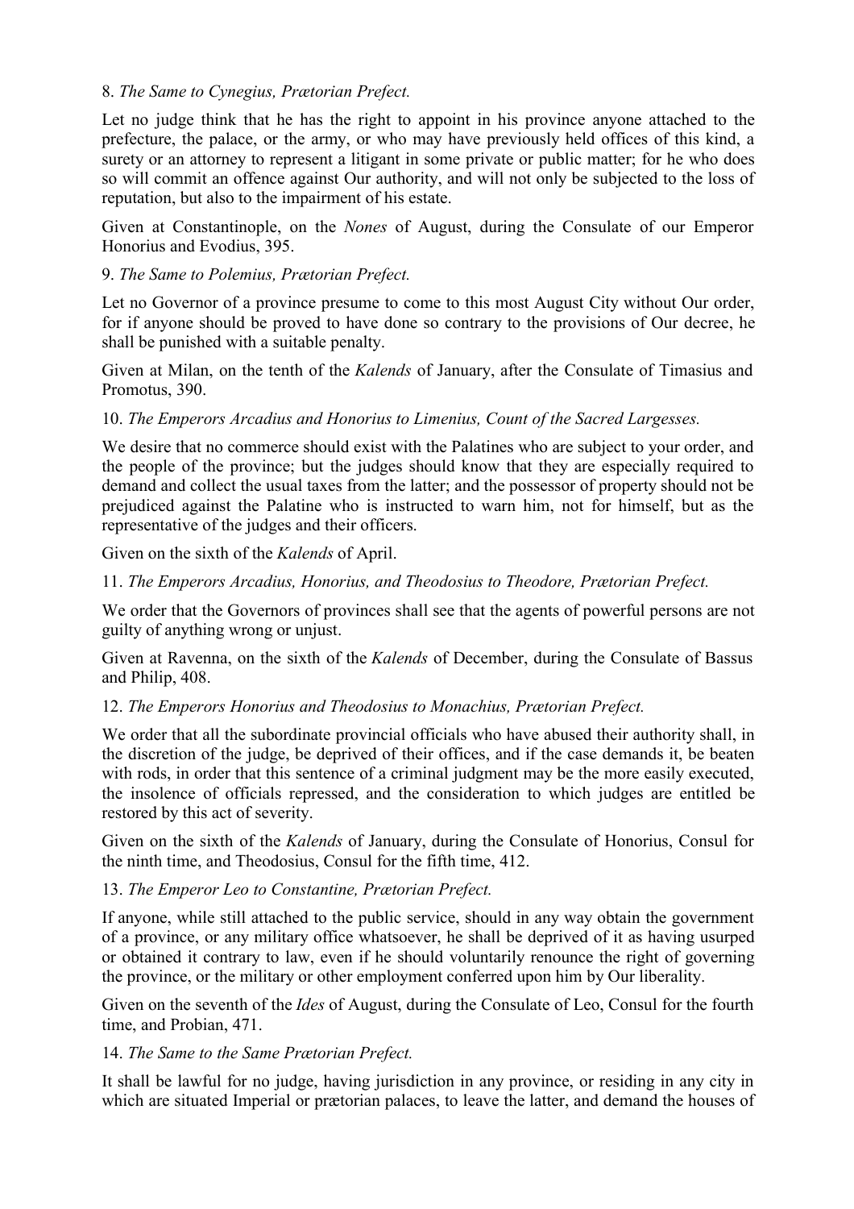8. *The Same to Cynegius, Prætorian Prefect.*

Let no judge think that he has the right to appoint in his province anyone attached to the prefecture, the palace, or the army, or who may have previously held offices of this kind, a surety or an attorney to represent a litigant in some private or public matter; for he who does so will commit an offence against Our authority, and will not only be subjected to the loss of reputation, but also to the impairment of his estate.

Given at Constantinople, on the *Nones* of August, during the Consulate of our Emperor Honorius and Evodius, 395.

9. *The Same to Polemius, Prætorian Prefect.*

Let no Governor of a province presume to come to this most August City without Our order, for if anyone should be proved to have done so contrary to the provisions of Our decree, he shall be punished with a suitable penalty.

Given at Milan, on the tenth of the *Kalends* of January, after the Consulate of Timasius and Promotus, 390.

10. *The Emperors Arcadius and Honorius to Limenius, Count of the Sacred Largesses.*

We desire that no commerce should exist with the Palatines who are subject to your order, and the people of the province; but the judges should know that they are especially required to demand and collect the usual taxes from the latter; and the possessor of property should not be prejudiced against the Palatine who is instructed to warn him, not for himself, but as the representative of the judges and their officers.

Given on the sixth of the *Kalends* of April.

11. *The Emperors Arcadius, Honorius, and Theodosius to Theodore, Prætorian Prefect.*

We order that the Governors of provinces shall see that the agents of powerful persons are not guilty of anything wrong or unjust.

Given at Ravenna, on the sixth of the *Kalends* of December, during the Consulate of Bassus and Philip, 408.

12. *The Emperors Honorius and Theodosius to Monachius, Prætorian Prefect.*

We order that all the subordinate provincial officials who have abused their authority shall, in the discretion of the judge, be deprived of their offices, and if the case demands it, be beaten with rods, in order that this sentence of a criminal judgment may be the more easily executed, the insolence of officials repressed, and the consideration to which judges are entitled be restored by this act of severity.

Given on the sixth of the *Kalends* of January, during the Consulate of Honorius, Consul for the ninth time, and Theodosius, Consul for the fifth time, 412.

13. *The Emperor Leo to Constantine, Prætorian Prefect.*

If anyone, while still attached to the public service, should in any way obtain the government of a province, or any military office whatsoever, he shall be deprived of it as having usurped or obtained it contrary to law, even if he should voluntarily renounce the right of governing the province, or the military or other employment conferred upon him by Our liberality.

Given on the seventh of the *Ides* of August, during the Consulate of Leo, Consul for the fourth time, and Probian, 471.

14. *The Same to the Same Prætorian Prefect.*

It shall be lawful for no judge, having jurisdiction in any province, or residing in any city in which are situated Imperial or prætorian palaces, to leave the latter, and demand the houses of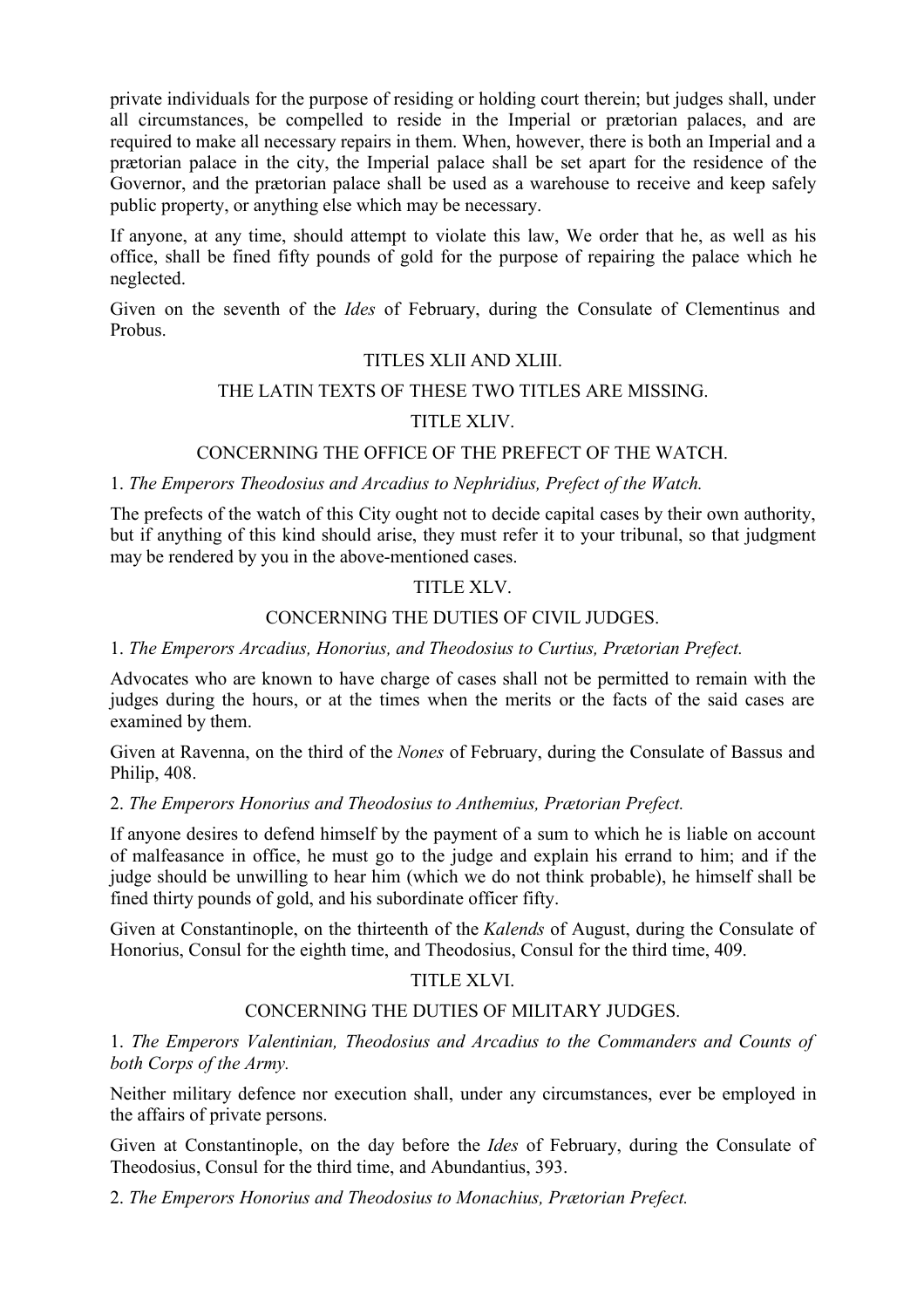private individuals for the purpose of residing or holding court therein; but judges shall, under all circumstances, be compelled to reside in the Imperial or prætorian palaces, and are required to make all necessary repairs in them. When, however, there is both an Imperial and a prætorian palace in the city, the Imperial palace shall be set apart for the residence of the Governor, and the prætorian palace shall be used as a warehouse to receive and keep safely public property, or anything else which may be necessary.

If anyone, at any time, should attempt to violate this law, We order that he, as well as his office, shall be fined fifty pounds of gold for the purpose of repairing the palace which he neglected.

Given on the seventh of the *Ides* of February, during the Consulate of Clementinus and Probus.

## TITLES XLII AND XLIII.

### THE LATIN TEXTS OF THESE TWO TITLES ARE MISSING.

## TITLE XLIV.

### CONCERNING THE OFFICE OF THE PREFECT OF THE WATCH.

1. *The Emperors Theodosius and Arcadius to Nephridius, Prefect of the Watch.*

The prefects of the watch of this City ought not to decide capital cases by their own authority, but if anything of this kind should arise, they must refer it to your tribunal, so that judgment may be rendered by you in the above-mentioned cases.

## TITLE XLV.

### CONCERNING THE DUTIES OF CIVIL JUDGES.

1. *The Emperors Arcadius, Honorius, and Theodosius to Curtius, Prætorian Prefect.*

Advocates who are known to have charge of cases shall not be permitted to remain with the judges during the hours, or at the times when the merits or the facts of the said cases are examined by them.

Given at Ravenna, on the third of the *Nones* of February, during the Consulate of Bassus and Philip, 408.

2. *The Emperors Honorius and Theodosius to Anthemius, Prætorian Prefect.*

If anyone desires to defend himself by the payment of a sum to which he is liable on account of malfeasance in office, he must go to the judge and explain his errand to him; and if the judge should be unwilling to hear him (which we do not think probable), he himself shall be fined thirty pounds of gold, and his subordinate officer fifty.

Given at Constantinople, on the thirteenth of the *Kalends* of August, during the Consulate of Honorius, Consul for the eighth time, and Theodosius, Consul for the third time, 409.

## TITLE XLVI.

### CONCERNING THE DUTIES OF MILITARY JUDGES.

1. *The Emperors Valentinian, Theodosius and Arcadius to the Commanders and Counts of both Corps of the Army.*

Neither military defence nor execution shall, under any circumstances, ever be employed in the affairs of private persons.

Given at Constantinople, on the day before the *Ides* of February, during the Consulate of Theodosius, Consul for the third time, and Abundantius, 393.

2. *The Emperors Honorius and Theodosius to Monachius, Prætorian Prefect.*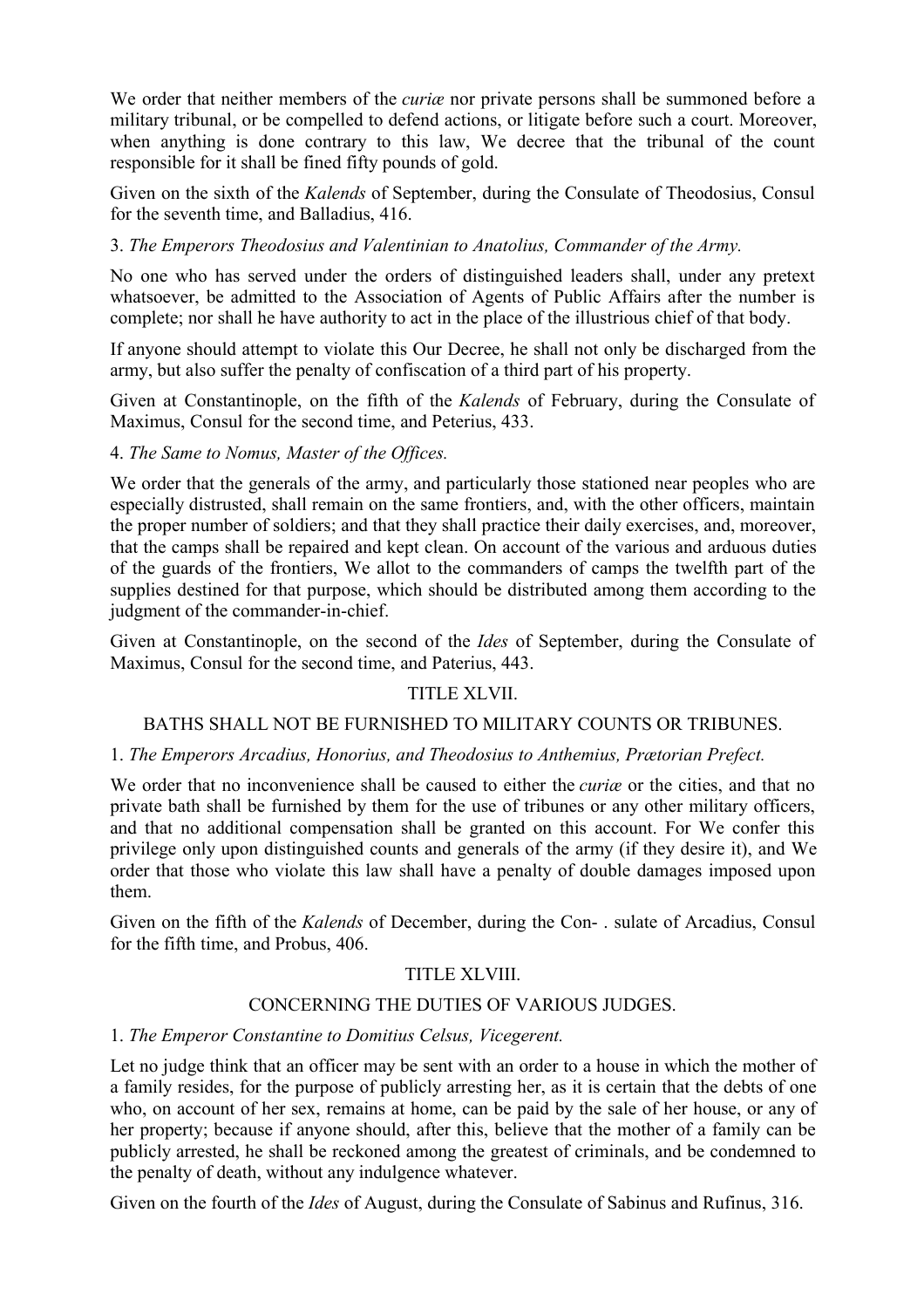We order that neither members of the *curiæ* nor private persons shall be summoned before a military tribunal, or be compelled to defend actions, or litigate before such a court. Moreover, when anything is done contrary to this law, We decree that the tribunal of the count responsible for it shall be fined fifty pounds of gold.

Given on the sixth of the *Kalends* of September, during the Consulate of Theodosius, Consul for the seventh time, and Balladius, 416.

3. *The Emperors Theodosius and Valentinian to Anatolius, Commander of the Army.*

No one who has served under the orders of distinguished leaders shall, under any pretext whatsoever, be admitted to the Association of Agents of Public Affairs after the number is complete; nor shall he have authority to act in the place of the illustrious chief of that body.

If anyone should attempt to violate this Our Decree, he shall not only be discharged from the army, but also suffer the penalty of confiscation of a third part of his property.

Given at Constantinople, on the fifth of the *Kalends* of February, during the Consulate of Maximus, Consul for the second time, and Peterius, 433.

4. *The Same to Nomus, Master of the Offices.*

We order that the generals of the army, and particularly those stationed near peoples who are especially distrusted, shall remain on the same frontiers, and, with the other officers, maintain the proper number of soldiers; and that they shall practice their daily exercises, and, moreover, that the camps shall be repaired and kept clean. On account of the various and arduous duties of the guards of the frontiers, We allot to the commanders of camps the twelfth part of the supplies destined for that purpose, which should be distributed among them according to the judgment of the commander-in-chief.

Given at Constantinople, on the second of the *Ides* of September, during the Consulate of Maximus, Consul for the second time, and Paterius, 443.

## TITLE XLVII.

## BATHS SHALL NOT BE FURNISHED TO MILITARY COUNTS OR TRIBUNES.

1. *The Emperors Arcadius, Honorius, and Theodosius to Anthemius, Prætorian Prefect.*

We order that no inconvenience shall be caused to either the *curiæ* or the cities, and that no private bath shall be furnished by them for the use of tribunes or any other military officers, and that no additional compensation shall be granted on this account. For We confer this privilege only upon distinguished counts and generals of the army (if they desire it), and We order that those who violate this law shall have a penalty of double damages imposed upon them.

Given on the fifth of the *Kalends* of December, during the Con- . sulate of Arcadius, Consul for the fifth time, and Probus, 406.

## TITLE XLVIII.

## CONCERNING THE DUTIES OF VARIOUS JUDGES.

1. *The Emperor Constantine to Domitius Celsus, Vicegerent.*

Let no judge think that an officer may be sent with an order to a house in which the mother of a family resides, for the purpose of publicly arresting her, as it is certain that the debts of one who, on account of her sex, remains at home, can be paid by the sale of her house, or any of her property; because if anyone should, after this, believe that the mother of a family can be publicly arrested, he shall be reckoned among the greatest of criminals, and be condemned to the penalty of death, without any indulgence whatever.

Given on the fourth of the *Ides* of August, during the Consulate of Sabinus and Rufinus, 316.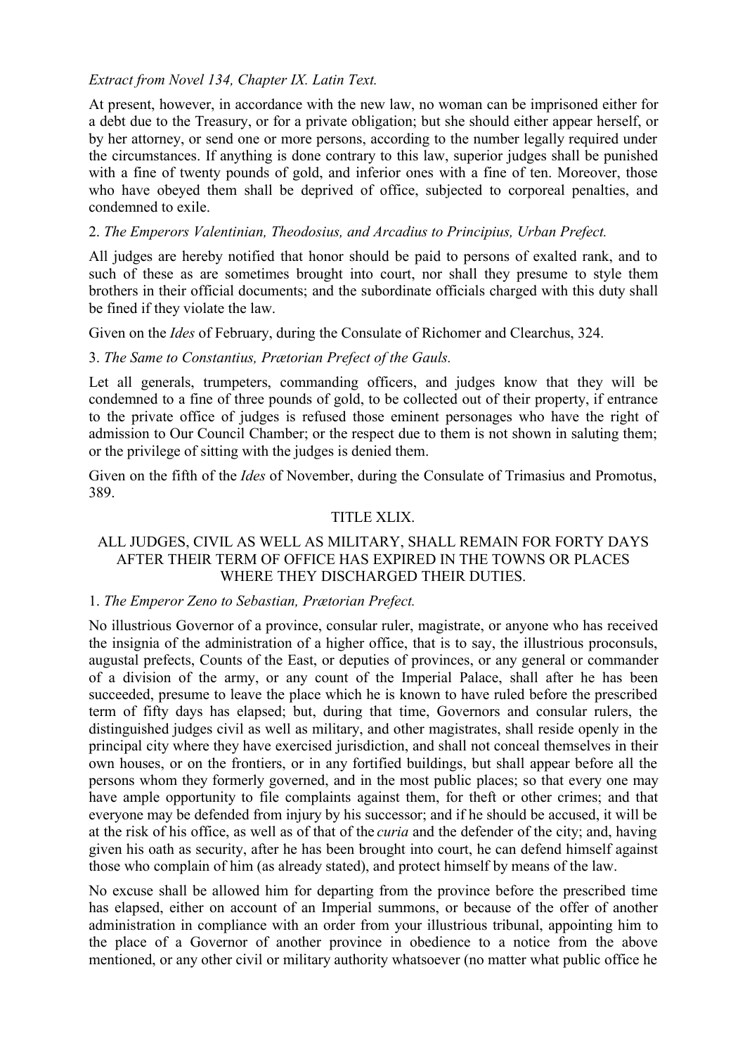*Extract from Novel 134, Chapter IX. Latin Text.*

At present, however, in accordance with the new law, no woman can be imprisoned either for a debt due to the Treasury, or for a private obligation; but she should either appear herself, or by her attorney, or send one or more persons, according to the number legally required under the circumstances. If anything is done contrary to this law, superior judges shall be punished with a fine of twenty pounds of gold, and inferior ones with a fine of ten. Moreover, those who have obeyed them shall be deprived of office, subjected to corporeal penalties, and condemned to exile.

2. *The Emperors Valentinian, Theodosius, and Arcadius to Principius, Urban Prefect.*

All judges are hereby notified that honor should be paid to persons of exalted rank, and to such of these as are sometimes brought into court, nor shall they presume to style them brothers in their official documents; and the subordinate officials charged with this duty shall be fined if they violate the law.

Given on the *Ides* of February, during the Consulate of Richomer and Clearchus, 324.

3. *The Same to Constantius, Prætorian Prefect of the Gauls.*

Let all generals, trumpeters, commanding officers, and judges know that they will be condemned to a fine of three pounds of gold, to be collected out of their property, if entrance to the private office of judges is refused those eminent personages who have the right of admission to Our Council Chamber; or the respect due to them is not shown in saluting them; or the privilege of sitting with the judges is denied them.

Given on the fifth of the *Ides* of November, during the Consulate of Trimasius and Promotus, 389.

## TITLE XLIX.

## ALL JUDGES, CIVIL AS WELL AS MILITARY, SHALL REMAIN FOR FORTY DAYS AFTER THEIR TERM OF OFFICE HAS EXPIRED IN THE TOWNS OR PLACES WHERE THEY DISCHARGED THEIR DUTIES.

1. *The Emperor Zeno to Sebastian, Prætorian Prefect.*

No illustrious Governor of a province, consular ruler, magistrate, or anyone who has received the insignia of the administration of a higher office, that is to say, the illustrious proconsuls, augustal prefects, Counts of the East, or deputies of provinces, or any general or commander of a division of the army, or any count of the Imperial Palace, shall after he has been succeeded, presume to leave the place which he is known to have ruled before the prescribed term of fifty days has elapsed; but, during that time, Governors and consular rulers, the distinguished judges civil as well as military, and other magistrates, shall reside openly in the principal city where they have exercised jurisdiction, and shall not conceal themselves in their own houses, or on the frontiers, or in any fortified buildings, but shall appear before all the persons whom they formerly governed, and in the most public places; so that every one may have ample opportunity to file complaints against them, for theft or other crimes; and that everyone may be defended from injury by his successor; and if he should be accused, it will be at the risk of his office, as well as of that of the *curia* and the defender of the city; and, having given his oath as security, after he has been brought into court, he can defend himself against those who complain of him (as already stated), and protect himself by means of the law.

No excuse shall be allowed him for departing from the province before the prescribed time has elapsed, either on account of an Imperial summons, or because of the offer of another administration in compliance with an order from your illustrious tribunal, appointing him to the place of a Governor of another province in obedience to a notice from the above mentioned, or any other civil or military authority whatsoever (no matter what public office he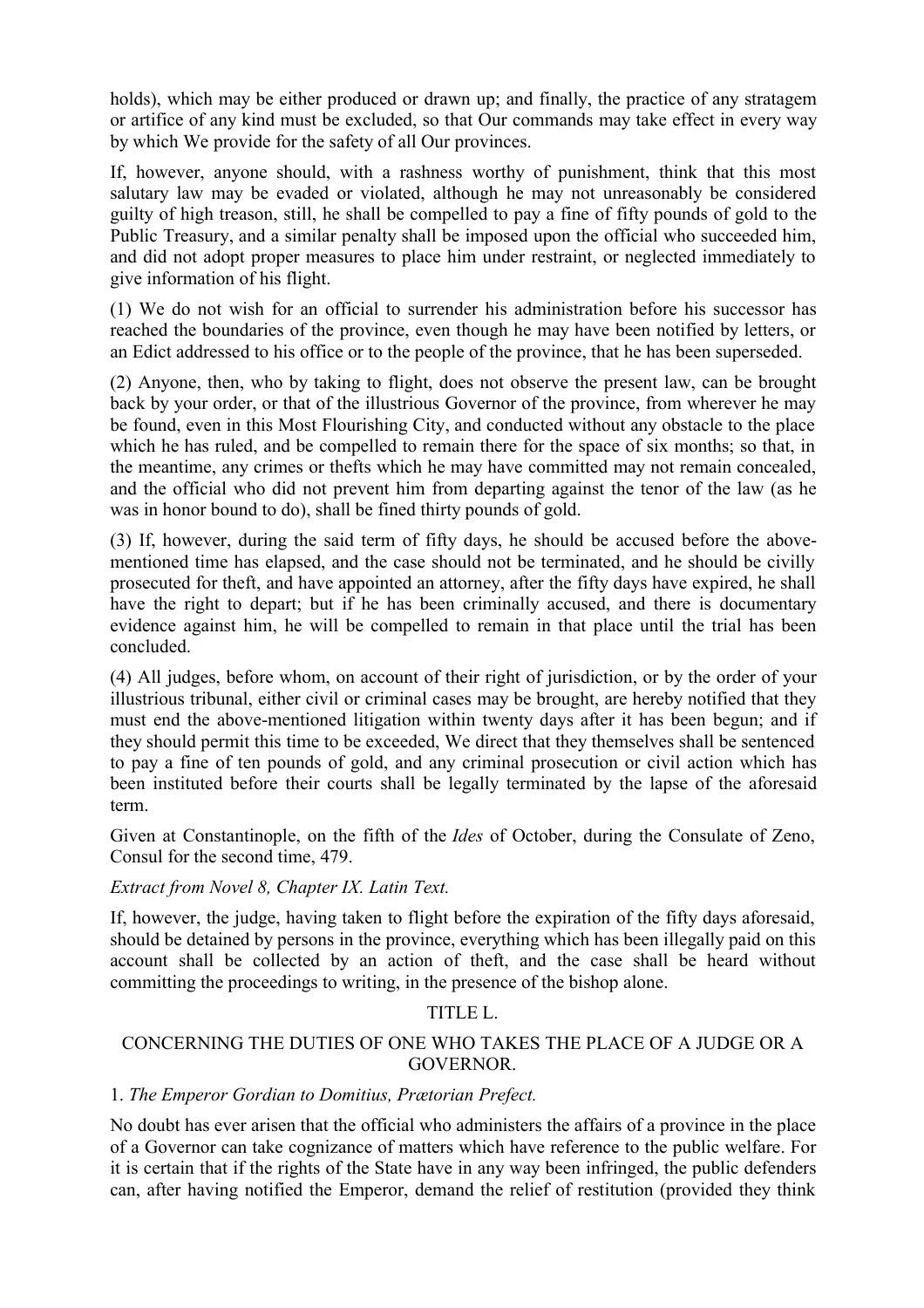holds), which may be either produced or drawn up; and finally, the practice of any stratagem or artifice of any kind must be excluded, so that Our commands may take effect in every way by which We provide for the safety of all Our provinces.

If, however, anyone should, with a rashness worthy of punishment, think that this most salutary law may be evaded or violated, although he may not unreasonably be considered guilty of high treason, still, he shall be compelled to pay a fine of fifty pounds of gold to the Public Treasury, and a similar penalty shall be imposed upon the official who succeeded him, and did not adopt proper measures to place him under restraint, or neglected immediately to give information of his flight.

(1) We do not wish for an official to surrender his administration before his successor has reached the boundaries of the province, even though he may have been notified by letters, or an Edict addressed to his office or to the people of the province, that he has been superseded.

(2) Anyone, then, who by taking to flight, does not observe the present law, can be brought back by your order, or that of the illustrious Governor of the province, from wherever he may be found, even in this Most Flourishing City, and conducted without any obstacle to the place which he has ruled, and be compelled to remain there for the space of six months; so that, in the meantime, any crimes or thefts which he may have committed may not remain concealed, and the official who did not prevent him from departing against the tenor of the law (as he was in honor bound to do), shall be fined thirty pounds of gold.

(3) If, however, during the said term of fifty days, he should be accused before the above-mentioned time has elapsed, and the case should not be terminated, and he should be civilly prosecuted for theft, and have appointed an attorney, after the fifty days have expired, he shall have the right to depart; but if he has been criminally accused, and there is documentary evidence against him, he will be compelled to remain in that place until the trial has been concluded.

(4) All judges, before whom, on account of their right of jurisdiction, or by the order of your illustrious tribunal, either civil or criminal cases may be brought, are hereby notified that they must end the above-mentioned litigation within twenty days after it has been begun; and if they should permit this time to be exceeded, We direct that they themselves shall be sentenced to pay a fine of ten pounds of gold, and any criminal prosecution or civil action which has been instituted before their courts shall be legally terminated by the lapse of the aforesaid term.

Given at Constantinople, on the fifth of the *Ides* of October, during the Consulate of Zeno, Consul for the second time, 479.

*Extract from Novel 8, Chapter IX. Latin Text.*

If, however, the judge, having taken to flight before the expiration of the fifty days aforesaid, should be detained by persons in the province, everything which has been illegally paid on this account shall be collected by an action of theft, and the case shall be heard without committing the proceedings to writing, in the presence of the bishop alone.

## TITLE L.

### CONCERNING THE DUTIES OF ONE WHO TAKES THE PLACE OF A JUDGE OR A GOVERNOR.

1. *The Emperor Gordian to Domitius, Prætorian Prefect.*

No doubt has ever arisen that the official who administers the affairs of a province in the place of a Governor can take cognizance of matters which have reference to the public welfare. For it is certain that if the rights of the State have in any way been infringed, the public defenders can, after having notified the Emperor, demand the relief of restitution (provided they think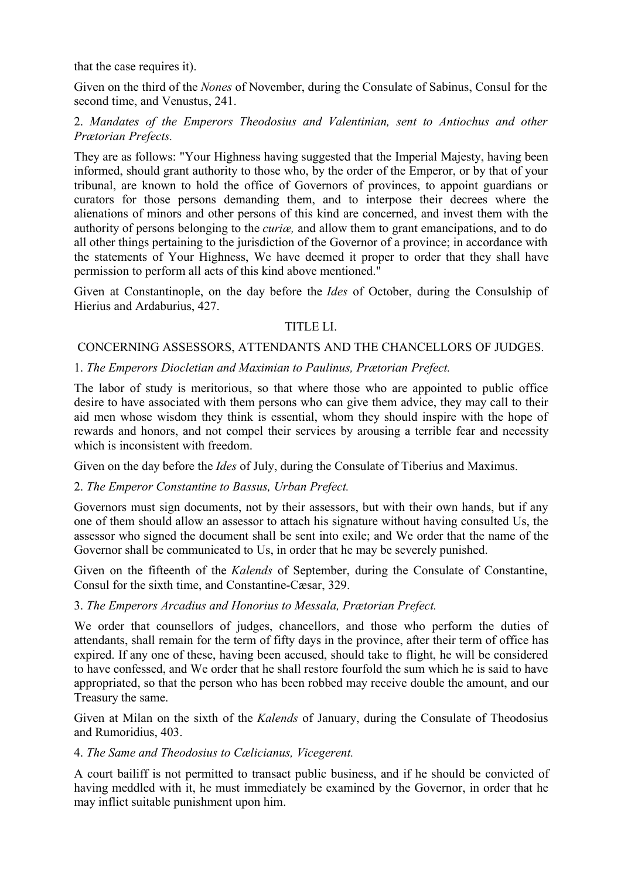that the case requires it).

Given on the third of the *Nones* of November, during the Consulate of Sabinus, Consul for the second time, and Venustus, 241.

2. *Mandates of the Emperors Theodosius and Valentinian, sent to Antiochus and other Prætorian Prefects.*

They are as follows: "Your Highness having suggested that the Imperial Majesty, having been informed, should grant authority to those who, by the order of the Emperor, or by that of your tribunal, are known to hold the office of Governors of provinces, to appoint guardians or curators for those persons demanding them, and to interpose their decrees where the alienations of minors and other persons of this kind are concerned, and invest them with the authority of persons belonging to the *curiæ,* and allow them to grant emancipations, and to do all other things pertaining to the jurisdiction of the Governor of a province; in accordance with the statements of Your Highness, We have deemed it proper to order that they shall have permission to perform all acts of this kind above mentioned."

Given at Constantinople, on the day before the *Ides* of October, during the Consulship of Hierius and Ardaburius, 427.

## TITLE LI.

## CONCERNING ASSESSORS, ATTENDANTS AND THE CHANCELLORS OF JUDGES.

1. *The Emperors Diocletian and Maximian to Paulinus, Prætorian Prefect.*

The labor of study is meritorious, so that where those who are appointed to public office desire to have associated with them persons who can give them advice, they may call to their aid men whose wisdom they think is essential, whom they should inspire with the hope of rewards and honors, and not compel their services by arousing a terrible fear and necessity which is inconsistent with freedom.

Given on the day before the *Ides* of July, during the Consulate of Tiberius and Maximus.

2. *The Emperor Constantine to Bassus, Urban Prefect.*

Governors must sign documents, not by their assessors, but with their own hands, but if any one of them should allow an assessor to attach his signature without having consulted Us, the assessor who signed the document shall be sent into exile; and We order that the name of the Governor shall be communicated to Us, in order that he may be severely punished.

Given on the fifteenth of the *Kalends* of September, during the Consulate of Constantine, Consul for the sixth time, and Constantine-Cæsar, 329.

3. *The Emperors Arcadius and Honorius to Messala, Prætorian Prefect.*

We order that counsellors of judges, chancellors, and those who perform the duties of attendants, shall remain for the term of fifty days in the province, after their term of office has expired. If any one of these, having been accused, should take to flight, he will be considered to have confessed, and We order that he shall restore fourfold the sum which he is said to have appropriated, so that the person who has been robbed may receive double the amount, and our Treasury the same.

Given at Milan on the sixth of the *Kalends* of January, during the Consulate of Theodosius and Rumoridius, 403.

4. *The Same and Theodosius to Cælicianus, Vicegerent.*

A court bailiff is not permitted to transact public business, and if he should be convicted of having meddled with it, he must immediately be examined by the Governor, in order that he may inflict suitable punishment upon him.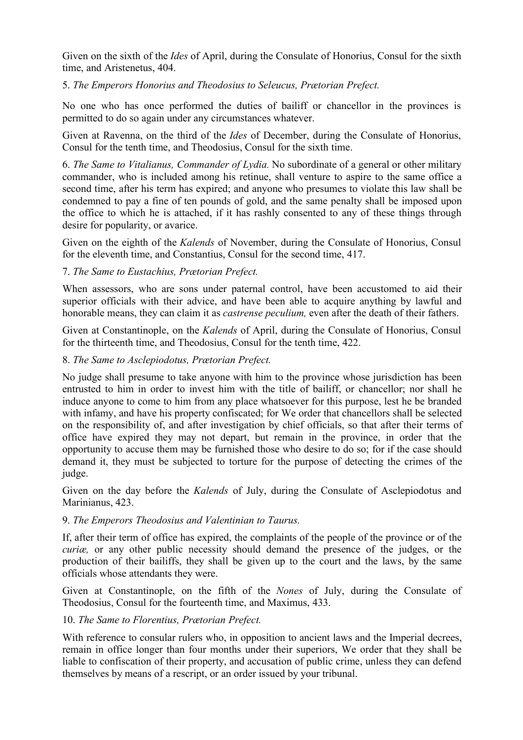Given on the sixth of the *Ides* of April, during the Consulate of Honorius, Consul for the sixth time, and Aristenetus, 404.

5. *The Emperors Honorius and Theodosius to Seleucus, Prætorian Prefect.*

No one who has once performed the duties of bailiff or chancellor in the provinces is permitted to do so again under any circumstances whatever.

Given at Ravenna, on the third of the *Ides* of December, during the Consulate of Honorius, Consul for the tenth time, and Theodosius, Consul for the sixth time.

6. *The Same to Vitalianus, Commander of Lydia.* No subordinate of a general or other military commander, who is included among his retinue, shall venture to aspire to the same office a second time, after his term has expired; and anyone who presumes to violate this law shall be condemned to pay a fine of ten pounds of gold, and the same penalty shall be imposed upon the office to which he is attached, if it has rashly consented to any of these things through desire for popularity, or avarice.

Given on the eighth of the *Kalends* of November, during the Consulate of Honorius, Consul for the eleventh time, and Constantius, Consul for the second time, 417.

7. *The Same to Eustachius, Prætorian Prefect.*

When assessors, who are sons under paternal control, have been accustomed to aid their superior officials with their advice, and have been able to acquire anything by lawful and honorable means, they can claim it as *castrense peculium,* even after the death of their fathers.

Given at Constantinople, on the *Kalends* of April, during the Consulate of Honorius, Consul for the thirteenth time, and Theodosius, Consul for the tenth time, 422.

8. *The Same to Asclepiodotus, Prætorian Prefect.*

No judge shall presume to take anyone with him to the province whose jurisdiction has been entrusted to him in order to invest him with the title of bailiff, or chancellor; nor shall he induce anyone to come to him from any place whatsoever for this purpose, lest he be branded with infamy, and have his property confiscated; for We order that chancellors shall be selected on the responsibility of, and after investigation by chief officials, so that after their terms of office have expired they may not depart, but remain in the province, in order that the opportunity to accuse them may be furnished those who desire to do so; for if the case should demand it, they must be subjected to torture for the purpose of detecting the crimes of the judge.

Given on the day before the *Kalends* of July, during the Consulate of Asclepiodotus and Marinianus, 423.

9. *The Emperors Theodosius and Valentinian to Taurus.*

If, after their term of office has expired, the complaints of the people of the province or of the *curiæ,* or any other public necessity should demand the presence of the judges, or the production of their bailiffs, they shall be given up to the court and the laws, by the same officials whose attendants they were.

Given at Constantinople, on the fifth of the *Nones* of July, during the Consulate of Theodosius, Consul for the fourteenth time, and Maximus, 433.

10. *The Same to Florentius, Prætorian Prefect.*

With reference to consular rulers who, in opposition to ancient laws and the Imperial decrees, remain in office longer than four months under their superiors, We order that they shall be liable to confiscation of their property, and accusation of public crime, unless they can defend themselves by means of a rescript, or an order issued by your tribunal.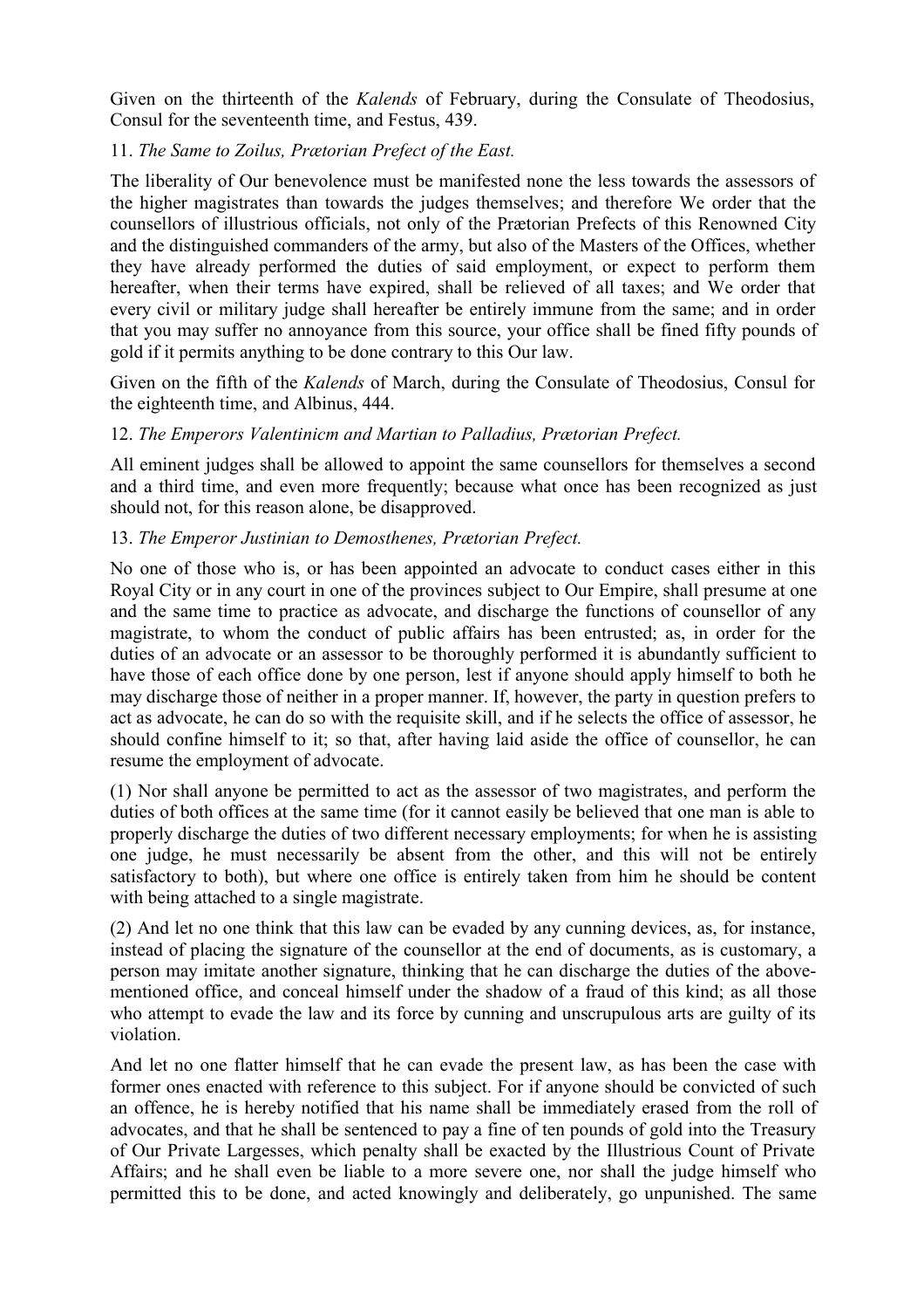Given on the thirteenth of the *Kalends* of February, during the Consulate of Theodosius, Consul for the seventeenth time, and Festus, 439.

11. *The Same to Zoilus, Prætorian Prefect of the East.*

The liberality of Our benevolence must be manifested none the less towards the assessors of the higher magistrates than towards the judges themselves; and therefore We order that the counsellors of illustrious officials, not only of the Prætorian Prefects of this Renowned City and the distinguished commanders of the army, but also of the Masters of the Offices, whether they have already performed the duties of said employment, or expect to perform them hereafter, when their terms have expired, shall be relieved of all taxes; and We order that every civil or military judge shall hereafter be entirely immune from the same; and in order that you may suffer no annoyance from this source, your office shall be fined fifty pounds of gold if it permits anything to be done contrary to this Our law.

Given on the fifth of the *Kalends* of March, during the Consulate of Theodosius, Consul for the eighteenth time, and Albinus, 444.

12. *The Emperors Valentinicm and Martian to Palladius, Prætorian Prefect.*

All eminent judges shall be allowed to appoint the same counsellors for themselves a second and a third time, and even more frequently; because what once has been recognized as just should not, for this reason alone, be disapproved.

13. *The Emperor Justinian to Demosthenes, Prætorian Prefect.*

No one of those who is, or has been appointed an advocate to conduct cases either in this Royal City or in any court in one of the provinces subject to Our Empire, shall presume at one and the same time to practice as advocate, and discharge the functions of counsellor of any magistrate, to whom the conduct of public affairs has been entrusted; as, in order for the duties of an advocate or an assessor to be thoroughly performed it is abundantly sufficient to have those of each office done by one person, lest if anyone should apply himself to both he may discharge those of neither in a proper manner. If, however, the party in question prefers to act as advocate, he can do so with the requisite skill, and if he selects the office of assessor, he should confine himself to it; so that, after having laid aside the office of counsellor, he can resume the employment of advocate.

(1) Nor shall anyone be permitted to act as the assessor of two magistrates, and perform the duties of both offices at the same time (for it cannot easily be believed that one man is able to properly discharge the duties of two different necessary employments; for when he is assisting one judge, he must necessarily be absent from the other, and this will not be entirely satisfactory to both), but where one office is entirely taken from him he should be content with being attached to a single magistrate.

(2) And let no one think that this law can be evaded by any cunning devices, as, for instance, instead of placing the signature of the counsellor at the end of documents, as is customary, a person may imitate another signature, thinking that he can discharge the duties of the above-mentioned office, and conceal himself under the shadow of a fraud of this kind; as all those who attempt to evade the law and its force by cunning and unscrupulous arts are guilty of its violation.

And let no one flatter himself that he can evade the present law, as has been the case with former ones enacted with reference to this subject. For if anyone should be convicted of such an offence, he is hereby notified that his name shall be immediately erased from the roll of advocates, and that he shall be sentenced to pay a fine of ten pounds of gold into the Treasury of Our Private Largesses, which penalty shall be exacted by the Illustrious Count of Private Affairs; and he shall even be liable to a more severe one, nor shall the judge himself who permitted this to be done, and acted knowingly and deliberately, go unpunished. The same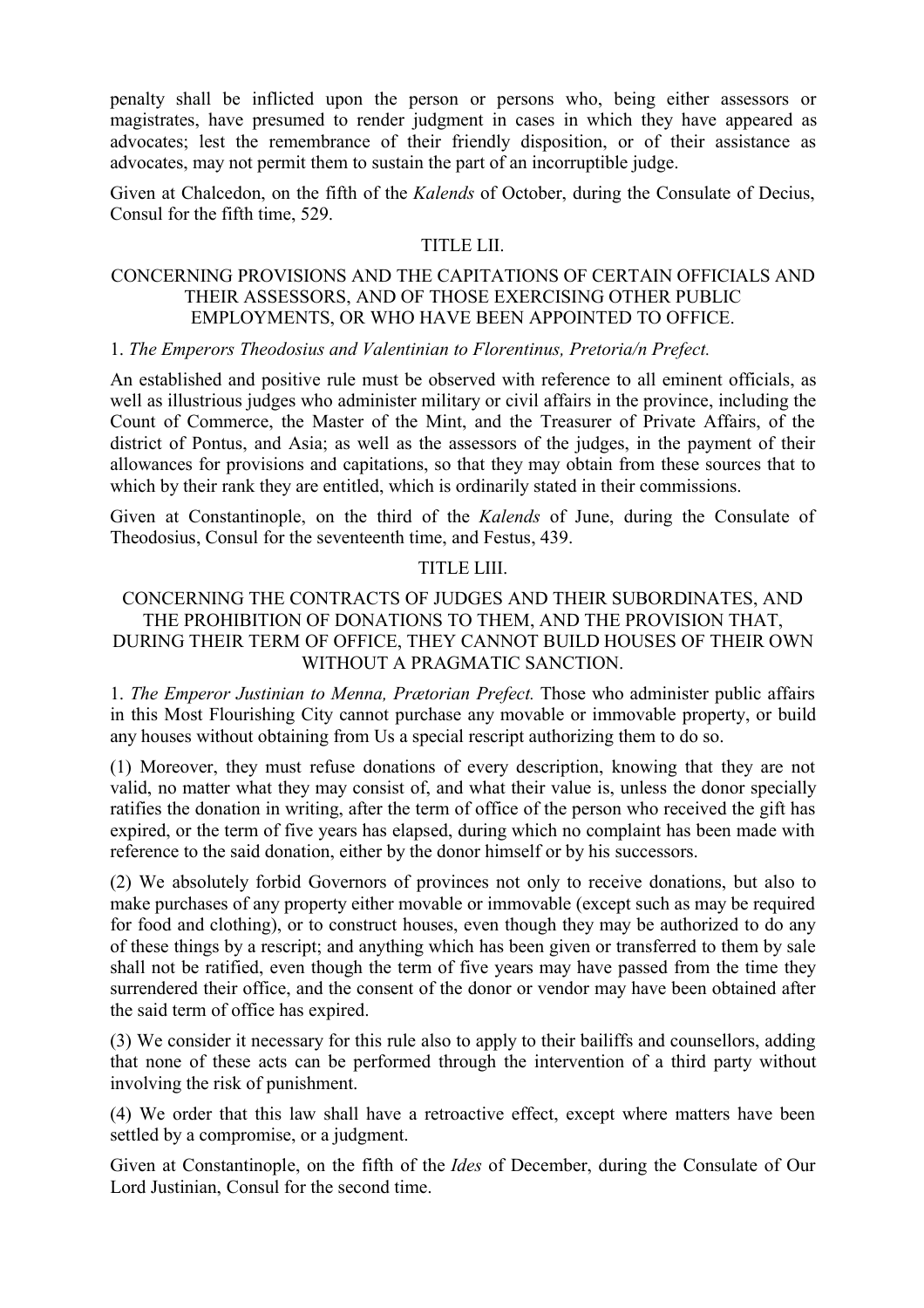penalty shall be inflicted upon the person or persons who, being either assessors or magistrates, have presumed to render judgment in cases in which they have appeared as advocates; lest the remembrance of their friendly disposition, or of their assistance as advocates, may not permit them to sustain the part of an incorruptible judge.

Given at Chalcedon, on the fifth of the *Kalends* of October, during the Consulate of Decius, Consul for the fifth time, 529.

## TITLE LII.

## CONCERNING PROVISIONS AND THE CAPITATIONS OF CERTAIN OFFICIALS AND THEIR ASSESSORS, AND OF THOSE EXERCISING OTHER PUBLIC EMPLOYMENTS, OR WHO HAVE BEEN APPOINTED TO OFFICE.

1. *The Emperors Theodosius and Valentinian to Florentinus, Pretoria/n Prefect.*

An established and positive rule must be observed with reference to all eminent officials, as well as illustrious judges who administer military or civil affairs in the province, including the Count of Commerce, the Master of the Mint, and the Treasurer of Private Affairs, of the district of Pontus, and Asia; as well as the assessors of the judges, in the payment of their allowances for provisions and capitations, so that they may obtain from these sources that to which by their rank they are entitled, which is ordinarily stated in their commissions.

Given at Constantinople, on the third of the *Kalends* of June, during the Consulate of Theodosius, Consul for the seventeenth time, and Festus, 439.

## TITLE LIII.

## CONCERNING THE CONTRACTS OF JUDGES AND THEIR SUBORDINATES, AND THE PROHIBITION OF DONATIONS TO THEM, AND THE PROVISION THAT, DURING THEIR TERM OF OFFICE, THEY CANNOT BUILD HOUSES OF THEIR OWN WITHOUT A PRAGMATIC SANCTION.

1. *The Emperor Justinian to Menna, Prætorian Prefect.* Those who administer public affairs in this Most Flourishing City cannot purchase any movable or immovable property, or build any houses without obtaining from Us a special rescript authorizing them to do so.

(1) Moreover, they must refuse donations of every description, knowing that they are not valid, no matter what they may consist of, and what their value is, unless the donor specially ratifies the donation in writing, after the term of office of the person who received the gift has expired, or the term of five years has elapsed, during which no complaint has been made with reference to the said donation, either by the donor himself or by his successors.

(2) We absolutely forbid Governors of provinces not only to receive donations, but also to make purchases of any property either movable or immovable (except such as may be required for food and clothing), or to construct houses, even though they may be authorized to do any of these things by a rescript; and anything which has been given or transferred to them by sale shall not be ratified, even though the term of five years may have passed from the time they surrendered their office, and the consent of the donor or vendor may have been obtained after the said term of office has expired.

(3) We consider it necessary for this rule also to apply to their bailiffs and counsellors, adding that none of these acts can be performed through the intervention of a third party without involving the risk of punishment.

(4) We order that this law shall have a retroactive effect, except where matters have been settled by a compromise, or a judgment.

Given at Constantinople, on the fifth of the *Ides* of December, during the Consulate of Our Lord Justinian, Consul for the second time.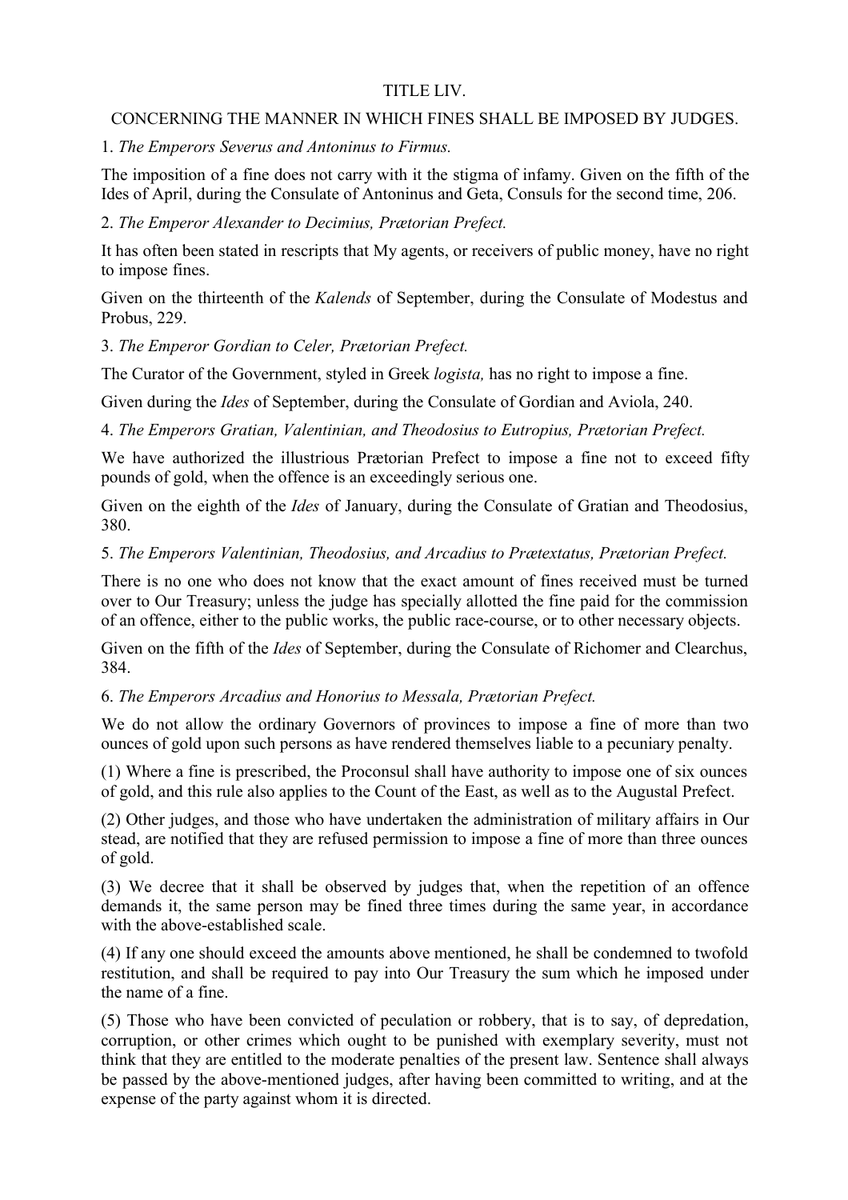## TITLE LIV.

### CONCERNING THE MANNER IN WHICH FINES SHALL BE IMPOSED BY JUDGES.

1. *The Emperors Severus and Antoninus to Firmus.*

The imposition of a fine does not carry with it the stigma of infamy. Given on the fifth of the Ides of April, during the Consulate of Antoninus and Geta, Consuls for the second time, 206.

2. *The Emperor Alexander to Decimius, Prætorian Prefect.*

It has often been stated in rescripts that My agents, or receivers of public money, have no right to impose fines.

Given on the thirteenth of the *Kalends* of September, during the Consulate of Modestus and Probus, 229.

3. *The Emperor Gordian to Celer, Prætorian Prefect.*

The Curator of the Government, styled in Greek *logista,* has no right to impose a fine.

Given during the *Ides* of September, during the Consulate of Gordian and Aviola, 240.

4. *The Emperors Gratian, Valentinian, and Theodosius to Eutropius, Prætorian Prefect.*

We have authorized the illustrious Prætorian Prefect to impose a fine not to exceed fifty pounds of gold, when the offence is an exceedingly serious one.

Given on the eighth of the *Ides* of January, during the Consulate of Gratian and Theodosius, 380.

5. *The Emperors Valentinian, Theodosius, and Arcadius to Prætextatus, Prætorian Prefect.*

There is no one who does not know that the exact amount of fines received must be turned over to Our Treasury; unless the judge has specially allotted the fine paid for the commission of an offence, either to the public works, the public race-course, or to other necessary objects.

Given on the fifth of the *Ides* of September, during the Consulate of Richomer and Clearchus, 384.

6. *The Emperors Arcadius and Honorius to Messala, Prætorian Prefect.*

We do not allow the ordinary Governors of provinces to impose a fine of more than two ounces of gold upon such persons as have rendered themselves liable to a pecuniary penalty.

(1) Where a fine is prescribed, the Proconsul shall have authority to impose one of six ounces of gold, and this rule also applies to the Count of the East, as well as to the Augustal Prefect.

(2) Other judges, and those who have undertaken the administration of military affairs in Our stead, are notified that they are refused permission to impose a fine of more than three ounces of gold.

(3) We decree that it shall be observed by judges that, when the repetition of an offence demands it, the same person may be fined three times during the same year, in accordance with the above-established scale.

(4) If any one should exceed the amounts above mentioned, he shall be condemned to twofold restitution, and shall be required to pay into Our Treasury the sum which he imposed under the name of a fine.

(5) Those who have been convicted of peculation or robbery, that is to say, of depredation, corruption, or other crimes which ought to be punished with exemplary severity, must not think that they are entitled to the moderate penalties of the present law. Sentence shall always be passed by the above-mentioned judges, after having been committed to writing, and at the expense of the party against whom it is directed.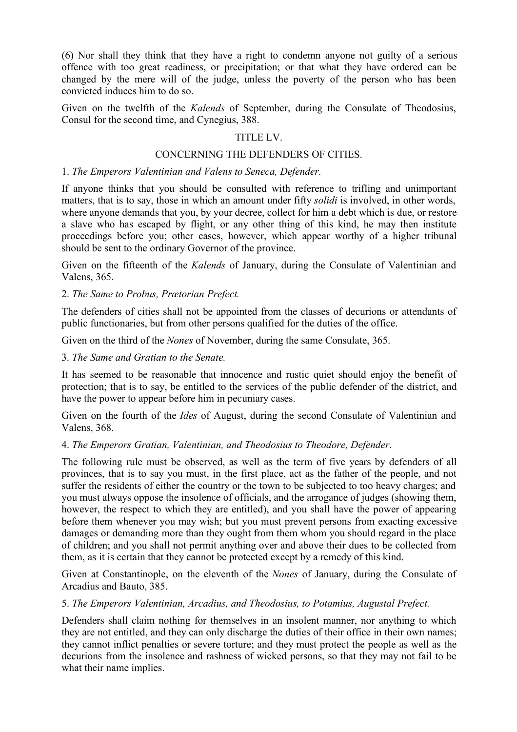(6) Nor shall they think that they have a right to condemn anyone not guilty of a serious offence with too great readiness, or precipitation; or that what they have ordered can be changed by the mere will of the judge, unless the poverty of the person who has been convicted induces him to do so.

Given on the twelfth of the *Kalends* of September, during the Consulate of Theodosius, Consul for the second time, and Cynegius, 388.

## TITLE LV.

## CONCERNING THE DEFENDERS OF CITIES.

1. *The Emperors Valentinian and Valens to Seneca, Defender.*

If anyone thinks that you should be consulted with reference to trifling and unimportant matters, that is to say, those in which an amount under fifty *solidi* is involved, in other words, where anyone demands that you, by your decree, collect for him a debt which is due, or restore a slave who has escaped by flight, or any other thing of this kind, he may then institute proceedings before you; other cases, however, which appear worthy of a higher tribunal should be sent to the ordinary Governor of the province.

Given on the fifteenth of the *Kalends* of January, during the Consulate of Valentinian and Valens, 365.

2. *The Same to Probus, Prætorian Prefect.*

The defenders of cities shall not be appointed from the classes of decurions or attendants of public functionaries, but from other persons qualified for the duties of the office.

Given on the third of the *Nones* of November, during the same Consulate, 365.

3. *The Same and Gratian to the Senate.*

It has seemed to be reasonable that innocence and rustic quiet should enjoy the benefit of protection; that is to say, be entitled to the services of the public defender of the district, and have the power to appear before him in pecuniary cases.

Given on the fourth of the *Ides* of August, during the second Consulate of Valentinian and Valens, 368.

4. *The Emperors Gratian, Valentinian, and Theodosius to Theodore, Defender.*

The following rule must be observed, as well as the term of five years by defenders of all provinces, that is to say you must, in the first place, act as the father of the people, and not suffer the residents of either the country or the town to be subjected to too heavy charges; and you must always oppose the insolence of officials, and the arrogance of judges (showing them, however, the respect to which they are entitled), and you shall have the power of appearing before them whenever you may wish; but you must prevent persons from exacting excessive damages or demanding more than they ought from them whom you should regard in the place of children; and you shall not permit anything over and above their dues to be collected from them, as it is certain that they cannot be protected except by a remedy of this kind.

Given at Constantinople, on the eleventh of the *Nones* of January, during the Consulate of Arcadius and Bauto, 385.

5. *The Emperors Valentinian, Arcadius, and Theodosius, to Potamius, Augustal Prefect.*

Defenders shall claim nothing for themselves in an insolent manner, nor anything to which they are not entitled, and they can only discharge the duties of their office in their own names; they cannot inflict penalties or severe torture; and they must protect the people as well as the decurions from the insolence and rashness of wicked persons, so that they may not fail to be what their name implies.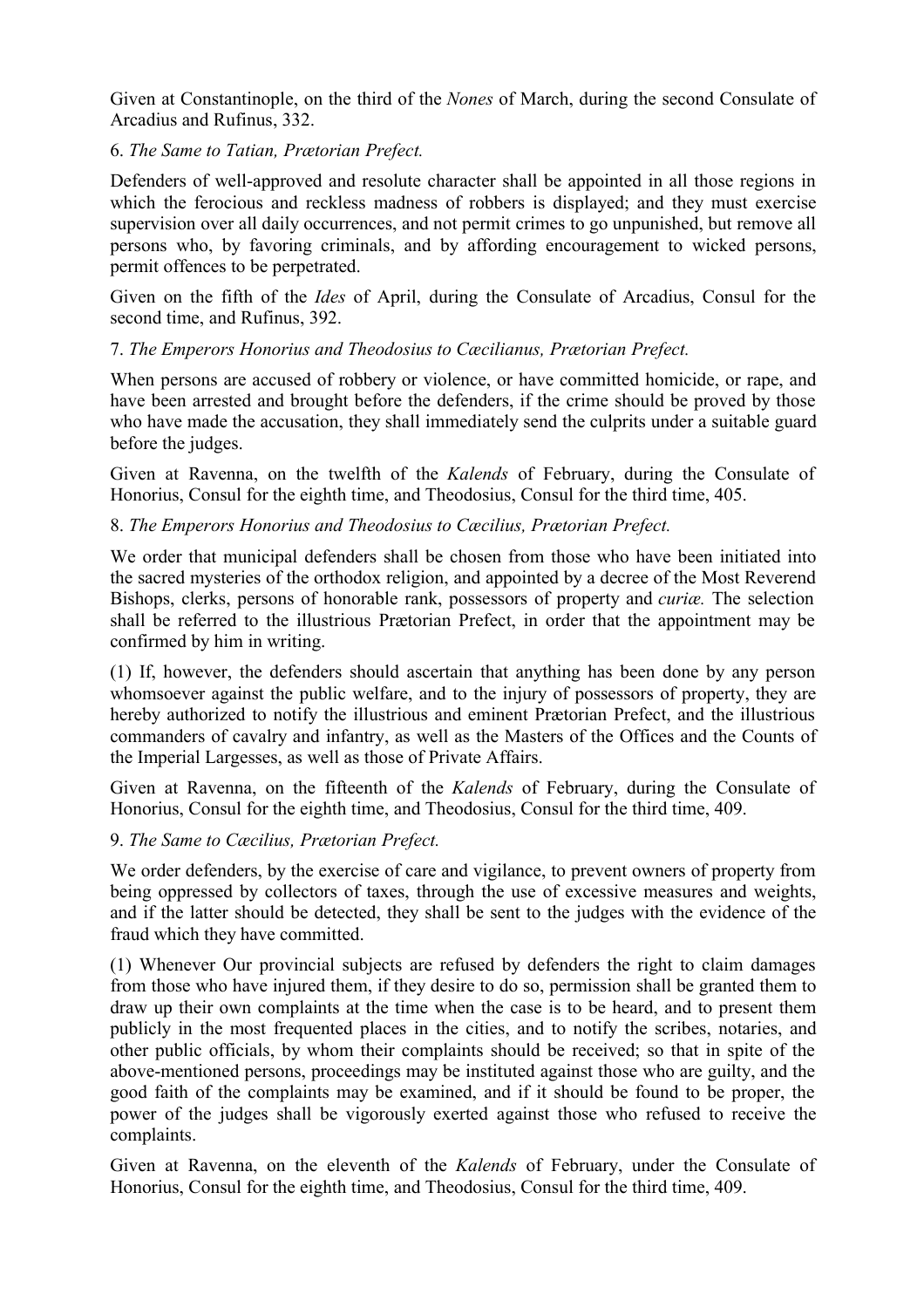Given at Constantinople, on the third of the *Nones* of March, during the second Consulate of Arcadius and Rufinus, 332.

6. *The Same to Tatian, Prætorian Prefect.*

Defenders of well-approved and resolute character shall be appointed in all those regions in which the ferocious and reckless madness of robbers is displayed; and they must exercise supervision over all daily occurrences, and not permit crimes to go unpunished, but remove all persons who, by favoring criminals, and by affording encouragement to wicked persons, permit offences to be perpetrated.

Given on the fifth of the *Ides* of April, during the Consulate of Arcadius, Consul for the second time, and Rufinus, 392.

7. *The Emperors Honorius and Theodosius to Cæcilianus, Prætorian Prefect.*

When persons are accused of robbery or violence, or have committed homicide, or rape, and have been arrested and brought before the defenders, if the crime should be proved by those who have made the accusation, they shall immediately send the culprits under a suitable guard before the judges.

Given at Ravenna, on the twelfth of the *Kalends* of February, during the Consulate of Honorius, Consul for the eighth time, and Theodosius, Consul for the third time, 405.

8. *The Emperors Honorius and Theodosius to Cæcilius, Prætorian Prefect.*

We order that municipal defenders shall be chosen from those who have been initiated into the sacred mysteries of the orthodox religion, and appointed by a decree of the Most Reverend Bishops, clerks, persons of honorable rank, possessors of property and *curiæ.* The selection shall be referred to the illustrious Prætorian Prefect, in order that the appointment may be confirmed by him in writing.

(1) If, however, the defenders should ascertain that anything has been done by any person whomsoever against the public welfare, and to the injury of possessors of property, they are hereby authorized to notify the illustrious and eminent Prætorian Prefect, and the illustrious commanders of cavalry and infantry, as well as the Masters of the Offices and the Counts of the Imperial Largesses, as well as those of Private Affairs.

Given at Ravenna, on the fifteenth of the *Kalends* of February, during the Consulate of Honorius, Consul for the eighth time, and Theodosius, Consul for the third time, 409.

9. *The Same to Cæcilius, Prætorian Prefect.*

We order defenders, by the exercise of care and vigilance, to prevent owners of property from being oppressed by collectors of taxes, through the use of excessive measures and weights, and if the latter should be detected, they shall be sent to the judges with the evidence of the fraud which they have committed.

(1) Whenever Our provincial subjects are refused by defenders the right to claim damages from those who have injured them, if they desire to do so, permission shall be granted them to draw up their own complaints at the time when the case is to be heard, and to present them publicly in the most frequented places in the cities, and to notify the scribes, notaries, and other public officials, by whom their complaints should be received; so that in spite of the above-mentioned persons, proceedings may be instituted against those who are guilty, and the good faith of the complaints may be examined, and if it should be found to be proper, the power of the judges shall be vigorously exerted against those who refused to receive the complaints.

Given at Ravenna, on the eleventh of the *Kalends* of February, under the Consulate of Honorius, Consul for the eighth time, and Theodosius, Consul for the third time, 409.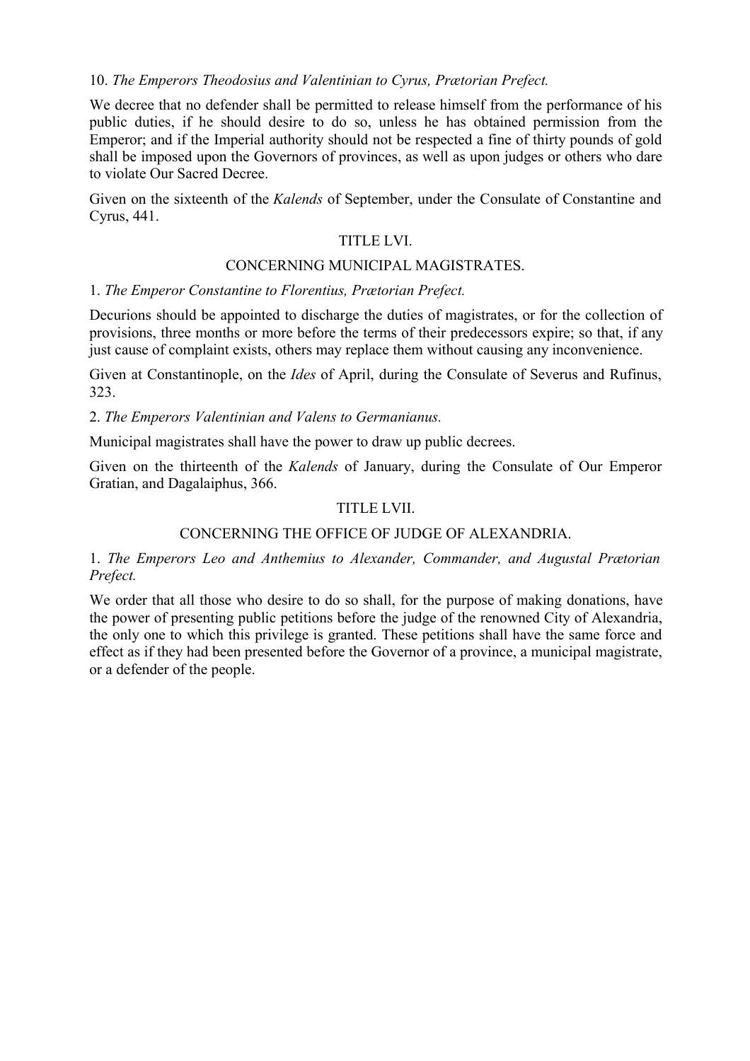10. *The Emperors Theodosius and Valentinian to Cyrus, Prætorian Prefect.*

We decree that no defender shall be permitted to release himself from the performance of his public duties, if he should desire to do so, unless he has obtained permission from the Emperor; and if the Imperial authority should not be respected a fine of thirty pounds of gold shall be imposed upon the Governors of provinces, as well as upon judges or others who dare to violate Our Sacred Decree.

Given on the sixteenth of the *Kalends* of September, under the Consulate of Constantine and Cyrus, 441.

## TITLE LVI.

## CONCERNING MUNICIPAL MAGISTRATES.

1. *The Emperor Constantine to Florentius, Prætorian Prefect.*

Decurions should be appointed to discharge the duties of magistrates, or for the collection of provisions, three months or more before the terms of their predecessors expire; so that, if any just cause of complaint exists, others may replace them without causing any inconvenience.

Given at Constantinople, on the *Ides* of April, during the Consulate of Severus and Rufinus, 323.

2. *The Emperors Valentinian and Valens to Germanianus.*

Municipal magistrates shall have the power to draw up public decrees.

Given on the thirteenth of the *Kalends* of January, during the Consulate of Our Emperor Gratian, and Dagalaiphus, 366.

## TITLE LVII.

## CONCERNING THE OFFICE OF JUDGE OF ALEXANDRIA.

1. *The Emperors Leo and Anthemius to Alexander, Commander, and Augustal Prætorian Prefect.*

We order that all those who desire to do so shall, for the purpose of making donations, have the power of presenting public petitions before the judge of the renowned City of Alexandria, the only one to which this privilege is granted. These petitions shall have the same force and effect as if they had been presented before the Governor of a province, a municipal magistrate, or a defender of the people.